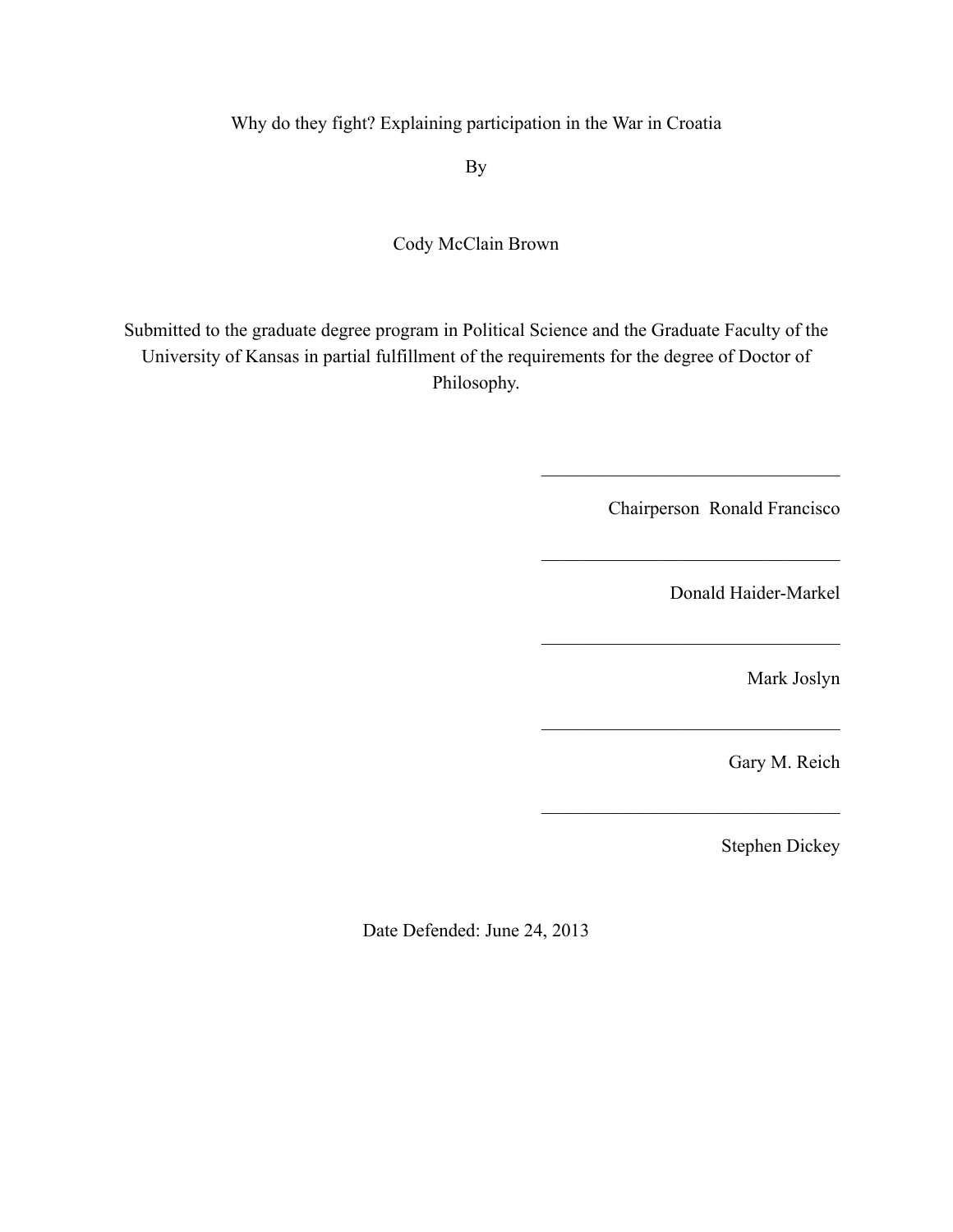# Why do they fight? Explaining participation in the War in Croatia

By

Cody McClain Brown

Submitted to the graduate degree program in Political Science and the Graduate Faculty of the University of Kansas in partial fulfillment of the requirements for the degree of Doctor of Philosophy.

\_\_\_\_\_\_\_\_\_\_\_\_\_\_\_\_\_\_\_\_\_\_\_\_\_\_\_\_\_\_\_\_\_

Chairperson Ronald Francisco

\_\_\_\_\_\_\_\_\_\_\_\_\_\_\_\_\_\_\_\_\_\_\_\_\_\_\_\_\_\_\_\_\_

Donald Haider-Markel

\_\_\_\_\_\_\_\_\_\_\_\_\_\_\_\_\_\_\_\_\_\_\_\_\_\_\_\_\_\_\_\_\_

Mark Joslyn

\_\_\_\_\_\_\_\_\_\_\_\_\_\_\_\_\_\_\_\_\_\_\_\_\_\_\_\_\_\_\_\_\_

Gary M. Reich

\_\_\_\_\_\_\_\_\_\_\_\_\_\_\_\_\_\_\_\_\_\_\_\_\_\_\_\_\_\_\_\_\_

Stephen Dickey

Date Defended: June 24, 2013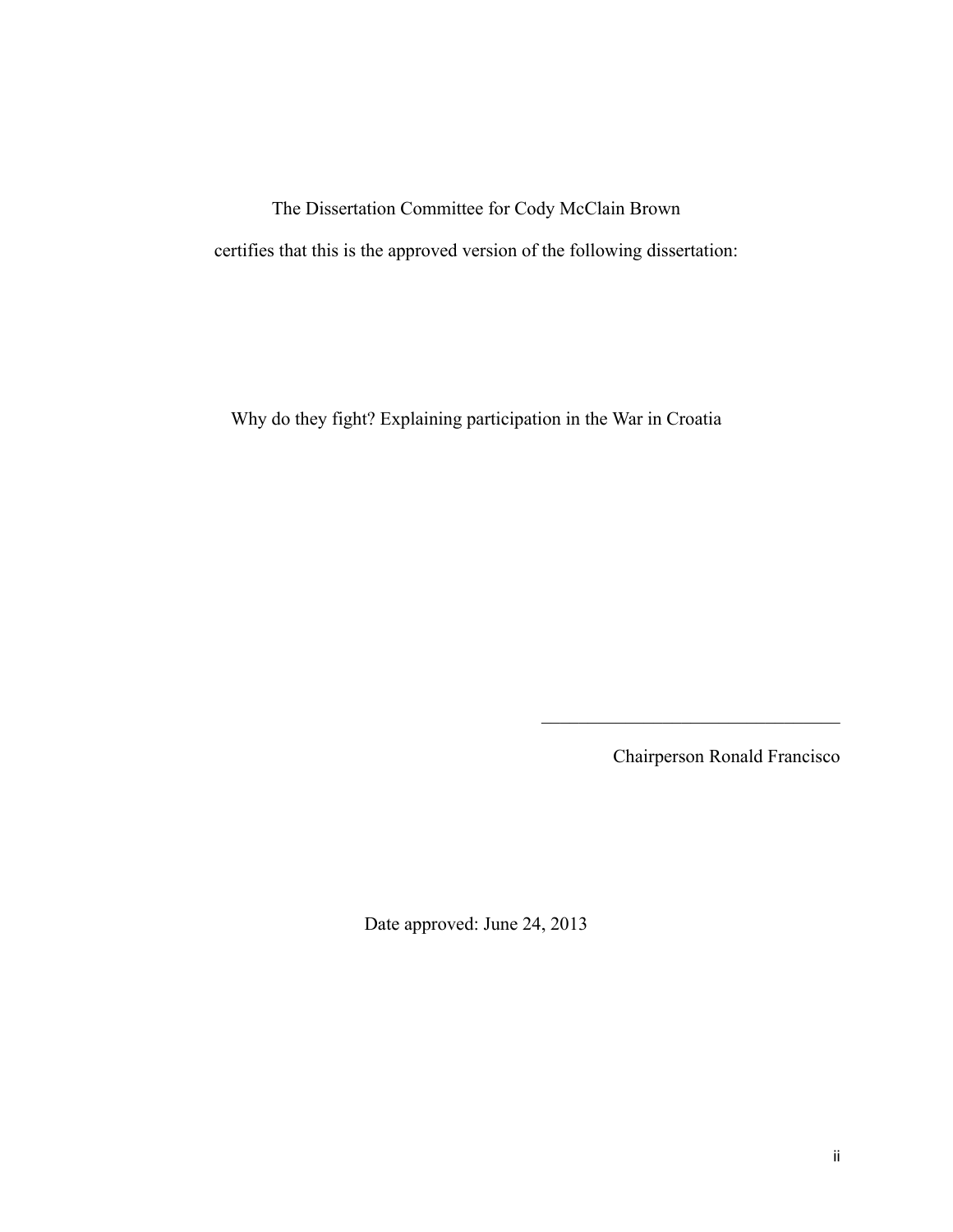The Dissertation Committee for Cody McClain Brown

certifies that this is the approved version of the following dissertation:

Why do they fight? Explaining participation in the War in Croatia

\_\_\_\_\_\_\_\_\_\_\_\_\_\_\_\_\_\_\_\_\_\_\_\_\_\_\_\_\_\_\_\_\_\_

Chairperson Ronald Francisco

Date approved: June 24, 2013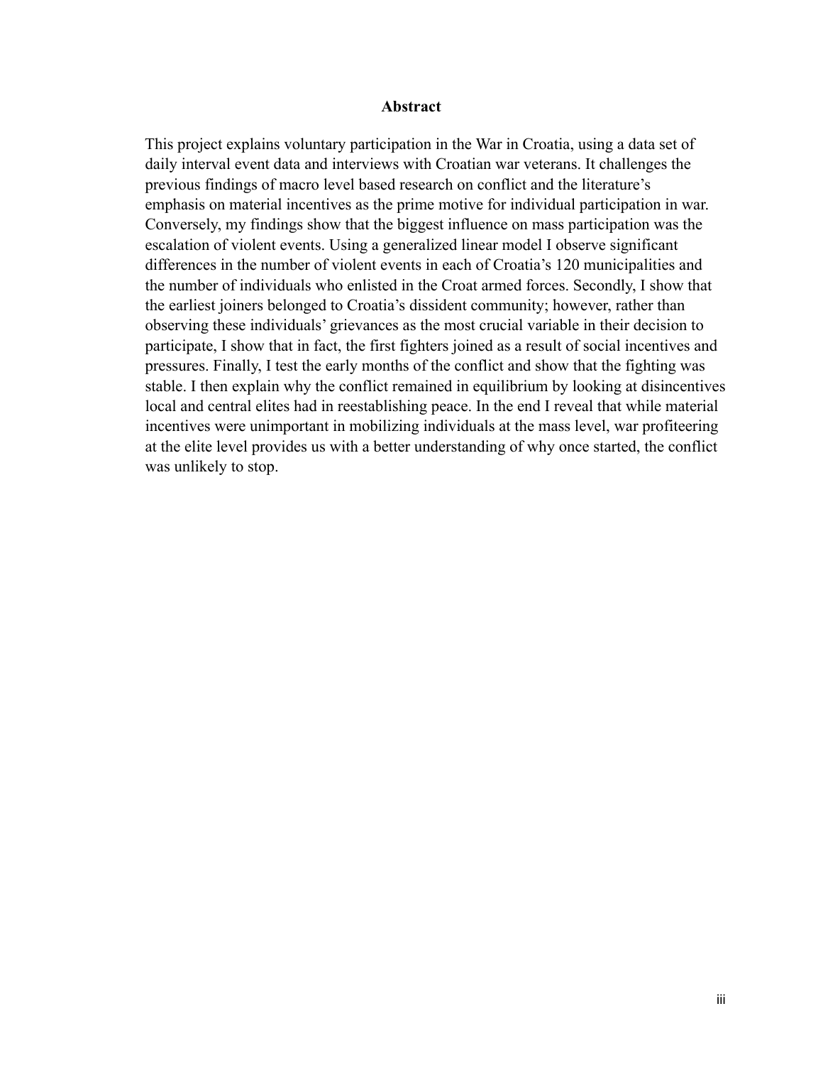## Abstract

This project explains voluntary participation in the War in Croatia, using a data set of daily interval event data and interviews with Croatian war veterans. It challenges the previous findings of macro level based research on conflict and the literature's emphasis on material incentives as the prime motive for individual participation in war. Conversely, my findings show that the biggest influence on mass participation was the escalation of violent events. Using a generalized linear model I observe significant differences in the number of violent events in each of Croatia's 120 municipalities and the number of individuals who enlisted in the Croat armed forces. Secondly, I show that the earliest joiners belonged to Croatia's dissident community; however, rather than observing these individuals' grievances as the most crucial variable in their decision to participate, I show that in fact, the first fighters joined as a result of social incentives and pressures. Finally, I test the early months of the conflict and show that the fighting was stable. I then explain why the conflict remained in equilibrium by looking at disincentives local and central elites had in reestablishing peace. In the end I reveal that while material incentives were unimportant in mobilizing individuals at the mass level, war profiteering at the elite level provides us with a better understanding of why once started, the conflict was unlikely to stop.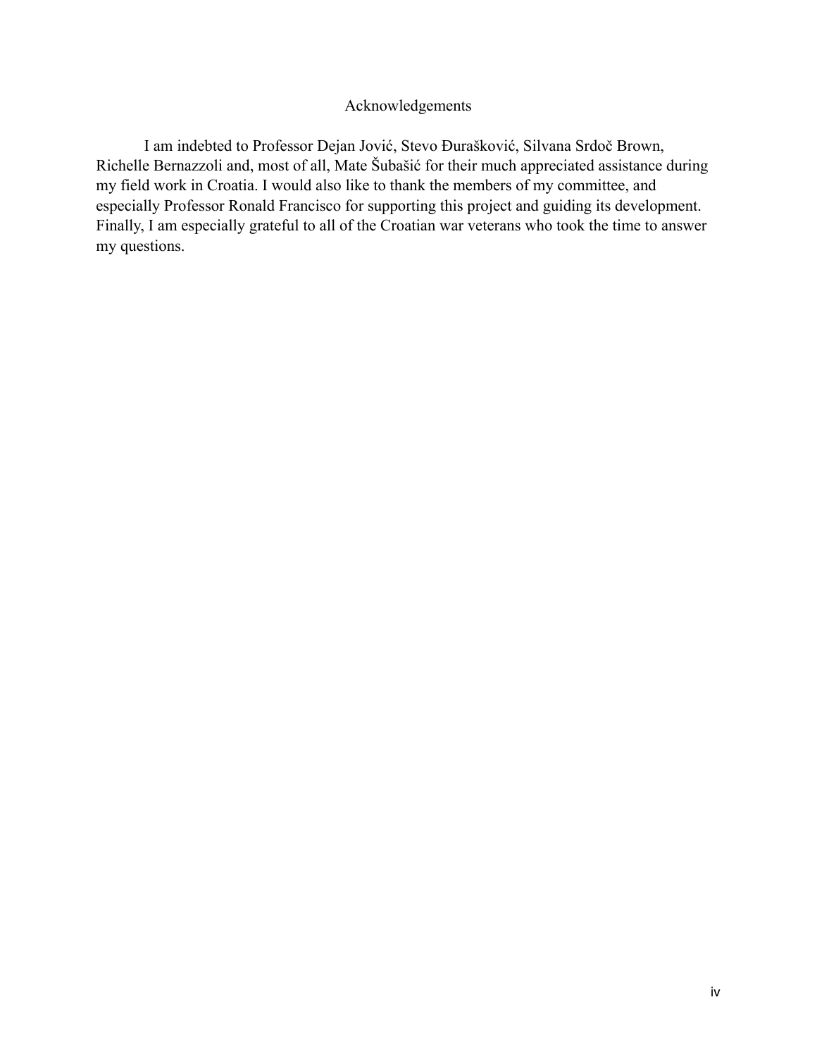# Acknowledgements

I am indebted to Professor Dejan Jović, Stevo Đurašković, Silvana Srdoč Brown, Richelle Bernazzoli and, most of all, Mate Šubašić for their much appreciated assistance during my field work in Croatia. I would also like to thank the members of my committee, and especially Professor Ronald Francisco for supporting this project and guiding its development. Finally, I am especially grateful to all of the Croatian war veterans who took the time to answer my questions.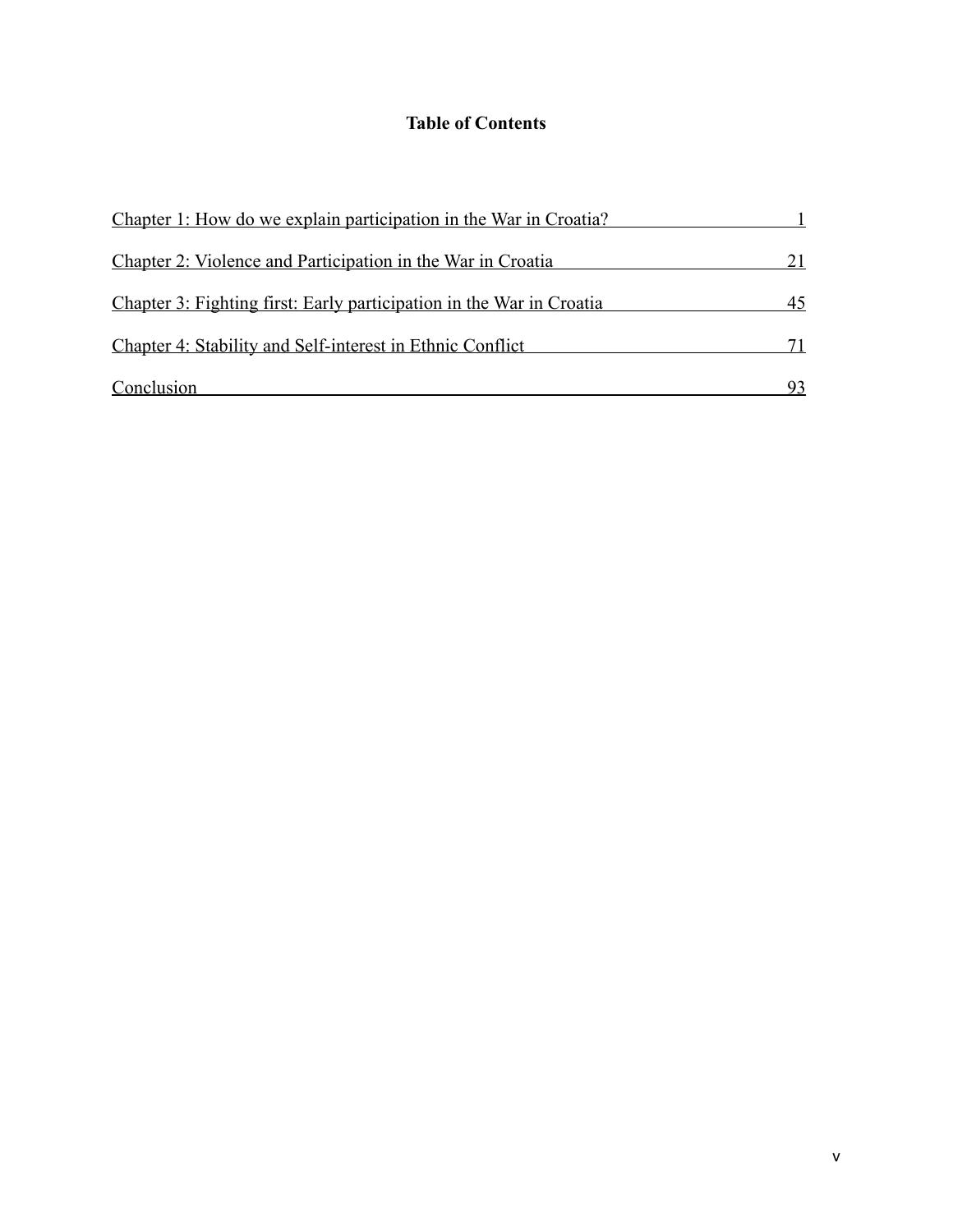# Table of Contents

Chapter 1: How do we explain participation in the War in Croatia? 1

Chapter 2: Violence and Participation in the War in Croatia 21

Chapter 3: Fighting first: Early participation in the War in Croatia 45

Chapter 4: Stability and Self-interest in Ethnic Conflict 71

Conclusion 93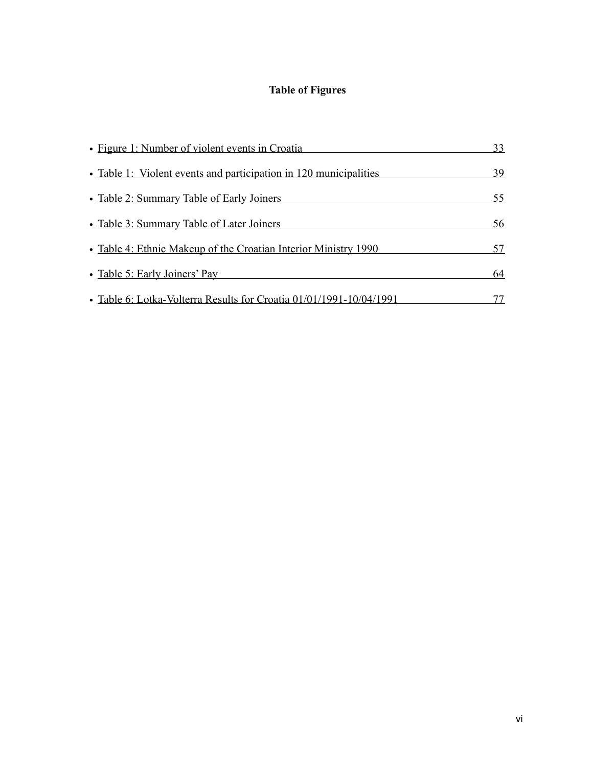# Table of Figures

- Figure 1: Number of violent events in Croatia 33
- Table 1: Violent events and participation in 120 municipalities 39
- Table 2: Summary Table of Early Joiners 55
- Table 3: Summary Table of Later Joiners 56
- Table 4: Ethnic Makeup of the Croatian Interior Ministry 1990 57
- Table 5: Early Joiners' Pay 64
- Table 6: Lotka-Volterra Results for Croatia 01/01/1991-10/04/1991 77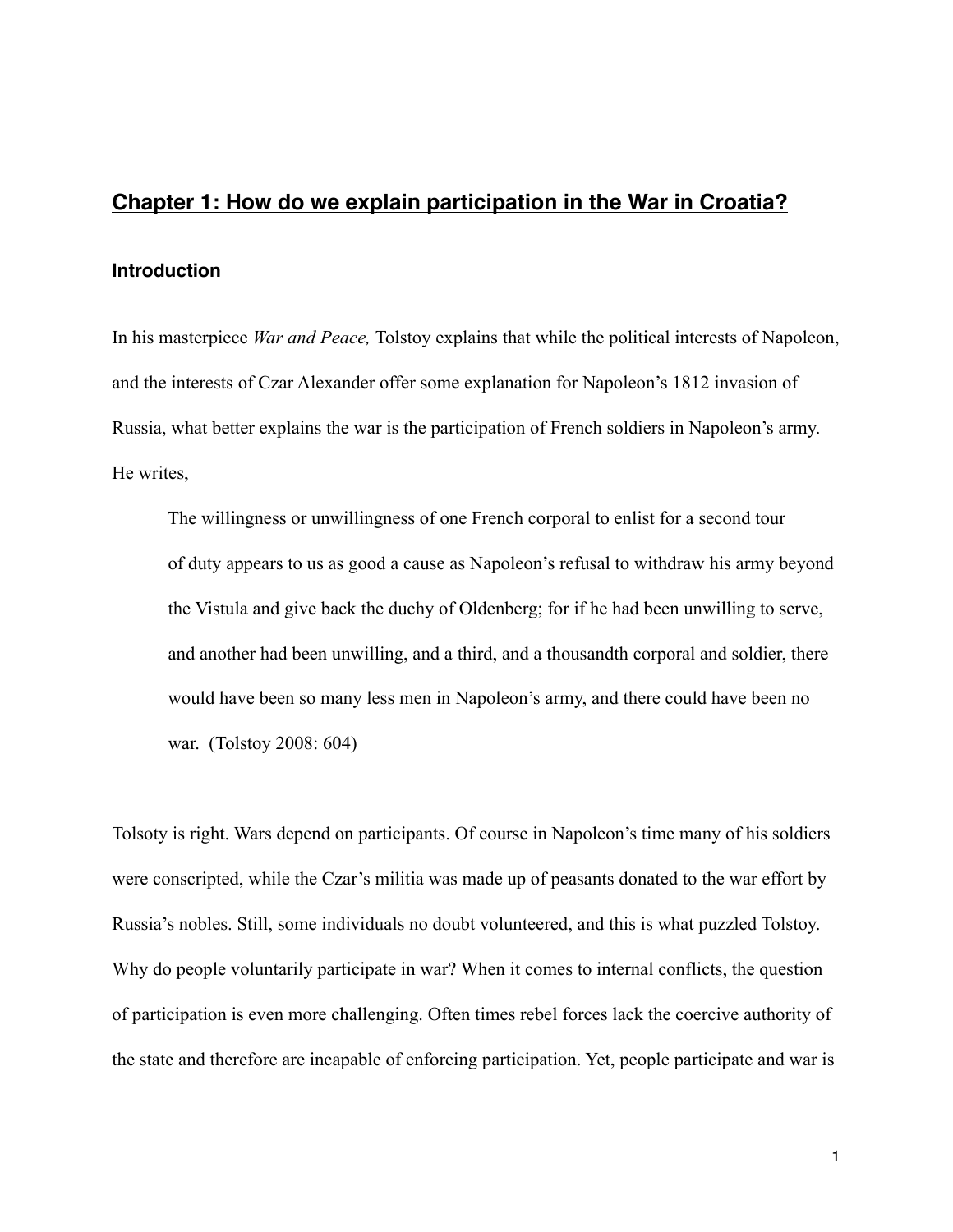## Chapter 1: How do we explain participation in the War in Croatia?

### Introduction

In his masterpiece *War and Peace,* Tolstoy explains that while the political interests of Napoleon, and the interests of Czar Alexander offer some explanation for Napoleon's 1812 invasion of Russia, what better explains the war is the participation of French soldiers in Napoleon's army. He writes,

> The willingness or unwillingness of one French corporal to enlist for a second tour of duty appears to us as good a cause as Napoleon's refusal to withdraw his army beyond the Vistula and give back the duchy of Oldenberg; for if he had been unwilling to serve, and another had been unwilling, and a third, and a thousandth corporal and soldier, there would have been so many less men in Napoleon's army, and there could have been no war. (Tolstoy 2008: 604)

Tolsoty is right. Wars depend on participants. Of course in Napoleon's time many of his soldiers were conscripted, while the Czar's militia was made up of peasants donated to the war effort by Russia's nobles. Still, some individuals no doubt volunteered, and this is what puzzled Tolstoy. Why do people voluntarily participate in war? When it comes to internal conflicts, the question of participation is even more challenging. Often times rebel forces lack the coercive authority of the state and therefore are incapable of enforcing participation. Yet, people participate and war is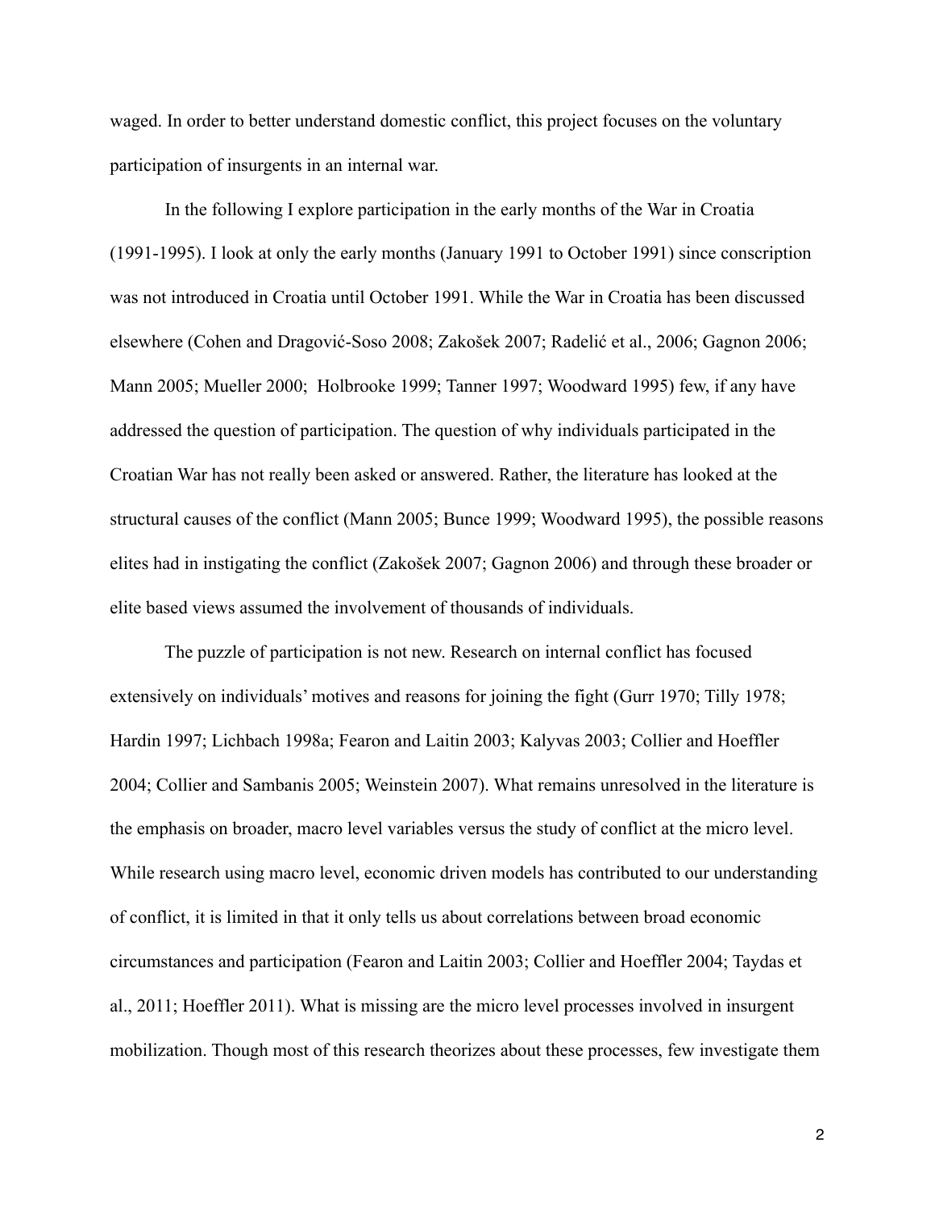waged. In order to better understand domestic conflict, this project focuses on the voluntary participation of insurgents in an internal war.

In the following I explore participation in the early months of the War in Croatia (1991-1995). I look at only the early months (January 1991 to October 1991) since conscription was not introduced in Croatia until October 1991. While the War in Croatia has been discussed elsewhere (Cohen and Dragović-Soso 2008; Zakošek 2007; Radelić et al., 2006; Gagnon 2006; Mann 2005; Mueller 2000; Holbrooke 1999; Tanner 1997; Woodward 1995) few, if any have addressed the question of participation. The question of why individuals participated in the Croatian War has not really been asked or answered. Rather, the literature has looked at the structural causes of the conflict (Mann 2005; Bunce 1999; Woodward 1995), the possible reasons elites had in instigating the conflict (Zakošek 2007; Gagnon 2006) and through these broader or elite based views assumed the involvement of thousands of individuals.

The puzzle of participation is not new. Research on internal conflict has focused extensively on individuals' motives and reasons for joining the fight (Gurr 1970; Tilly 1978; Hardin 1997; Lichbach 1998a; Fearon and Laitin 2003; Kalyvas 2003; Collier and Hoeffler 2004; Collier and Sambanis 2005; Weinstein 2007). What remains unresolved in the literature is the emphasis on broader, macro level variables versus the study of conflict at the micro level. While research using macro level, economic driven models has contributed to our understanding of conflict, it is limited in that it only tells us about correlations between broad economic circumstances and participation (Fearon and Laitin 2003; Collier and Hoeffler 2004; Taydas et al., 2011; Hoeffler 2011). What is missing are the micro level processes involved in insurgent mobilization. Though most of this research theorizes about these processes, few investigate them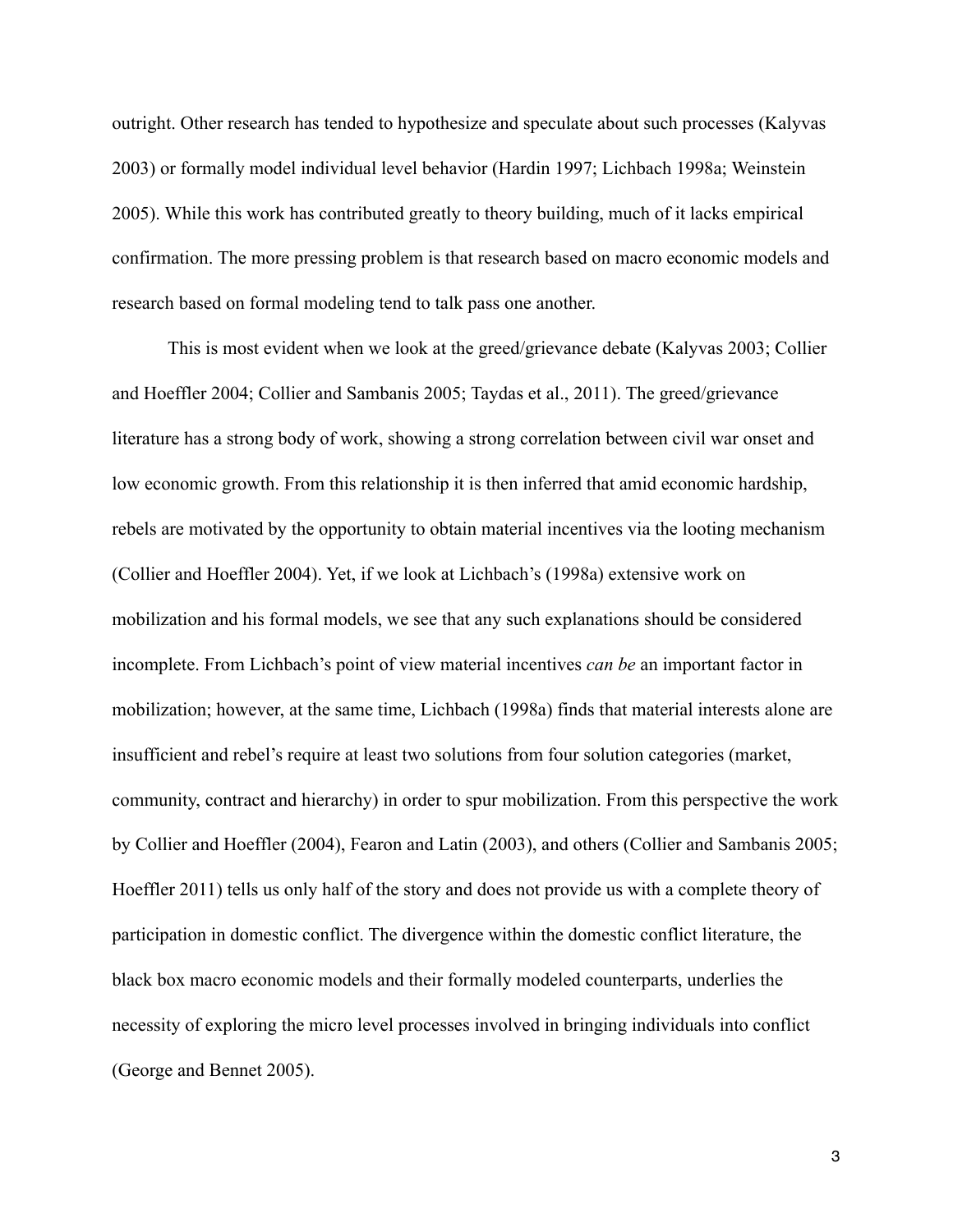outright. Other research has tended to hypothesize and speculate about such processes (Kalyvas 2003) or formally model individual level behavior (Hardin 1997; Lichbach 1998a; Weinstein 2005). While this work has contributed greatly to theory building, much of it lacks empirical confirmation. The more pressing problem is that research based on macro economic models and research based on formal modeling tend to talk pass one another.

This is most evident when we look at the greed/grievance debate (Kalyvas 2003; Collier and Hoeffler 2004; Collier and Sambanis 2005; Taydas et al., 2011). The greed/grievance literature has a strong body of work, showing a strong correlation between civil war onset and low economic growth. From this relationship it is then inferred that amid economic hardship, rebels are motivated by the opportunity to obtain material incentives via the looting mechanism (Collier and Hoeffler 2004). Yet, if we look at Lichbach's (1998a) extensive work on mobilization and his formal models, we see that any such explanations should be considered incomplete. From Lichbach's point of view material incentives *can be* an important factor in mobilization; however, at the same time, Lichbach (1998a) finds that material interests alone are insufficient and rebel's require at least two solutions from four solution categories (market, community, contract and hierarchy) in order to spur mobilization. From this perspective the work by Collier and Hoeffler (2004), Fearon and Latin (2003), and others (Collier and Sambanis 2005; Hoeffler 2011) tells us only half of the story and does not provide us with a complete theory of participation in domestic conflict. The divergence within the domestic conflict literature, the black box macro economic models and their formally modeled counterparts, underlies the necessity of exploring the micro level processes involved in bringing individuals into conflict (George and Bennet 2005).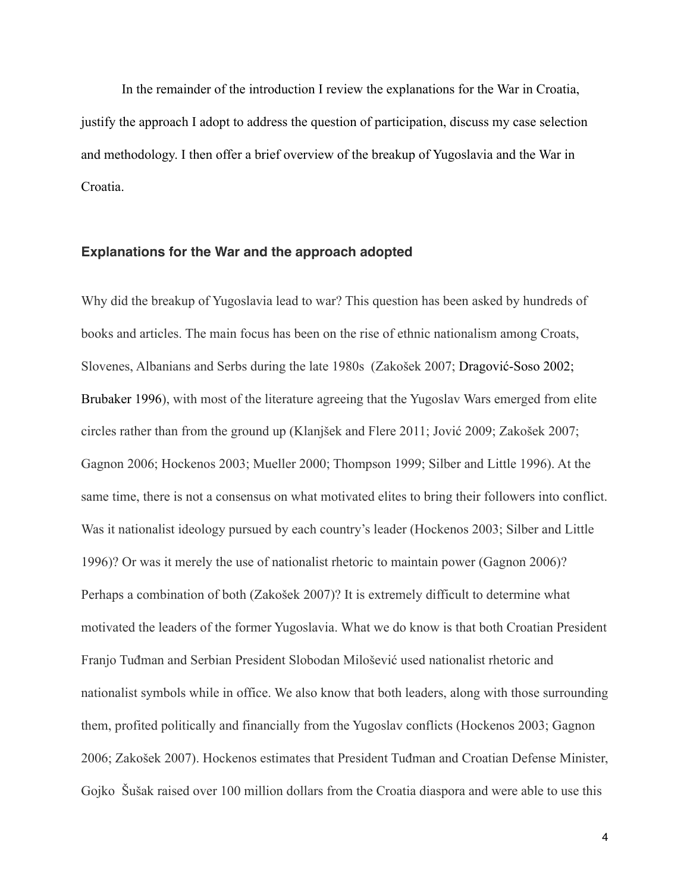In the remainder of the introduction I review the explanations for the War in Croatia, justify the approach I adopt to address the question of participation, discuss my case selection and methodology. I then offer a brief overview of the breakup of Yugoslavia and the War in Croatia.

### Explanations for the War and the approach adopted

Why did the breakup of Yugoslavia lead to war? This question has been asked by hundreds of books and articles. The main focus has been on the rise of ethnic nationalism among Croats, Slovenes, Albanians and Serbs during the late 1980s (Zakošek 2007; Dragović-Soso 2002; Brubaker 1996), with most of the literature agreeing that the Yugoslav Wars emerged from elite circles rather than from the ground up (Klanjšek and Flere 2011; Jović 2009; Zakošek 2007; Gagnon 2006; Hockenos 2003; Mueller 2000; Thompson 1999; Silber and Little 1996). At the same time, there is not a consensus on what motivated elites to bring their followers into conflict. Was it nationalist ideology pursued by each country's leader (Hockenos 2003; Silber and Little 1996)? Or was it merely the use of nationalist rhetoric to maintain power (Gagnon 2006)? Perhaps a combination of both (Zakošek 2007)? It is extremely difficult to determine what motivated the leaders of the former Yugoslavia. What we do know is that both Croatian President Franjo Tuđman and Serbian President Slobodan Milošević used nationalist rhetoric and nationalist symbols while in office. We also know that both leaders, along with those surrounding them, profited politically and financially from the Yugoslav conflicts (Hockenos 2003; Gagnon 2006; Zakošek 2007). Hockenos estimates that President Tuđman and Croatian Defense Minister, Gojko Šušak raised over 100 million dollars from the Croatia diaspora and were able to use this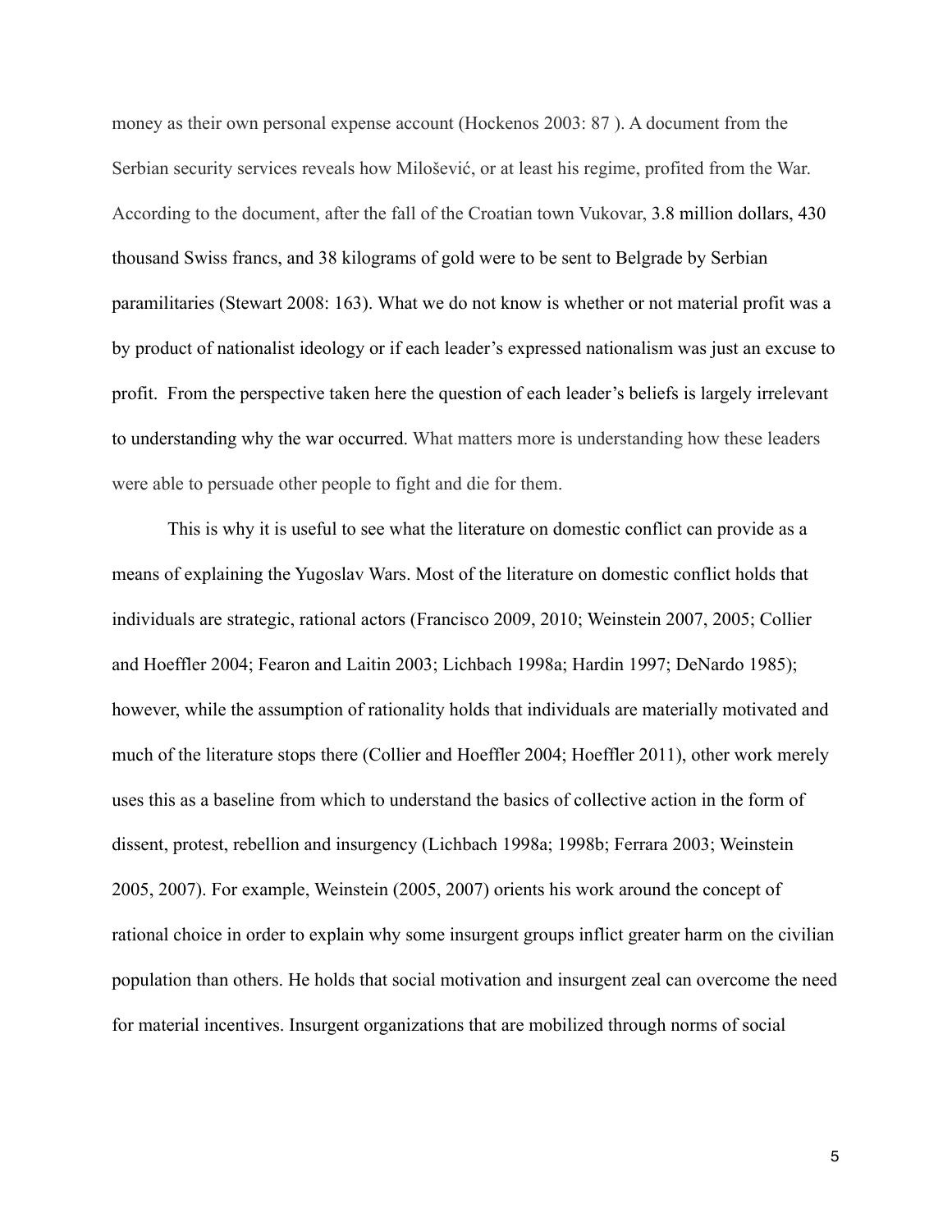money as their own personal expense account (Hockenos 2003: 87 ). A document from the Serbian security services reveals how Milošević, or at least his regime, profited from the War. According to the document, after the fall of the Croatian town Vukovar, 3.8 million dollars, 430 thousand Swiss francs, and 38 kilograms of gold were to be sent to Belgrade by Serbian paramilitaries (Stewart 2008: 163). What we do not know is whether or not material profit was a by product of nationalist ideology or if each leader's expressed nationalism was just an excuse to profit. From the perspective taken here the question of each leader's beliefs is largely irrelevant to understanding why the war occurred. What matters more is understanding how these leaders were able to persuade other people to fight and die for them.

This is why it is useful to see what the literature on domestic conflict can provide as a means of explaining the Yugoslav Wars. Most of the literature on domestic conflict holds that individuals are strategic, rational actors (Francisco 2009, 2010; Weinstein 2007, 2005; Collier and Hoeffler 2004; Fearon and Laitin 2003; Lichbach 1998a; Hardin 1997; DeNardo 1985); however, while the assumption of rationality holds that individuals are materially motivated and much of the literature stops there (Collier and Hoeffler 2004; Hoeffler 2011), other work merely uses this as a baseline from which to understand the basics of collective action in the form of dissent, protest, rebellion and insurgency (Lichbach 1998a; 1998b; Ferrara 2003; Weinstein 2005, 2007). For example, Weinstein (2005, 2007) orients his work around the concept of rational choice in order to explain why some insurgent groups inflict greater harm on the civilian population than others. He holds that social motivation and insurgent zeal can overcome the need for material incentives. Insurgent organizations that are mobilized through norms of social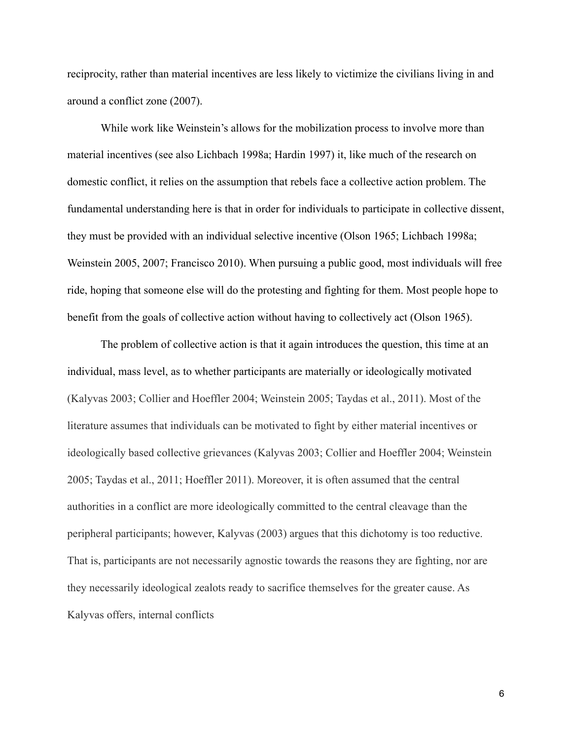reciprocity, rather than material incentives are less likely to victimize the civilians living in and around a conflict zone (2007).

While work like Weinstein's allows for the mobilization process to involve more than material incentives (see also Lichbach 1998a; Hardin 1997) it, like much of the research on domestic conflict, it relies on the assumption that rebels face a collective action problem. The fundamental understanding here is that in order for individuals to participate in collective dissent, they must be provided with an individual selective incentive (Olson 1965; Lichbach 1998a; Weinstein 2005, 2007; Francisco 2010). When pursuing a public good, most individuals will free ride, hoping that someone else will do the protesting and fighting for them. Most people hope to benefit from the goals of collective action without having to collectively act (Olson 1965).

The problem of collective action is that it again introduces the question, this time at an individual, mass level, as to whether participants are materially or ideologically motivated (Kalyvas 2003; Collier and Hoeffler 2004; Weinstein 2005; Taydas et al., 2011). Most of the literature assumes that individuals can be motivated to fight by either material incentives or ideologically based collective grievances (Kalyvas 2003; Collier and Hoeffler 2004; Weinstein 2005; Taydas et al., 2011; Hoeffler 2011). Moreover, it is often assumed that the central authorities in a conflict are more ideologically committed to the central cleavage than the peripheral participants; however, Kalyvas (2003) argues that this dichotomy is too reductive. That is, participants are not necessarily agnostic towards the reasons they are fighting, nor are they necessarily ideological zealots ready to sacrifice themselves for the greater cause. As Kalyvas offers, internal conflicts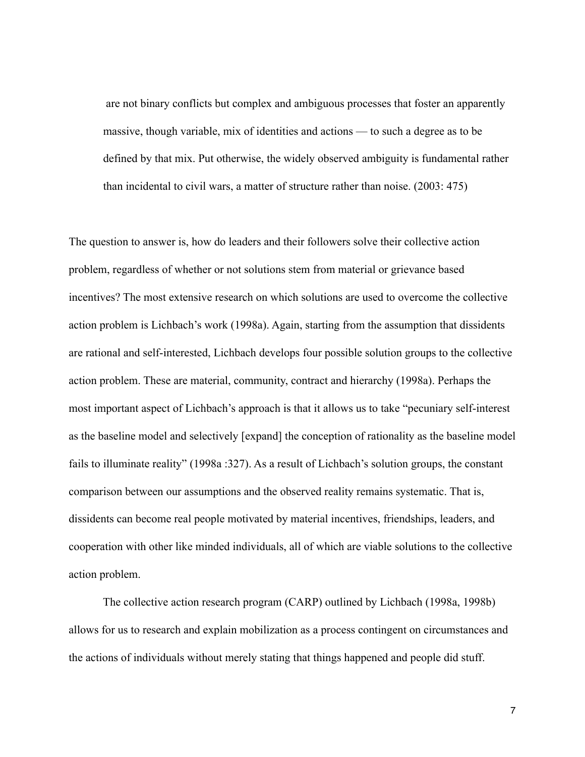> are not binary conflicts but complex and ambiguous processes that foster an apparently massive, though variable, mix of identities and actions — to such a degree as to be defined by that mix. Put otherwise, the widely observed ambiguity is fundamental rather than incidental to civil wars, a matter of structure rather than noise. (2003: 475)

The question to answer is, how do leaders and their followers solve their collective action problem, regardless of whether or not solutions stem from material or grievance based incentives? The most extensive research on which solutions are used to overcome the collective action problem is Lichbach's work (1998a). Again, starting from the assumption that dissidents are rational and self-interested, Lichbach develops four possible solution groups to the collective action problem. These are material, community, contract and hierarchy (1998a). Perhaps the most important aspect of Lichbach's approach is that it allows us to take "pecuniary self-interest as the baseline model and selectively [expand] the conception of rationality as the baseline model fails to illuminate reality" (1998a :327). As a result of Lichbach's solution groups, the constant comparison between our assumptions and the observed reality remains systematic. That is, dissidents can become real people motivated by material incentives, friendships, leaders, and cooperation with other like minded individuals, all of which are viable solutions to the collective action problem.

The collective action research program (CARP) outlined by Lichbach (1998a, 1998b) allows for us to research and explain mobilization as a process contingent on circumstances and the actions of individuals without merely stating that things happened and people did stuff.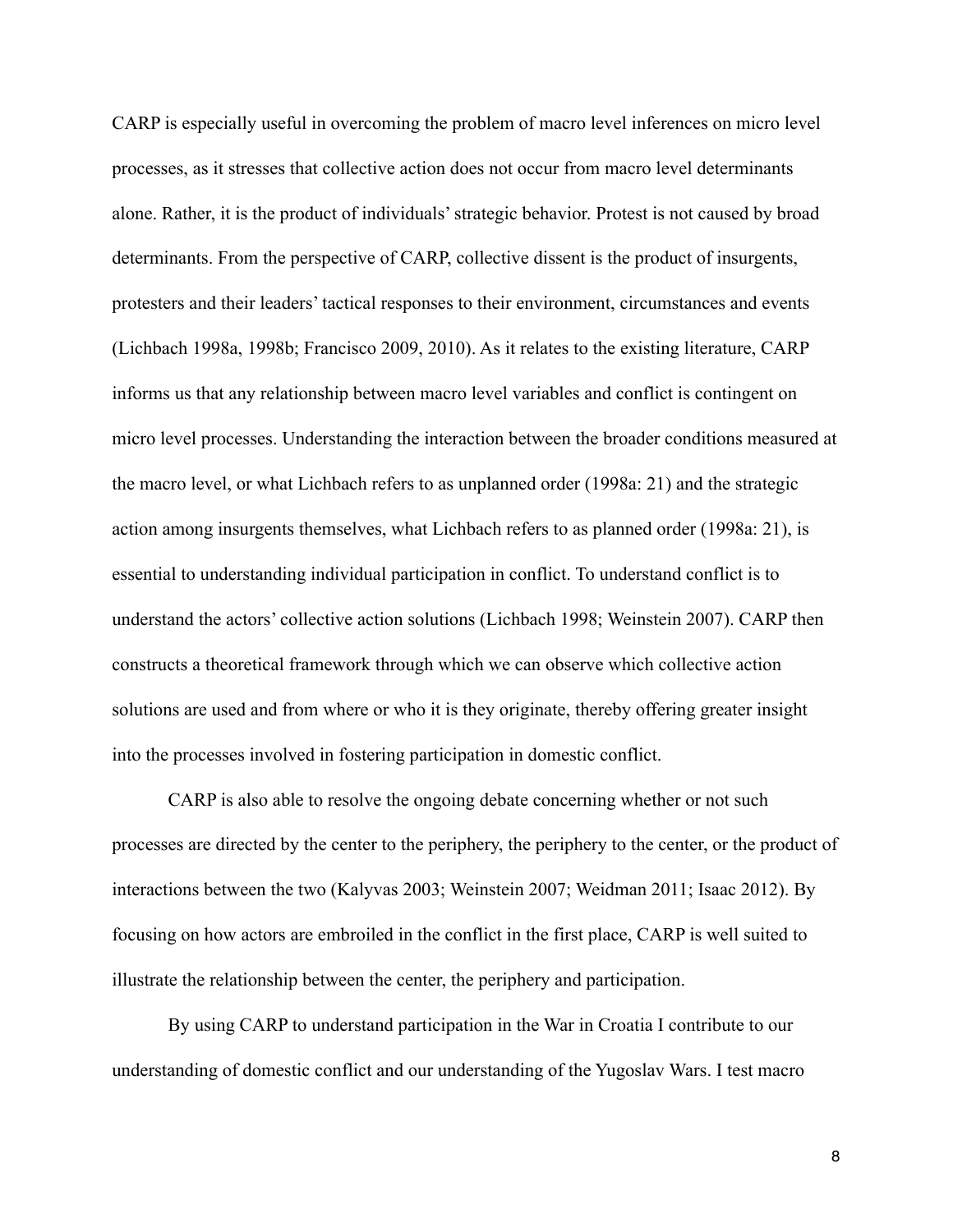CARP is especially useful in overcoming the problem of macro level inferences on micro level processes, as it stresses that collective action does not occur from macro level determinants alone. Rather, it is the product of individuals' strategic behavior. Protest is not caused by broad determinants. From the perspective of CARP, collective dissent is the product of insurgents, protesters and their leaders' tactical responses to their environment, circumstances and events (Lichbach 1998a, 1998b; Francisco 2009, 2010). As it relates to the existing literature, CARP informs us that any relationship between macro level variables and conflict is contingent on micro level processes. Understanding the interaction between the broader conditions measured at the macro level, or what Lichbach refers to as unplanned order (1998a: 21) and the strategic action among insurgents themselves, what Lichbach refers to as planned order (1998a: 21), is essential to understanding individual participation in conflict. To understand conflict is to understand the actors' collective action solutions (Lichbach 1998; Weinstein 2007). CARP then constructs a theoretical framework through which we can observe which collective action solutions are used and from where or who it is they originate, thereby offering greater insight into the processes involved in fostering participation in domestic conflict.

CARP is also able to resolve the ongoing debate concerning whether or not such processes are directed by the center to the periphery, the periphery to the center, or the product of interactions between the two (Kalyvas 2003; Weinstein 2007; Weidman 2011; Isaac 2012). By focusing on how actors are embroiled in the conflict in the first place, CARP is well suited to illustrate the relationship between the center, the periphery and participation.

By using CARP to understand participation in the War in Croatia I contribute to our understanding of domestic conflict and our understanding of the Yugoslav Wars. I test macro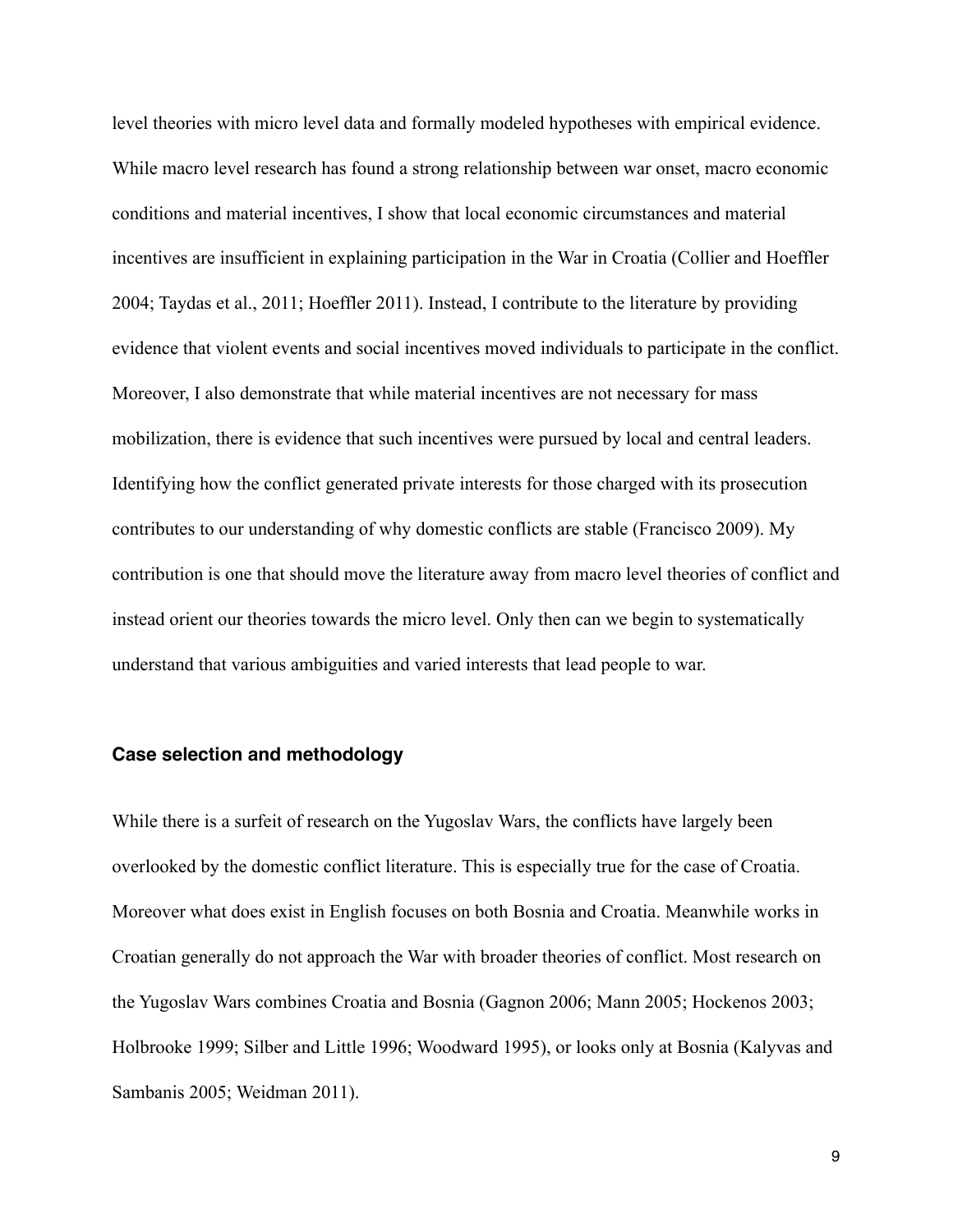level theories with micro level data and formally modeled hypotheses with empirical evidence. While macro level research has found a strong relationship between war onset, macro economic conditions and material incentives, I show that local economic circumstances and material incentives are insufficient in explaining participation in the War in Croatia (Collier and Hoeffler 2004; Taydas et al., 2011; Hoeffler 2011). Instead, I contribute to the literature by providing evidence that violent events and social incentives moved individuals to participate in the conflict. Moreover, I also demonstrate that while material incentives are not necessary for mass mobilization, there is evidence that such incentives were pursued by local and central leaders. Identifying how the conflict generated private interests for those charged with its prosecution contributes to our understanding of why domestic conflicts are stable (Francisco 2009). My contribution is one that should move the literature away from macro level theories of conflict and instead orient our theories towards the micro level. Only then can we begin to systematically understand that various ambiguities and varied interests that lead people to war.

### Case selection and methodology

While there is a surfeit of research on the Yugoslav Wars, the conflicts have largely been overlooked by the domestic conflict literature. This is especially true for the case of Croatia. Moreover what does exist in English focuses on both Bosnia and Croatia. Meanwhile works in Croatian generally do not approach the War with broader theories of conflict. Most research on the Yugoslav Wars combines Croatia and Bosnia (Gagnon 2006; Mann 2005; Hockenos 2003; Holbrooke 1999; Silber and Little 1996; Woodward 1995), or looks only at Bosnia (Kalyvas and Sambanis 2005; Weidman 2011).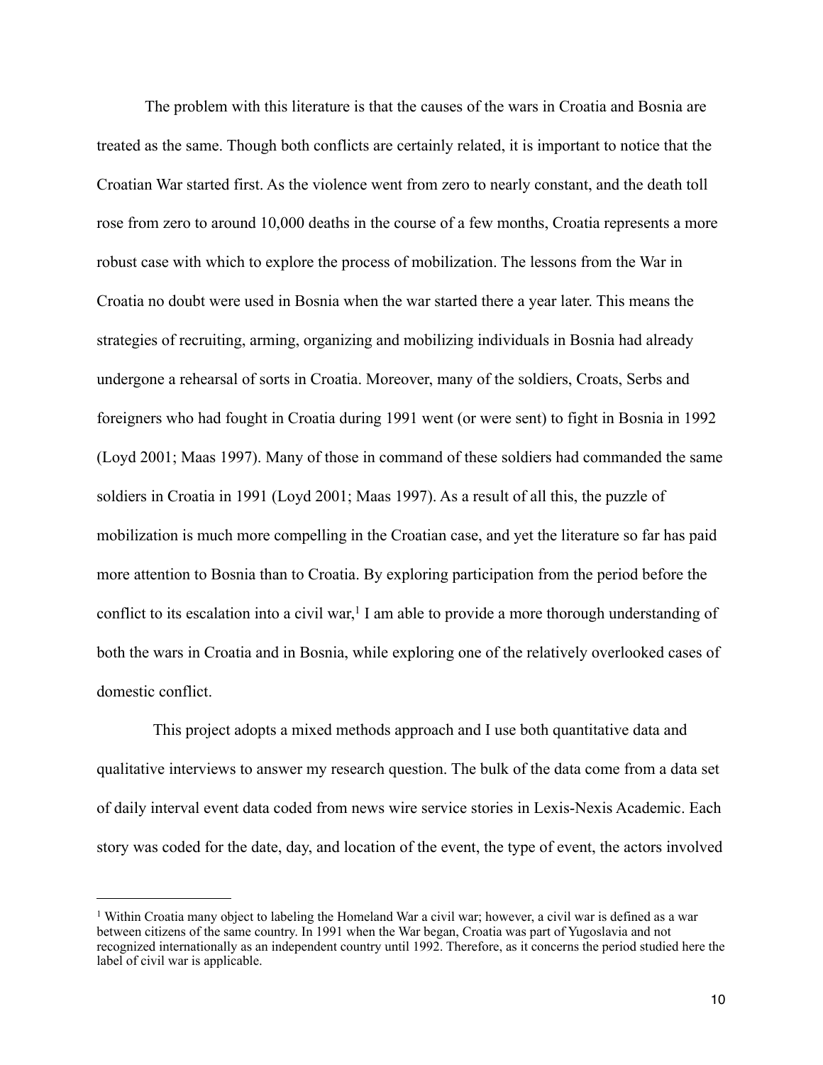The problem with this literature is that the causes of the wars in Croatia and Bosnia are treated as the same. Though both conflicts are certainly related, it is important to notice that the Croatian War started first. As the violence went from zero to nearly constant, and the death toll rose from zero to around 10,000 deaths in the course of a few months, Croatia represents a more robust case with which to explore the process of mobilization. The lessons from the War in Croatia no doubt were used in Bosnia when the war started there a year later. This means the strategies of recruiting, arming, organizing and mobilizing individuals in Bosnia had already undergone a rehearsal of sorts in Croatia. Moreover, many of the soldiers, Croats, Serbs and foreigners who had fought in Croatia during 1991 went (or were sent) to fight in Bosnia in 1992 (Loyd 2001; Maas 1997). Many of those in command of these soldiers had commanded the same soldiers in Croatia in 1991 (Loyd 2001; Maas 1997). As a result of all this, the puzzle of mobilization is much more compelling in the Croatian case, and yet the literature so far has paid more attention to Bosnia than to Croatia. By exploring participation from the period before the conflict to its escalation into a civil war,[1] I am able to provide a more thorough understanding of both the wars in Croatia and in Bosnia, while exploring one of the relatively overlooked cases of domestic conflict.

This project adopts a mixed methods approach and I use both quantitative data and qualitative interviews to answer my research question. The bulk of the data come from a data set of daily interval event data coded from news wire service stories in Lexis-Nexis Academic. Each story was coded for the date, day, and location of the event, the type of event, the actors involved

---

[1] Within Croatia many object to labeling the Homeland War a civil war; however, a civil war is defined as a war between citizens of the same country. In 1991 when the War began, Croatia was part of Yugoslavia and not recognized internationally as an independent country until 1992. Therefore, as it concerns the period studied here the label of civil war is applicable.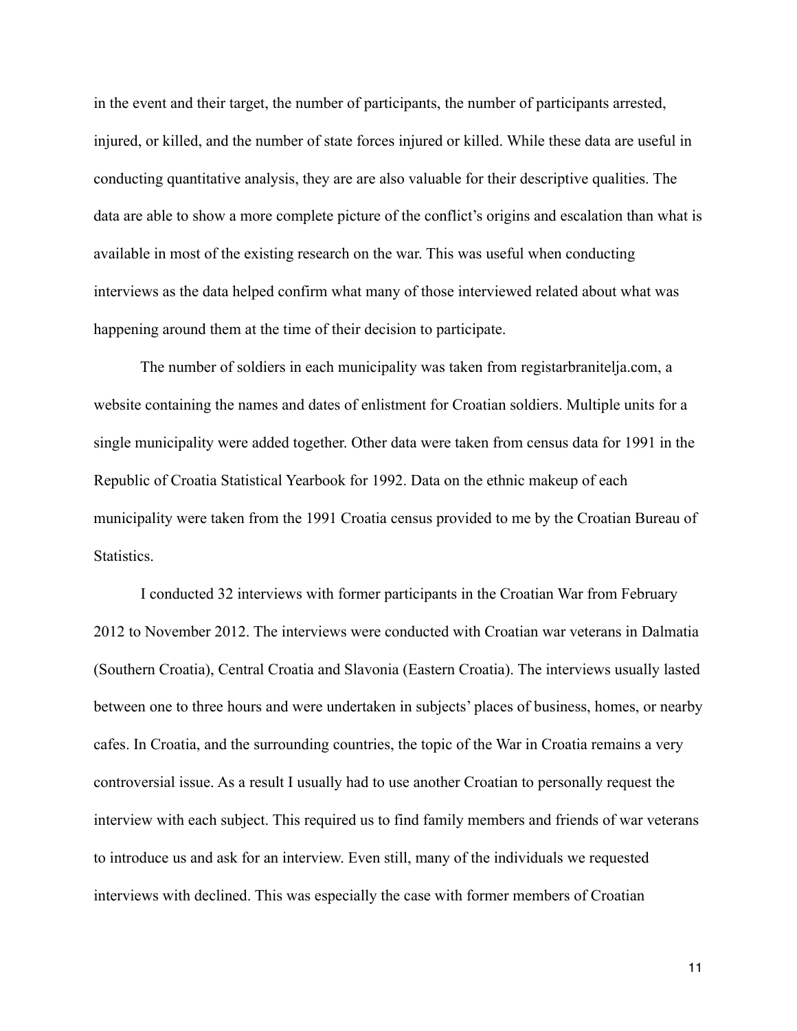in the event and their target, the number of participants, the number of participants arrested, injured, or killed, and the number of state forces injured or killed. While these data are useful in conducting quantitative analysis, they are are also valuable for their descriptive qualities. The data are able to show a more complete picture of the conflict's origins and escalation than what is available in most of the existing research on the war. This was useful when conducting interviews as the data helped confirm what many of those interviewed related about what was happening around them at the time of their decision to participate.

The number of soldiers in each municipality was taken from registarbranitelja.com, a website containing the names and dates of enlistment for Croatian soldiers. Multiple units for a single municipality were added together. Other data were taken from census data for 1991 in the Republic of Croatia Statistical Yearbook for 1992. Data on the ethnic makeup of each municipality were taken from the 1991 Croatia census provided to me by the Croatian Bureau of Statistics.

I conducted 32 interviews with former participants in the Croatian War from February 2012 to November 2012. The interviews were conducted with Croatian war veterans in Dalmatia (Southern Croatia), Central Croatia and Slavonia (Eastern Croatia). The interviews usually lasted between one to three hours and were undertaken in subjects' places of business, homes, or nearby cafes. In Croatia, and the surrounding countries, the topic of the War in Croatia remains a very controversial issue. As a result I usually had to use another Croatian to personally request the interview with each subject. This required us to find family members and friends of war veterans to introduce us and ask for an interview. Even still, many of the individuals we requested interviews with declined. This was especially the case with former members of Croatian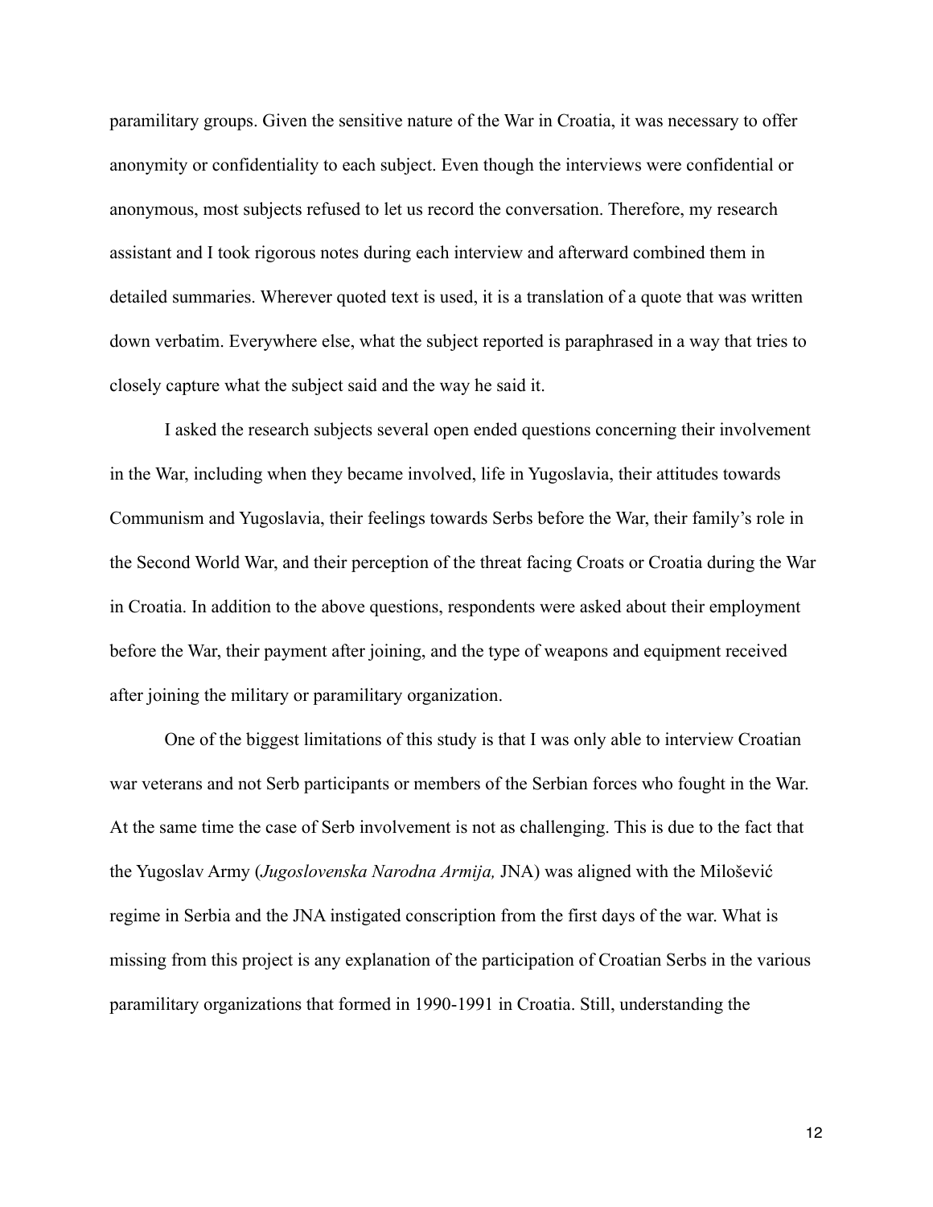paramilitary groups. Given the sensitive nature of the War in Croatia, it was necessary to offer anonymity or confidentiality to each subject. Even though the interviews were confidential or anonymous, most subjects refused to let us record the conversation. Therefore, my research assistant and I took rigorous notes during each interview and afterward combined them in detailed summaries. Wherever quoted text is used, it is a translation of a quote that was written down verbatim. Everywhere else, what the subject reported is paraphrased in a way that tries to closely capture what the subject said and the way he said it.

I asked the research subjects several open ended questions concerning their involvement in the War, including when they became involved, life in Yugoslavia, their attitudes towards Communism and Yugoslavia, their feelings towards Serbs before the War, their family's role in the Second World War, and their perception of the threat facing Croats or Croatia during the War in Croatia. In addition to the above questions, respondents were asked about their employment before the War, their payment after joining, and the type of weapons and equipment received after joining the military or paramilitary organization.

One of the biggest limitations of this study is that I was only able to interview Croatian war veterans and not Serb participants or members of the Serbian forces who fought in the War. At the same time the case of Serb involvement is not as challenging. This is due to the fact that the Yugoslav Army (*Jugoslovenska Narodna Armija,* JNA) was aligned with the Milošević regime in Serbia and the JNA instigated conscription from the first days of the war. What is missing from this project is any explanation of the participation of Croatian Serbs in the various paramilitary organizations that formed in 1990-1991 in Croatia. Still, understanding the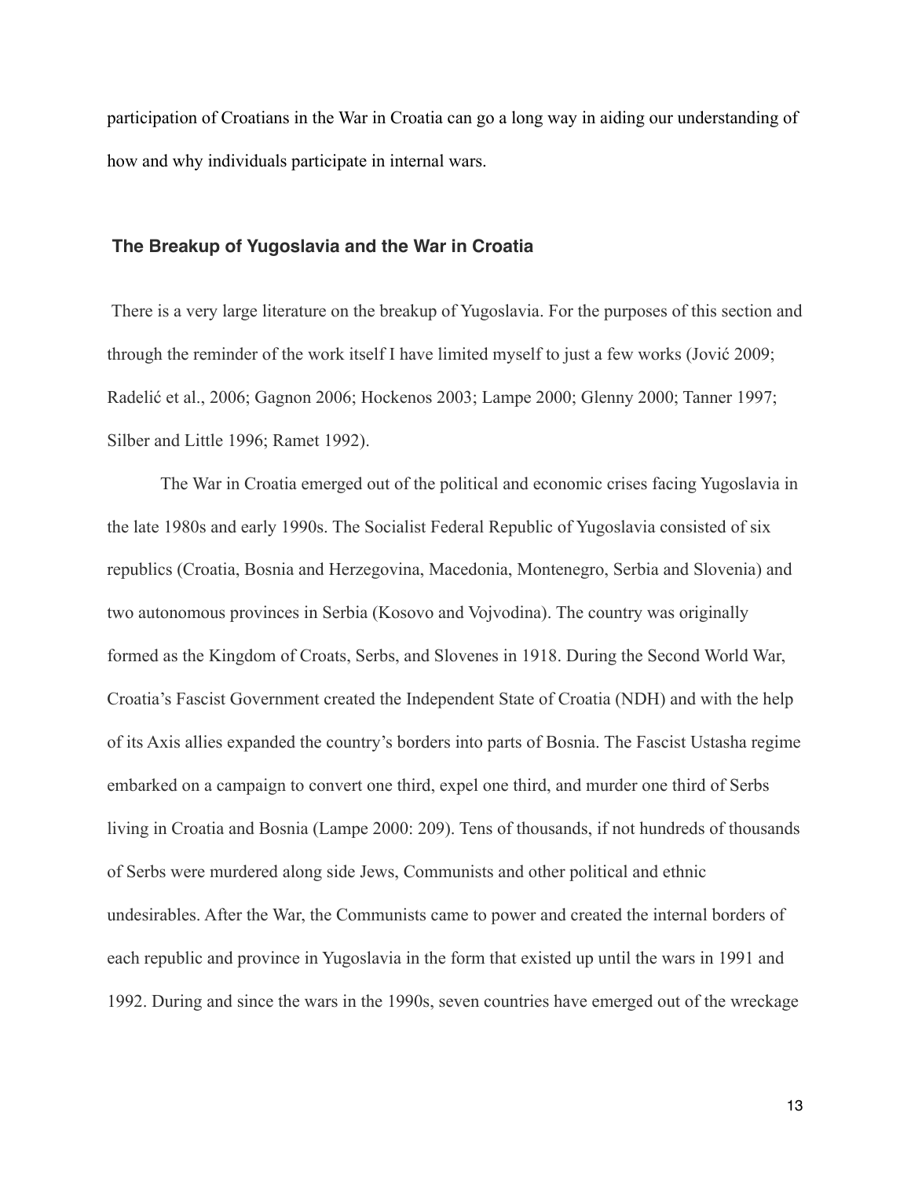participation of Croatians in the War in Croatia can go a long way in aiding our understanding of how and why individuals participate in internal wars.

## The Breakup of Yugoslavia and the War in Croatia

There is a very large literature on the breakup of Yugoslavia. For the purposes of this section and through the reminder of the work itself I have limited myself to just a few works (Jović 2009; Radelić et al., 2006; Gagnon 2006; Hockenos 2003; Lampe 2000; Glenny 2000; Tanner 1997; Silber and Little 1996; Ramet 1992).

The War in Croatia emerged out of the political and economic crises facing Yugoslavia in the late 1980s and early 1990s. The Socialist Federal Republic of Yugoslavia consisted of six republics (Croatia, Bosnia and Herzegovina, Macedonia, Montenegro, Serbia and Slovenia) and two autonomous provinces in Serbia (Kosovo and Vojvodina). The country was originally formed as the Kingdom of Croats, Serbs, and Slovenes in 1918. During the Second World War, Croatia's Fascist Government created the Independent State of Croatia (NDH) and with the help of its Axis allies expanded the country's borders into parts of Bosnia. The Fascist Ustasha regime embarked on a campaign to convert one third, expel one third, and murder one third of Serbs living in Croatia and Bosnia (Lampe 2000: 209). Tens of thousands, if not hundreds of thousands of Serbs were murdered along side Jews, Communists and other political and ethnic undesirables. After the War, the Communists came to power and created the internal borders of each republic and province in Yugoslavia in the form that existed up until the wars in 1991 and 1992. During and since the wars in the 1990s, seven countries have emerged out of the wreckage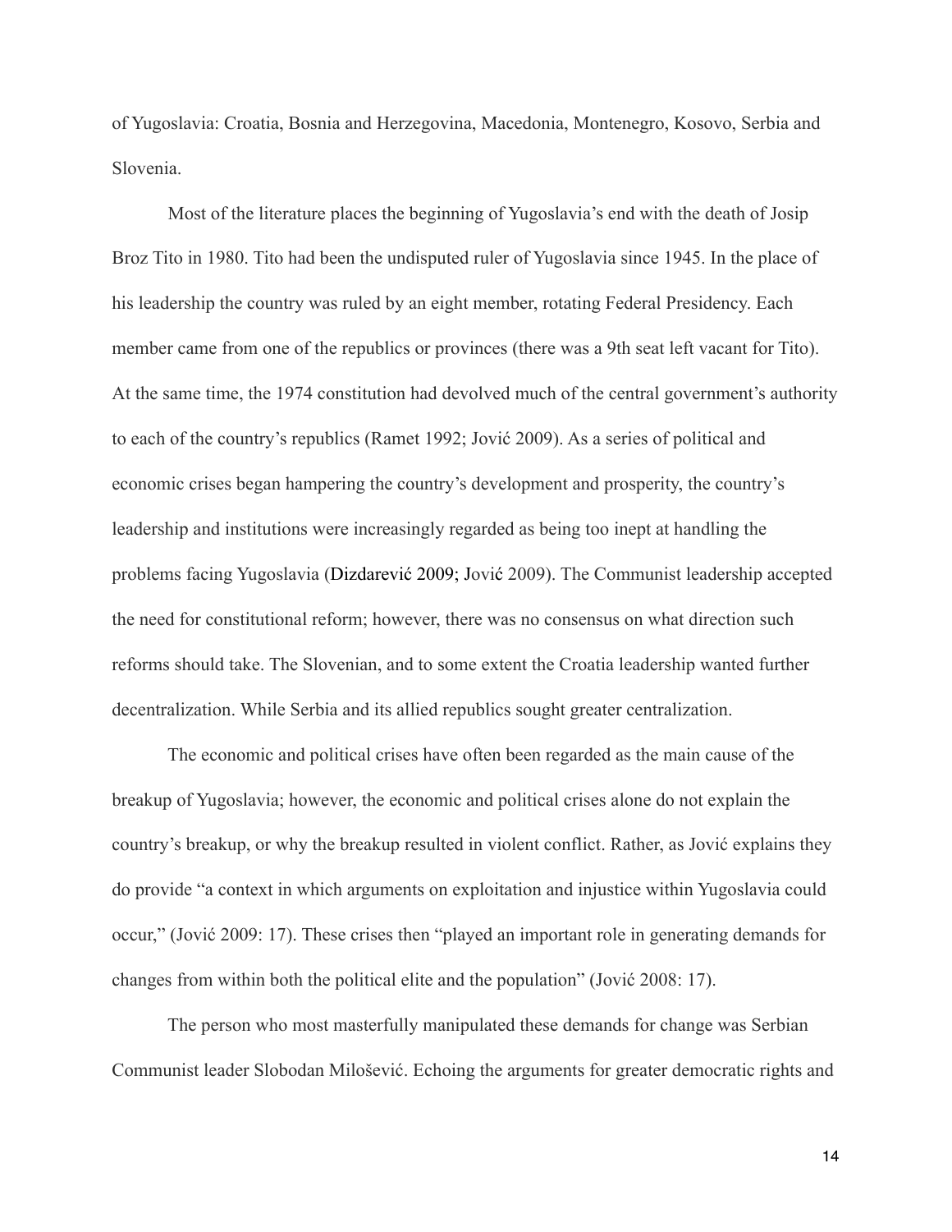of Yugoslavia: Croatia, Bosnia and Herzegovina, Macedonia, Montenegro, Kosovo, Serbia and Slovenia.

Most of the literature places the beginning of Yugoslavia's end with the death of Josip Broz Tito in 1980. Tito had been the undisputed ruler of Yugoslavia since 1945. In the place of his leadership the country was ruled by an eight member, rotating Federal Presidency. Each member came from one of the republics or provinces (there was a 9th seat left vacant for Tito). At the same time, the 1974 constitution had devolved much of the central government's authority to each of the country's republics (Ramet 1992; Jović 2009). As a series of political and economic crises began hampering the country's development and prosperity, the country's leadership and institutions were increasingly regarded as being too inept at handling the problems facing Yugoslavia (Dizdarević 2009; Jović 2009). The Communist leadership accepted the need for constitutional reform; however, there was no consensus on what direction such reforms should take. The Slovenian, and to some extent the Croatia leadership wanted further decentralization. While Serbia and its allied republics sought greater centralization.

The economic and political crises have often been regarded as the main cause of the breakup of Yugoslavia; however, the economic and political crises alone do not explain the country's breakup, or why the breakup resulted in violent conflict. Rather, as Jović explains they do provide "a context in which arguments on exploitation and injustice within Yugoslavia could occur," (Jović 2009: 17). These crises then "played an important role in generating demands for changes from within both the political elite and the population" (Jović 2008: 17).

The person who most masterfully manipulated these demands for change was Serbian Communist leader Slobodan Milošević. Echoing the arguments for greater democratic rights and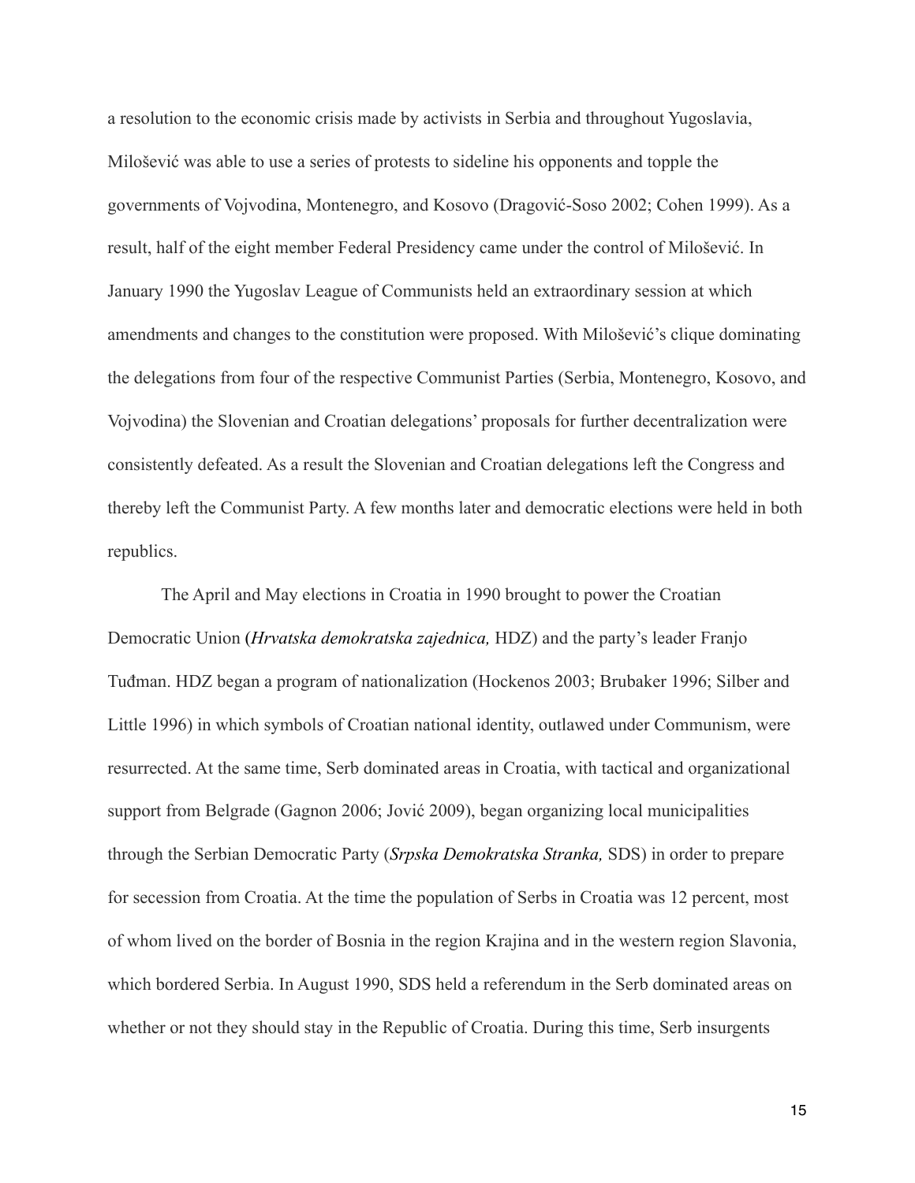a resolution to the economic crisis made by activists in Serbia and throughout Yugoslavia, Milošević was able to use a series of protests to sideline his opponents and topple the governments of Vojvodina, Montenegro, and Kosovo (Dragović-Soso 2002; Cohen 1999). As a result, half of the eight member Federal Presidency came under the control of Milošević. In January 1990 the Yugoslav League of Communists held an extraordinary session at which amendments and changes to the constitution were proposed. With Milošević's clique dominating the delegations from four of the respective Communist Parties (Serbia, Montenegro, Kosovo, and Vojvodina) the Slovenian and Croatian delegations' proposals for further decentralization were consistently defeated. As a result the Slovenian and Croatian delegations left the Congress and thereby left the Communist Party. A few months later and democratic elections were held in both republics.

The April and May elections in Croatia in 1990 brought to power the Croatian Democratic Union (*Hrvatska demokratska zajednica,* HDZ) and the party's leader Franjo Tuđman. HDZ began a program of nationalization (Hockenos 2003; Brubaker 1996; Silber and Little 1996) in which symbols of Croatian national identity, outlawed under Communism, were resurrected. At the same time, Serb dominated areas in Croatia, with tactical and organizational support from Belgrade (Gagnon 2006; Jović 2009), began organizing local municipalities through the Serbian Democratic Party (*Srpska Demokratska Stranka,* SDS) in order to prepare for secession from Croatia. At the time the population of Serbs in Croatia was 12 percent, most of whom lived on the border of Bosnia in the region Krajina and in the western region Slavonia, which bordered Serbia. In August 1990, SDS held a referendum in the Serb dominated areas on whether or not they should stay in the Republic of Croatia. During this time, Serb insurgents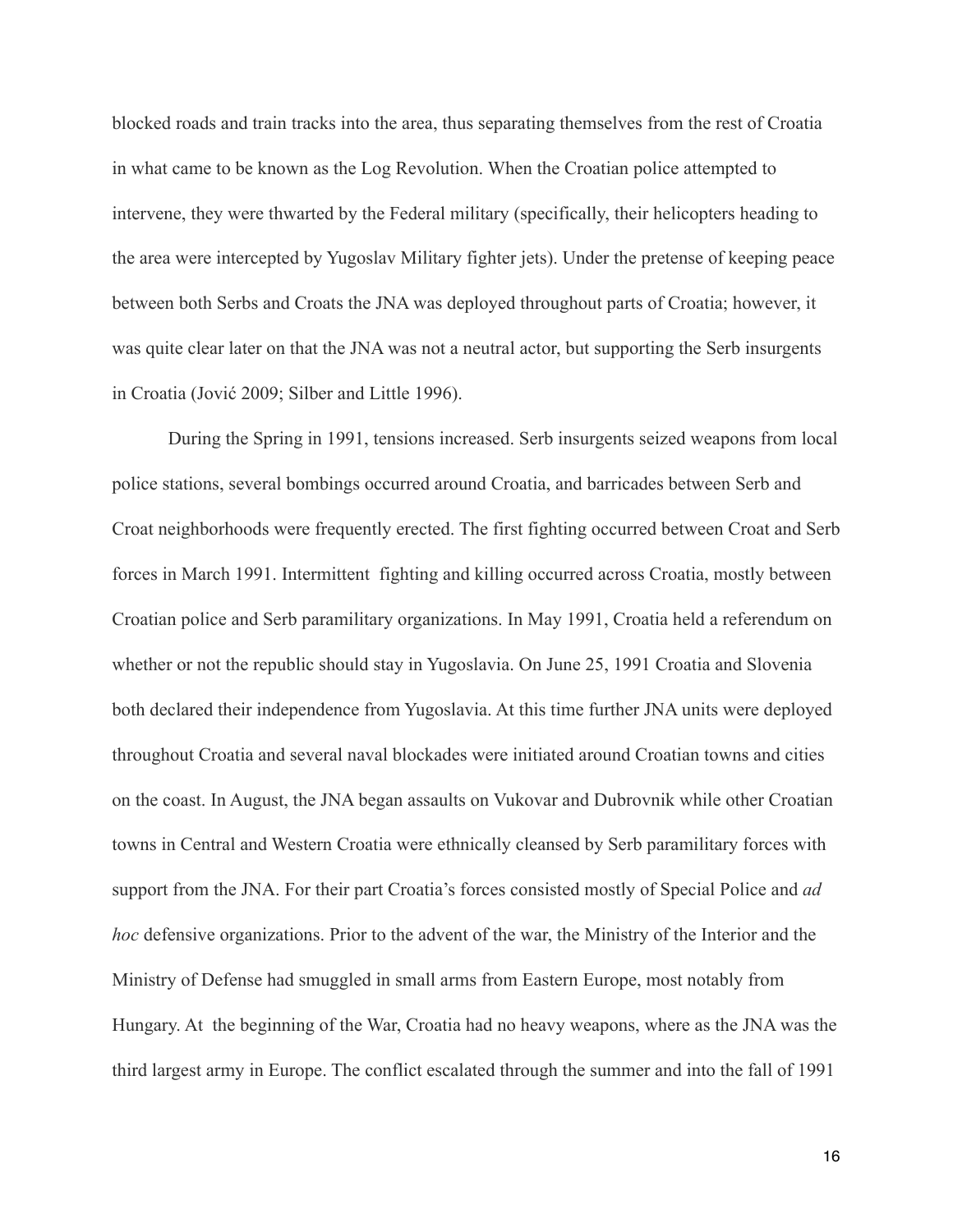blocked roads and train tracks into the area, thus separating themselves from the rest of Croatia in what came to be known as the Log Revolution. When the Croatian police attempted to intervene, they were thwarted by the Federal military (specifically, their helicopters heading to the area were intercepted by Yugoslav Military fighter jets). Under the pretense of keeping peace between both Serbs and Croats the JNA was deployed throughout parts of Croatia; however, it was quite clear later on that the JNA was not a neutral actor, but supporting the Serb insurgents in Croatia (Jović 2009; Silber and Little 1996).

During the Spring in 1991, tensions increased. Serb insurgents seized weapons from local police stations, several bombings occurred around Croatia, and barricades between Serb and Croat neighborhoods were frequently erected. The first fighting occurred between Croat and Serb forces in March 1991. Intermittent fighting and killing occurred across Croatia, mostly between Croatian police and Serb paramilitary organizations. In May 1991, Croatia held a referendum on whether or not the republic should stay in Yugoslavia. On June 25, 1991 Croatia and Slovenia both declared their independence from Yugoslavia. At this time further JNA units were deployed throughout Croatia and several naval blockades were initiated around Croatian towns and cities on the coast. In August, the JNA began assaults on Vukovar and Dubrovnik while other Croatian towns in Central and Western Croatia were ethnically cleansed by Serb paramilitary forces with support from the JNA. For their part Croatia's forces consisted mostly of Special Police and *ad hoc* defensive organizations. Prior to the advent of the war, the Ministry of the Interior and the Ministry of Defense had smuggled in small arms from Eastern Europe, most notably from Hungary. At the beginning of the War, Croatia had no heavy weapons, where as the JNA was the third largest army in Europe. The conflict escalated through the summer and into the fall of 1991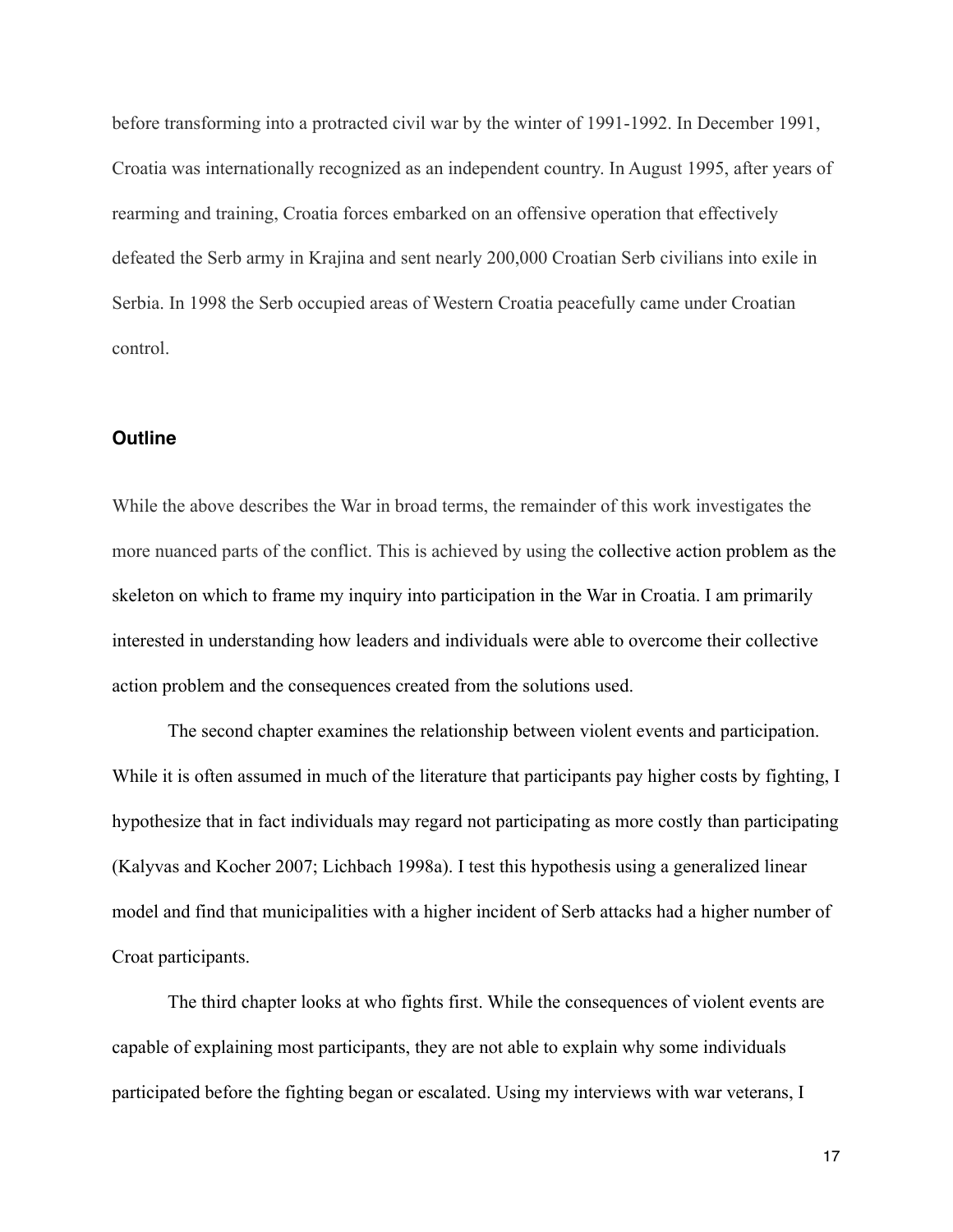before transforming into a protracted civil war by the winter of 1991-1992. In December 1991, Croatia was internationally recognized as an independent country. In August 1995, after years of rearming and training, Croatia forces embarked on an offensive operation that effectively defeated the Serb army in Krajina and sent nearly 200,000 Croatian Serb civilians into exile in Serbia. In 1998 the Serb occupied areas of Western Croatia peacefully came under Croatian control.

### Outline

While the above describes the War in broad terms, the remainder of this work investigates the more nuanced parts of the conflict. This is achieved by using the collective action problem as the skeleton on which to frame my inquiry into participation in the War in Croatia. I am primarily interested in understanding how leaders and individuals were able to overcome their collective action problem and the consequences created from the solutions used.

The second chapter examines the relationship between violent events and participation. While it is often assumed in much of the literature that participants pay higher costs by fighting, I hypothesize that in fact individuals may regard not participating as more costly than participating (Kalyvas and Kocher 2007; Lichbach 1998a). I test this hypothesis using a generalized linear model and find that municipalities with a higher incident of Serb attacks had a higher number of Croat participants.

The third chapter looks at who fights first. While the consequences of violent events are capable of explaining most participants, they are not able to explain why some individuals participated before the fighting began or escalated. Using my interviews with war veterans, I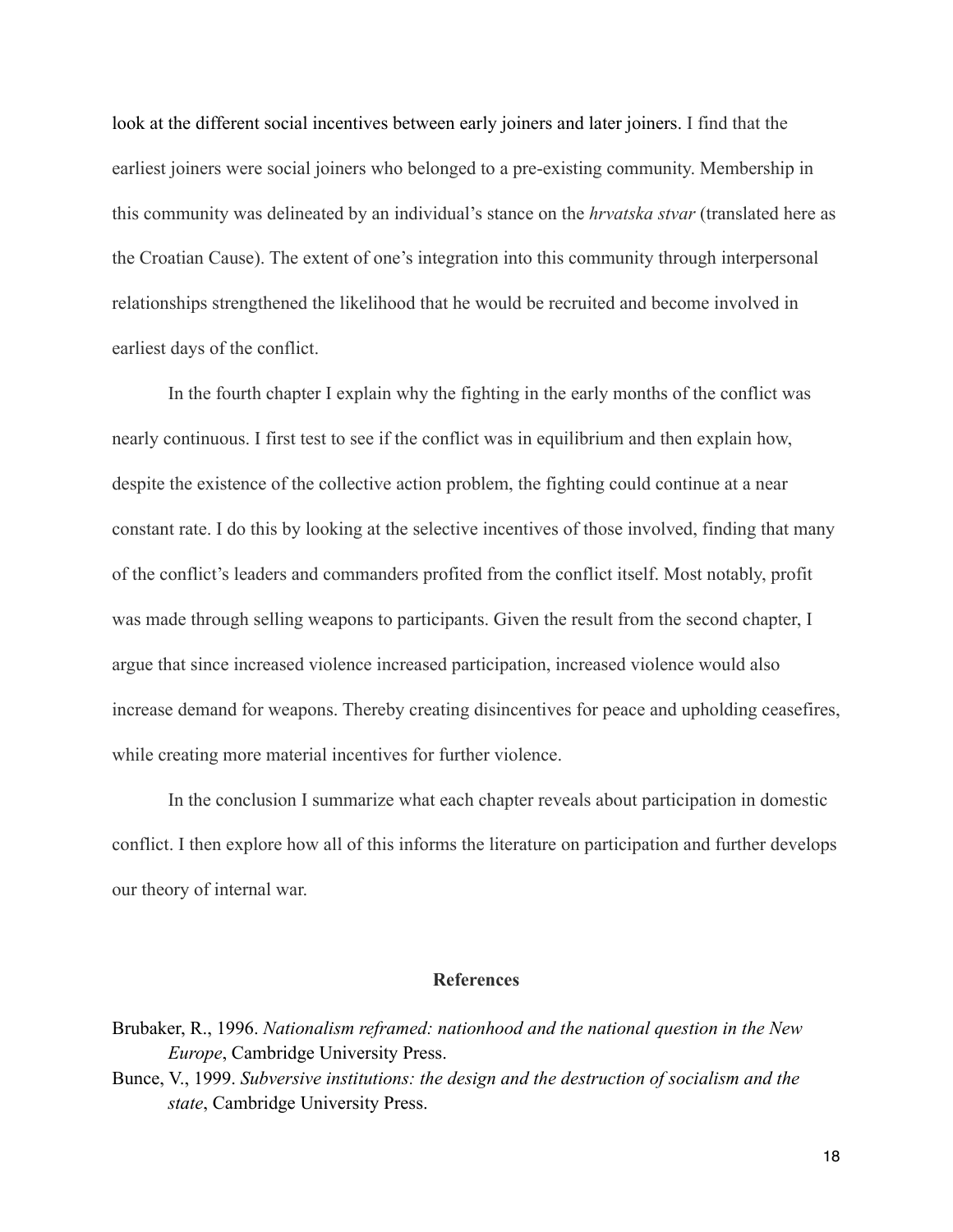look at the different social incentives between early joiners and later joiners. I find that the earliest joiners were social joiners who belonged to a pre-existing community. Membership in this community was delineated by an individual's stance on the *hrvatska stvar* (translated here as the Croatian Cause). The extent of one's integration into this community through interpersonal relationships strengthened the likelihood that he would be recruited and become involved in earliest days of the conflict.

In the fourth chapter I explain why the fighting in the early months of the conflict was nearly continuous. I first test to see if the conflict was in equilibrium and then explain how, despite the existence of the collective action problem, the fighting could continue at a near constant rate. I do this by looking at the selective incentives of those involved, finding that many of the conflict's leaders and commanders profited from the conflict itself. Most notably, profit was made through selling weapons to participants. Given the result from the second chapter, I argue that since increased violence increased participation, increased violence would also increase demand for weapons. Thereby creating disincentives for peace and upholding ceasefires, while creating more material incentives for further violence.

In the conclusion I summarize what each chapter reveals about participation in domestic conflict. I then explore how all of this informs the literature on participation and further develops our theory of internal war.

## References

Brubaker, R., 1996. *Nationalism reframed: nationhood and the national question in the New Europe*, Cambridge University Press.

Bunce, V., 1999. *Subversive institutions: the design and the destruction of socialism and the state*, Cambridge University Press.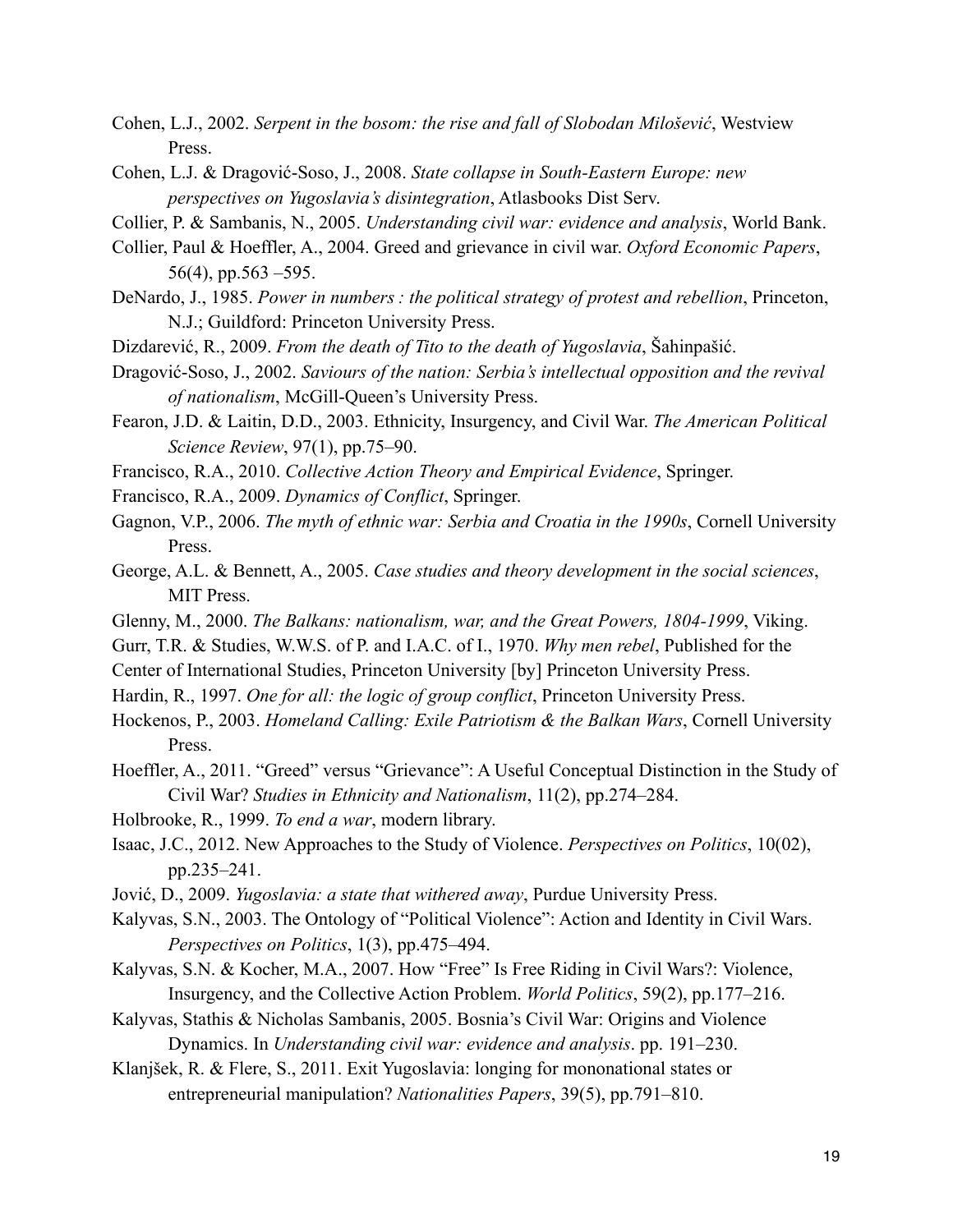Cohen, L.J., 2002. *Serpent in the bosom: the rise and fall of Slobodan Milošević*, Westview Press.

Cohen, L.J. & Dragović-Soso, J., 2008. *State collapse in South-Eastern Europe: new perspectives on Yugoslavia's disintegration*, Atlasbooks Dist Serv.

Collier, P. & Sambanis, N., 2005. *Understanding civil war: evidence and analysis*, World Bank.

Collier, Paul & Hoeffler, A., 2004. Greed and grievance in civil war. *Oxford Economic Papers*, 56(4), pp.563 –595.

DeNardo, J., 1985. *Power in numbers : the political strategy of protest and rebellion*, Princeton, N.J.; Guildford: Princeton University Press.

Dizdarević, R., 2009. *From the death of Tito to the death of Yugoslavia*, Šahinpašić.

Dragović-Soso, J., 2002. *Saviours of the nation: Serbia's intellectual opposition and the revival of nationalism*, McGill-Queen's University Press.

Fearon, J.D. & Laitin, D.D., 2003. Ethnicity, Insurgency, and Civil War. *The American Political Science Review*, 97(1), pp.75–90.

Francisco, R.A., 2010. *Collective Action Theory and Empirical Evidence*, Springer.

Francisco, R.A., 2009. *Dynamics of Conflict*, Springer.

Gagnon, V.P., 2006. *The myth of ethnic war: Serbia and Croatia in the 1990s*, Cornell University Press.

George, A.L. & Bennett, A., 2005. *Case studies and theory development in the social sciences*, MIT Press.

Glenny, M., 2000. *The Balkans: nationalism, war, and the Great Powers, 1804-1999*, Viking.

Gurr, T.R. & Studies, W.W.S. of P. and I.A.C. of I., 1970. *Why men rebel*, Published for the Center of International Studies, Princeton University [by] Princeton University Press.

Hardin, R., 1997. *One for all: the logic of group conflict*, Princeton University Press.

Hockenos, P., 2003. *Homeland Calling: Exile Patriotism & the Balkan Wars*, Cornell University Press.

Hoeffler, A., 2011. "Greed" versus "Grievance": A Useful Conceptual Distinction in the Study of Civil War? *Studies in Ethnicity and Nationalism*, 11(2), pp.274–284.

Holbrooke, R., 1999. *To end a war*, modern library.

Isaac, J.C., 2012. New Approaches to the Study of Violence. *Perspectives on Politics*, 10(02), pp.235–241.

Jović, D., 2009. *Yugoslavia: a state that withered away*, Purdue University Press.

Kalyvas, S.N., 2003. The Ontology of "Political Violence": Action and Identity in Civil Wars. *Perspectives on Politics*, 1(3), pp.475–494.

Kalyvas, S.N. & Kocher, M.A., 2007. How "Free" Is Free Riding in Civil Wars?: Violence, Insurgency, and the Collective Action Problem. *World Politics*, 59(2), pp.177–216.

Kalyvas, Stathis & Nicholas Sambanis, 2005. Bosnia's Civil War: Origins and Violence Dynamics. In *Understanding civil war: evidence and analysis*. pp. 191–230.

Klanjšek, R. & Flere, S., 2011. Exit Yugoslavia: longing for mononational states or entrepreneurial manipulation? *Nationalities Papers*, 39(5), pp.791–810.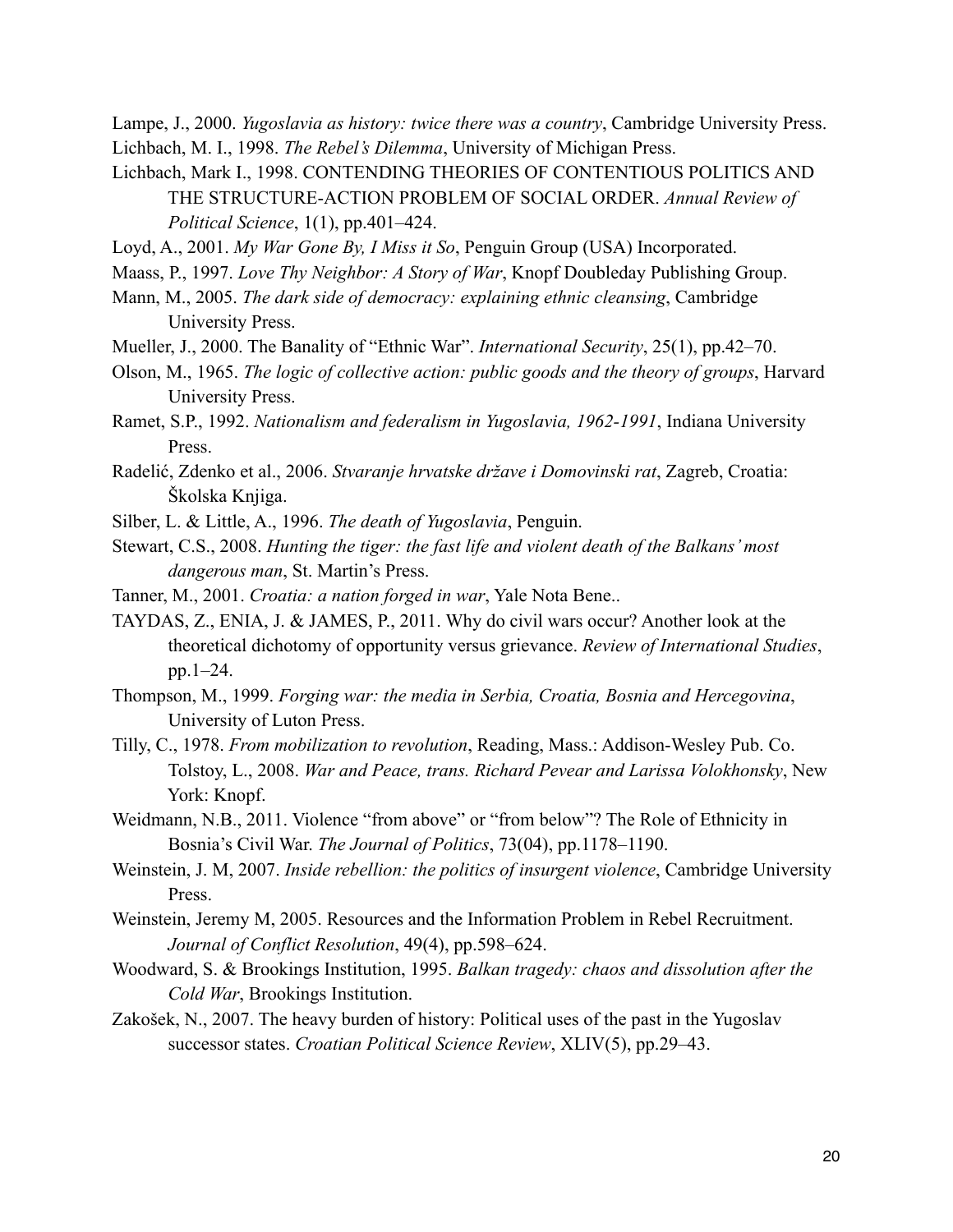Lampe, J., 2000. *Yugoslavia as history: twice there was a country*, Cambridge University Press.

Lichbach, M. I., 1998. *The Rebel's Dilemma*, University of Michigan Press.

Lichbach, Mark I., 1998. CONTENDING THEORIES OF CONTENTIOUS POLITICS AND THE STRUCTURE-ACTION PROBLEM OF SOCIAL ORDER. *Annual Review of Political Science*, 1(1), pp.401–424.

Loyd, A., 2001. *My War Gone By, I Miss it So*, Penguin Group (USA) Incorporated.

Maass, P., 1997. *Love Thy Neighbor: A Story of War*, Knopf Doubleday Publishing Group.

Mann, M., 2005. *The dark side of democracy: explaining ethnic cleansing*, Cambridge University Press.

Mueller, J., 2000. The Banality of "Ethnic War". *International Security*, 25(1), pp.42–70.

Olson, M., 1965. *The logic of collective action: public goods and the theory of groups*, Harvard University Press.

Ramet, S.P., 1992. *Nationalism and federalism in Yugoslavia, 1962-1991*, Indiana University Press.

Radelić, Zdenko et al., 2006. *Stvaranje hrvatske države i Domovinski rat*, Zagreb, Croatia: Školska Knjiga.

Silber, L. & Little, A., 1996. *The death of Yugoslavia*, Penguin.

Stewart, C.S., 2008. *Hunting the tiger: the fast life and violent death of the Balkans' most dangerous man*, St. Martin's Press.

Tanner, M., 2001. *Croatia: a nation forged in war*, Yale Nota Bene..

TAYDAS, Z., ENIA, J. & JAMES, P., 2011. Why do civil wars occur? Another look at the theoretical dichotomy of opportunity versus grievance. *Review of International Studies*, pp.1–24.

Thompson, M., 1999. *Forging war: the media in Serbia, Croatia, Bosnia and Hercegovina*, University of Luton Press.

Tilly, C., 1978. *From mobilization to revolution*, Reading, Mass.: Addison-Wesley Pub. Co. Tolstoy, L., 2008. *War and Peace, trans. Richard Pevear and Larissa Volokhonsky*, New York: Knopf.

Weidmann, N.B., 2011. Violence "from above" or "from below"? The Role of Ethnicity in Bosnia's Civil War. *The Journal of Politics*, 73(04), pp.1178–1190.

Weinstein, J. M, 2007. *Inside rebellion: the politics of insurgent violence*, Cambridge University Press.

Weinstein, Jeremy M, 2005. Resources and the Information Problem in Rebel Recruitment. *Journal of Conflict Resolution*, 49(4), pp.598–624.

Woodward, S. & Brookings Institution, 1995. *Balkan tragedy: chaos and dissolution after the Cold War*, Brookings Institution.

Zakošek, N., 2007. The heavy burden of history: Political uses of the past in the Yugoslav successor states. *Croatian Political Science Review*, XLIV(5), pp.29–43.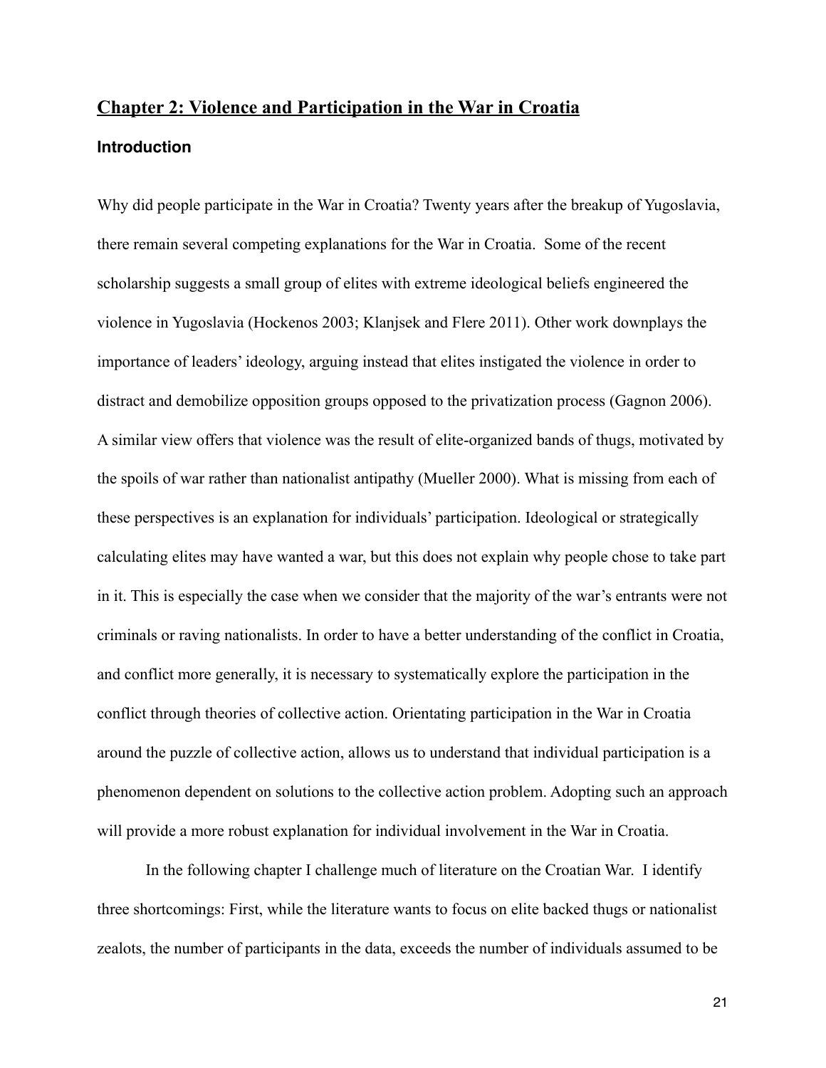## Chapter 2: Violence and Participation in the War in Croatia

### Introduction

Why did people participate in the War in Croatia? Twenty years after the breakup of Yugoslavia, there remain several competing explanations for the War in Croatia. Some of the recent scholarship suggests a small group of elites with extreme ideological beliefs engineered the violence in Yugoslavia (Hockenos 2003; Klanjsek and Flere 2011). Other work downplays the importance of leaders' ideology, arguing instead that elites instigated the violence in order to distract and demobilize opposition groups opposed to the privatization process (Gagnon 2006). A similar view offers that violence was the result of elite-organized bands of thugs, motivated by the spoils of war rather than nationalist antipathy (Mueller 2000). What is missing from each of these perspectives is an explanation for individuals' participation. Ideological or strategically calculating elites may have wanted a war, but this does not explain why people chose to take part in it. This is especially the case when we consider that the majority of the war's entrants were not criminals or raving nationalists. In order to have a better understanding of the conflict in Croatia, and conflict more generally, it is necessary to systematically explore the participation in the conflict through theories of collective action. Orientating participation in the War in Croatia around the puzzle of collective action, allows us to understand that individual participation is a phenomenon dependent on solutions to the collective action problem. Adopting such an approach will provide a more robust explanation for individual involvement in the War in Croatia.

In the following chapter I challenge much of literature on the Croatian War. I identify three shortcomings: First, while the literature wants to focus on elite backed thugs or nationalist zealots, the number of participants in the data, exceeds the number of individuals assumed to be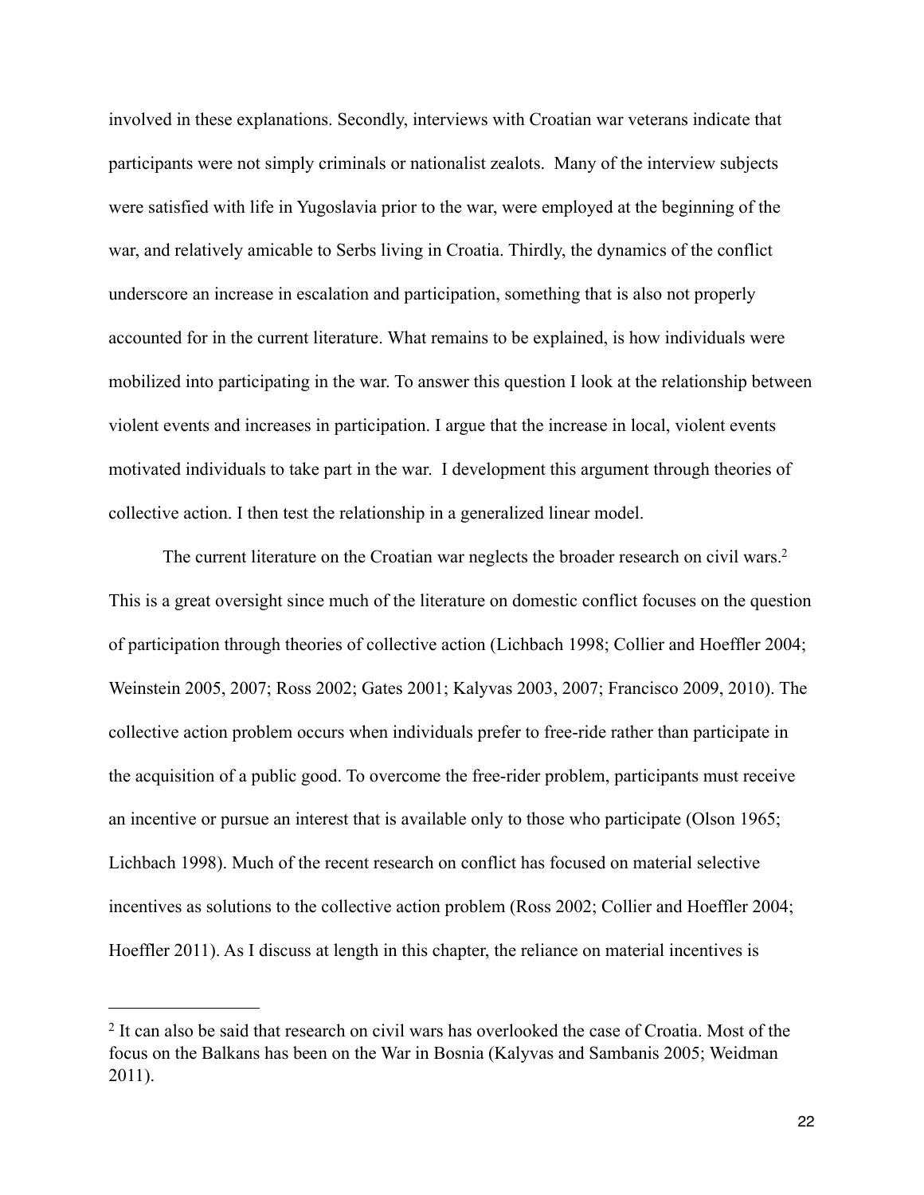involved in these explanations. Secondly, interviews with Croatian war veterans indicate that participants were not simply criminals or nationalist zealots. Many of the interview subjects were satisfied with life in Yugoslavia prior to the war, were employed at the beginning of the war, and relatively amicable to Serbs living in Croatia. Thirdly, the dynamics of the conflict underscore an increase in escalation and participation, something that is also not properly accounted for in the current literature. What remains to be explained, is how individuals were mobilized into participating in the war. To answer this question I look at the relationship between violent events and increases in participation. I argue that the increase in local, violent events motivated individuals to take part in the war. I development this argument through theories of collective action. I then test the relationship in a generalized linear model.

The current literature on the Croatian war neglects the broader research on civil wars.[2] This is a great oversight since much of the literature on domestic conflict focuses on the question of participation through theories of collective action (Lichbach 1998; Collier and Hoeffler 2004; Weinstein 2005, 2007; Ross 2002; Gates 2001; Kalyvas 2003, 2007; Francisco 2009, 2010). The collective action problem occurs when individuals prefer to free-ride rather than participate in the acquisition of a public good. To overcome the free-rider problem, participants must receive an incentive or pursue an interest that is available only to those who participate (Olson 1965; Lichbach 1998). Much of the recent research on conflict has focused on material selective incentives as solutions to the collective action problem (Ross 2002; Collier and Hoeffler 2004; Hoeffler 2011). As I discuss at length in this chapter, the reliance on material incentives is

---

[2] It can also be said that research on civil wars has overlooked the case of Croatia. Most of the focus on the Balkans has been on the War in Bosnia (Kalyvas and Sambanis 2005; Weidman 2011).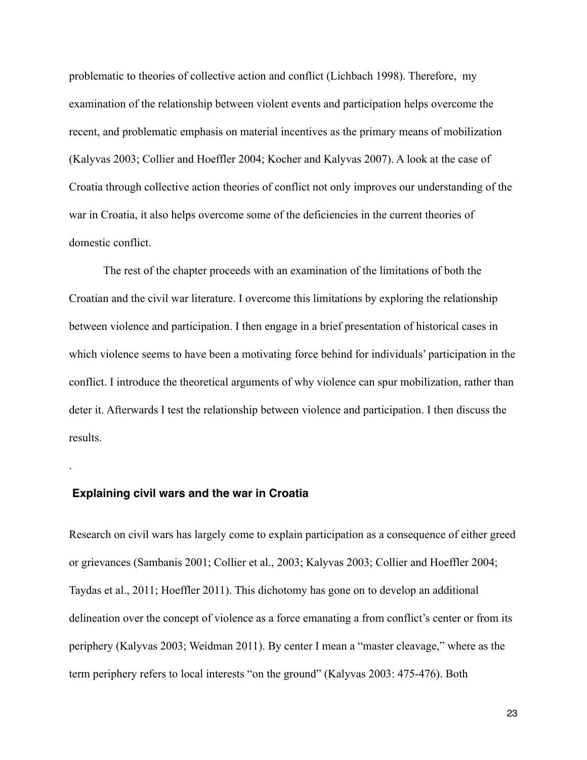problematic to theories of collective action and conflict (Lichbach 1998). Therefore, my examination of the relationship between violent events and participation helps overcome the recent, and problematic emphasis on material incentives as the primary means of mobilization (Kalyvas 2003; Collier and Hoeffler 2004; Kocher and Kalyvas 2007). A look at the case of Croatia through collective action theories of conflict not only improves our understanding of the war in Croatia, it also helps overcome some of the deficiencies in the current theories of domestic conflict.

The rest of the chapter proceeds with an examination of the limitations of both the Croatian and the civil war literature. I overcome this limitations by exploring the relationship between violence and participation. I then engage in a brief presentation of historical cases in which violence seems to have been a motivating force behind for individuals' participation in the conflict. I introduce the theoretical arguments of why violence can spur mobilization, rather than deter it. Afterwards I test the relationship between violence and participation. I then discuss the results.

.

## Explaining civil wars and the war in Croatia

Research on civil wars has largely come to explain participation as a consequence of either greed or grievances (Sambanis 2001; Collier et al., 2003; Kalyvas 2003; Collier and Hoeffler 2004; Taydas et al., 2011; Hoeffler 2011). This dichotomy has gone on to develop an additional delineation over the concept of violence as a force emanating a from conflict's center or from its periphery (Kalyvas 2003; Weidman 2011). By center I mean a "master cleavage," where as the term periphery refers to local interests "on the ground" (Kalyvas 2003: 475-476). Both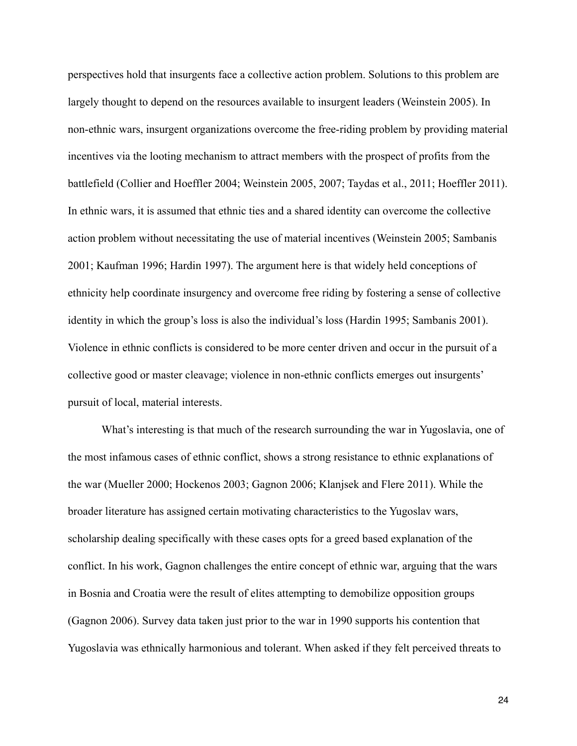perspectives hold that insurgents face a collective action problem. Solutions to this problem are largely thought to depend on the resources available to insurgent leaders (Weinstein 2005). In non-ethnic wars, insurgent organizations overcome the free-riding problem by providing material incentives via the looting mechanism to attract members with the prospect of profits from the battlefield (Collier and Hoeffler 2004; Weinstein 2005, 2007; Taydas et al., 2011; Hoeffler 2011). In ethnic wars, it is assumed that ethnic ties and a shared identity can overcome the collective action problem without necessitating the use of material incentives (Weinstein 2005; Sambanis 2001; Kaufman 1996; Hardin 1997). The argument here is that widely held conceptions of ethnicity help coordinate insurgency and overcome free riding by fostering a sense of collective identity in which the group's loss is also the individual's loss (Hardin 1995; Sambanis 2001). Violence in ethnic conflicts is considered to be more center driven and occur in the pursuit of a collective good or master cleavage; violence in non-ethnic conflicts emerges out insurgents' pursuit of local, material interests.

What's interesting is that much of the research surrounding the war in Yugoslavia, one of the most infamous cases of ethnic conflict, shows a strong resistance to ethnic explanations of the war (Mueller 2000; Hockenos 2003; Gagnon 2006; Klanjsek and Flere 2011). While the broader literature has assigned certain motivating characteristics to the Yugoslav wars, scholarship dealing specifically with these cases opts for a greed based explanation of the conflict. In his work, Gagnon challenges the entire concept of ethnic war, arguing that the wars in Bosnia and Croatia were the result of elites attempting to demobilize opposition groups (Gagnon 2006). Survey data taken just prior to the war in 1990 supports his contention that Yugoslavia was ethnically harmonious and tolerant. When asked if they felt perceived threats to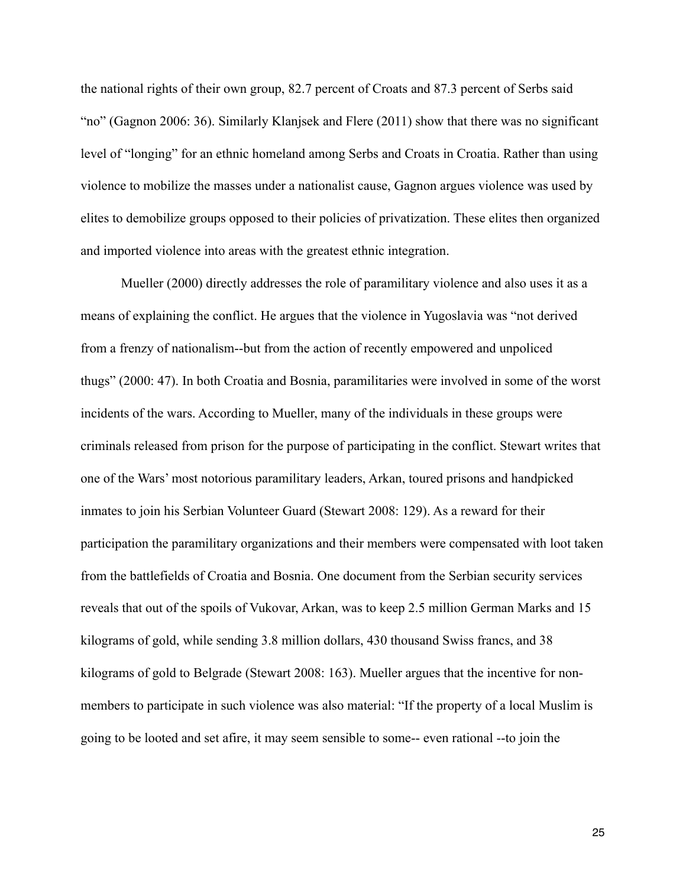the national rights of their own group, 82.7 percent of Croats and 87.3 percent of Serbs said "no" (Gagnon 2006: 36). Similarly Klanjsek and Flere (2011) show that there was no significant level of "longing" for an ethnic homeland among Serbs and Croats in Croatia. Rather than using violence to mobilize the masses under a nationalist cause, Gagnon argues violence was used by elites to demobilize groups opposed to their policies of privatization. These elites then organized and imported violence into areas with the greatest ethnic integration.

Mueller (2000) directly addresses the role of paramilitary violence and also uses it as a means of explaining the conflict. He argues that the violence in Yugoslavia was "not derived from a frenzy of nationalism--but from the action of recently empowered and unpoliced thugs" (2000: 47). In both Croatia and Bosnia, paramilitaries were involved in some of the worst incidents of the wars. According to Mueller, many of the individuals in these groups were criminals released from prison for the purpose of participating in the conflict. Stewart writes that one of the Wars' most notorious paramilitary leaders, Arkan, toured prisons and handpicked inmates to join his Serbian Volunteer Guard (Stewart 2008: 129). As a reward for their participation the paramilitary organizations and their members were compensated with loot taken from the battlefields of Croatia and Bosnia. One document from the Serbian security services reveals that out of the spoils of Vukovar, Arkan, was to keep 2.5 million German Marks and 15 kilograms of gold, while sending 3.8 million dollars, 430 thousand Swiss francs, and 38 kilograms of gold to Belgrade (Stewart 2008: 163). Mueller argues that the incentive for non-members to participate in such violence was also material: "If the property of a local Muslim is going to be looted and set afire, it may seem sensible to some-- even rational --to join the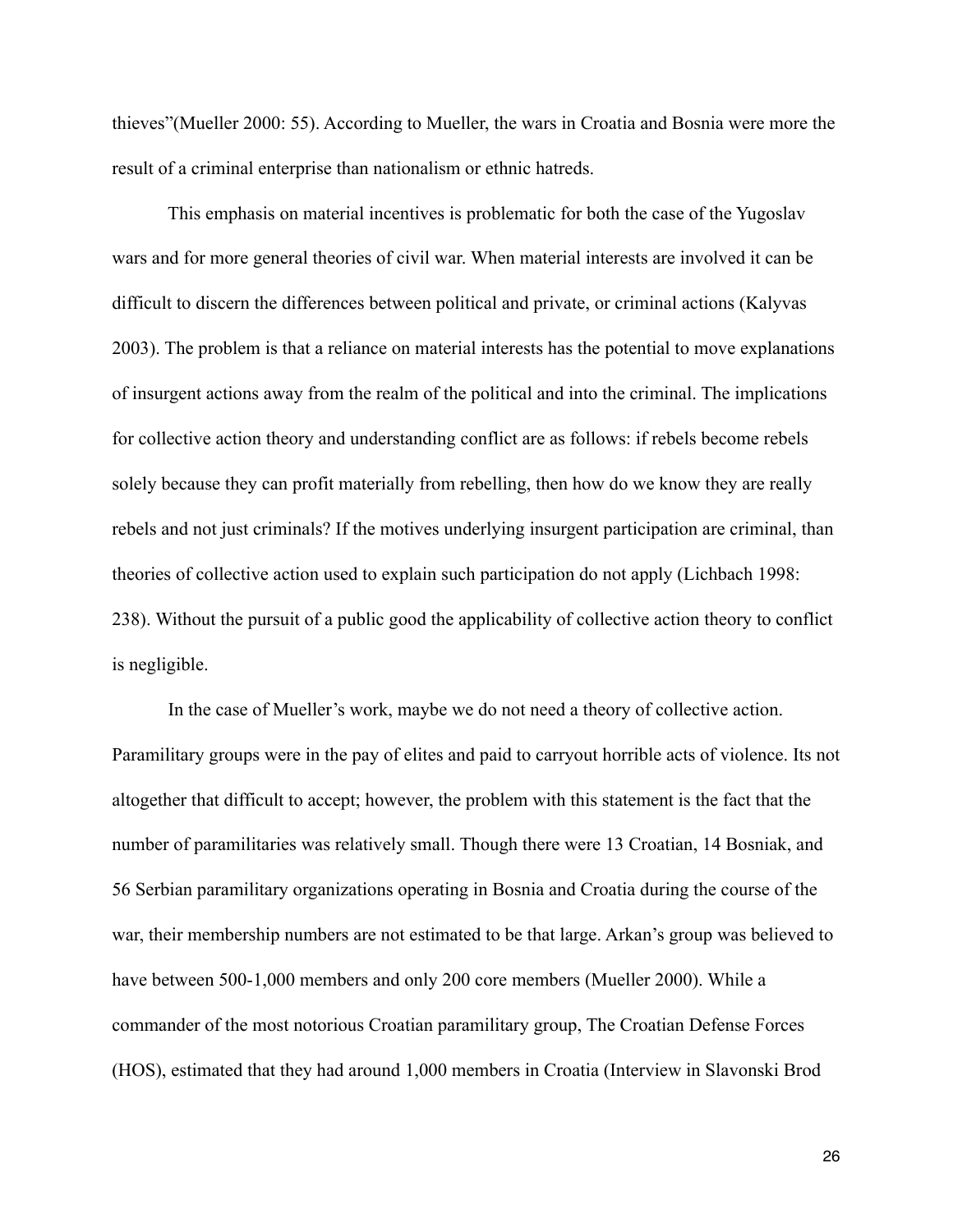thieves"(Mueller 2000: 55). According to Mueller, the wars in Croatia and Bosnia were more the result of a criminal enterprise than nationalism or ethnic hatreds.

This emphasis on material incentives is problematic for both the case of the Yugoslav wars and for more general theories of civil war. When material interests are involved it can be difficult to discern the differences between political and private, or criminal actions (Kalyvas 2003). The problem is that a reliance on material interests has the potential to move explanations of insurgent actions away from the realm of the political and into the criminal. The implications for collective action theory and understanding conflict are as follows: if rebels become rebels solely because they can profit materially from rebelling, then how do we know they are really rebels and not just criminals? If the motives underlying insurgent participation are criminal, than theories of collective action used to explain such participation do not apply (Lichbach 1998: 238). Without the pursuit of a public good the applicability of collective action theory to conflict is negligible.

In the case of Mueller's work, maybe we do not need a theory of collective action. Paramilitary groups were in the pay of elites and paid to carryout horrible acts of violence. Its not altogether that difficult to accept; however, the problem with this statement is the fact that the number of paramilitaries was relatively small. Though there were 13 Croatian, 14 Bosniak, and 56 Serbian paramilitary organizations operating in Bosnia and Croatia during the course of the war, their membership numbers are not estimated to be that large. Arkan's group was believed to have between 500-1,000 members and only 200 core members (Mueller 2000). While a commander of the most notorious Croatian paramilitary group, The Croatian Defense Forces (HOS), estimated that they had around 1,000 members in Croatia (Interview in Slavonski Brod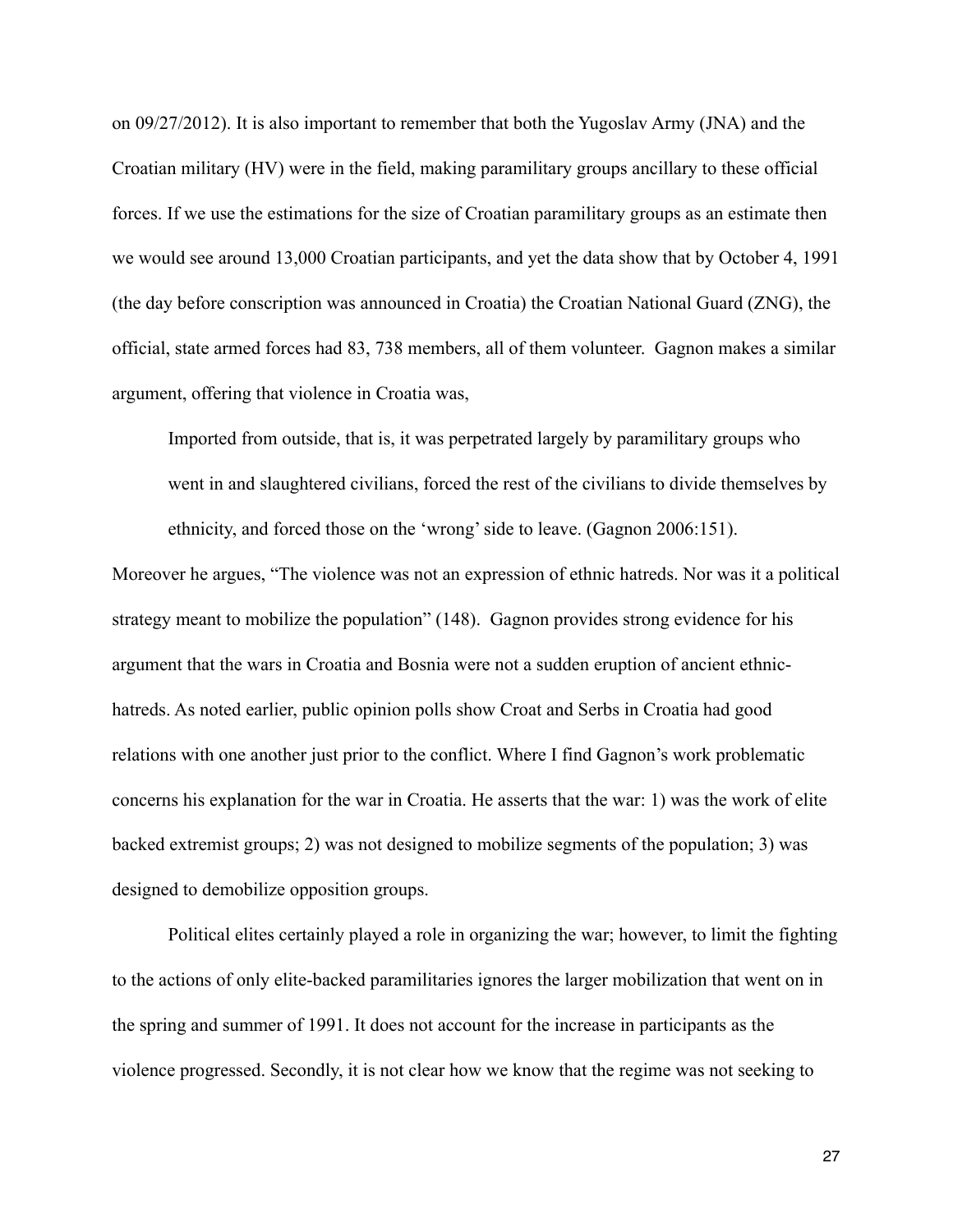on 09/27/2012). It is also important to remember that both the Yugoslav Army (JNA) and the Croatian military (HV) were in the field, making paramilitary groups ancillary to these official forces. If we use the estimations for the size of Croatian paramilitary groups as an estimate then we would see around 13,000 Croatian participants, and yet the data show that by October 4, 1991 (the day before conscription was announced in Croatia) the Croatian National Guard (ZNG), the official, state armed forces had 83, 738 members, all of them volunteer. Gagnon makes a similar argument, offering that violence in Croatia was,

> Imported from outside, that is, it was perpetrated largely by paramilitary groups who went in and slaughtered civilians, forced the rest of the civilians to divide themselves by ethnicity, and forced those on the 'wrong' side to leave. (Gagnon 2006:151).

Moreover he argues, "The violence was not an expression of ethnic hatreds. Nor was it a political strategy meant to mobilize the population" (148). Gagnon provides strong evidence for his argument that the wars in Croatia and Bosnia were not a sudden eruption of ancient ethnic-hatreds. As noted earlier, public opinion polls show Croat and Serbs in Croatia had good relations with one another just prior to the conflict. Where I find Gagnon's work problematic concerns his explanation for the war in Croatia. He asserts that the war: 1) was the work of elite backed extremist groups; 2) was not designed to mobilize segments of the population; 3) was designed to demobilize opposition groups.

Political elites certainly played a role in organizing the war; however, to limit the fighting to the actions of only elite-backed paramilitaries ignores the larger mobilization that went on in the spring and summer of 1991. It does not account for the increase in participants as the violence progressed. Secondly, it is not clear how we know that the regime was not seeking to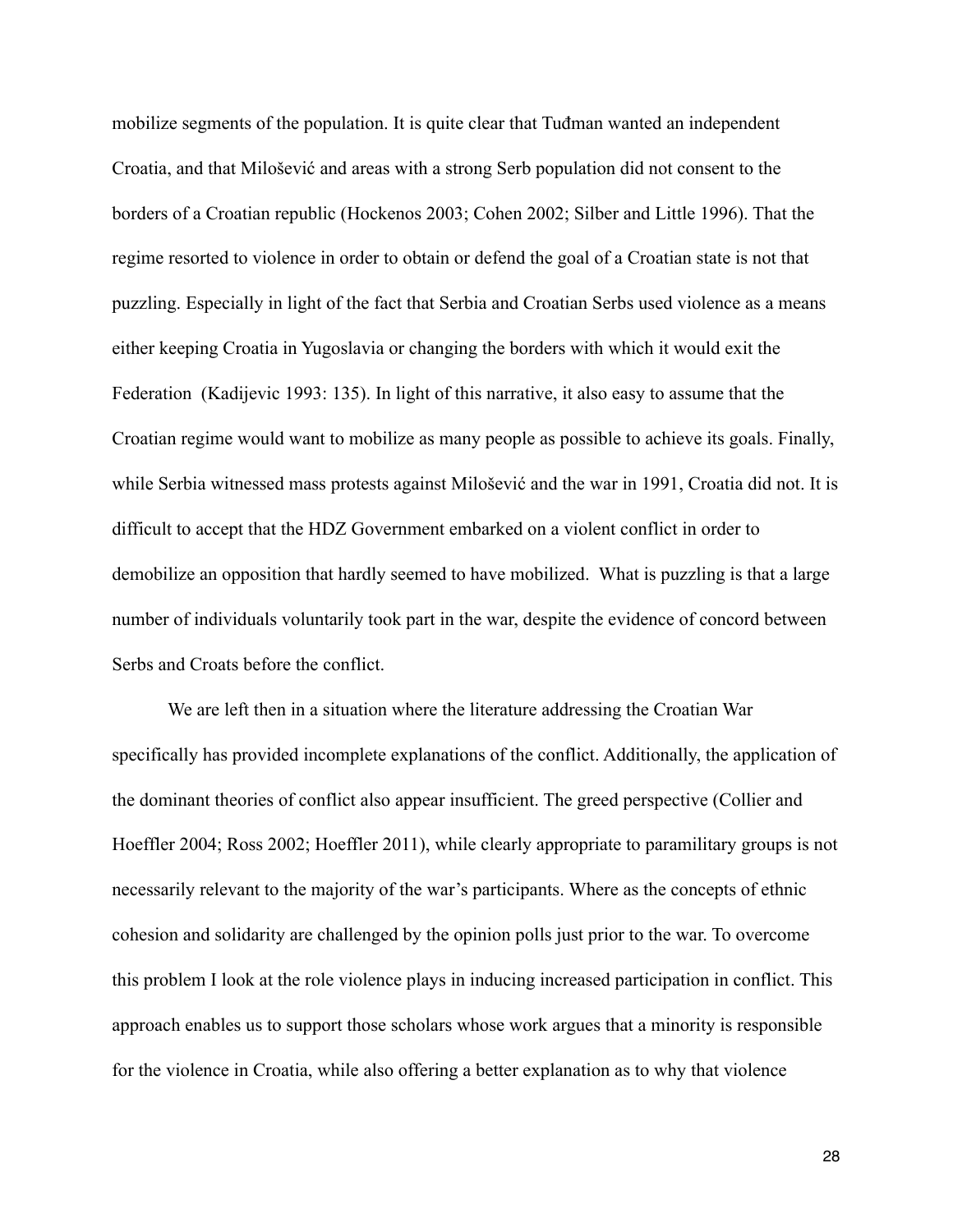mobilize segments of the population. It is quite clear that Tuđman wanted an independent Croatia, and that Milošević and areas with a strong Serb population did not consent to the borders of a Croatian republic (Hockenos 2003; Cohen 2002; Silber and Little 1996). That the regime resorted to violence in order to obtain or defend the goal of a Croatian state is not that puzzling. Especially in light of the fact that Serbia and Croatian Serbs used violence as a means either keeping Croatia in Yugoslavia or changing the borders with which it would exit the Federation (Kadijevic 1993: 135). In light of this narrative, it also easy to assume that the Croatian regime would want to mobilize as many people as possible to achieve its goals. Finally, while Serbia witnessed mass protests against Milošević and the war in 1991, Croatia did not. It is difficult to accept that the HDZ Government embarked on a violent conflict in order to demobilize an opposition that hardly seemed to have mobilized. What is puzzling is that a large number of individuals voluntarily took part in the war, despite the evidence of concord between Serbs and Croats before the conflict.

We are left then in a situation where the literature addressing the Croatian War specifically has provided incomplete explanations of the conflict. Additionally, the application of the dominant theories of conflict also appear insufficient. The greed perspective (Collier and Hoeffler 2004; Ross 2002; Hoeffler 2011), while clearly appropriate to paramilitary groups is not necessarily relevant to the majority of the war's participants. Where as the concepts of ethnic cohesion and solidarity are challenged by the opinion polls just prior to the war. To overcome this problem I look at the role violence plays in inducing increased participation in conflict. This approach enables us to support those scholars whose work argues that a minority is responsible for the violence in Croatia, while also offering a better explanation as to why that violence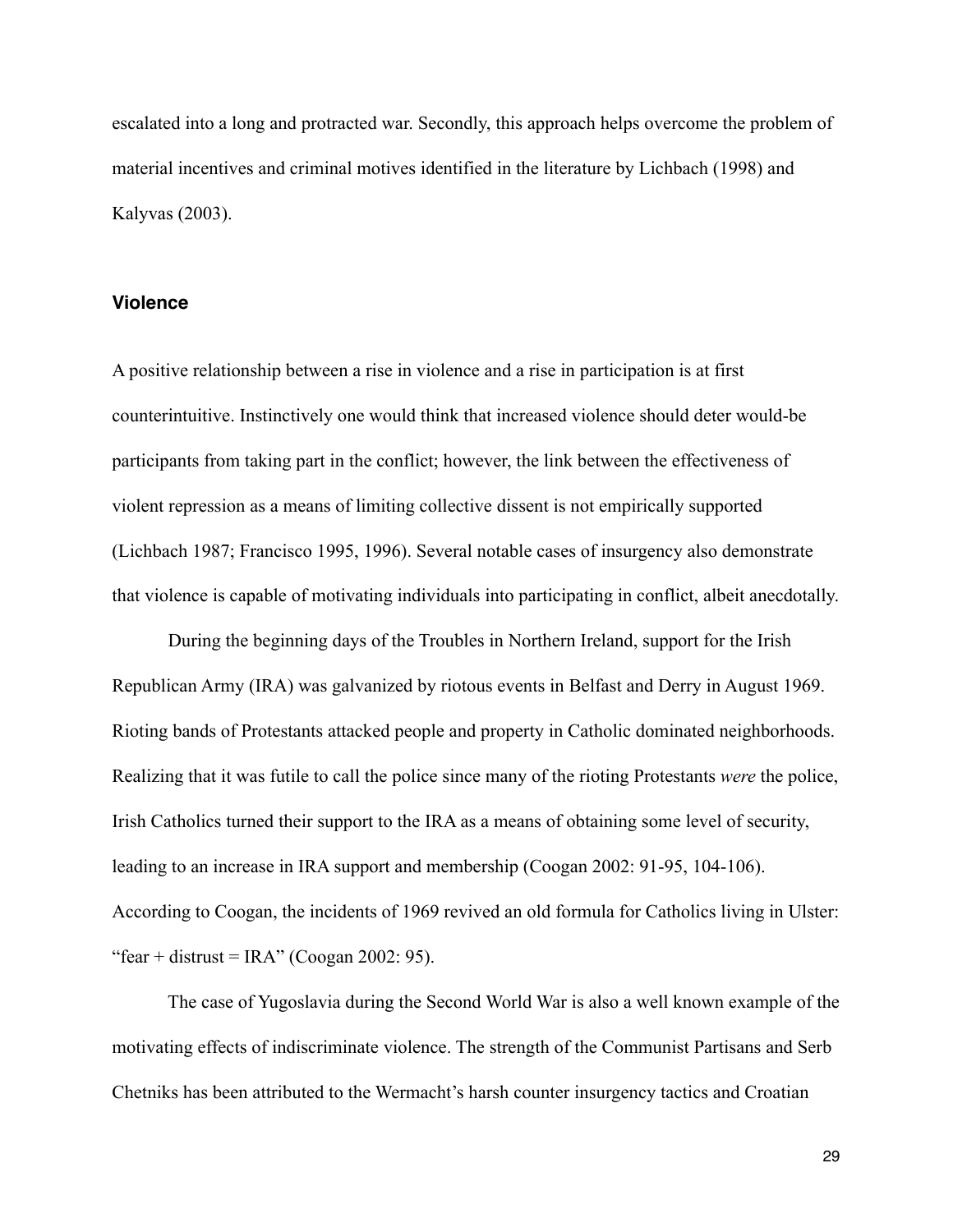escalated into a long and protracted war. Secondly, this approach helps overcome the problem of material incentives and criminal motives identified in the literature by Lichbach (1998) and Kalyvas (2003).

### Violence

A positive relationship between a rise in violence and a rise in participation is at first counterintuitive. Instinctively one would think that increased violence should deter would-be participants from taking part in the conflict; however, the link between the effectiveness of violent repression as a means of limiting collective dissent is not empirically supported (Lichbach 1987; Francisco 1995, 1996). Several notable cases of insurgency also demonstrate that violence is capable of motivating individuals into participating in conflict, albeit anecdotally.

During the beginning days of the Troubles in Northern Ireland, support for the Irish Republican Army (IRA) was galvanized by riotous events in Belfast and Derry in August 1969. Rioting bands of Protestants attacked people and property in Catholic dominated neighborhoods. Realizing that it was futile to call the police since many of the rioting Protestants *were* the police, Irish Catholics turned their support to the IRA as a means of obtaining some level of security, leading to an increase in IRA support and membership (Coogan 2002: 91-95, 104-106). According to Coogan, the incidents of 1969 revived an old formula for Catholics living in Ulster: "fear + distrust = IRA" (Coogan 2002: 95).

The case of Yugoslavia during the Second World War is also a well known example of the motivating effects of indiscriminate violence. The strength of the Communist Partisans and Serb Chetniks has been attributed to the Wermacht's harsh counter insurgency tactics and Croatian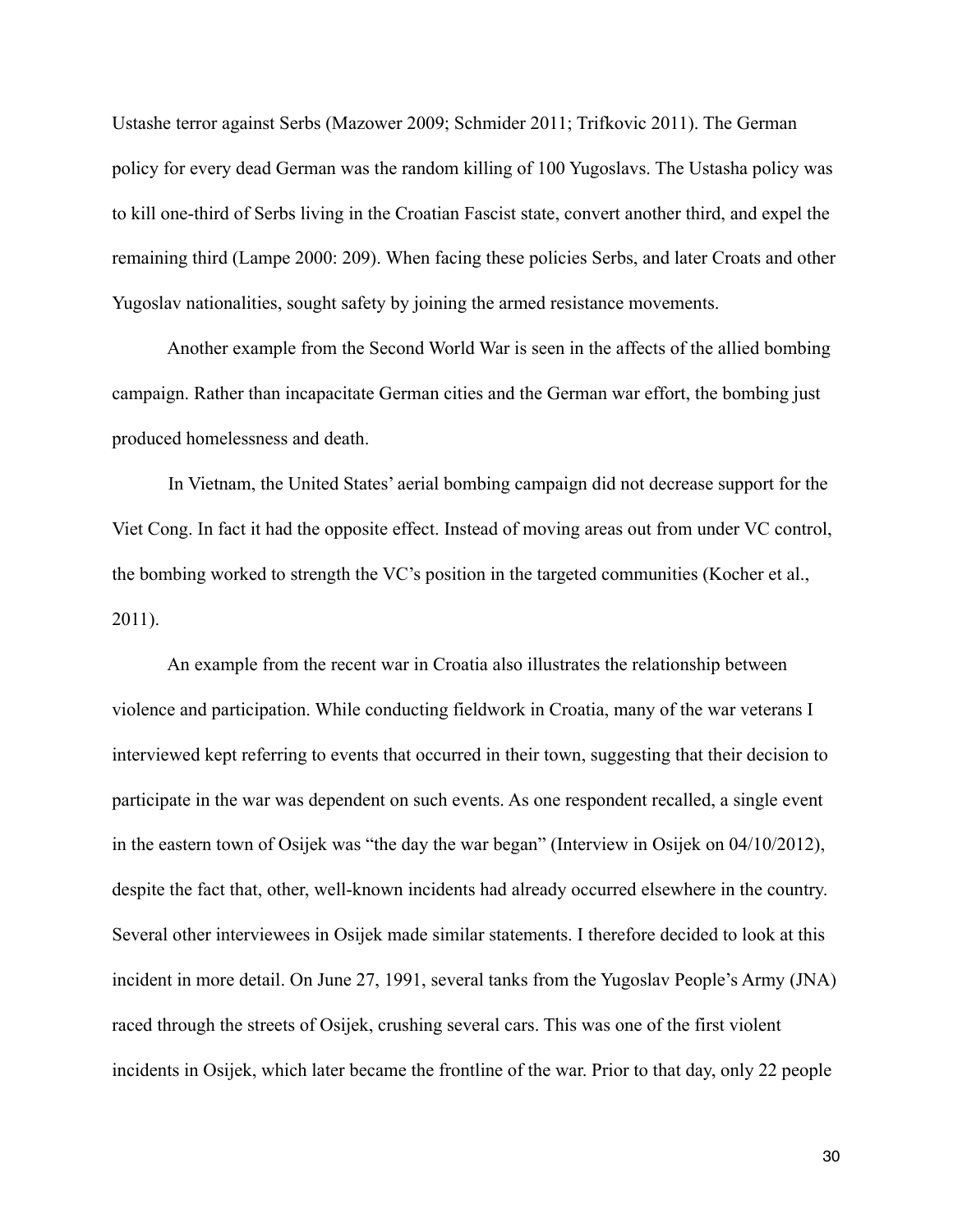Ustashe terror against Serbs (Mazower 2009; Schmider 2011; Trifkovic 2011). The German policy for every dead German was the random killing of 100 Yugoslavs. The Ustasha policy was to kill one-third of Serbs living in the Croatian Fascist state, convert another third, and expel the remaining third (Lampe 2000: 209). When facing these policies Serbs, and later Croats and other Yugoslav nationalities, sought safety by joining the armed resistance movements.

Another example from the Second World War is seen in the affects of the allied bombing campaign. Rather than incapacitate German cities and the German war effort, the bombing just produced homelessness and death.

In Vietnam, the United States' aerial bombing campaign did not decrease support for the Viet Cong. In fact it had the opposite effect. Instead of moving areas out from under VC control, the bombing worked to strength the VC's position in the targeted communities (Kocher et al., 2011).

An example from the recent war in Croatia also illustrates the relationship between violence and participation. While conducting fieldwork in Croatia, many of the war veterans I interviewed kept referring to events that occurred in their town, suggesting that their decision to participate in the war was dependent on such events. As one respondent recalled, a single event in the eastern town of Osijek was "the day the war began" (Interview in Osijek on 04/10/2012), despite the fact that, other, well-known incidents had already occurred elsewhere in the country. Several other interviewees in Osijek made similar statements. I therefore decided to look at this incident in more detail. On June 27, 1991, several tanks from the Yugoslav People's Army (JNA) raced through the streets of Osijek, crushing several cars. This was one of the first violent incidents in Osijek, which later became the frontline of the war. Prior to that day, only 22 people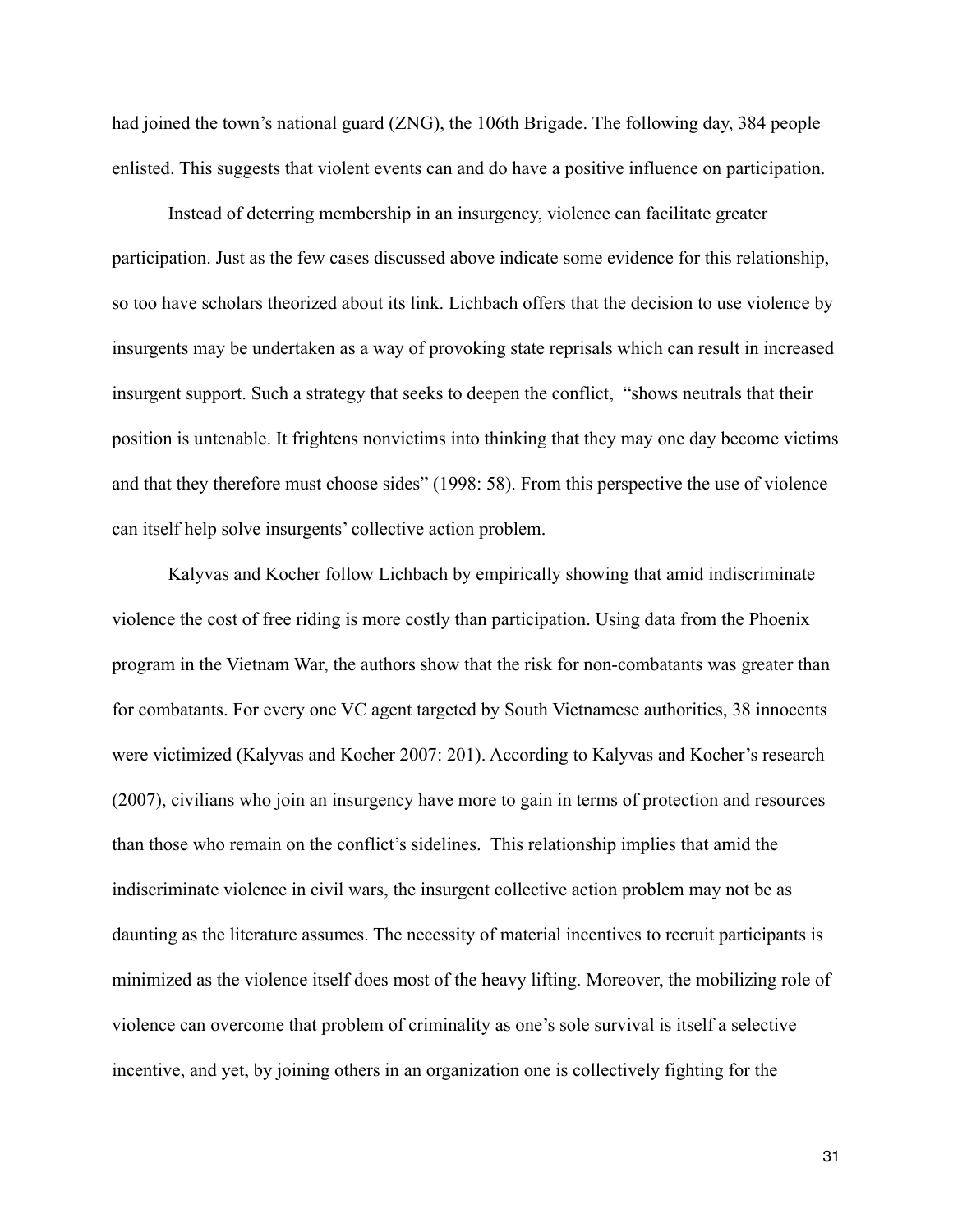had joined the town's national guard (ZNG), the 106th Brigade. The following day, 384 people enlisted. This suggests that violent events can and do have a positive influence on participation.

Instead of deterring membership in an insurgency, violence can facilitate greater participation. Just as the few cases discussed above indicate some evidence for this relationship, so too have scholars theorized about its link. Lichbach offers that the decision to use violence by insurgents may be undertaken as a way of provoking state reprisals which can result in increased insurgent support. Such a strategy that seeks to deepen the conflict, "shows neutrals that their position is untenable. It frightens nonvictims into thinking that they may one day become victims and that they therefore must choose sides" (1998: 58). From this perspective the use of violence can itself help solve insurgents' collective action problem.

Kalyvas and Kocher follow Lichbach by empirically showing that amid indiscriminate violence the cost of free riding is more costly than participation. Using data from the Phoenix program in the Vietnam War, the authors show that the risk for non-combatants was greater than for combatants. For every one VC agent targeted by South Vietnamese authorities, 38 innocents were victimized (Kalyvas and Kocher 2007: 201). According to Kalyvas and Kocher's research (2007), civilians who join an insurgency have more to gain in terms of protection and resources than those who remain on the conflict's sidelines. This relationship implies that amid the indiscriminate violence in civil wars, the insurgent collective action problem may not be as daunting as the literature assumes. The necessity of material incentives to recruit participants is minimized as the violence itself does most of the heavy lifting. Moreover, the mobilizing role of violence can overcome that problem of criminality as one's sole survival is itself a selective incentive, and yet, by joining others in an organization one is collectively fighting for the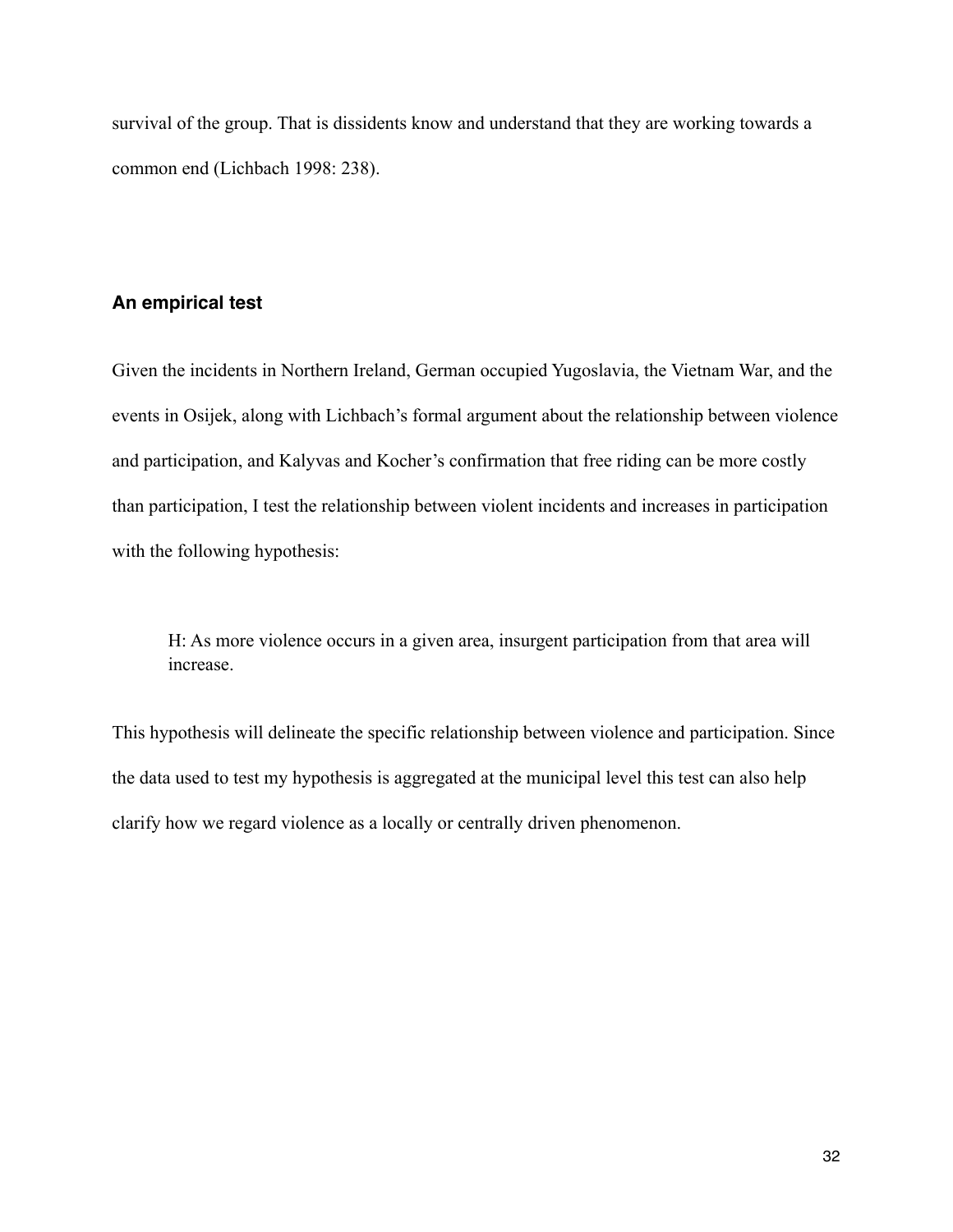survival of the group. That is dissidents know and understand that they are working towards a common end (Lichbach 1998: 238).

### An empirical test

Given the incidents in Northern Ireland, German occupied Yugoslavia, the Vietnam War, and the events in Osijek, along with Lichbach's formal argument about the relationship between violence and participation, and Kalyvas and Kocher's confirmation that free riding can be more costly than participation, I test the relationship between violent incidents and increases in participation with the following hypothesis:

> H: As more violence occurs in a given area, insurgent participation from that area will increase.

This hypothesis will delineate the specific relationship between violence and participation. Since the data used to test my hypothesis is aggregated at the municipal level this test can also help clarify how we regard violence as a locally or centrally driven phenomenon.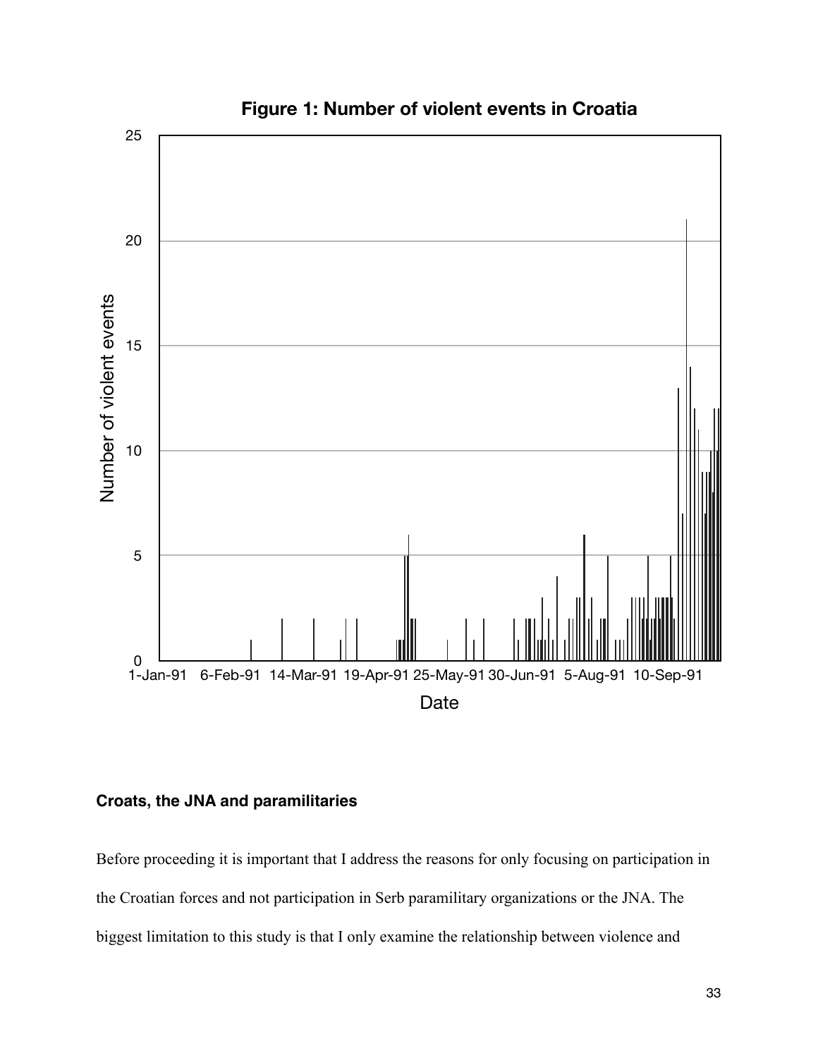**Figure 1: Number of violent events in Croatia**

## Croats, the JNA and paramilitaries

Before proceeding it is important that I address the reasons for only focusing on participation in the Croatian forces and not participation in Serb paramilitary organizations or the JNA. The biggest limitation to this study is that I only examine the relationship between violence and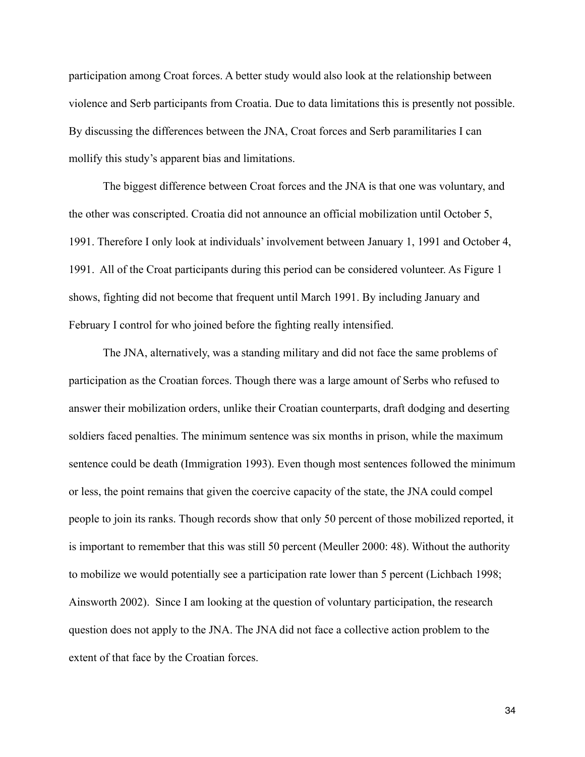participation among Croat forces. A better study would also look at the relationship between violence and Serb participants from Croatia. Due to data limitations this is presently not possible. By discussing the differences between the JNA, Croat forces and Serb paramilitaries I can mollify this study's apparent bias and limitations.

The biggest difference between Croat forces and the JNA is that one was voluntary, and the other was conscripted. Croatia did not announce an official mobilization until October 5, 1991. Therefore I only look at individuals' involvement between January 1, 1991 and October 4, 1991. All of the Croat participants during this period can be considered volunteer. As Figure 1 shows, fighting did not become that frequent until March 1991. By including January and February I control for who joined before the fighting really intensified.

The JNA, alternatively, was a standing military and did not face the same problems of participation as the Croatian forces. Though there was a large amount of Serbs who refused to answer their mobilization orders, unlike their Croatian counterparts, draft dodging and deserting soldiers faced penalties. The minimum sentence was six months in prison, while the maximum sentence could be death (Immigration 1993). Even though most sentences followed the minimum or less, the point remains that given the coercive capacity of the state, the JNA could compel people to join its ranks. Though records show that only 50 percent of those mobilized reported, it is important to remember that this was still 50 percent (Meuller 2000: 48). Without the authority to mobilize we would potentially see a participation rate lower than 5 percent (Lichbach 1998; Ainsworth 2002). Since I am looking at the question of voluntary participation, the research question does not apply to the JNA. The JNA did not face a collective action problem to the extent of that face by the Croatian forces.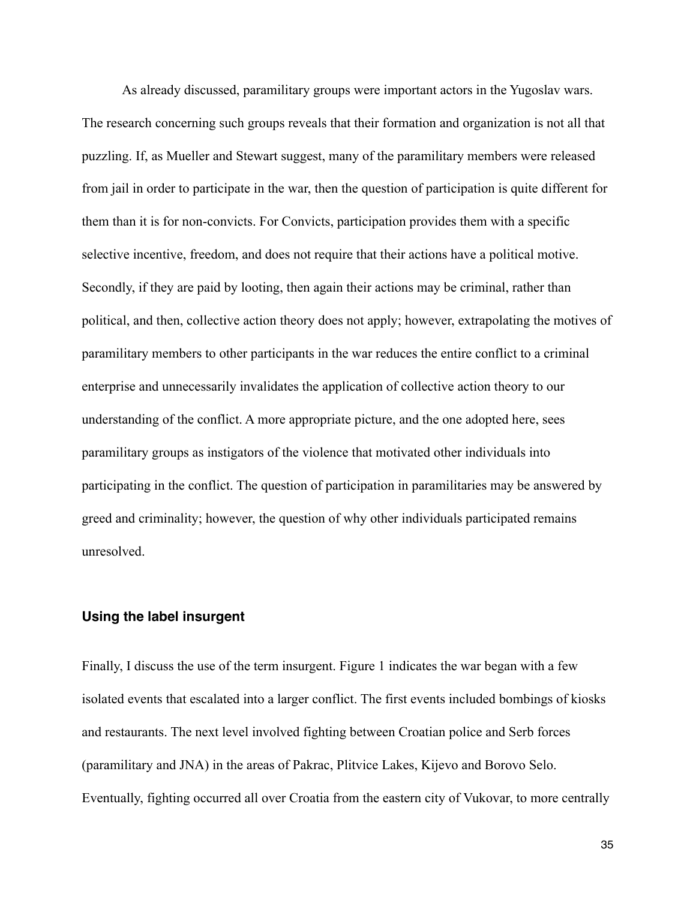As already discussed, paramilitary groups were important actors in the Yugoslav wars. The research concerning such groups reveals that their formation and organization is not all that puzzling. If, as Mueller and Stewart suggest, many of the paramilitary members were released from jail in order to participate in the war, then the question of participation is quite different for them than it is for non-convicts. For Convicts, participation provides them with a specific selective incentive, freedom, and does not require that their actions have a political motive. Secondly, if they are paid by looting, then again their actions may be criminal, rather than political, and then, collective action theory does not apply; however, extrapolating the motives of paramilitary members to other participants in the war reduces the entire conflict to a criminal enterprise and unnecessarily invalidates the application of collective action theory to our understanding of the conflict. A more appropriate picture, and the one adopted here, sees paramilitary groups as instigators of the violence that motivated other individuals into participating in the conflict. The question of participation in paramilitaries may be answered by greed and criminality; however, the question of why other individuals participated remains unresolved.

### Using the label insurgent

Finally, I discuss the use of the term insurgent. Figure 1 indicates the war began with a few isolated events that escalated into a larger conflict. The first events included bombings of kiosks and restaurants. The next level involved fighting between Croatian police and Serb forces (paramilitary and JNA) in the areas of Pakrac, Plitvice Lakes, Kijevo and Borovo Selo. Eventually, fighting occurred all over Croatia from the eastern city of Vukovar, to more centrally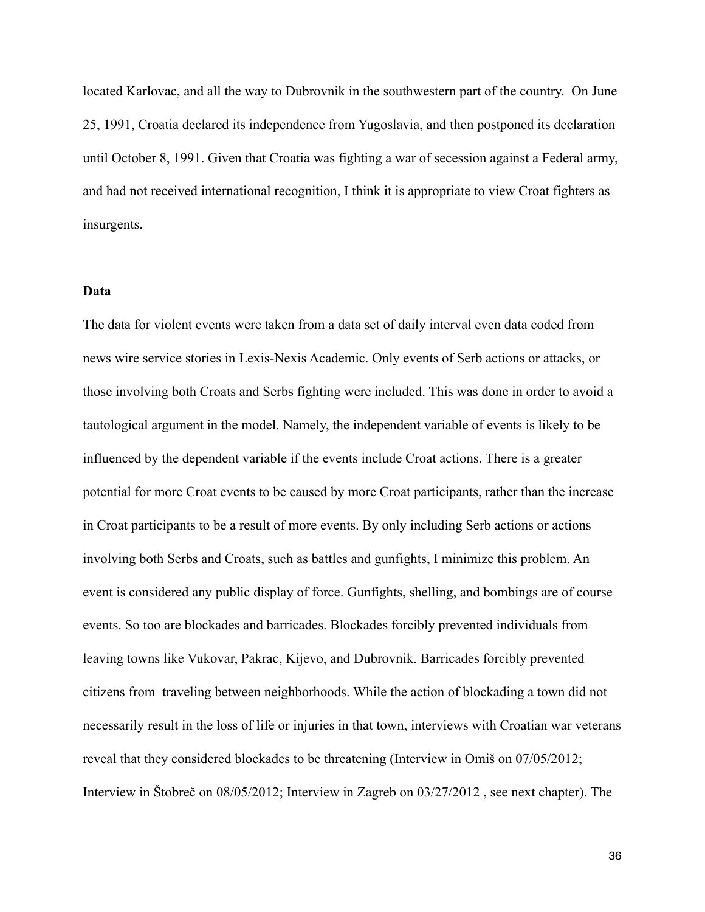located Karlovac, and all the way to Dubrovnik in the southwestern part of the country. On June 25, 1991, Croatia declared its independence from Yugoslavia, and then postponed its declaration until October 8, 1991. Given that Croatia was fighting a war of secession against a Federal army, and had not received international recognition, I think it is appropriate to view Croat fighters as insurgents.

**Data**

The data for violent events were taken from a data set of daily interval even data coded from news wire service stories in Lexis-Nexis Academic. Only events of Serb actions or attacks, or those involving both Croats and Serbs fighting were included. This was done in order to avoid a tautological argument in the model. Namely, the independent variable of events is likely to be influenced by the dependent variable if the events include Croat actions. There is a greater potential for more Croat events to be caused by more Croat participants, rather than the increase in Croat participants to be a result of more events. By only including Serb actions or actions involving both Serbs and Croats, such as battles and gunfights, I minimize this problem. An event is considered any public display of force. Gunfights, shelling, and bombings are of course events. So too are blockades and barricades. Blockades forcibly prevented individuals from leaving towns like Vukovar, Pakrac, Kijevo, and Dubrovnik. Barricades forcibly prevented citizens from traveling between neighborhoods. While the action of blockading a town did not necessarily result in the loss of life or injuries in that town, interviews with Croatian war veterans reveal that they considered blockades to be threatening (Interview in Omiš on 07/05/2012; Interview in Štobreč on 08/05/2012; Interview in Zagreb on 03/27/2012 , see next chapter). The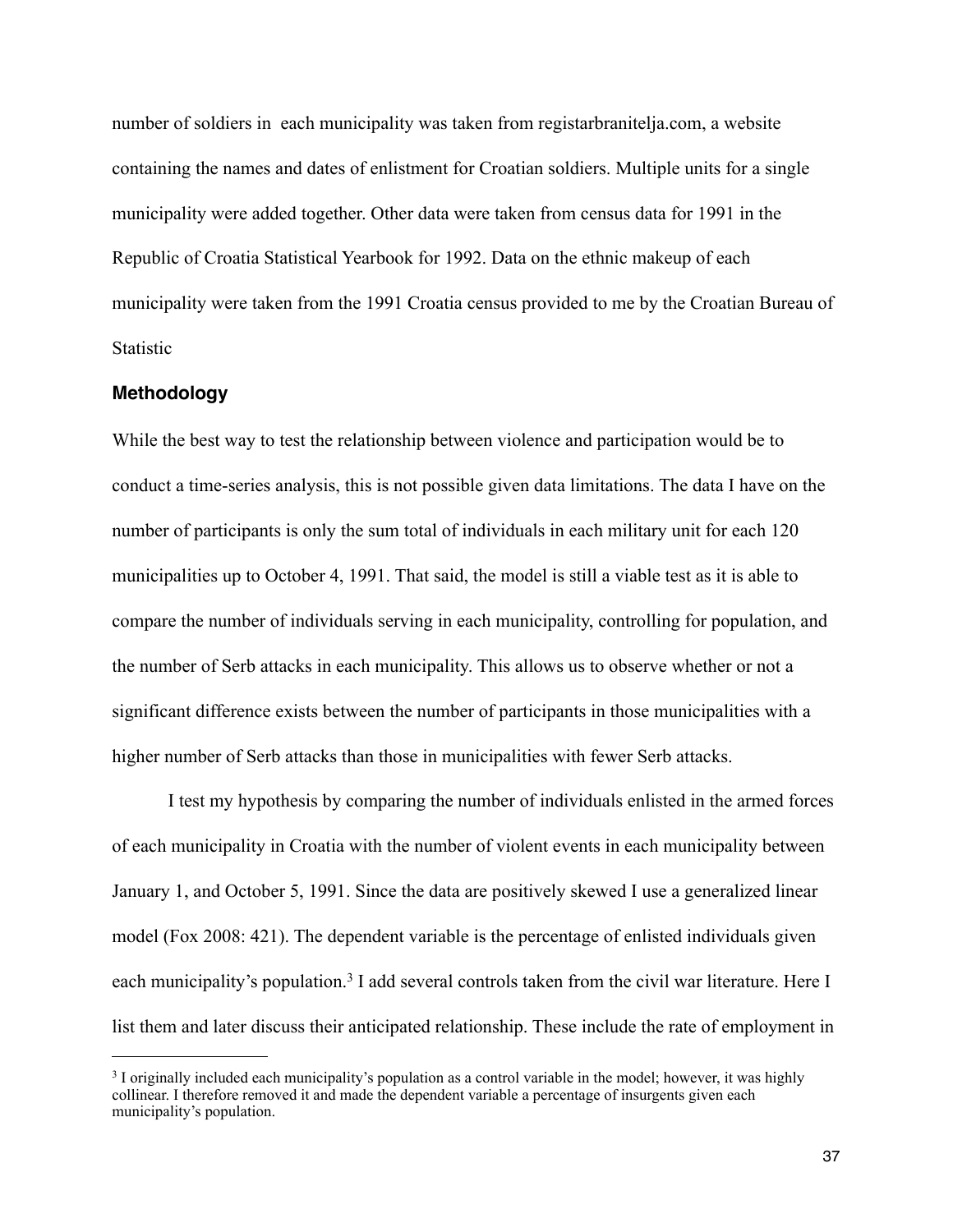number of soldiers in each municipality was taken from registarbranitelja.com, a website containing the names and dates of enlistment for Croatian soldiers. Multiple units for a single municipality were added together. Other data were taken from census data for 1991 in the Republic of Croatia Statistical Yearbook for 1992. Data on the ethnic makeup of each municipality were taken from the 1991 Croatia census provided to me by the Croatian Bureau of Statistic

### Methodology

While the best way to test the relationship between violence and participation would be to conduct a time-series analysis, this is not possible given data limitations. The data I have on the number of participants is only the sum total of individuals in each military unit for each 120 municipalities up to October 4, 1991. That said, the model is still a viable test as it is able to compare the number of individuals serving in each municipality, controlling for population, and the number of Serb attacks in each municipality. This allows us to observe whether or not a significant difference exists between the number of participants in those municipalities with a higher number of Serb attacks than those in municipalities with fewer Serb attacks.

I test my hypothesis by comparing the number of individuals enlisted in the armed forces of each municipality in Croatia with the number of violent events in each municipality between January 1, and October 5, 1991. Since the data are positively skewed I use a generalized linear model (Fox 2008: 421). The dependent variable is the percentage of enlisted individuals given each municipality's population.[3] I add several controls taken from the civil war literature. Here I list them and later discuss their anticipated relationship. These include the rate of employment in

---

[3] I originally included each municipality's population as a control variable in the model; however, it was highly collinear. I therefore removed it and made the dependent variable a percentage of insurgents given each municipality's population.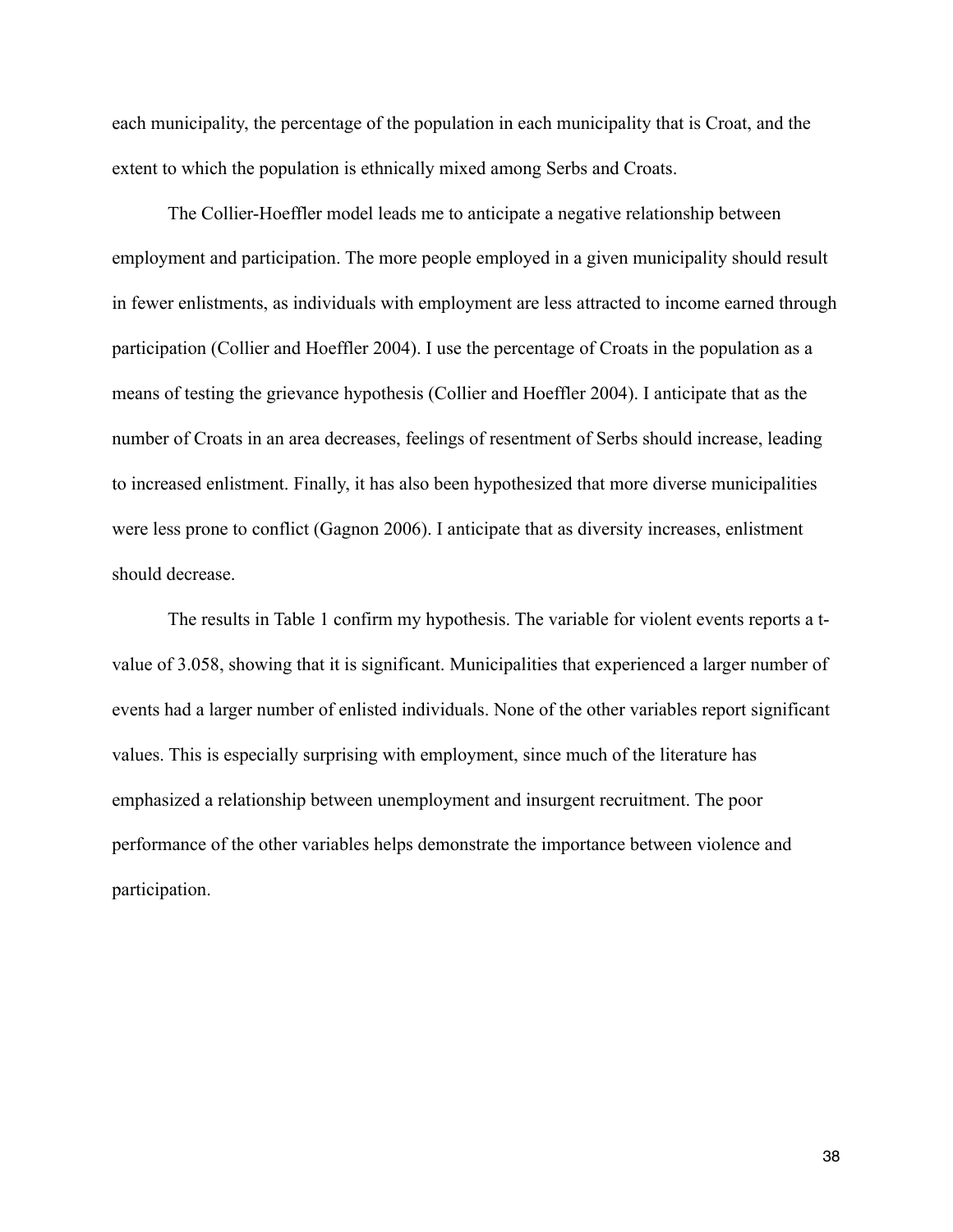each municipality, the percentage of the population in each municipality that is Croat, and the extent to which the population is ethnically mixed among Serbs and Croats.

The Collier-Hoeffler model leads me to anticipate a negative relationship between employment and participation. The more people employed in a given municipality should result in fewer enlistments, as individuals with employment are less attracted to income earned through participation (Collier and Hoeffler 2004). I use the percentage of Croats in the population as a means of testing the grievance hypothesis (Collier and Hoeffler 2004). I anticipate that as the number of Croats in an area decreases, feelings of resentment of Serbs should increase, leading to increased enlistment. Finally, it has also been hypothesized that more diverse municipalities were less prone to conflict (Gagnon 2006). I anticipate that as diversity increases, enlistment should decrease.

The results in Table 1 confirm my hypothesis. The variable for violent events reports a t-value of 3.058, showing that it is significant. Municipalities that experienced a larger number of events had a larger number of enlisted individuals. None of the other variables report significant values. This is especially surprising with employment, since much of the literature has emphasized a relationship between unemployment and insurgent recruitment. The poor performance of the other variables helps demonstrate the importance between violence and participation.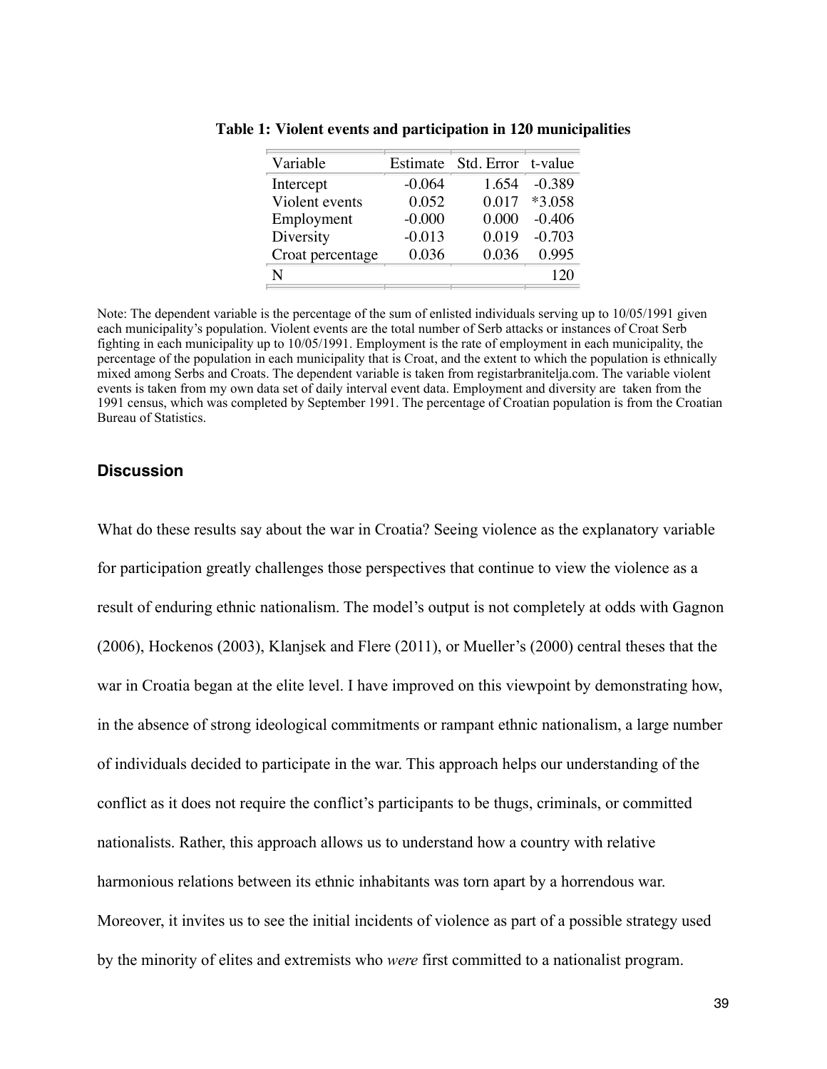**Table 1: Violent events and participation in 120 municipalities**

| Variable | Estimate | Std. Error | t-value |
|---|---|---|---|
| Intercept | -0.064 | 1.654 | -0.389 |
| Violent events | 0.052 | 0.017 | *3.058 |
| Employment | -0.000 | 0.000 | -0.406 |
| Diversity | -0.013 | 0.019 | -0.703 |
| Croat percentage | 0.036 | 0.036 | 0.995 |
| N | | | 120 |

Note: The dependent variable is the percentage of the sum of enlisted individuals serving up to 10/05/1991 given each municipality's population. Violent events are the total number of Serb attacks or instances of Croat Serb fighting in each municipality up to 10/05/1991. Employment is the rate of employment in each municipality, the percentage of the population in each municipality that is Croat, and the extent to which the population is ethnically mixed among Serbs and Croats. The dependent variable is taken from registarbranitelja.com. The variable violent events is taken from my own data set of daily interval event data. Employment and diversity are taken from the 1991 census, which was completed by September 1991. The percentage of Croatian population is from the Croatian Bureau of Statistics.

### Discussion

What do these results say about the war in Croatia? Seeing violence as the explanatory variable for participation greatly challenges those perspectives that continue to view the violence as a result of enduring ethnic nationalism. The model's output is not completely at odds with Gagnon (2006), Hockenos (2003), Klanjsek and Flere (2011), or Mueller's (2000) central theses that the war in Croatia began at the elite level. I have improved on this viewpoint by demonstrating how, in the absence of strong ideological commitments or rampant ethnic nationalism, a large number of individuals decided to participate in the war. This approach helps our understanding of the conflict as it does not require the conflict's participants to be thugs, criminals, or committed nationalists. Rather, this approach allows us to understand how a country with relative harmonious relations between its ethnic inhabitants was torn apart by a horrendous war. Moreover, it invites us to see the initial incidents of violence as part of a possible strategy used by the minority of elites and extremists who *were* first committed to a nationalist program.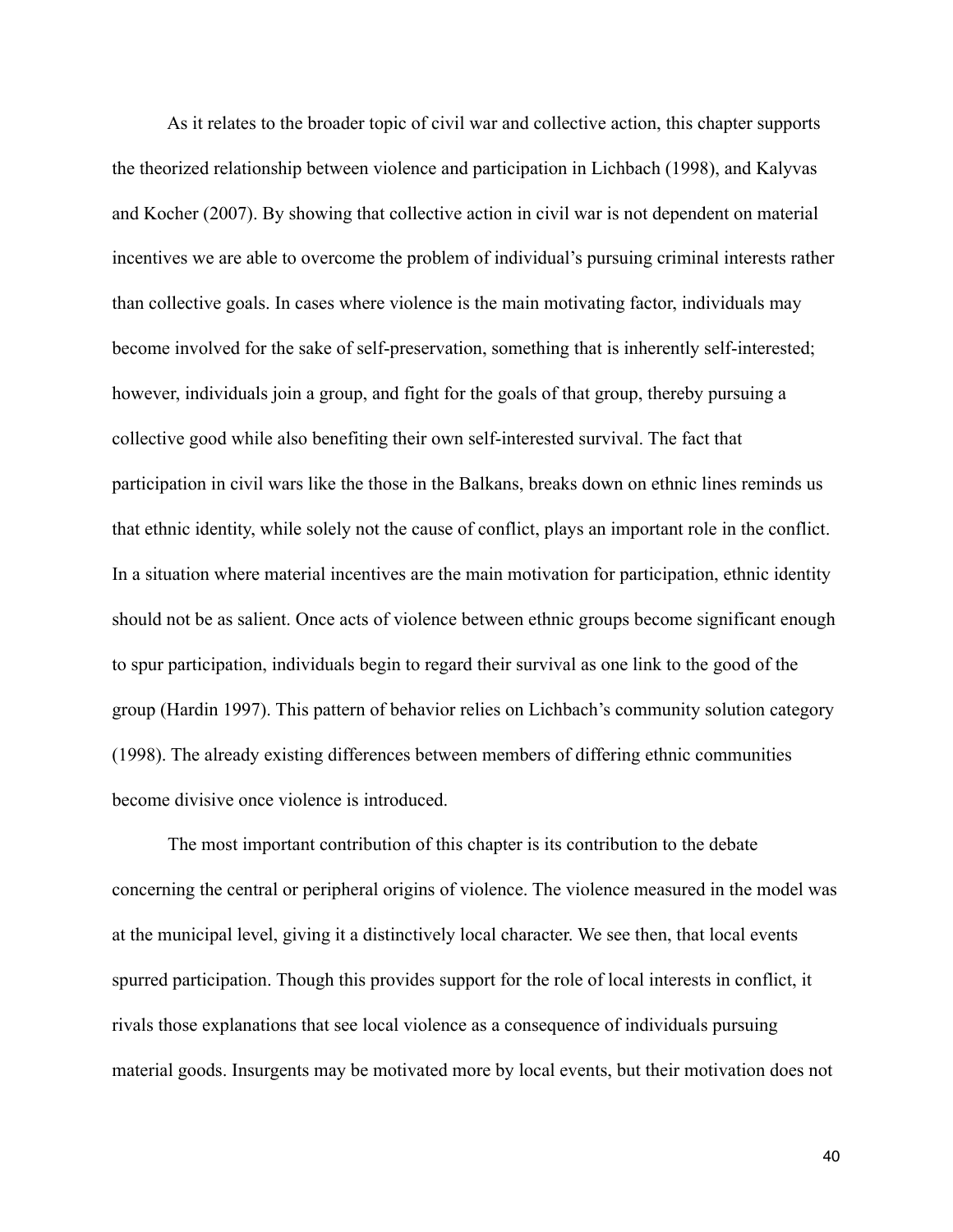As it relates to the broader topic of civil war and collective action, this chapter supports the theorized relationship between violence and participation in Lichbach (1998), and Kalyvas and Kocher (2007). By showing that collective action in civil war is not dependent on material incentives we are able to overcome the problem of individual's pursuing criminal interests rather than collective goals. In cases where violence is the main motivating factor, individuals may become involved for the sake of self-preservation, something that is inherently self-interested; however, individuals join a group, and fight for the goals of that group, thereby pursuing a collective good while also benefiting their own self-interested survival. The fact that participation in civil wars like the those in the Balkans, breaks down on ethnic lines reminds us that ethnic identity, while solely not the cause of conflict, plays an important role in the conflict. In a situation where material incentives are the main motivation for participation, ethnic identity should not be as salient. Once acts of violence between ethnic groups become significant enough to spur participation, individuals begin to regard their survival as one link to the good of the group (Hardin 1997). This pattern of behavior relies on Lichbach's community solution category (1998). The already existing differences between members of differing ethnic communities become divisive once violence is introduced.

The most important contribution of this chapter is its contribution to the debate concerning the central or peripheral origins of violence. The violence measured in the model was at the municipal level, giving it a distinctively local character. We see then, that local events spurred participation. Though this provides support for the role of local interests in conflict, it rivals those explanations that see local violence as a consequence of individuals pursuing material goods. Insurgents may be motivated more by local events, but their motivation does not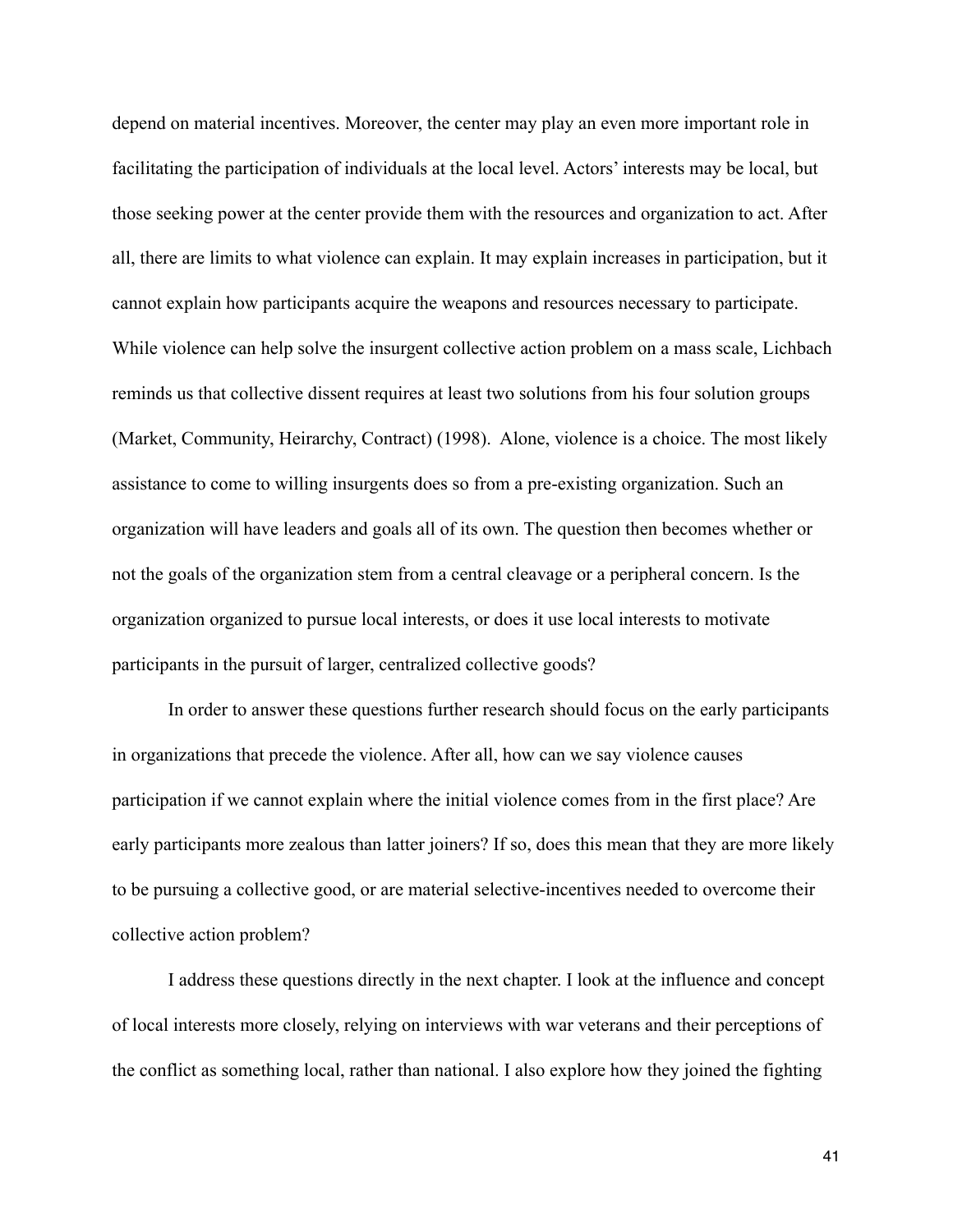depend on material incentives. Moreover, the center may play an even more important role in facilitating the participation of individuals at the local level. Actors' interests may be local, but those seeking power at the center provide them with the resources and organization to act. After all, there are limits to what violence can explain. It may explain increases in participation, but it cannot explain how participants acquire the weapons and resources necessary to participate. While violence can help solve the insurgent collective action problem on a mass scale, Lichbach reminds us that collective dissent requires at least two solutions from his four solution groups (Market, Community, Heirarchy, Contract) (1998). Alone, violence is a choice. The most likely assistance to come to willing insurgents does so from a pre-existing organization. Such an organization will have leaders and goals all of its own. The question then becomes whether or not the goals of the organization stem from a central cleavage or a peripheral concern. Is the organization organized to pursue local interests, or does it use local interests to motivate participants in the pursuit of larger, centralized collective goods?

In order to answer these questions further research should focus on the early participants in organizations that precede the violence. After all, how can we say violence causes participation if we cannot explain where the initial violence comes from in the first place? Are early participants more zealous than latter joiners? If so, does this mean that they are more likely to be pursuing a collective good, or are material selective-incentives needed to overcome their collective action problem?

I address these questions directly in the next chapter. I look at the influence and concept of local interests more closely, relying on interviews with war veterans and their perceptions of the conflict as something local, rather than national. I also explore how they joined the fighting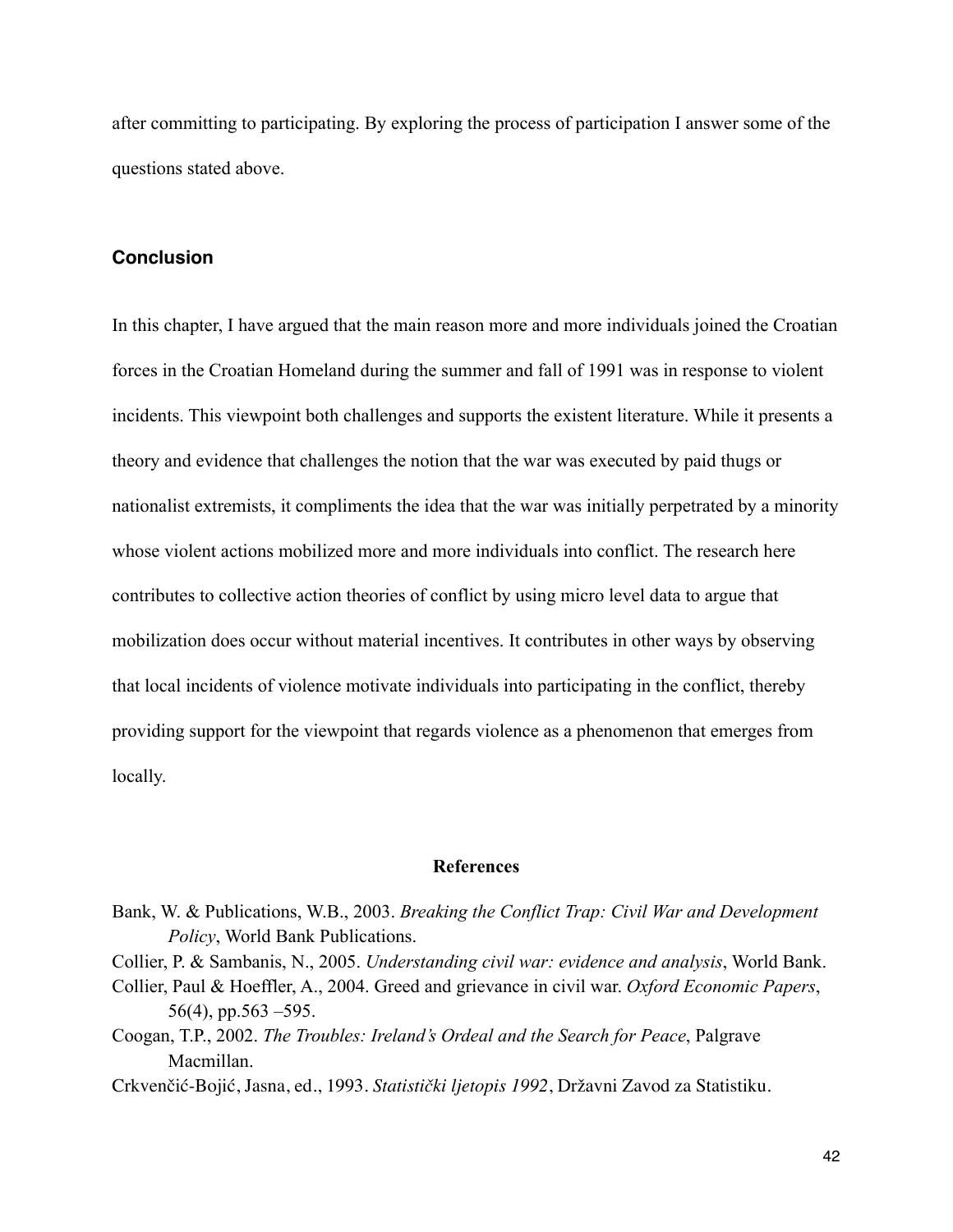after committing to participating. By exploring the process of participation I answer some of the questions stated above.

## Conclusion

In this chapter, I have argued that the main reason more and more individuals joined the Croatian forces in the Croatian Homeland during the summer and fall of 1991 was in response to violent incidents. This viewpoint both challenges and supports the existent literature. While it presents a theory and evidence that challenges the notion that the war was executed by paid thugs or nationalist extremists, it compliments the idea that the war was initially perpetrated by a minority whose violent actions mobilized more and more individuals into conflict. The research here contributes to collective action theories of conflict by using micro level data to argue that mobilization does occur without material incentives. It contributes in other ways by observing that local incidents of violence motivate individuals into participating in the conflict, thereby providing support for the viewpoint that regards violence as a phenomenon that emerges from locally.

## References

Bank, W. & Publications, W.B., 2003. *Breaking the Conflict Trap: Civil War and Development Policy*, World Bank Publications.

Collier, P. & Sambanis, N., 2005. *Understanding civil war: evidence and analysis*, World Bank.

Collier, Paul & Hoeffler, A., 2004. Greed and grievance in civil war. *Oxford Economic Papers*, 56(4), pp.563 –595.

Coogan, T.P., 2002. *The Troubles: Ireland's Ordeal and the Search for Peace*, Palgrave Macmillan.

Crkvenčić-Bojić, Jasna, ed., 1993. *Statistički ljetopis 1992*, Državni Zavod za Statistiku.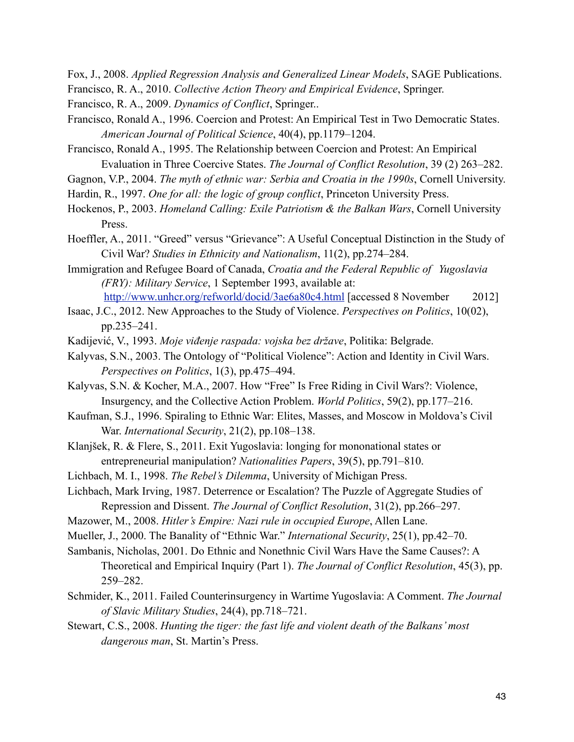Fox, J., 2008. *Applied Regression Analysis and Generalized Linear Models*, SAGE Publications.

Francisco, R. A., 2010. *Collective Action Theory and Empirical Evidence*, Springer.

Francisco, R. A., 2009. *Dynamics of Conflict*, Springer..

Francisco, Ronald A., 1996. Coercion and Protest: An Empirical Test in Two Democratic States. *American Journal of Political Science*, 40(4), pp.1179–1204.

Francisco, Ronald A., 1995. The Relationship between Coercion and Protest: An Empirical Evaluation in Three Coercive States. *The Journal of Conflict Resolution*, 39 (2) 263–282.

Gagnon, V.P., 2004. *The myth of ethnic war: Serbia and Croatia in the 1990s*, Cornell University.

Hardin, R., 1997. *One for all: the logic of group conflict*, Princeton University Press.

Hockenos, P., 2003. *Homeland Calling: Exile Patriotism & the Balkan Wars*, Cornell University Press.

Hoeffler, A., 2011. "Greed" versus "Grievance": A Useful Conceptual Distinction in the Study of Civil War? *Studies in Ethnicity and Nationalism*, 11(2), pp.274–284.

Immigration and Refugee Board of Canada, *Croatia and the Federal Republic of Yugoslavia (FRY): Military Service*, 1 September 1993, available at: http://www.unhcr.org/refworld/docid/3ae6a80c4.html [accessed 8 November 2012]

Isaac, J.C., 2012. New Approaches to the Study of Violence. *Perspectives on Politics*, 10(02), pp.235–241.

Kadijević, V., 1993. *Moje viđenje raspada: vojska bez države*, Politika: Belgrade.

Kalyvas, S.N., 2003. The Ontology of "Political Violence": Action and Identity in Civil Wars. *Perspectives on Politics*, 1(3), pp.475–494.

Kalyvas, S.N. & Kocher, M.A., 2007. How "Free" Is Free Riding in Civil Wars?: Violence, Insurgency, and the Collective Action Problem. *World Politics*, 59(2), pp.177–216.

Kaufman, S.J., 1996. Spiraling to Ethnic War: Elites, Masses, and Moscow in Moldova's Civil War. *International Security*, 21(2), pp.108–138.

Klanjšek, R. & Flere, S., 2011. Exit Yugoslavia: longing for mononational states or entrepreneurial manipulation? *Nationalities Papers*, 39(5), pp.791–810.

Lichbach, M. I., 1998. *The Rebel's Dilemma*, University of Michigan Press.

Lichbach, Mark Irving, 1987. Deterrence or Escalation? The Puzzle of Aggregate Studies of Repression and Dissent. *The Journal of Conflict Resolution*, 31(2), pp.266–297.

Mazower, M., 2008. *Hitler's Empire: Nazi rule in occupied Europe*, Allen Lane.

Mueller, J., 2000. The Banality of "Ethnic War." *International Security*, 25(1), pp.42–70.

Sambanis, Nicholas, 2001. Do Ethnic and Nonethnic Civil Wars Have the Same Causes?: A Theoretical and Empirical Inquiry (Part 1). *The Journal of Conflict Resolution*, 45(3), pp. 259–282.

Schmider, K., 2011. Failed Counterinsurgency in Wartime Yugoslavia: A Comment. *The Journal of Slavic Military Studies*, 24(4), pp.718–721.

Stewart, C.S., 2008. *Hunting the tiger: the fast life and violent death of the Balkans' most dangerous man*, St. Martin's Press.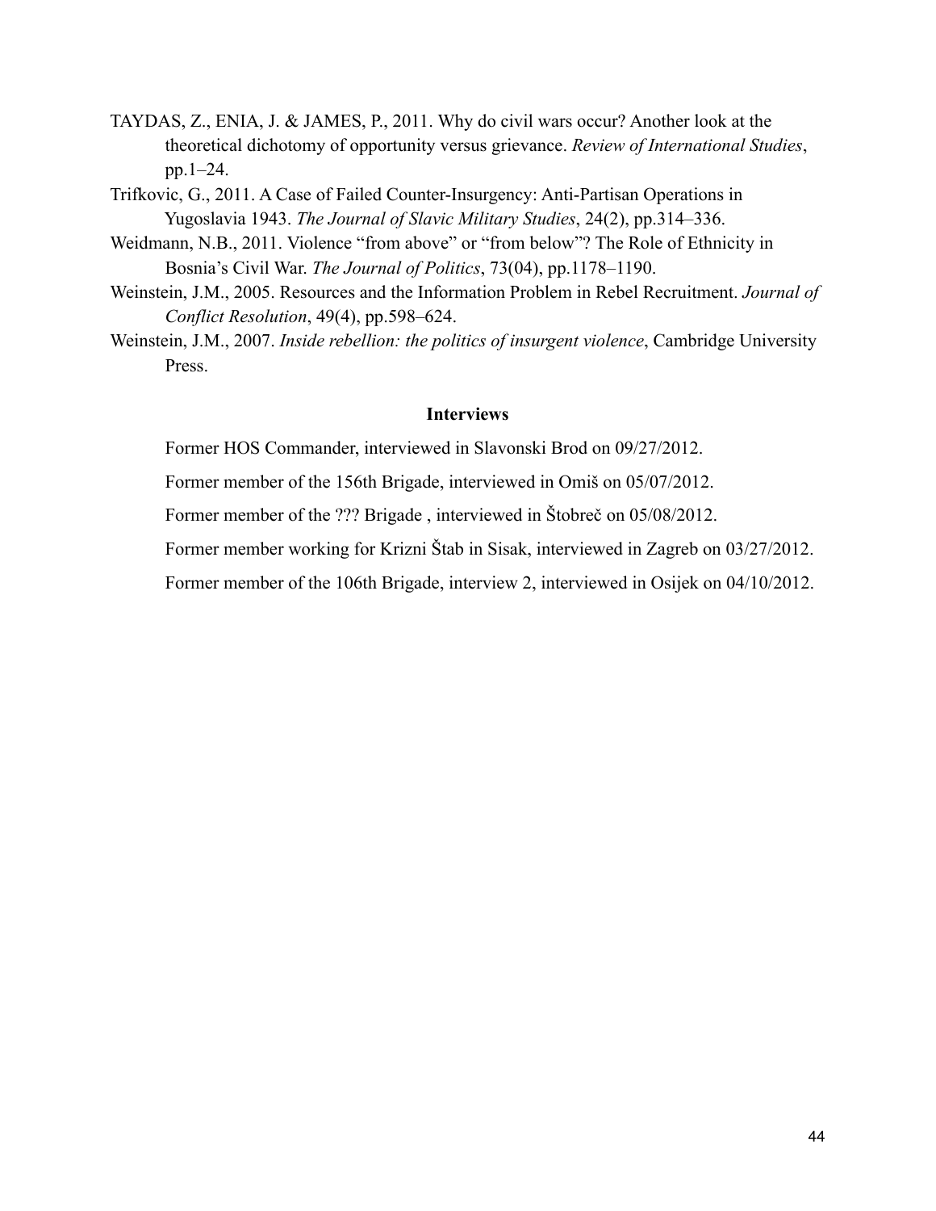TAYDAS, Z., ENIA, J. & JAMES, P., 2011. Why do civil wars occur? Another look at the theoretical dichotomy of opportunity versus grievance. *Review of International Studies*, pp.1–24.

Trifkovic, G., 2011. A Case of Failed Counter-Insurgency: Anti-Partisan Operations in Yugoslavia 1943. *The Journal of Slavic Military Studies*, 24(2), pp.314–336.

Weidmann, N.B., 2011. Violence "from above" or "from below"? The Role of Ethnicity in Bosnia's Civil War. *The Journal of Politics*, 73(04), pp.1178–1190.

Weinstein, J.M., 2005. Resources and the Information Problem in Rebel Recruitment. *Journal of Conflict Resolution*, 49(4), pp.598–624.

Weinstein, J.M., 2007. *Inside rebellion: the politics of insurgent violence*, Cambridge University Press.

**Interviews**

Former HOS Commander, interviewed in Slavonski Brod on 09/27/2012.

Former member of the 156th Brigade, interviewed in Omiš on 05/07/2012.

Former member of the ??? Brigade , interviewed in Štobreč on 05/08/2012.

Former member working for Krizni Štab in Sisak, interviewed in Zagreb on 03/27/2012.

Former member of the 106th Brigade, interview 2, interviewed in Osijek on 04/10/2012.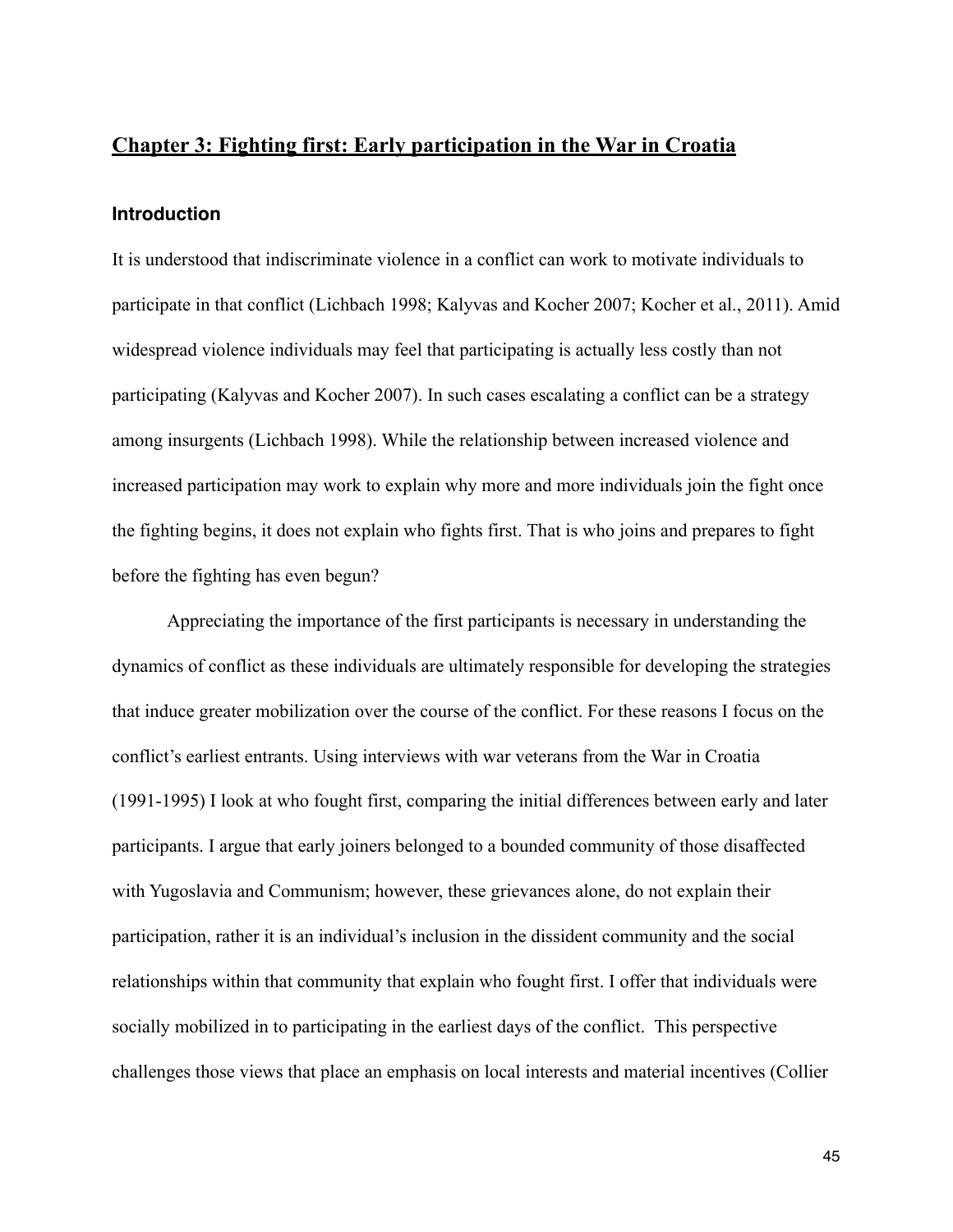## Chapter 3: Fighting first: Early participation in the War in Croatia

### Introduction

It is understood that indiscriminate violence in a conflict can work to motivate individuals to participate in that conflict (Lichbach 1998; Kalyvas and Kocher 2007; Kocher et al., 2011). Amid widespread violence individuals may feel that participating is actually less costly than not participating (Kalyvas and Kocher 2007). In such cases escalating a conflict can be a strategy among insurgents (Lichbach 1998). While the relationship between increased violence and increased participation may work to explain why more and more individuals join the fight once the fighting begins, it does not explain who fights first. That is who joins and prepares to fight before the fighting has even begun?

Appreciating the importance of the first participants is necessary in understanding the dynamics of conflict as these individuals are ultimately responsible for developing the strategies that induce greater mobilization over the course of the conflict. For these reasons I focus on the conflict's earliest entrants. Using interviews with war veterans from the War in Croatia (1991-1995) I look at who fought first, comparing the initial differences between early and later participants. I argue that early joiners belonged to a bounded community of those disaffected with Yugoslavia and Communism; however, these grievances alone, do not explain their participation, rather it is an individual's inclusion in the dissident community and the social relationships within that community that explain who fought first. I offer that individuals were socially mobilized in to participating in the earliest days of the conflict. This perspective challenges those views that place an emphasis on local interests and material incentives (Collier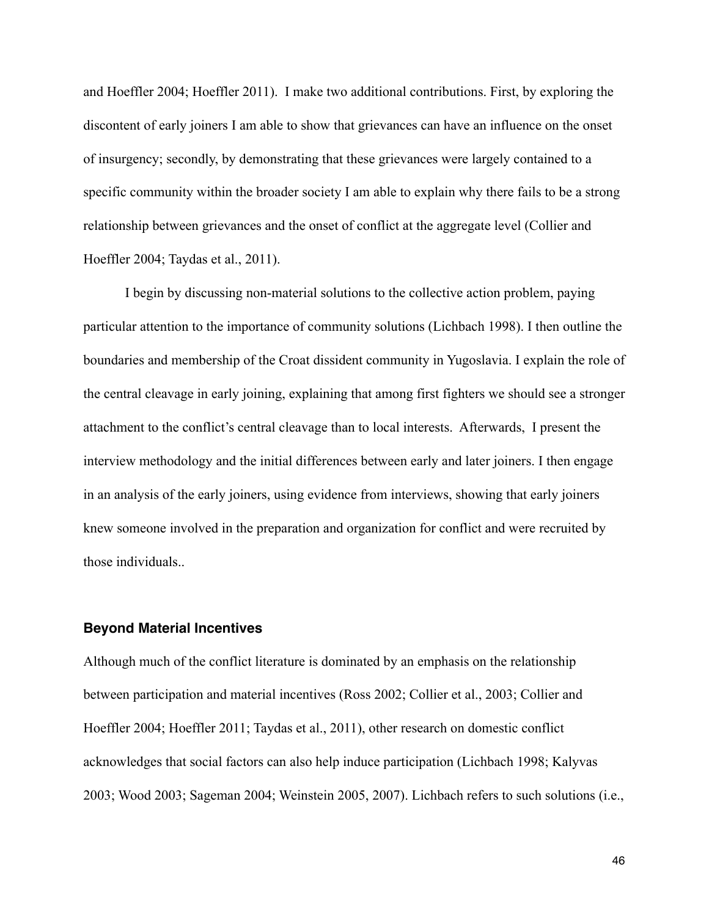and Hoeffler 2004; Hoeffler 2011). I make two additional contributions. First, by exploring the discontent of early joiners I am able to show that grievances can have an influence on the onset of insurgency; secondly, by demonstrating that these grievances were largely contained to a specific community within the broader society I am able to explain why there fails to be a strong relationship between grievances and the onset of conflict at the aggregate level (Collier and Hoeffler 2004; Taydas et al., 2011).

I begin by discussing non-material solutions to the collective action problem, paying particular attention to the importance of community solutions (Lichbach 1998). I then outline the boundaries and membership of the Croat dissident community in Yugoslavia. I explain the role of the central cleavage in early joining, explaining that among first fighters we should see a stronger attachment to the conflict's central cleavage than to local interests. Afterwards, I present the interview methodology and the initial differences between early and later joiners. I then engage in an analysis of the early joiners, using evidence from interviews, showing that early joiners knew someone involved in the preparation and organization for conflict and were recruited by those individuals..

### Beyond Material Incentives

Although much of the conflict literature is dominated by an emphasis on the relationship between participation and material incentives (Ross 2002; Collier et al., 2003; Collier and Hoeffler 2004; Hoeffler 2011; Taydas et al., 2011), other research on domestic conflict acknowledges that social factors can also help induce participation (Lichbach 1998; Kalyvas 2003; Wood 2003; Sageman 2004; Weinstein 2005, 2007). Lichbach refers to such solutions (i.e.,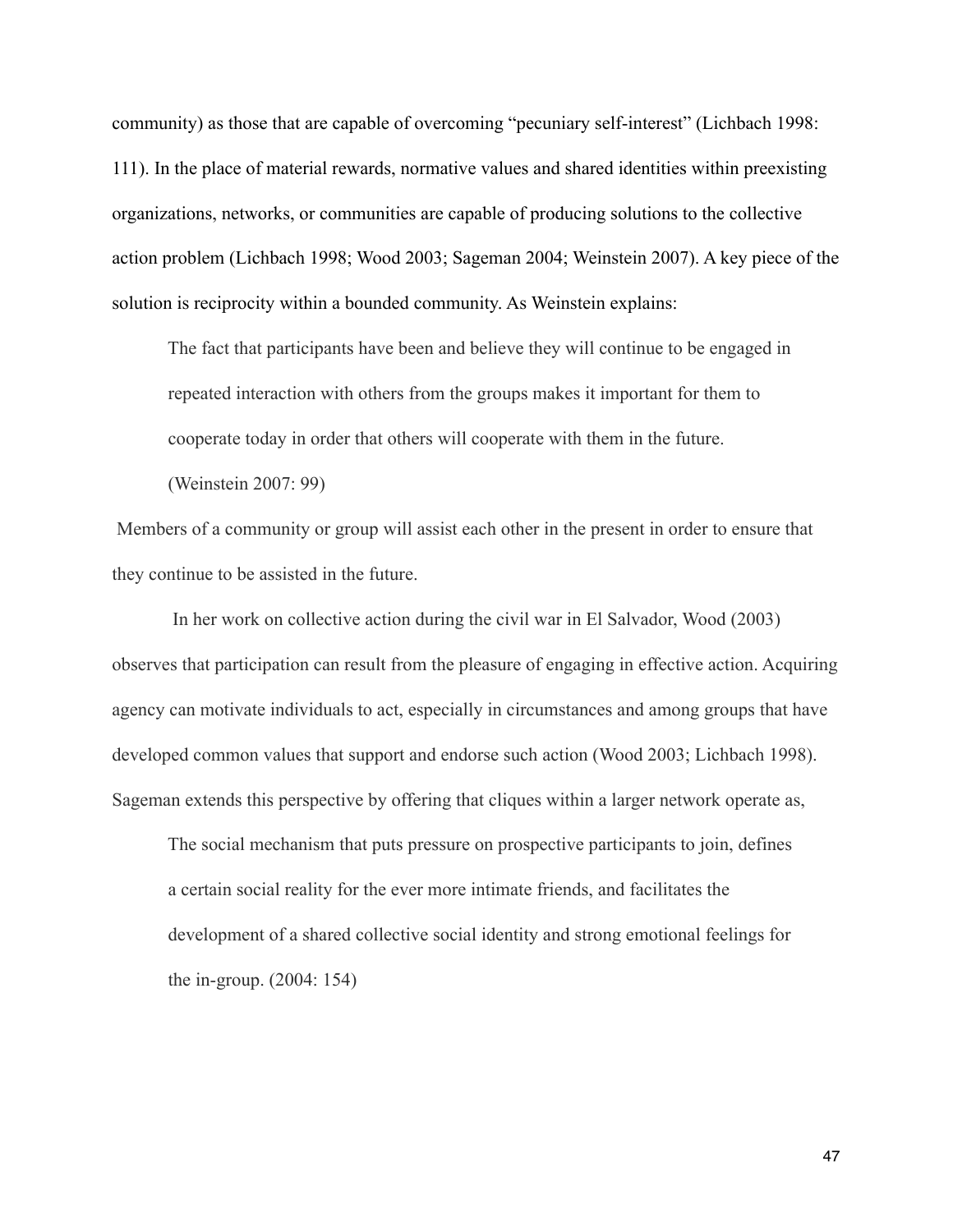community) as those that are capable of overcoming "pecuniary self-interest" (Lichbach 1998: 111). In the place of material rewards, normative values and shared identities within preexisting organizations, networks, or communities are capable of producing solutions to the collective action problem (Lichbach 1998; Wood 2003; Sageman 2004; Weinstein 2007). A key piece of the solution is reciprocity within a bounded community. As Weinstein explains:

> The fact that participants have been and believe they will continue to be engaged in repeated interaction with others from the groups makes it important for them to cooperate today in order that others will cooperate with them in the future. (Weinstein 2007: 99)

Members of a community or group will assist each other in the present in order to ensure that they continue to be assisted in the future.

In her work on collective action during the civil war in El Salvador, Wood (2003) observes that participation can result from the pleasure of engaging in effective action. Acquiring agency can motivate individuals to act, especially in circumstances and among groups that have developed common values that support and endorse such action (Wood 2003; Lichbach 1998). Sageman extends this perspective by offering that cliques within a larger network operate as,

> The social mechanism that puts pressure on prospective participants to join, defines a certain social reality for the ever more intimate friends, and facilitates the development of a shared collective social identity and strong emotional feelings for the in-group. (2004: 154)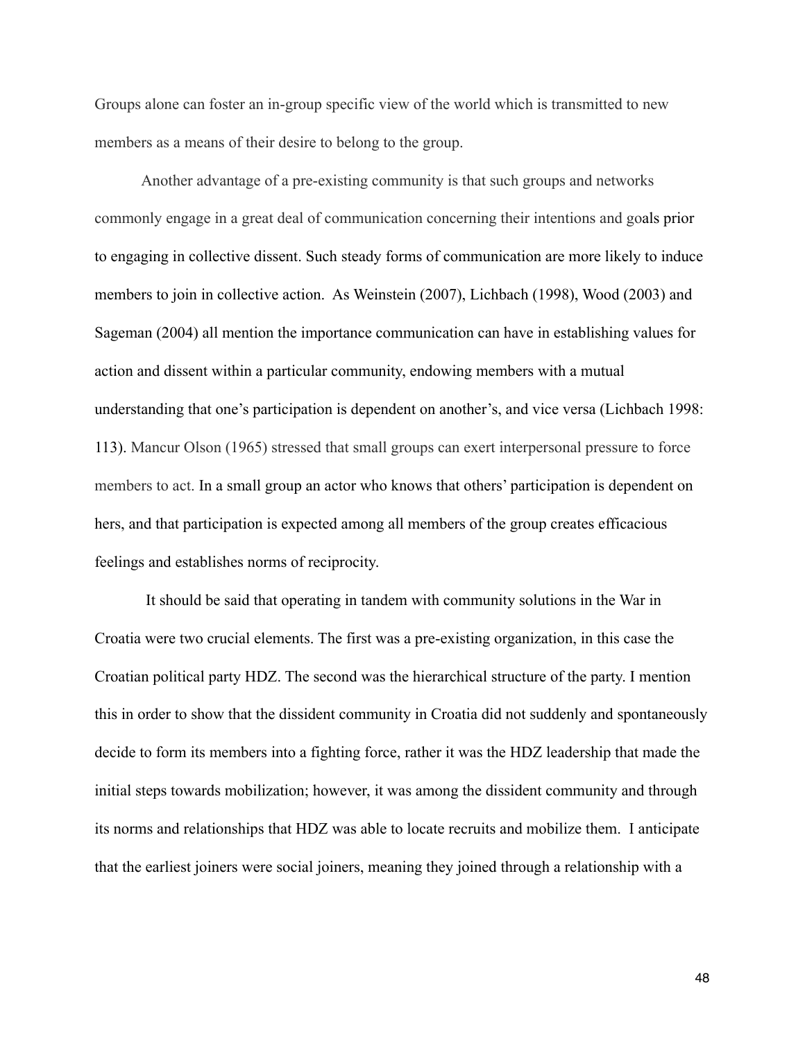Groups alone can foster an in-group specific view of the world which is transmitted to new members as a means of their desire to belong to the group.

Another advantage of a pre-existing community is that such groups and networks commonly engage in a great deal of communication concerning their intentions and goals prior to engaging in collective dissent. Such steady forms of communication are more likely to induce members to join in collective action. As Weinstein (2007), Lichbach (1998), Wood (2003) and Sageman (2004) all mention the importance communication can have in establishing values for action and dissent within a particular community, endowing members with a mutual understanding that one's participation is dependent on another's, and vice versa (Lichbach 1998: 113). Mancur Olson (1965) stressed that small groups can exert interpersonal pressure to force members to act. In a small group an actor who knows that others' participation is dependent on hers, and that participation is expected among all members of the group creates efficacious feelings and establishes norms of reciprocity.

It should be said that operating in tandem with community solutions in the War in Croatia were two crucial elements. The first was a pre-existing organization, in this case the Croatian political party HDZ. The second was the hierarchical structure of the party. I mention this in order to show that the dissident community in Croatia did not suddenly and spontaneously decide to form its members into a fighting force, rather it was the HDZ leadership that made the initial steps towards mobilization; however, it was among the dissident community and through its norms and relationships that HDZ was able to locate recruits and mobilize them. I anticipate that the earliest joiners were social joiners, meaning they joined through a relationship with a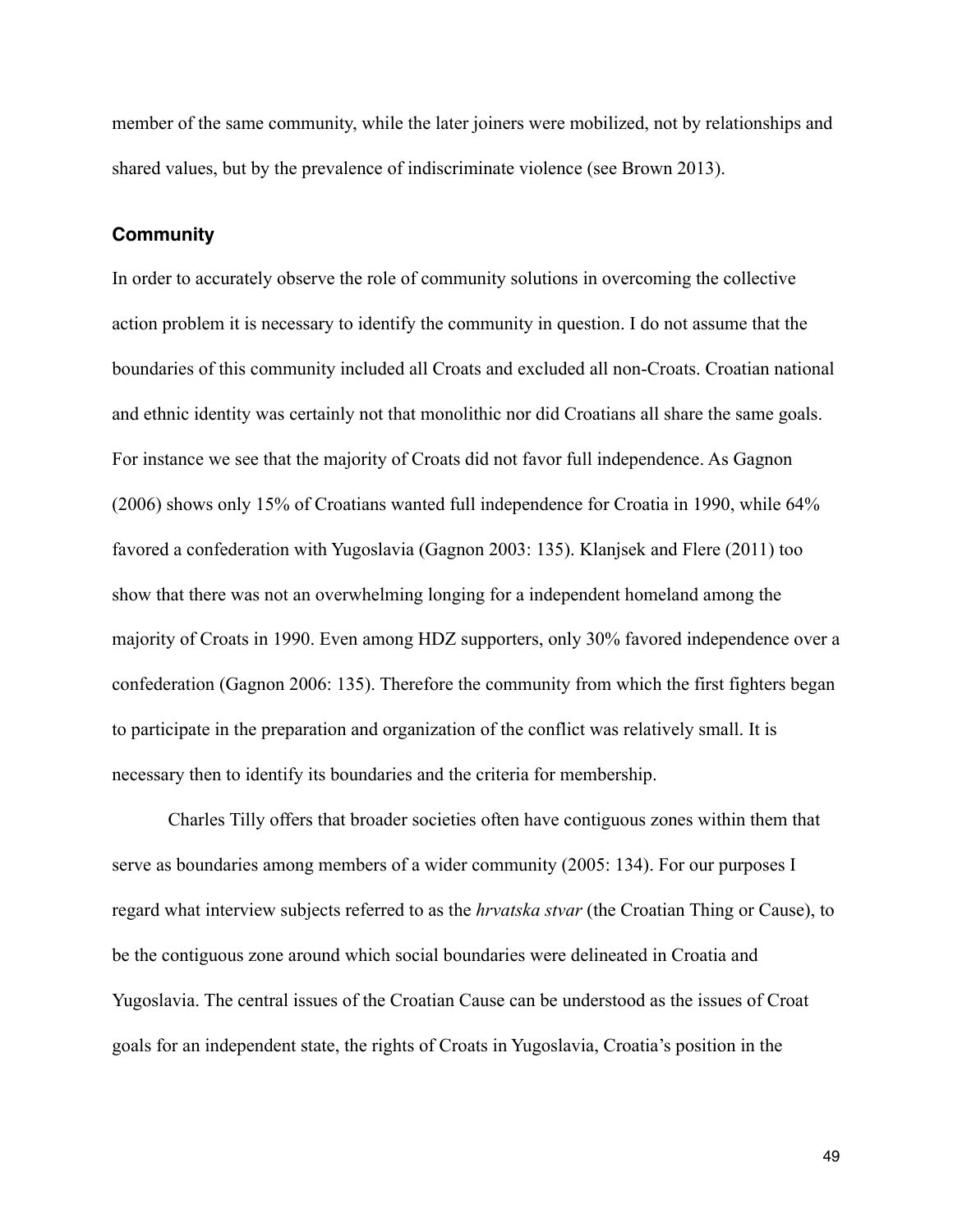member of the same community, while the later joiners were mobilized, not by relationships and shared values, but by the prevalence of indiscriminate violence (see Brown 2013).

### Community

In order to accurately observe the role of community solutions in overcoming the collective action problem it is necessary to identify the community in question. I do not assume that the boundaries of this community included all Croats and excluded all non-Croats. Croatian national and ethnic identity was certainly not that monolithic nor did Croatians all share the same goals. For instance we see that the majority of Croats did not favor full independence. As Gagnon (2006) shows only 15% of Croatians wanted full independence for Croatia in 1990, while 64% favored a confederation with Yugoslavia (Gagnon 2003: 135). Klanjsek and Flere (2011) too show that there was not an overwhelming longing for a independent homeland among the majority of Croats in 1990. Even among HDZ supporters, only 30% favored independence over a confederation (Gagnon 2006: 135). Therefore the community from which the first fighters began to participate in the preparation and organization of the conflict was relatively small. It is necessary then to identify its boundaries and the criteria for membership.

Charles Tilly offers that broader societies often have contiguous zones within them that serve as boundaries among members of a wider community (2005: 134). For our purposes I regard what interview subjects referred to as the *hrvatska stvar* (the Croatian Thing or Cause), to be the contiguous zone around which social boundaries were delineated in Croatia and Yugoslavia. The central issues of the Croatian Cause can be understood as the issues of Croat goals for an independent state, the rights of Croats in Yugoslavia, Croatia's position in the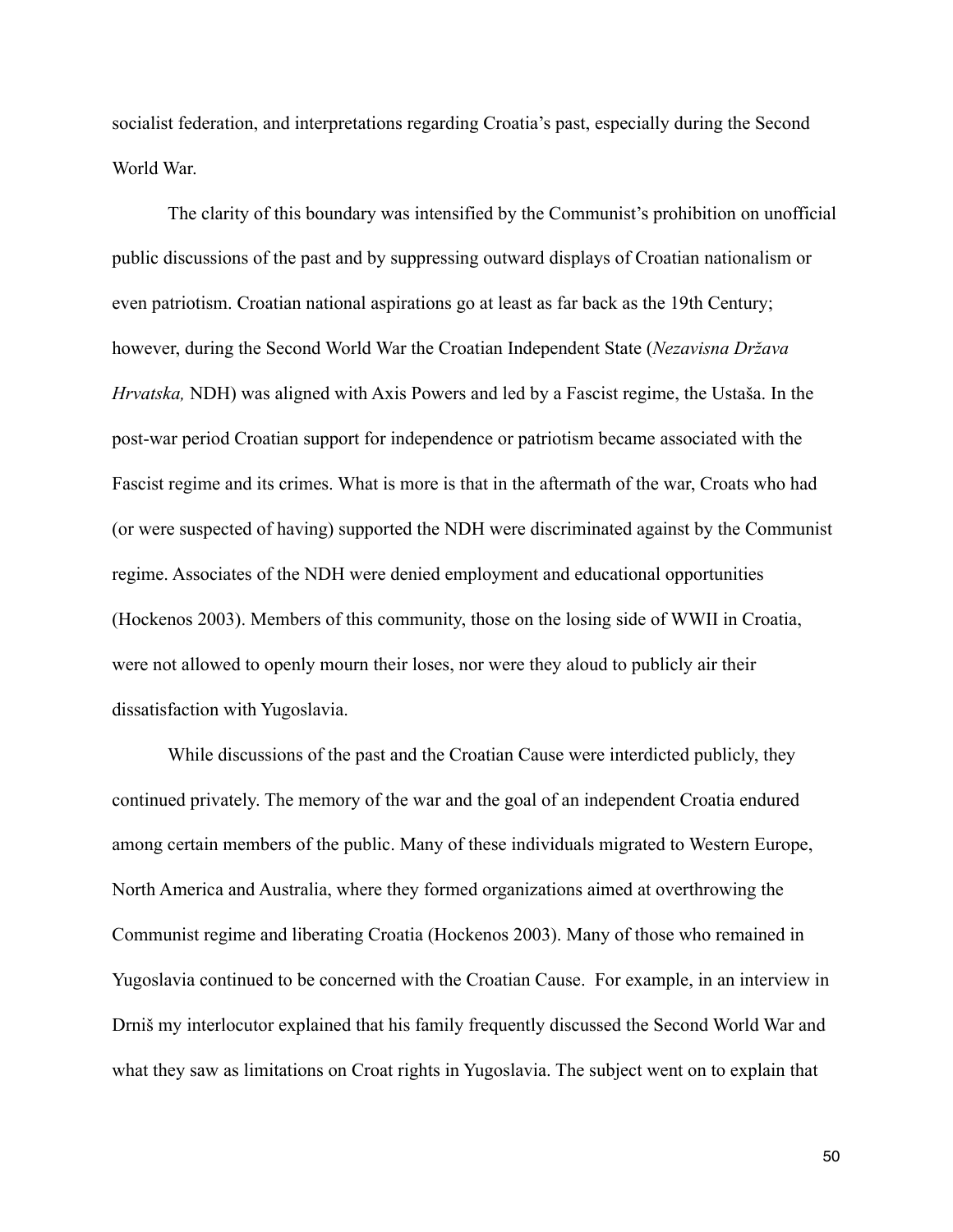socialist federation, and interpretations regarding Croatia's past, especially during the Second World War.

The clarity of this boundary was intensified by the Communist's prohibition on unofficial public discussions of the past and by suppressing outward displays of Croatian nationalism or even patriotism. Croatian national aspirations go at least as far back as the 19th Century; however, during the Second World War the Croatian Independent State (*Nezavisna Država Hrvatska,* NDH) was aligned with Axis Powers and led by a Fascist regime, the Ustaša. In the post-war period Croatian support for independence or patriotism became associated with the Fascist regime and its crimes. What is more is that in the aftermath of the war, Croats who had (or were suspected of having) supported the NDH were discriminated against by the Communist regime. Associates of the NDH were denied employment and educational opportunities (Hockenos 2003). Members of this community, those on the losing side of WWII in Croatia, were not allowed to openly mourn their loses, nor were they aloud to publicly air their dissatisfaction with Yugoslavia.

While discussions of the past and the Croatian Cause were interdicted publicly, they continued privately. The memory of the war and the goal of an independent Croatia endured among certain members of the public. Many of these individuals migrated to Western Europe, North America and Australia, where they formed organizations aimed at overthrowing the Communist regime and liberating Croatia (Hockenos 2003). Many of those who remained in Yugoslavia continued to be concerned with the Croatian Cause. For example, in an interview in Drniš my interlocutor explained that his family frequently discussed the Second World War and what they saw as limitations on Croat rights in Yugoslavia. The subject went on to explain that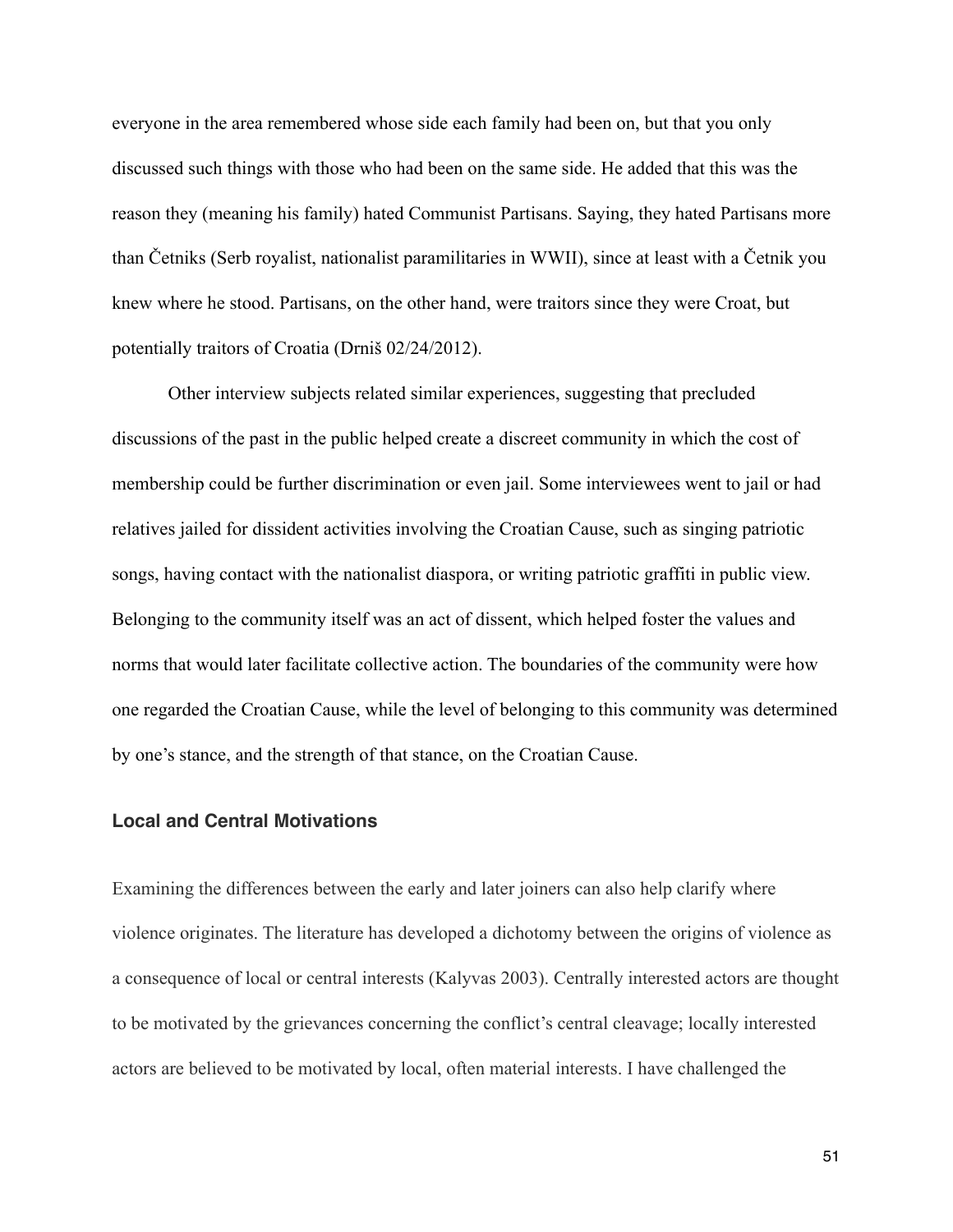everyone in the area remembered whose side each family had been on, but that you only discussed such things with those who had been on the same side. He added that this was the reason they (meaning his family) hated Communist Partisans. Saying, they hated Partisans more than Četniks (Serb royalist, nationalist paramilitaries in WWII), since at least with a Četnik you knew where he stood. Partisans, on the other hand, were traitors since they were Croat, but potentially traitors of Croatia (Drniš 02/24/2012).

Other interview subjects related similar experiences, suggesting that precluded discussions of the past in the public helped create a discreet community in which the cost of membership could be further discrimination or even jail. Some interviewees went to jail or had relatives jailed for dissident activities involving the Croatian Cause, such as singing patriotic songs, having contact with the nationalist diaspora, or writing patriotic graffiti in public view. Belonging to the community itself was an act of dissent, which helped foster the values and norms that would later facilitate collective action. The boundaries of the community were how one regarded the Croatian Cause, while the level of belonging to this community was determined by one's stance, and the strength of that stance, on the Croatian Cause.

### Local and Central Motivations

Examining the differences between the early and later joiners can also help clarify where violence originates. The literature has developed a dichotomy between the origins of violence as a consequence of local or central interests (Kalyvas 2003). Centrally interested actors are thought to be motivated by the grievances concerning the conflict's central cleavage; locally interested actors are believed to be motivated by local, often material interests. I have challenged the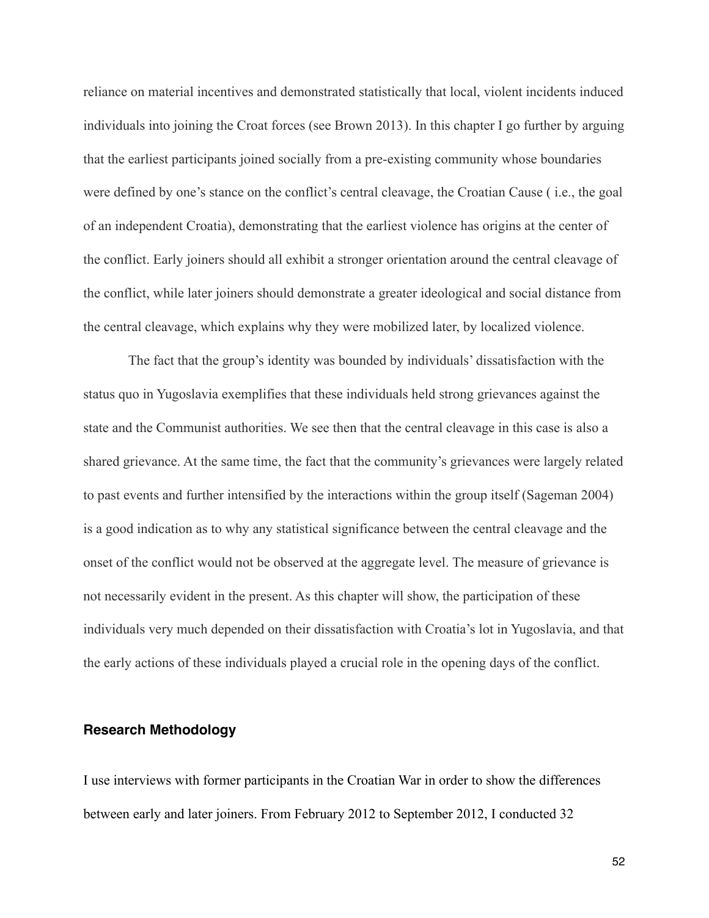reliance on material incentives and demonstrated statistically that local, violent incidents induced individuals into joining the Croat forces (see Brown 2013). In this chapter I go further by arguing that the earliest participants joined socially from a pre-existing community whose boundaries were defined by one's stance on the conflict's central cleavage, the Croatian Cause ( i.e., the goal of an independent Croatia), demonstrating that the earliest violence has origins at the center of the conflict. Early joiners should all exhibit a stronger orientation around the central cleavage of the conflict, while later joiners should demonstrate a greater ideological and social distance from the central cleavage, which explains why they were mobilized later, by localized violence.

The fact that the group's identity was bounded by individuals' dissatisfaction with the status quo in Yugoslavia exemplifies that these individuals held strong grievances against the state and the Communist authorities. We see then that the central cleavage in this case is also a shared grievance. At the same time, the fact that the community's grievances were largely related to past events and further intensified by the interactions within the group itself (Sageman 2004) is a good indication as to why any statistical significance between the central cleavage and the onset of the conflict would not be observed at the aggregate level. The measure of grievance is not necessarily evident in the present. As this chapter will show, the participation of these individuals very much depended on their dissatisfaction with Croatia's lot in Yugoslavia, and that the early actions of these individuals played a crucial role in the opening days of the conflict.

### Research Methodology

I use interviews with former participants in the Croatian War in order to show the differences between early and later joiners. From February 2012 to September 2012, I conducted 32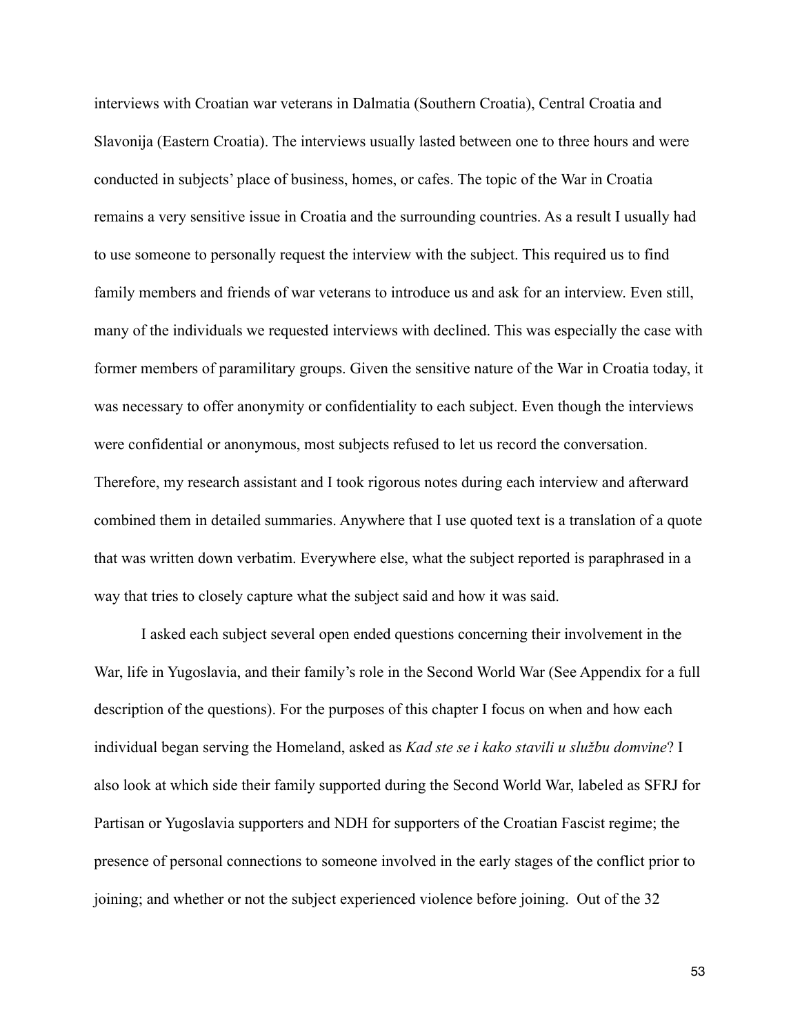interviews with Croatian war veterans in Dalmatia (Southern Croatia), Central Croatia and Slavonija (Eastern Croatia). The interviews usually lasted between one to three hours and were conducted in subjects' place of business, homes, or cafes. The topic of the War in Croatia remains a very sensitive issue in Croatia and the surrounding countries. As a result I usually had to use someone to personally request the interview with the subject. This required us to find family members and friends of war veterans to introduce us and ask for an interview. Even still, many of the individuals we requested interviews with declined. This was especially the case with former members of paramilitary groups. Given the sensitive nature of the War in Croatia today, it was necessary to offer anonymity or confidentiality to each subject. Even though the interviews were confidential or anonymous, most subjects refused to let us record the conversation. Therefore, my research assistant and I took rigorous notes during each interview and afterward combined them in detailed summaries. Anywhere that I use quoted text is a translation of a quote that was written down verbatim. Everywhere else, what the subject reported is paraphrased in a way that tries to closely capture what the subject said and how it was said.

I asked each subject several open ended questions concerning their involvement in the War, life in Yugoslavia, and their family's role in the Second World War (See Appendix for a full description of the questions). For the purposes of this chapter I focus on when and how each individual began serving the Homeland, asked as *Kad ste se i kako stavili u službu domvine*? I also look at which side their family supported during the Second World War, labeled as SFRJ for Partisan or Yugoslavia supporters and NDH for supporters of the Croatian Fascist regime; the presence of personal connections to someone involved in the early stages of the conflict prior to joining; and whether or not the subject experienced violence before joining. Out of the 32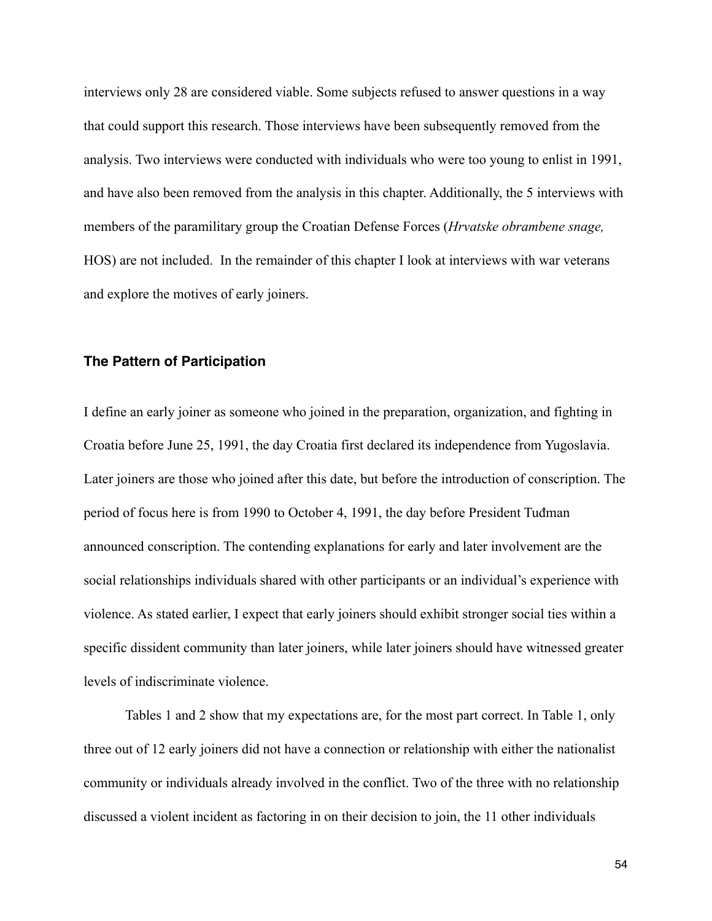interviews only 28 are considered viable. Some subjects refused to answer questions in a way that could support this research. Those interviews have been subsequently removed from the analysis. Two interviews were conducted with individuals who were too young to enlist in 1991, and have also been removed from the analysis in this chapter. Additionally, the 5 interviews with members of the paramilitary group the Croatian Defense Forces (*Hrvatske obrambene snage,* HOS) are not included. In the remainder of this chapter I look at interviews with war veterans and explore the motives of early joiners.

### The Pattern of Participation

I define an early joiner as someone who joined in the preparation, organization, and fighting in Croatia before June 25, 1991, the day Croatia first declared its independence from Yugoslavia. Later joiners are those who joined after this date, but before the introduction of conscription. The period of focus here is from 1990 to October 4, 1991, the day before President Tuđman announced conscription. The contending explanations for early and later involvement are the social relationships individuals shared with other participants or an individual's experience with violence. As stated earlier, I expect that early joiners should exhibit stronger social ties within a specific dissident community than later joiners, while later joiners should have witnessed greater levels of indiscriminate violence.

Tables 1 and 2 show that my expectations are, for the most part correct. In Table 1, only three out of 12 early joiners did not have a connection or relationship with either the nationalist community or individuals already involved in the conflict. Two of the three with no relationship discussed a violent incident as factoring in on their decision to join, the 11 other individuals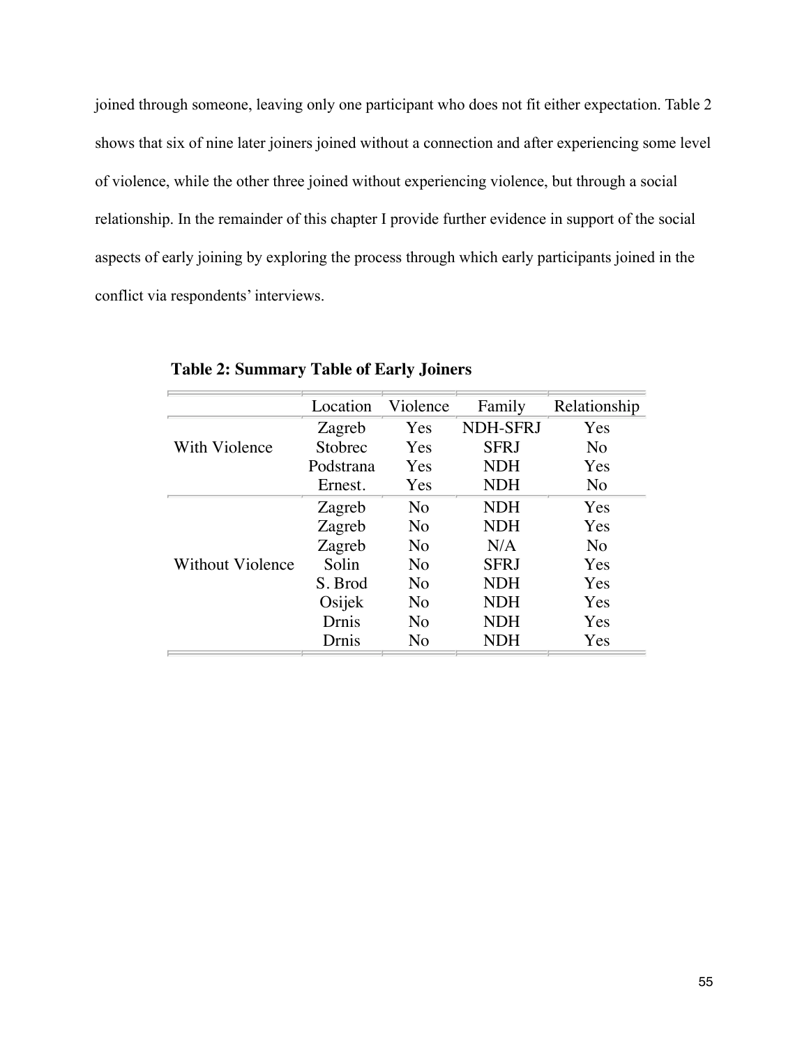joined through someone, leaving only one participant who does not fit either expectation. Table 2 shows that six of nine later joiners joined without a connection and after experiencing some level of violence, while the other three joined without experiencing violence, but through a social relationship. In the remainder of this chapter I provide further evidence in support of the social aspects of early joining by exploring the process through which early participants joined in the conflict via respondents' interviews.

**Table 2: Summary Table of Early Joiners**

| | Location | Violence | Family | Relationship |
|---|---|---|---|---|
| With Violence | Zagreb | Yes | NDH-SFRJ | Yes |
| | Stobrec | Yes | SFRJ | No |
| | Podstrana | Yes | NDH | Yes |
| | Ernest. | Yes | NDH | No |
| Without Violence | Zagreb | No | NDH | Yes |
| | Zagreb | No | NDH | Yes |
| | Zagreb | No | N/A | No |
| | Solin | No | SFRJ | Yes |
| | S. Brod | No | NDH | Yes |
| | Osijek | No | NDH | Yes |
| | Drnis | No | NDH | Yes |
| | Drnis | No | NDH | Yes |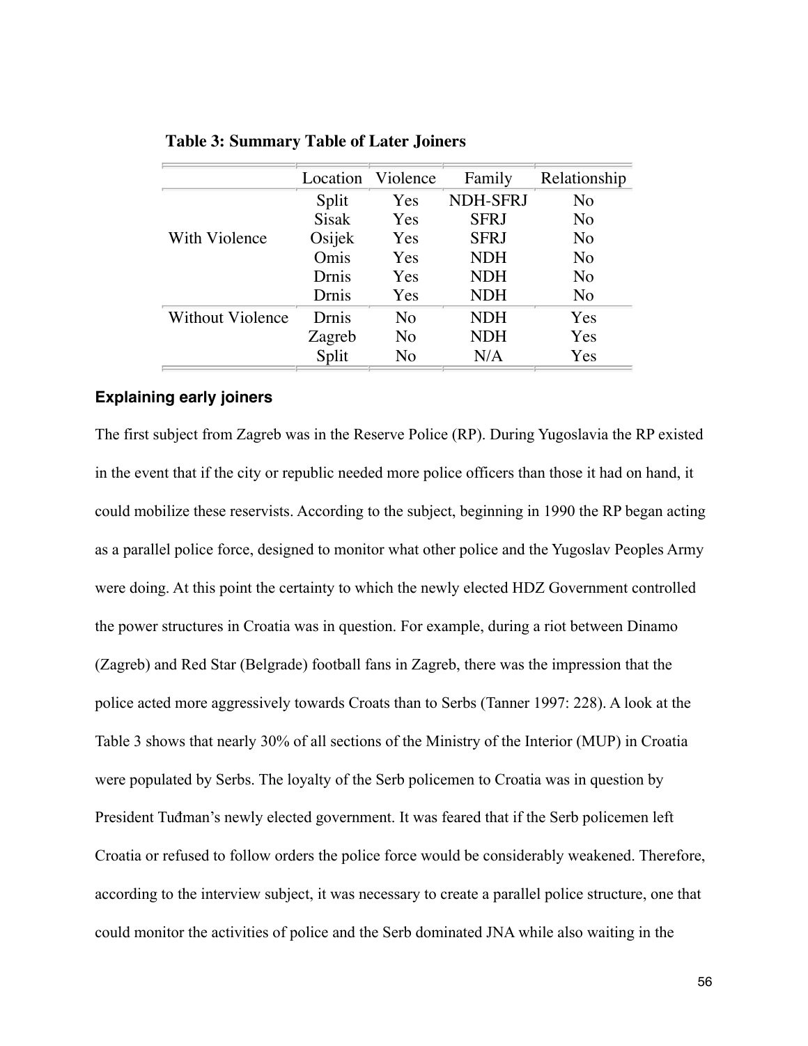**Table 3: Summary Table of Later Joiners**

| | Location | Violence | Family | Relationship |
|---|---|---|---|---|
| With Violence | Split | Yes | NDH-SFRJ | No |
| | Sisak | Yes | SFRJ | No |
| | Osijek | Yes | SFRJ | No |
| | Omis | Yes | NDH | No |
| | Drnis | Yes | NDH | No |
| | Drnis | Yes | NDH | No |
| Without Violence | Drnis | No | NDH | Yes |
| | Zagreb | No | NDH | Yes |
| | Split | No | N/A | Yes |

### Explaining early joiners

The first subject from Zagreb was in the Reserve Police (RP). During Yugoslavia the RP existed in the event that if the city or republic needed more police officers than those it had on hand, it could mobilize these reservists. According to the subject, beginning in 1990 the RP began acting as a parallel police force, designed to monitor what other police and the Yugoslav Peoples Army were doing. At this point the certainty to which the newly elected HDZ Government controlled the power structures in Croatia was in question. For example, during a riot between Dinamo (Zagreb) and Red Star (Belgrade) football fans in Zagreb, there was the impression that the police acted more aggressively towards Croats than to Serbs (Tanner 1997: 228). A look at the Table 3 shows that nearly 30% of all sections of the Ministry of the Interior (MUP) in Croatia were populated by Serbs. The loyalty of the Serb policemen to Croatia was in question by President Tuđman's newly elected government. It was feared that if the Serb policemen left Croatia or refused to follow orders the police force would be considerably weakened. Therefore, according to the interview subject, it was necessary to create a parallel police structure, one that could monitor the activities of police and the Serb dominated JNA while also waiting in the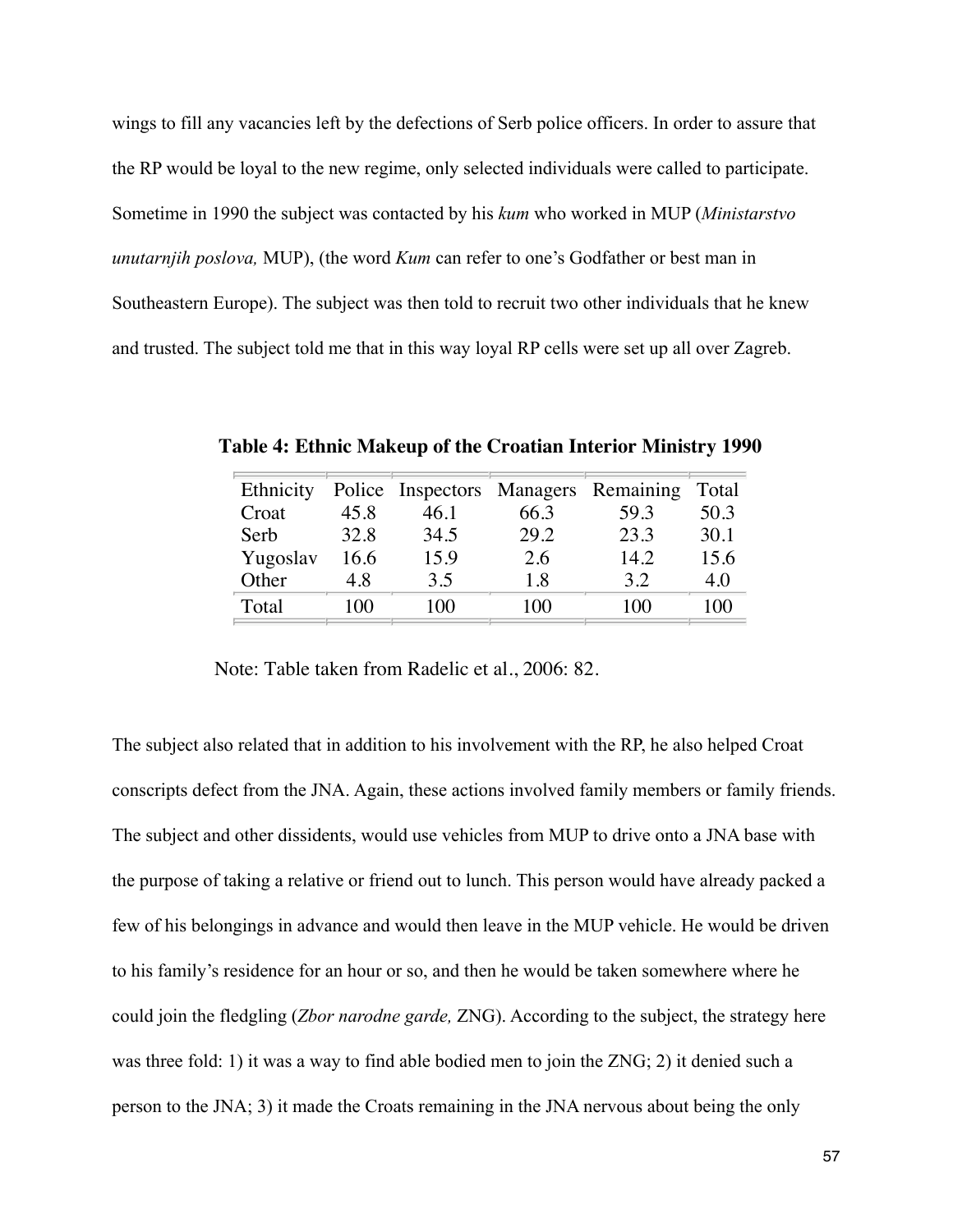wings to fill any vacancies left by the defections of Serb police officers. In order to assure that the RP would be loyal to the new regime, only selected individuals were called to participate. Sometime in 1990 the subject was contacted by his *kum* who worked in MUP (*Ministarstvo unutarnjih poslova,* MUP), (the word *Kum* can refer to one's Godfather or best man in Southeastern Europe). The subject was then told to recruit two other individuals that he knew and trusted. The subject told me that in this way loyal RP cells were set up all over Zagreb.

**Table 4: Ethnic Makeup of the Croatian Interior Ministry 1990**

| Ethnicity | Police | Inspectors | Managers | Remaining | Total |
|---|---|---|---|---|---|
| Croat | 45.8 | 46.1 | 66.3 | 59.3 | 50.3 |
| Serb | 32.8 | 34.5 | 29.2 | 23.3 | 30.1 |
| Yugoslav | 16.6 | 15.9 | 2.6 | 14.2 | 15.6 |
| Other | 4.8 | 3.5 | 1.8 | 3.2 | 4.0 |
| Total | 100 | 100 | 100 | 100 | 100 |

Note: Table taken from Radelic et al., 2006: 82.

The subject also related that in addition to his involvement with the RP, he also helped Croat conscripts defect from the JNA. Again, these actions involved family members or family friends. The subject and other dissidents, would use vehicles from MUP to drive onto a JNA base with the purpose of taking a relative or friend out to lunch. This person would have already packed a few of his belongings in advance and would then leave in the MUP vehicle. He would be driven to his family's residence for an hour or so, and then he would be taken somewhere where he could join the fledgling (*Zbor narodne garde,* ZNG). According to the subject, the strategy here was three fold: 1) it was a way to find able bodied men to join the ZNG; 2) it denied such a person to the JNA; 3) it made the Croats remaining in the JNA nervous about being the only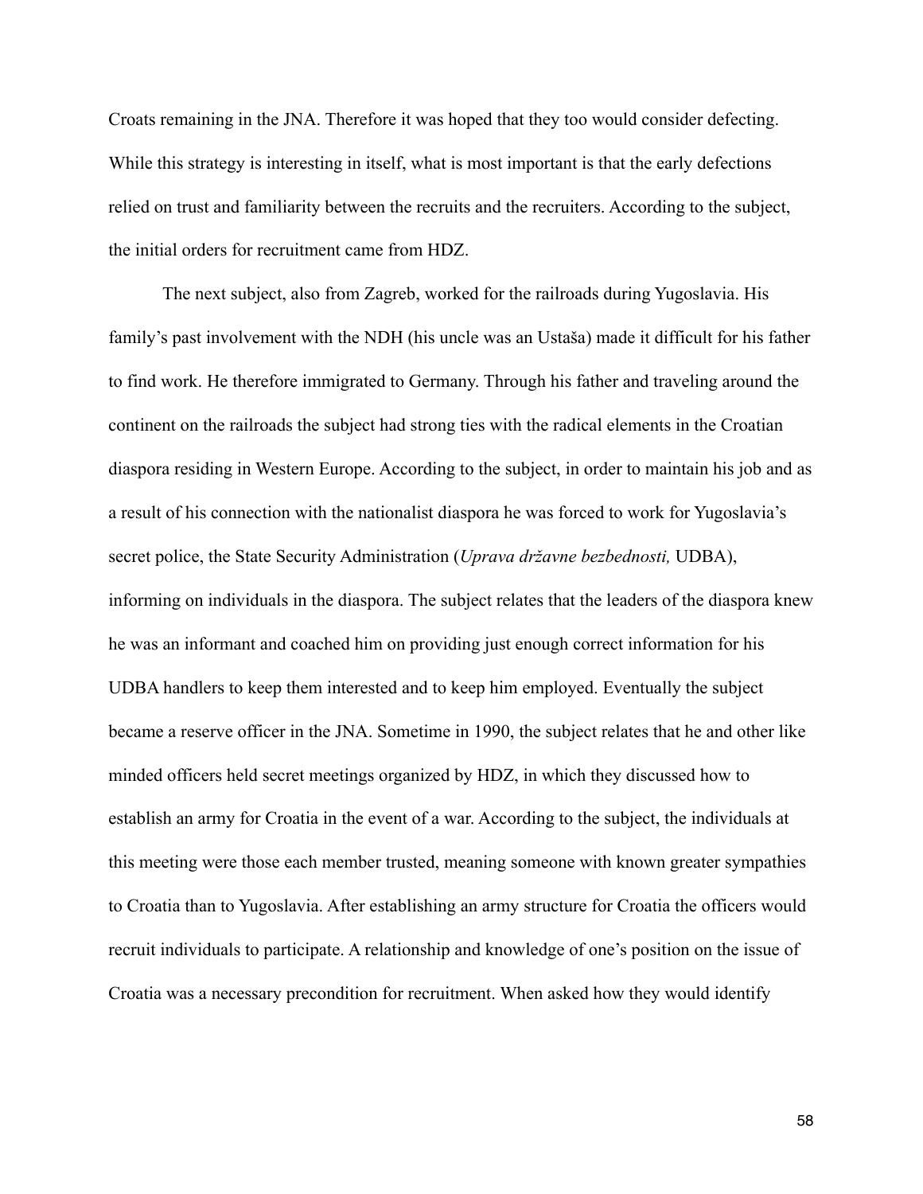Croats remaining in the JNA. Therefore it was hoped that they too would consider defecting. While this strategy is interesting in itself, what is most important is that the early defections relied on trust and familiarity between the recruits and the recruiters. According to the subject, the initial orders for recruitment came from HDZ.

The next subject, also from Zagreb, worked for the railroads during Yugoslavia. His family's past involvement with the NDH (his uncle was an Ustaša) made it difficult for his father to find work. He therefore immigrated to Germany. Through his father and traveling around the continent on the railroads the subject had strong ties with the radical elements in the Croatian diaspora residing in Western Europe. According to the subject, in order to maintain his job and as a result of his connection with the nationalist diaspora he was forced to work for Yugoslavia's secret police, the State Security Administration (*Uprava državne bezbednosti,* UDBA), informing on individuals in the diaspora. The subject relates that the leaders of the diaspora knew he was an informant and coached him on providing just enough correct information for his UDBA handlers to keep them interested and to keep him employed. Eventually the subject became a reserve officer in the JNA. Sometime in 1990, the subject relates that he and other like minded officers held secret meetings organized by HDZ, in which they discussed how to establish an army for Croatia in the event of a war. According to the subject, the individuals at this meeting were those each member trusted, meaning someone with known greater sympathies to Croatia than to Yugoslavia. After establishing an army structure for Croatia the officers would recruit individuals to participate. A relationship and knowledge of one's position on the issue of Croatia was a necessary precondition for recruitment. When asked how they would identify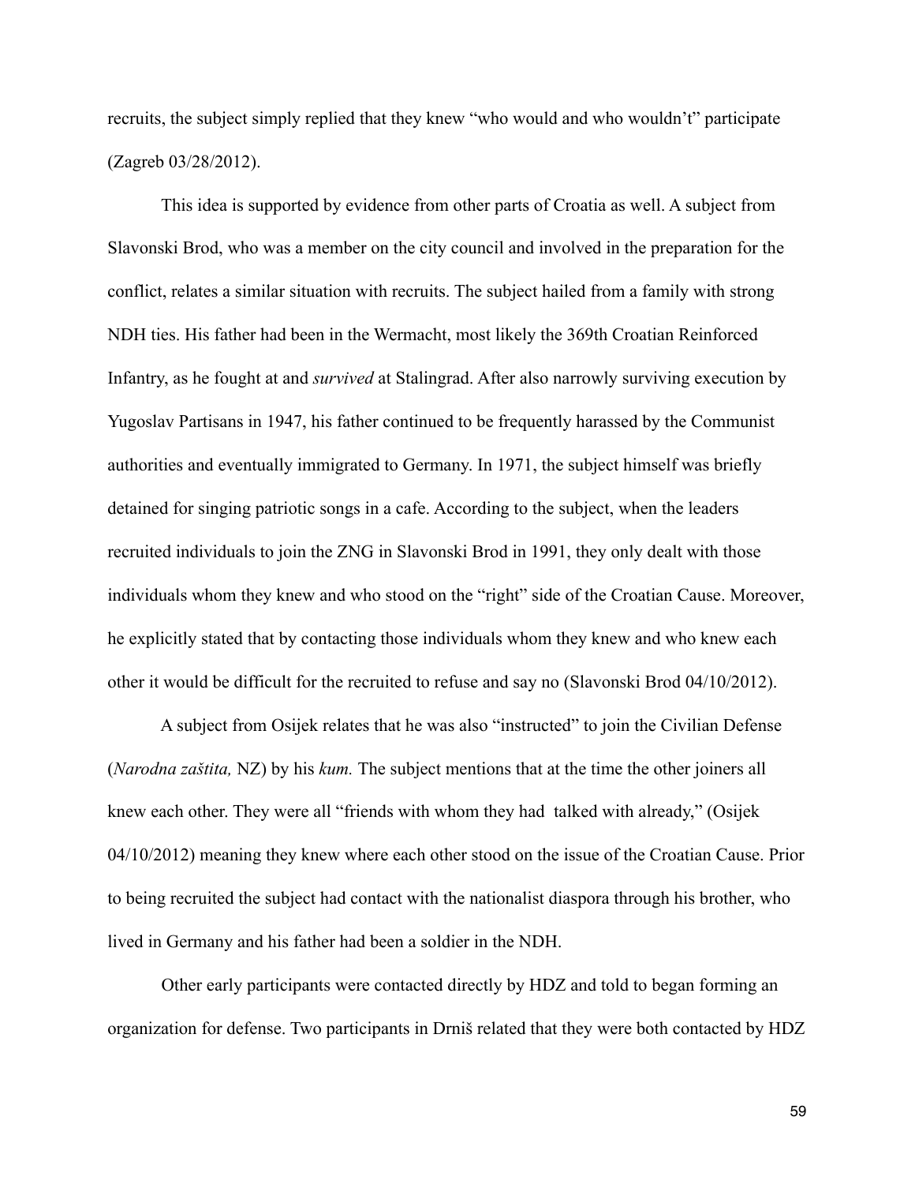recruits, the subject simply replied that they knew "who would and who wouldn't" participate (Zagreb 03/28/2012).

This idea is supported by evidence from other parts of Croatia as well. A subject from Slavonski Brod, who was a member on the city council and involved in the preparation for the conflict, relates a similar situation with recruits. The subject hailed from a family with strong NDH ties. His father had been in the Wermacht, most likely the 369th Croatian Reinforced Infantry, as he fought at and *survived* at Stalingrad. After also narrowly surviving execution by Yugoslav Partisans in 1947, his father continued to be frequently harassed by the Communist authorities and eventually immigrated to Germany. In 1971, the subject himself was briefly detained for singing patriotic songs in a cafe. According to the subject, when the leaders recruited individuals to join the ZNG in Slavonski Brod in 1991, they only dealt with those individuals whom they knew and who stood on the "right" side of the Croatian Cause. Moreover, he explicitly stated that by contacting those individuals whom they knew and who knew each other it would be difficult for the recruited to refuse and say no (Slavonski Brod 04/10/2012).

A subject from Osijek relates that he was also "instructed" to join the Civilian Defense (*Narodna zaštita,* NZ) by his *kum.* The subject mentions that at the time the other joiners all knew each other. They were all "friends with whom they had talked with already," (Osijek 04/10/2012) meaning they knew where each other stood on the issue of the Croatian Cause. Prior to being recruited the subject had contact with the nationalist diaspora through his brother, who lived in Germany and his father had been a soldier in the NDH.

Other early participants were contacted directly by HDZ and told to began forming an organization for defense. Two participants in Drniš related that they were both contacted by HDZ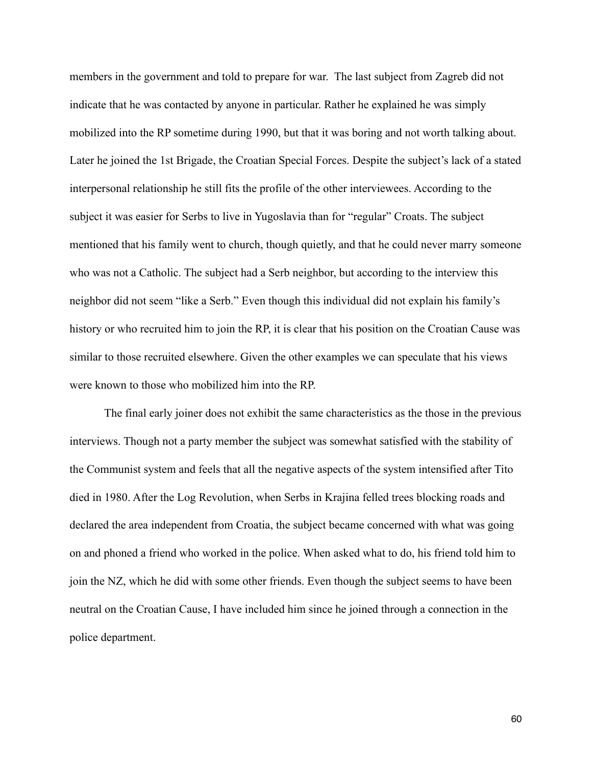members in the government and told to prepare for war. The last subject from Zagreb did not indicate that he was contacted by anyone in particular. Rather he explained he was simply mobilized into the RP sometime during 1990, but that it was boring and not worth talking about. Later he joined the 1st Brigade, the Croatian Special Forces. Despite the subject's lack of a stated interpersonal relationship he still fits the profile of the other interviewees. According to the subject it was easier for Serbs to live in Yugoslavia than for "regular" Croats. The subject mentioned that his family went to church, though quietly, and that he could never marry someone who was not a Catholic. The subject had a Serb neighbor, but according to the interview this neighbor did not seem "like a Serb." Even though this individual did not explain his family's history or who recruited him to join the RP, it is clear that his position on the Croatian Cause was similar to those recruited elsewhere. Given the other examples we can speculate that his views were known to those who mobilized him into the RP.

The final early joiner does not exhibit the same characteristics as the those in the previous interviews. Though not a party member the subject was somewhat satisfied with the stability of the Communist system and feels that all the negative aspects of the system intensified after Tito died in 1980. After the Log Revolution, when Serbs in Krajina felled trees blocking roads and declared the area independent from Croatia, the subject became concerned with what was going on and phoned a friend who worked in the police. When asked what to do, his friend told him to join the NZ, which he did with some other friends. Even though the subject seems to have been neutral on the Croatian Cause, I have included him since he joined through a connection in the police department.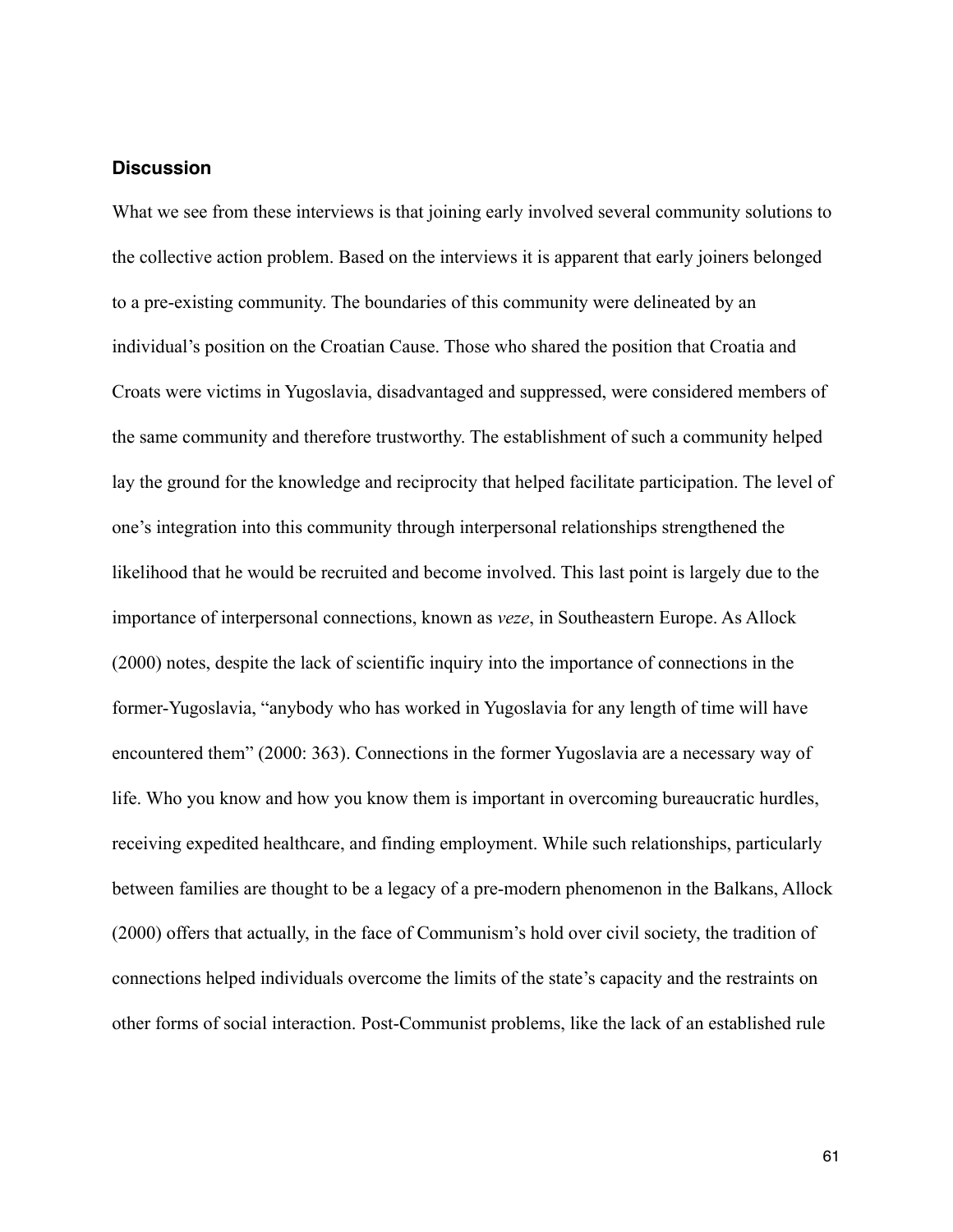### Discussion

What we see from these interviews is that joining early involved several community solutions to the collective action problem. Based on the interviews it is apparent that early joiners belonged to a pre-existing community. The boundaries of this community were delineated by an individual's position on the Croatian Cause. Those who shared the position that Croatia and Croats were victims in Yugoslavia, disadvantaged and suppressed, were considered members of the same community and therefore trustworthy. The establishment of such a community helped lay the ground for the knowledge and reciprocity that helped facilitate participation. The level of one's integration into this community through interpersonal relationships strengthened the likelihood that he would be recruited and become involved. This last point is largely due to the importance of interpersonal connections, known as *veze*, in Southeastern Europe. As Allock (2000) notes, despite the lack of scientific inquiry into the importance of connections in the former-Yugoslavia, "anybody who has worked in Yugoslavia for any length of time will have encountered them" (2000: 363). Connections in the former Yugoslavia are a necessary way of life. Who you know and how you know them is important in overcoming bureaucratic hurdles, receiving expedited healthcare, and finding employment. While such relationships, particularly between families are thought to be a legacy of a pre-modern phenomenon in the Balkans, Allock (2000) offers that actually, in the face of Communism's hold over civil society, the tradition of connections helped individuals overcome the limits of the state's capacity and the restraints on other forms of social interaction. Post-Communist problems, like the lack of an established rule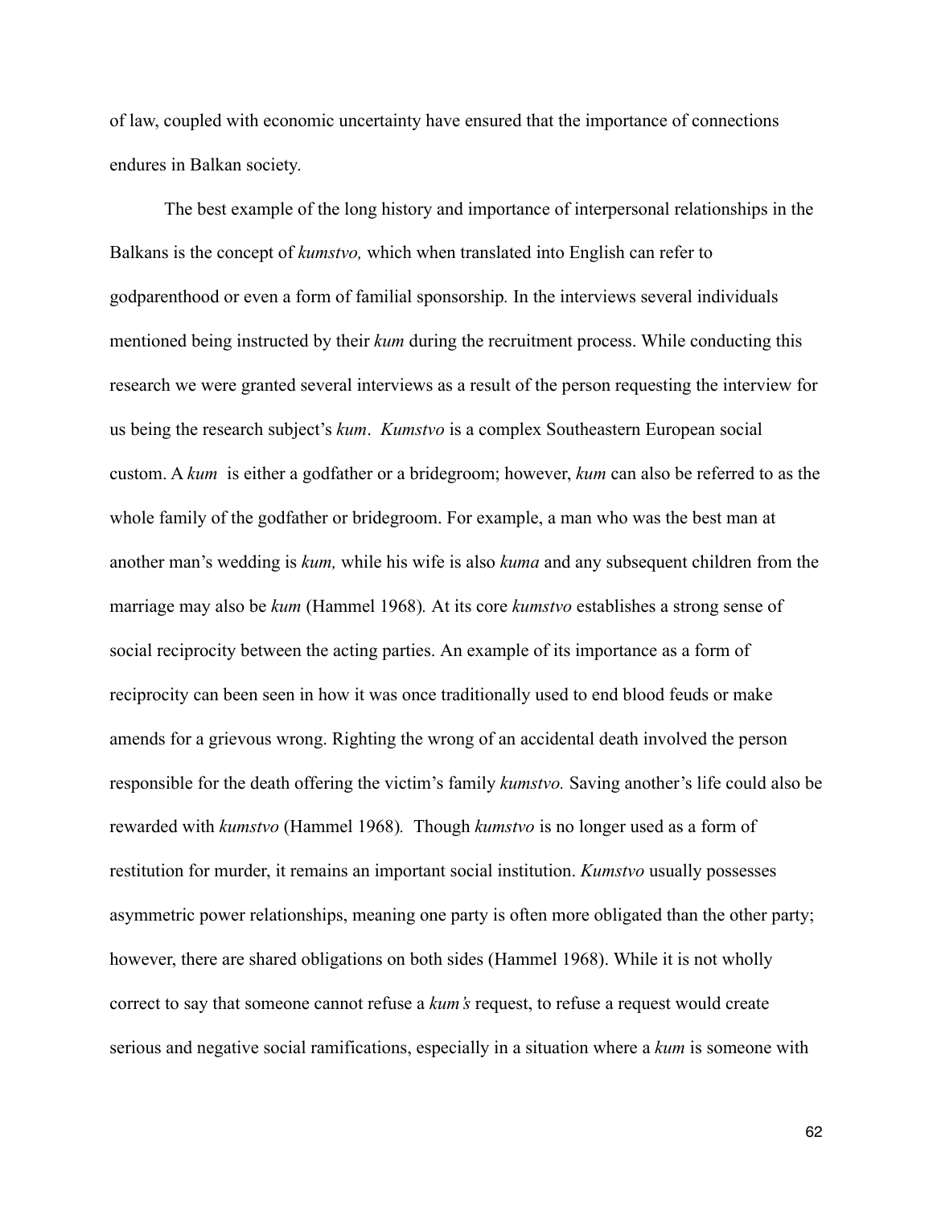of law, coupled with economic uncertainty have ensured that the importance of connections endures in Balkan society.

The best example of the long history and importance of interpersonal relationships in the Balkans is the concept of *kumstvo,* which when translated into English can refer to godparenthood or even a form of familial sponsorship*.* In the interviews several individuals mentioned being instructed by their *kum* during the recruitment process. While conducting this research we were granted several interviews as a result of the person requesting the interview for us being the research subject's *kum*. *Kumstvo* is a complex Southeastern European social custom. A *kum* is either a godfather or a bridegroom; however, *kum* can also be referred to as the whole family of the godfather or bridegroom. For example, a man who was the best man at another man's wedding is *kum,* while his wife is also *kuma* and any subsequent children from the marriage may also be *kum* (Hammel 1968)*.* At its core *kumstvo* establishes a strong sense of social reciprocity between the acting parties. An example of its importance as a form of reciprocity can been seen in how it was once traditionally used to end blood feuds or make amends for a grievous wrong. Righting the wrong of an accidental death involved the person responsible for the death offering the victim's family *kumstvo.* Saving another's life could also be rewarded with *kumstvo* (Hammel 1968)*.* Though *kumstvo* is no longer used as a form of restitution for murder, it remains an important social institution. *Kumstvo* usually possesses asymmetric power relationships, meaning one party is often more obligated than the other party; however, there are shared obligations on both sides (Hammel 1968). While it is not wholly correct to say that someone cannot refuse a *kum's* request, to refuse a request would create serious and negative social ramifications, especially in a situation where a *kum* is someone with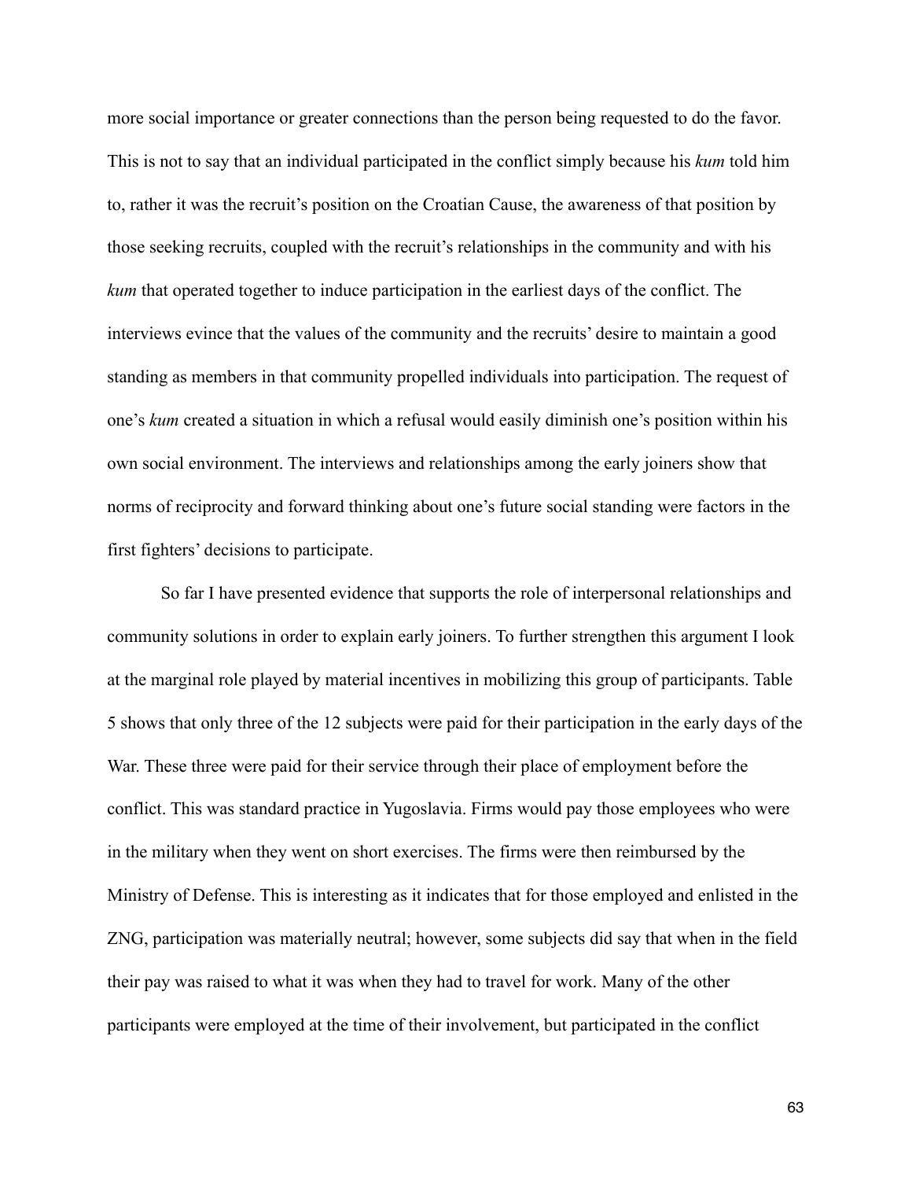more social importance or greater connections than the person being requested to do the favor. This is not to say that an individual participated in the conflict simply because his *kum* told him to, rather it was the recruit's position on the Croatian Cause, the awareness of that position by those seeking recruits, coupled with the recruit's relationships in the community and with his *kum* that operated together to induce participation in the earliest days of the conflict. The interviews evince that the values of the community and the recruits' desire to maintain a good standing as members in that community propelled individuals into participation. The request of one's *kum* created a situation in which a refusal would easily diminish one's position within his own social environment. The interviews and relationships among the early joiners show that norms of reciprocity and forward thinking about one's future social standing were factors in the first fighters' decisions to participate.

So far I have presented evidence that supports the role of interpersonal relationships and community solutions in order to explain early joiners. To further strengthen this argument I look at the marginal role played by material incentives in mobilizing this group of participants. Table 5 shows that only three of the 12 subjects were paid for their participation in the early days of the War. These three were paid for their service through their place of employment before the conflict. This was standard practice in Yugoslavia. Firms would pay those employees who were in the military when they went on short exercises. The firms were then reimbursed by the Ministry of Defense. This is interesting as it indicates that for those employed and enlisted in the ZNG, participation was materially neutral; however, some subjects did say that when in the field their pay was raised to what it was when they had to travel for work. Many of the other participants were employed at the time of their involvement, but participated in the conflict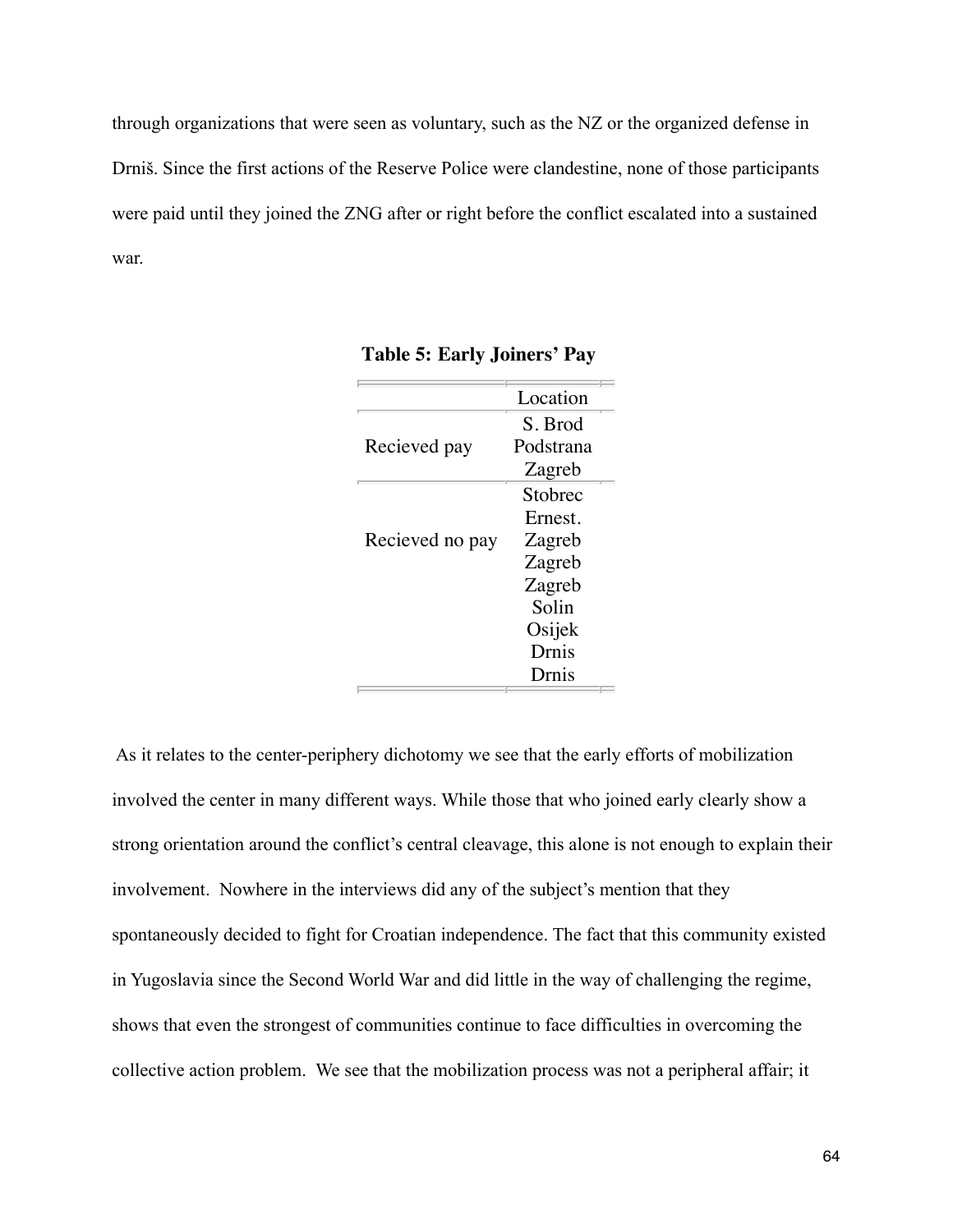through organizations that were seen as voluntary, such as the NZ or the organized defense in Drniš. Since the first actions of the Reserve Police were clandestine, none of those participants were paid until they joined the ZNG after or right before the conflict escalated into a sustained war.

**Table 5: Early Joiners' Pay**

| | Location |
|---|---|
| Recieved pay | S. Brod |
| | Podstrana |
| | Zagreb |
| Recieved no pay | Stobrec |
| | Ernest. |
| | Zagreb |
| | Zagreb |
| | Zagreb |
| | Solin |
| | Osijek |
| | Drnis |
| | Drnis |

As it relates to the center-periphery dichotomy we see that the early efforts of mobilization involved the center in many different ways. While those that who joined early clearly show a strong orientation around the conflict's central cleavage, this alone is not enough to explain their involvement. Nowhere in the interviews did any of the subject's mention that they spontaneously decided to fight for Croatian independence. The fact that this community existed in Yugoslavia since the Second World War and did little in the way of challenging the regime, shows that even the strongest of communities continue to face difficulties in overcoming the collective action problem. We see that the mobilization process was not a peripheral affair; it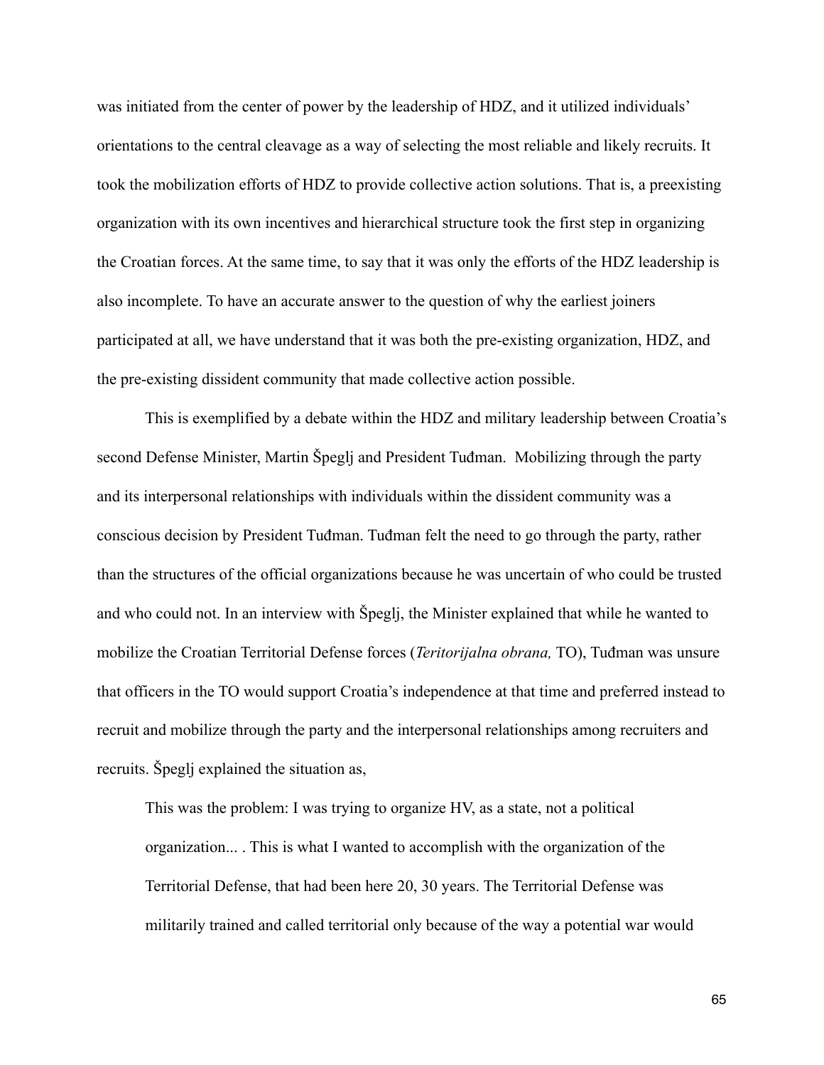was initiated from the center of power by the leadership of HDZ, and it utilized individuals' orientations to the central cleavage as a way of selecting the most reliable and likely recruits. It took the mobilization efforts of HDZ to provide collective action solutions. That is, a preexisting organization with its own incentives and hierarchical structure took the first step in organizing the Croatian forces. At the same time, to say that it was only the efforts of the HDZ leadership is also incomplete. To have an accurate answer to the question of why the earliest joiners participated at all, we have understand that it was both the pre-existing organization, HDZ, and the pre-existing dissident community that made collective action possible.

This is exemplified by a debate within the HDZ and military leadership between Croatia's second Defense Minister, Martin Špeglj and President Tuđman. Mobilizing through the party and its interpersonal relationships with individuals within the dissident community was a conscious decision by President Tuđman. Tuđman felt the need to go through the party, rather than the structures of the official organizations because he was uncertain of who could be trusted and who could not. In an interview with Špeglj, the Minister explained that while he wanted to mobilize the Croatian Territorial Defense forces (*Teritorijalna obrana,* TO), Tuđman was unsure that officers in the TO would support Croatia's independence at that time and preferred instead to recruit and mobilize through the party and the interpersonal relationships among recruiters and recruits. Špeglj explained the situation as,

> This was the problem: I was trying to organize HV, as a state, not a political organization... . This is what I wanted to accomplish with the organization of the Territorial Defense, that had been here 20, 30 years. The Territorial Defense was militarily trained and called territorial only because of the way a potential war would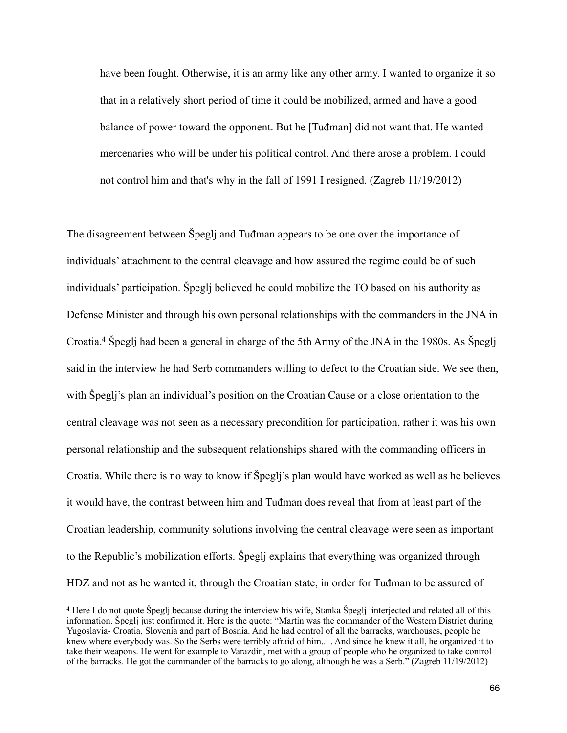> have been fought. Otherwise, it is an army like any other army. I wanted to organize it so that in a relatively short period of time it could be mobilized, armed and have a good balance of power toward the opponent. But he [Tuđman] did not want that. He wanted mercenaries who will be under his political control. And there arose a problem. I could not control him and that's why in the fall of 1991 I resigned. (Zagreb 11/19/2012)

The disagreement between Špeglj and Tuđman appears to be one over the importance of individuals' attachment to the central cleavage and how assured the regime could be of such individuals' participation. Špeglj believed he could mobilize the TO based on his authority as Defense Minister and through his own personal relationships with the commanders in the JNA in Croatia.[4] Špeglj had been a general in charge of the 5th Army of the JNA in the 1980s. As Špeglj said in the interview he had Serb commanders willing to defect to the Croatian side. We see then, with Špeglj's plan an individual's position on the Croatian Cause or a close orientation to the central cleavage was not seen as a necessary precondition for participation, rather it was his own personal relationship and the subsequent relationships shared with the commanding officers in Croatia. While there is no way to know if Špeglj's plan would have worked as well as he believes it would have, the contrast between him and Tuđman does reveal that from at least part of the Croatian leadership, community solutions involving the central cleavage were seen as important to the Republic's mobilization efforts. Špeglj explains that everything was organized through HDZ and not as he wanted it, through the Croatian state, in order for Tuđman to be assured of

---

[4] Here I do not quote Špeglj because during the interview his wife, Stanka Špeglj interjected and related all of this information. Špeglj just confirmed it. Here is the quote: "Martin was the commander of the Western District during Yugoslavia- Croatia, Slovenia and part of Bosnia. And he had control of all the barracks, warehouses, people he knew where everybody was. So the Serbs were terribly afraid of him... . And since he knew it all, he organized it to take their weapons. He went for example to Varazdin, met with a group of people who he organized to take control of the barracks. He got the commander of the barracks to go along, although he was a Serb." (Zagreb 11/19/2012)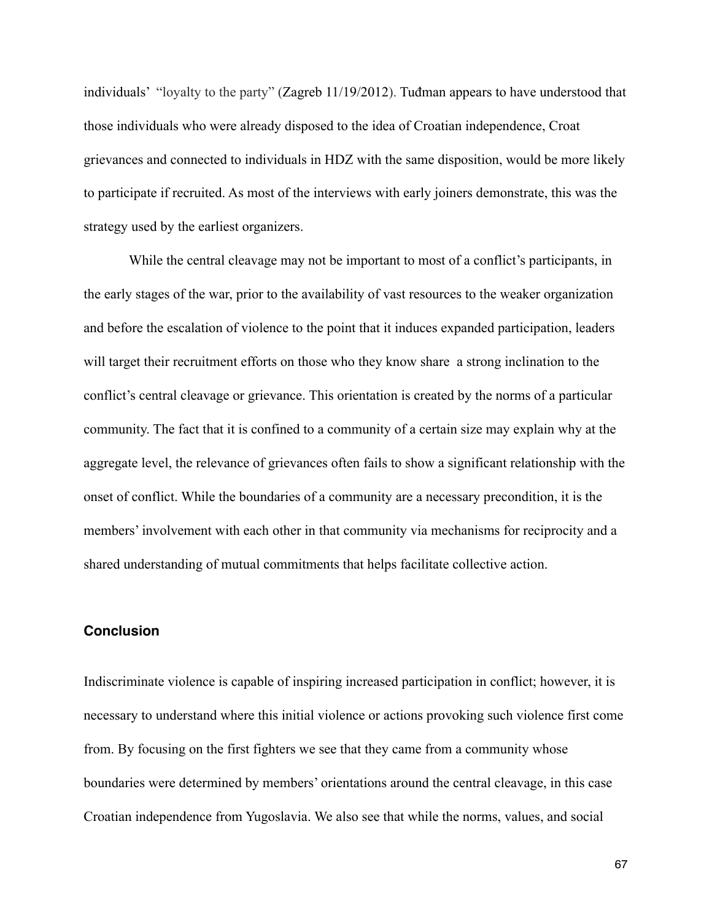individuals' "loyalty to the party" (Zagreb 11/19/2012). Tuđman appears to have understood that those individuals who were already disposed to the idea of Croatian independence, Croat grievances and connected to individuals in HDZ with the same disposition, would be more likely to participate if recruited. As most of the interviews with early joiners demonstrate, this was the strategy used by the earliest organizers.

While the central cleavage may not be important to most of a conflict's participants, in the early stages of the war, prior to the availability of vast resources to the weaker organization and before the escalation of violence to the point that it induces expanded participation, leaders will target their recruitment efforts on those who they know share a strong inclination to the conflict's central cleavage or grievance. This orientation is created by the norms of a particular community. The fact that it is confined to a community of a certain size may explain why at the aggregate level, the relevance of grievances often fails to show a significant relationship with the onset of conflict. While the boundaries of a community are a necessary precondition, it is the members' involvement with each other in that community via mechanisms for reciprocity and a shared understanding of mutual commitments that helps facilitate collective action.

### Conclusion

Indiscriminate violence is capable of inspiring increased participation in conflict; however, it is necessary to understand where this initial violence or actions provoking such violence first come from. By focusing on the first fighters we see that they came from a community whose boundaries were determined by members' orientations around the central cleavage, in this case Croatian independence from Yugoslavia. We also see that while the norms, values, and social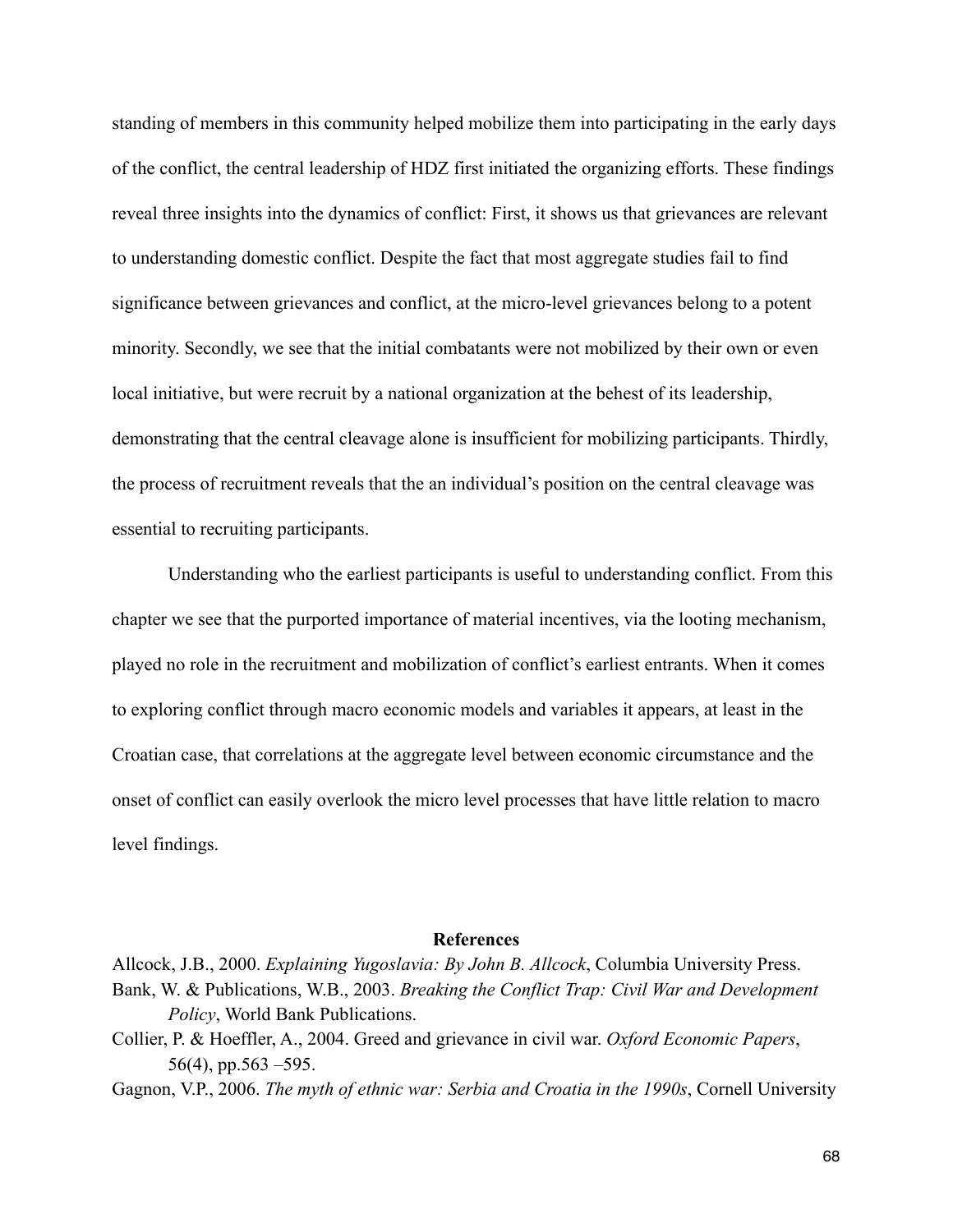standing of members in this community helped mobilize them into participating in the early days of the conflict, the central leadership of HDZ first initiated the organizing efforts. These findings reveal three insights into the dynamics of conflict: First, it shows us that grievances are relevant to understanding domestic conflict. Despite the fact that most aggregate studies fail to find significance between grievances and conflict, at the micro-level grievances belong to a potent minority. Secondly, we see that the initial combatants were not mobilized by their own or even local initiative, but were recruit by a national organization at the behest of its leadership, demonstrating that the central cleavage alone is insufficient for mobilizing participants. Thirdly, the process of recruitment reveals that the an individual's position on the central cleavage was essential to recruiting participants.

Understanding who the earliest participants is useful to understanding conflict. From this chapter we see that the purported importance of material incentives, via the looting mechanism, played no role in the recruitment and mobilization of conflict's earliest entrants. When it comes to exploring conflict through macro economic models and variables it appears, at least in the Croatian case, that correlations at the aggregate level between economic circumstance and the onset of conflict can easily overlook the micro level processes that have little relation to macro level findings.

## References

Allcock, J.B., 2000. *Explaining Yugoslavia: By John B. Allcock*, Columbia University Press.

Bank, W. & Publications, W.B., 2003. *Breaking the Conflict Trap: Civil War and Development Policy*, World Bank Publications.

Collier, P. & Hoeffler, A., 2004. Greed and grievance in civil war. *Oxford Economic Papers*, 56(4), pp.563 –595.

Gagnon, V.P., 2006. *The myth of ethnic war: Serbia and Croatia in the 1990s*, Cornell University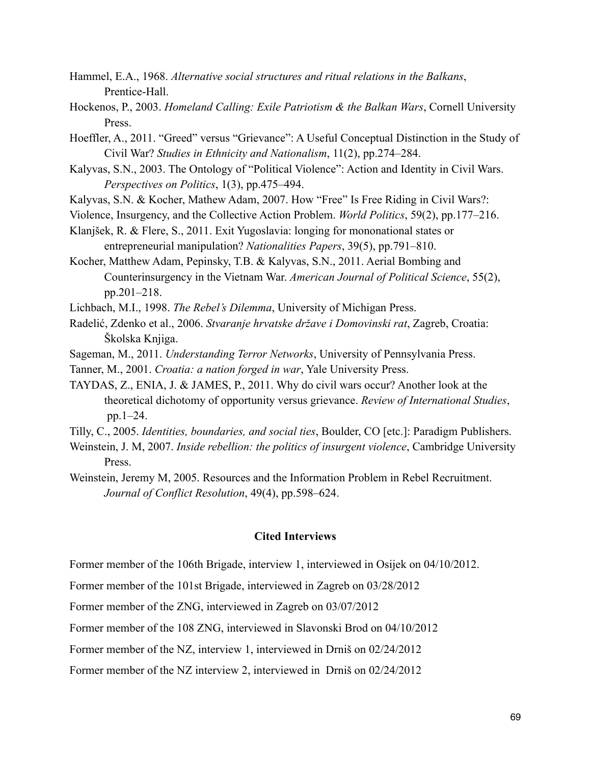Hammel, E.A., 1968. *Alternative social structures and ritual relations in the Balkans*, Prentice-Hall.

Hockenos, P., 2003. *Homeland Calling: Exile Patriotism & the Balkan Wars*, Cornell University Press.

Hoeffler, A., 2011. "Greed" versus "Grievance": A Useful Conceptual Distinction in the Study of Civil War? *Studies in Ethnicity and Nationalism*, 11(2), pp.274–284.

Kalyvas, S.N., 2003. The Ontology of "Political Violence": Action and Identity in Civil Wars. *Perspectives on Politics*, 1(3), pp.475–494.

Kalyvas, S.N. & Kocher, Mathew Adam, 2007. How "Free" Is Free Riding in Civil Wars?: Violence, Insurgency, and the Collective Action Problem. *World Politics*, 59(2), pp.177–216.

Klanjšek, R. & Flere, S., 2011. Exit Yugoslavia: longing for mononational states or entrepreneurial manipulation? *Nationalities Papers*, 39(5), pp.791–810.

Kocher, Matthew Adam, Pepinsky, T.B. & Kalyvas, S.N., 2011. Aerial Bombing and Counterinsurgency in the Vietnam War. *American Journal of Political Science*, 55(2), pp.201–218.

Lichbach, M.I., 1998. *The Rebel's Dilemma*, University of Michigan Press.

Radelić, Zdenko et al., 2006. *Stvaranje hrvatske države i Domovinski rat*, Zagreb, Croatia: Školska Knjiga.

Sageman, M., 2011. *Understanding Terror Networks*, University of Pennsylvania Press.

Tanner, M., 2001. *Croatia: a nation forged in war*, Yale University Press.

TAYDAS, Z., ENIA, J. & JAMES, P., 2011. Why do civil wars occur? Another look at the theoretical dichotomy of opportunity versus grievance. *Review of International Studies*, pp.1–24.

Tilly, C., 2005. *Identities, boundaries, and social ties*, Boulder, CO [etc.]: Paradigm Publishers.

Weinstein, J. M, 2007. *Inside rebellion: the politics of insurgent violence*, Cambridge University Press.

Weinstein, Jeremy M, 2005. Resources and the Information Problem in Rebel Recruitment. *Journal of Conflict Resolution*, 49(4), pp.598–624.

**Cited Interviews**

Former member of the 106th Brigade, interview 1, interviewed in Osijek on 04/10/2012.

Former member of the 101st Brigade, interviewed in Zagreb on 03/28/2012

Former member of the ZNG, interviewed in Zagreb on 03/07/2012

Former member of the 108 ZNG, interviewed in Slavonski Brod on 04/10/2012

Former member of the NZ, interview 1, interviewed in Drniš on 02/24/2012

Former member of the NZ interview 2, interviewed in Drniš on 02/24/2012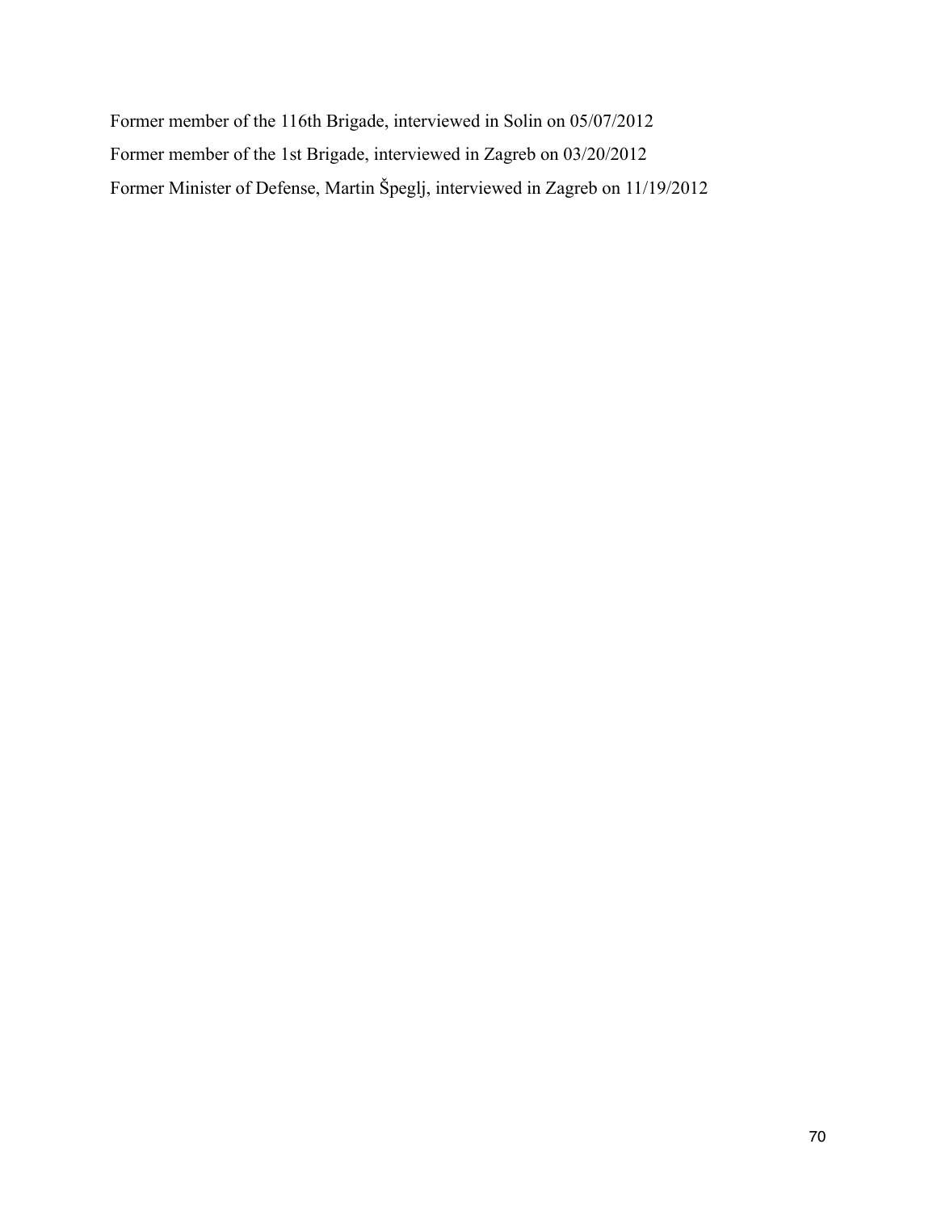Former member of the 116th Brigade, interviewed in Solin on 05/07/2012

Former member of the 1st Brigade, interviewed in Zagreb on 03/20/2012

Former Minister of Defense, Martin Špegelj, interviewed in Zagreb on 11/19/2012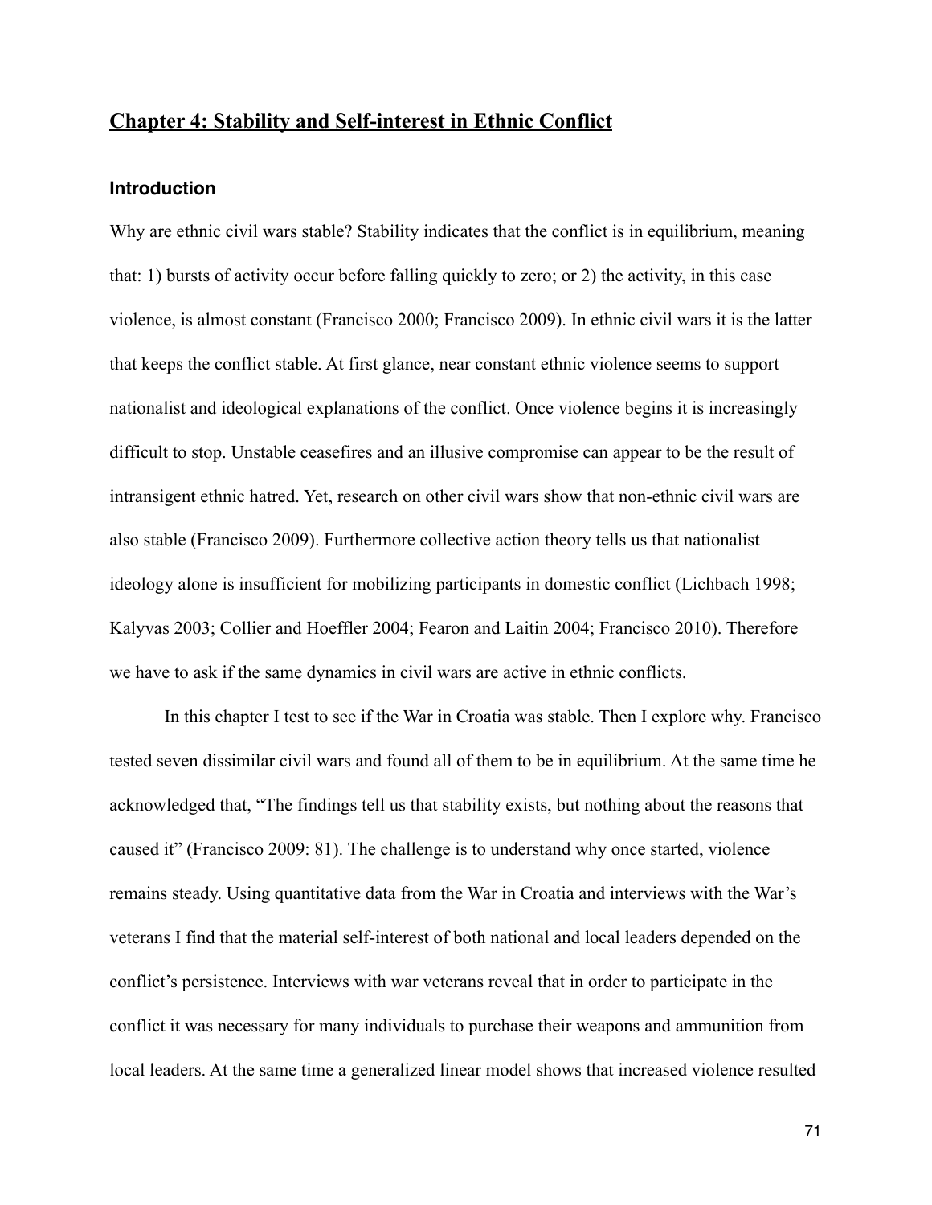## Chapter 4: Stability and Self-interest in Ethnic Conflict

### Introduction

Why are ethnic civil wars stable? Stability indicates that the conflict is in equilibrium, meaning that: 1) bursts of activity occur before falling quickly to zero; or 2) the activity, in this case violence, is almost constant (Francisco 2000; Francisco 2009). In ethnic civil wars it is the latter that keeps the conflict stable. At first glance, near constant ethnic violence seems to support nationalist and ideological explanations of the conflict. Once violence begins it is increasingly difficult to stop. Unstable ceasefires and an illusive compromise can appear to be the result of intransigent ethnic hatred. Yet, research on other civil wars show that non-ethnic civil wars are also stable (Francisco 2009). Furthermore collective action theory tells us that nationalist ideology alone is insufficient for mobilizing participants in domestic conflict (Lichbach 1998; Kalyvas 2003; Collier and Hoeffler 2004; Fearon and Laitin 2004; Francisco 2010). Therefore we have to ask if the same dynamics in civil wars are active in ethnic conflicts.

In this chapter I test to see if the War in Croatia was stable. Then I explore why. Francisco tested seven dissimilar civil wars and found all of them to be in equilibrium. At the same time he acknowledged that, "The findings tell us that stability exists, but nothing about the reasons that caused it" (Francisco 2009: 81). The challenge is to understand why once started, violence remains steady. Using quantitative data from the War in Croatia and interviews with the War's veterans I find that the material self-interest of both national and local leaders depended on the conflict's persistence. Interviews with war veterans reveal that in order to participate in the conflict it was necessary for many individuals to purchase their weapons and ammunition from local leaders. At the same time a generalized linear model shows that increased violence resulted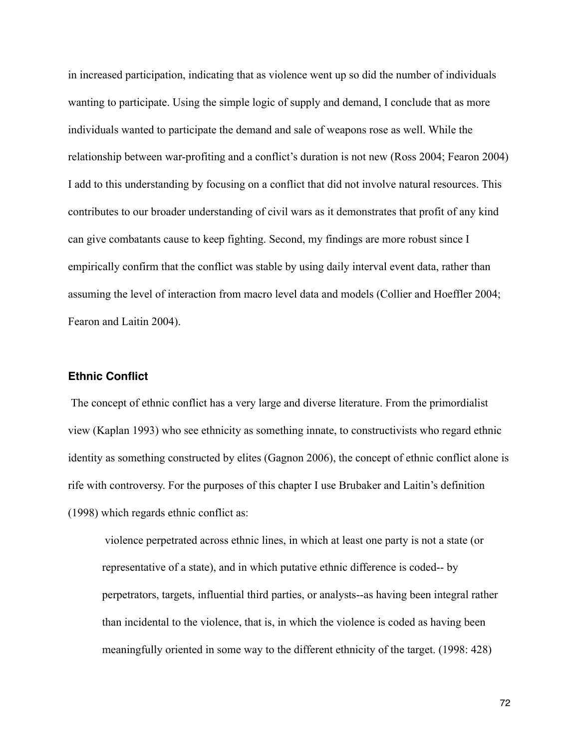in increased participation, indicating that as violence went up so did the number of individuals wanting to participate. Using the simple logic of supply and demand, I conclude that as more individuals wanted to participate the demand and sale of weapons rose as well. While the relationship between war-profiting and a conflict's duration is not new (Ross 2004; Fearon 2004) I add to this understanding by focusing on a conflict that did not involve natural resources. This contributes to our broader understanding of civil wars as it demonstrates that profit of any kind can give combatants cause to keep fighting. Second, my findings are more robust since I empirically confirm that the conflict was stable by using daily interval event data, rather than assuming the level of interaction from macro level data and models (Collier and Hoeffler 2004; Fearon and Laitin 2004).

### Ethnic Conflict

The concept of ethnic conflict has a very large and diverse literature. From the primordialist view (Kaplan 1993) who see ethnicity as something innate, to constructivists who regard ethnic identity as something constructed by elites (Gagnon 2006), the concept of ethnic conflict alone is rife with controversy. For the purposes of this chapter I use Brubaker and Laitin's definition (1998) which regards ethnic conflict as:

> violence perpetrated across ethnic lines, in which at least one party is not a state (or representative of a state), and in which putative ethnic difference is coded-- by perpetrators, targets, influential third parties, or analysts--as having been integral rather than incidental to the violence, that is, in which the violence is coded as having been meaningfully oriented in some way to the different ethnicity of the target. (1998: 428)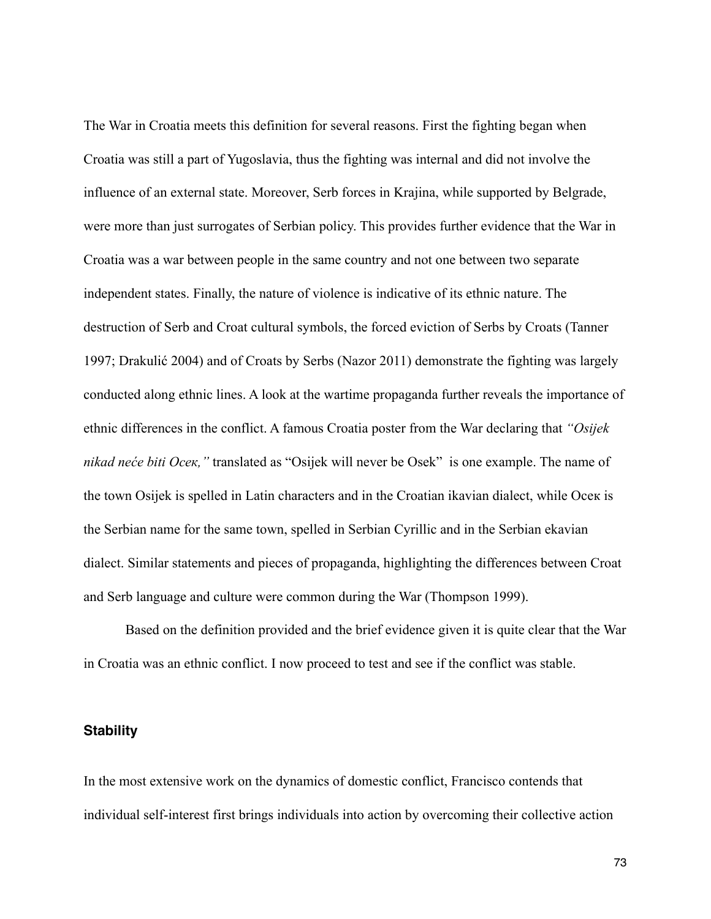The War in Croatia meets this definition for several reasons. First the fighting began when Croatia was still a part of Yugoslavia, thus the fighting was internal and did not involve the influence of an external state. Moreover, Serb forces in Krajina, while supported by Belgrade, were more than just surrogates of Serbian policy. This provides further evidence that the War in Croatia was a war between people in the same country and not one between two separate independent states. Finally, the nature of violence is indicative of its ethnic nature. The destruction of Serb and Croat cultural symbols, the forced eviction of Serbs by Croats (Tanner 1997; Drakulić 2004) and of Croats by Serbs (Nazor 2011) demonstrate the fighting was largely conducted along ethnic lines. A look at the wartime propaganda further reveals the importance of ethnic differences in the conflict. A famous Croatia poster from the War declaring that *"Osijek nikad neće biti Осек,"* translated as "Osijek will never be Osek" is one example. The name of the town Osijek is spelled in Latin characters and in the Croatian ikavian dialect, while Осек is the Serbian name for the same town, spelled in Serbian Cyrillic and in the Serbian ekavian dialect. Similar statements and pieces of propaganda, highlighting the differences between Croat and Serb language and culture were common during the War (Thompson 1999).

Based on the definition provided and the brief evidence given it is quite clear that the War in Croatia was an ethnic conflict. I now proceed to test and see if the conflict was stable.

### Stability

In the most extensive work on the dynamics of domestic conflict, Francisco contends that individual self-interest first brings individuals into action by overcoming their collective action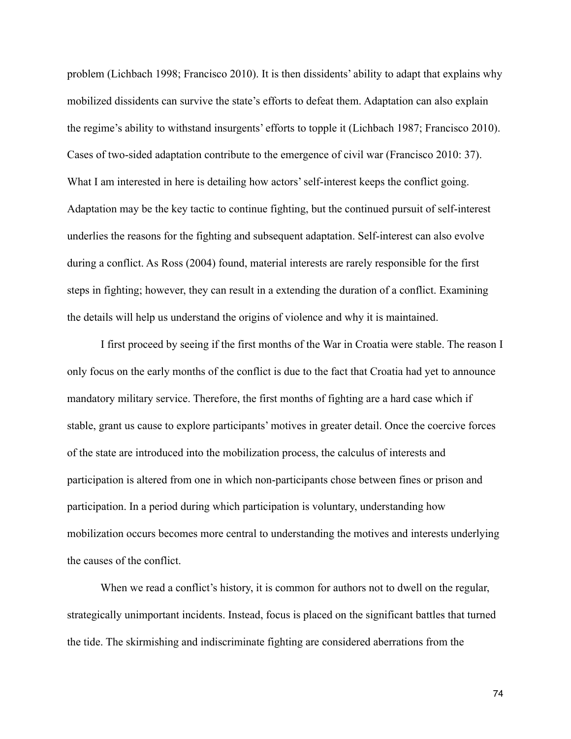problem (Lichbach 1998; Francisco 2010). It is then dissidents' ability to adapt that explains why mobilized dissidents can survive the state's efforts to defeat them. Adaptation can also explain the regime's ability to withstand insurgents' efforts to topple it (Lichbach 1987; Francisco 2010). Cases of two-sided adaptation contribute to the emergence of civil war (Francisco 2010: 37). What I am interested in here is detailing how actors' self-interest keeps the conflict going. Adaptation may be the key tactic to continue fighting, but the continued pursuit of self-interest underlies the reasons for the fighting and subsequent adaptation. Self-interest can also evolve during a conflict. As Ross (2004) found, material interests are rarely responsible for the first steps in fighting; however, they can result in a extending the duration of a conflict. Examining the details will help us understand the origins of violence and why it is maintained.

I first proceed by seeing if the first months of the War in Croatia were stable. The reason I only focus on the early months of the conflict is due to the fact that Croatia had yet to announce mandatory military service. Therefore, the first months of fighting are a hard case which if stable, grant us cause to explore participants' motives in greater detail. Once the coercive forces of the state are introduced into the mobilization process, the calculus of interests and participation is altered from one in which non-participants chose between fines or prison and participation. In a period during which participation is voluntary, understanding how mobilization occurs becomes more central to understanding the motives and interests underlying the causes of the conflict.

When we read a conflict's history, it is common for authors not to dwell on the regular, strategically unimportant incidents. Instead, focus is placed on the significant battles that turned the tide. The skirmishing and indiscriminate fighting are considered aberrations from the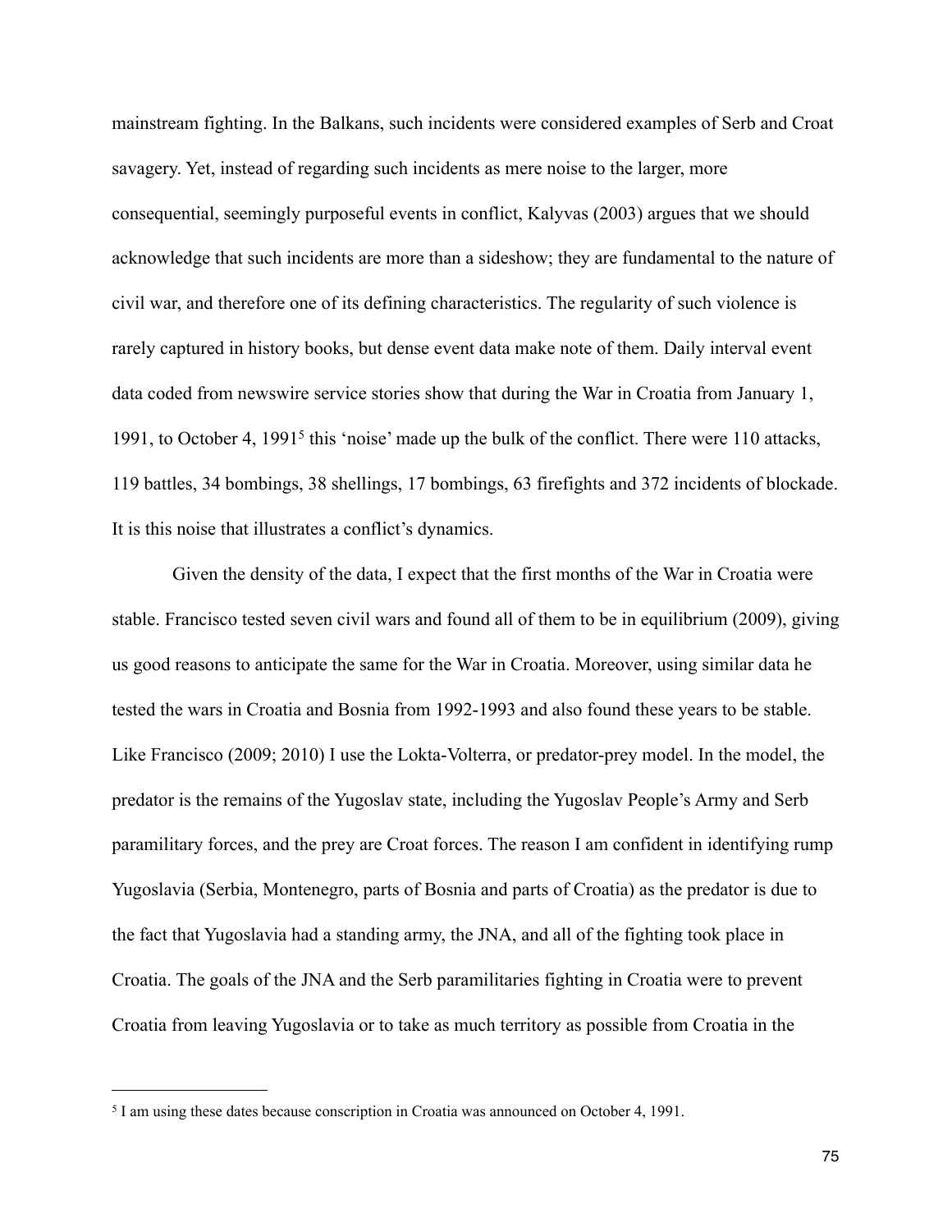mainstream fighting. In the Balkans, such incidents were considered examples of Serb and Croat savagery. Yet, instead of regarding such incidents as mere noise to the larger, more consequential, seemingly purposeful events in conflict, Kalyvas (2003) argues that we should acknowledge that such incidents are more than a sideshow; they are fundamental to the nature of civil war, and therefore one of its defining characteristics. The regularity of such violence is rarely captured in history books, but dense event data make note of them. Daily interval event data coded from newswire service stories show that during the War in Croatia from January 1, 1991, to October 4, 1991[5] this 'noise' made up the bulk of the conflict. There were 110 attacks, 119 battles, 34 bombings, 38 shellings, 17 bombings, 63 firefights and 372 incidents of blockade. It is this noise that illustrates a conflict's dynamics.

Given the density of the data, I expect that the first months of the War in Croatia were stable. Francisco tested seven civil wars and found all of them to be in equilibrium (2009), giving us good reasons to anticipate the same for the War in Croatia. Moreover, using similar data he tested the wars in Croatia and Bosnia from 1992-1993 and also found these years to be stable. Like Francisco (2009; 2010) I use the Lokta-Volterra, or predator-prey model. In the model, the predator is the remains of the Yugoslav state, including the Yugoslav People's Army and Serb paramilitary forces, and the prey are Croat forces. The reason I am confident in identifying rump Yugoslavia (Serbia, Montenegro, parts of Bosnia and parts of Croatia) as the predator is due to the fact that Yugoslavia had a standing army, the JNA, and all of the fighting took place in Croatia. The goals of the JNA and the Serb paramilitaries fighting in Croatia were to prevent Croatia from leaving Yugoslavia or to take as much territory as possible from Croatia in the

[5] I am using these dates because conscription in Croatia was announced on October 4, 1991.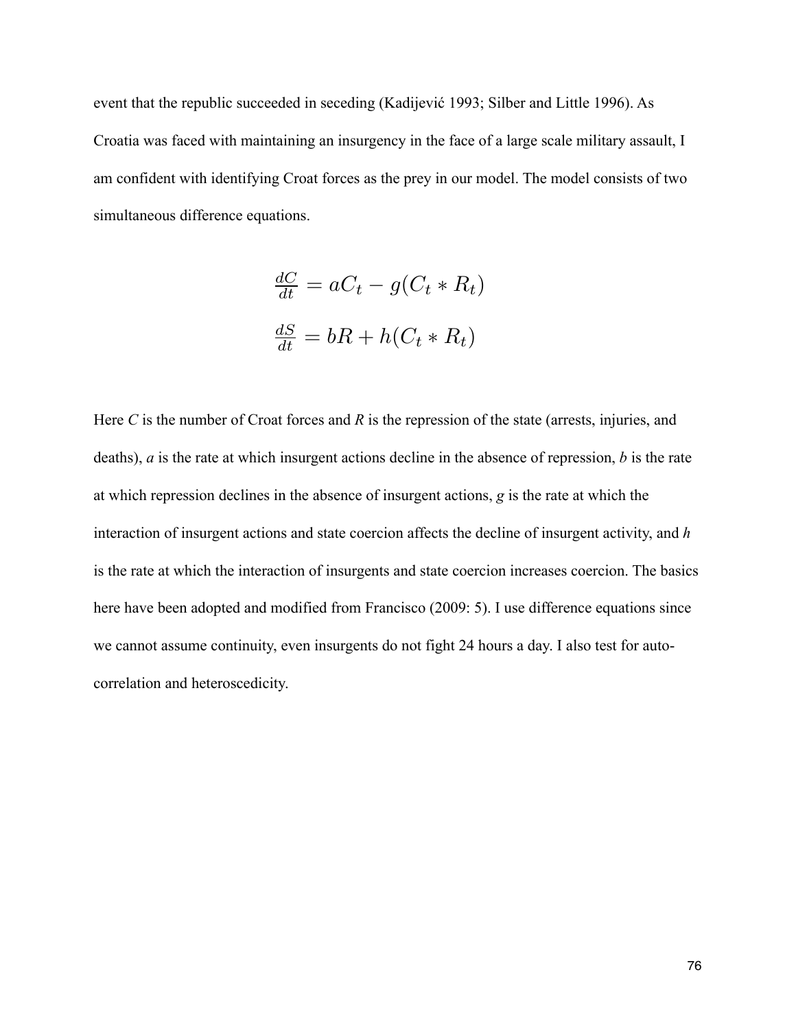event that the republic succeeded in seceding (Kadijević 1993; Silber and Little 1996). As Croatia was faced with maintaining an insurgency in the face of a large scale military assault, I am confident with identifying Croat forces as the prey in our model. The model consists of two simultaneous difference equations.

$$\frac{dC}{dt} = aC_t - g(C_t * R_t)$$

$$\frac{dS}{dt} = bR + h(C_t * R_t)$$

Here *C* is the number of Croat forces and *R* is the repression of the state (arrests, injuries, and deaths), *a* is the rate at which insurgent actions decline in the absence of repression, *b* is the rate at which repression declines in the absence of insurgent actions, *g* is the rate at which the interaction of insurgent actions and state coercion affects the decline of insurgent activity, and *h* is the rate at which the interaction of insurgents and state coercion increases coercion. The basics here have been adopted and modified from Francisco (2009: 5). I use difference equations since we cannot assume continuity, even insurgents do not fight 24 hours a day. I also test for auto-correlation and heteroscedicity.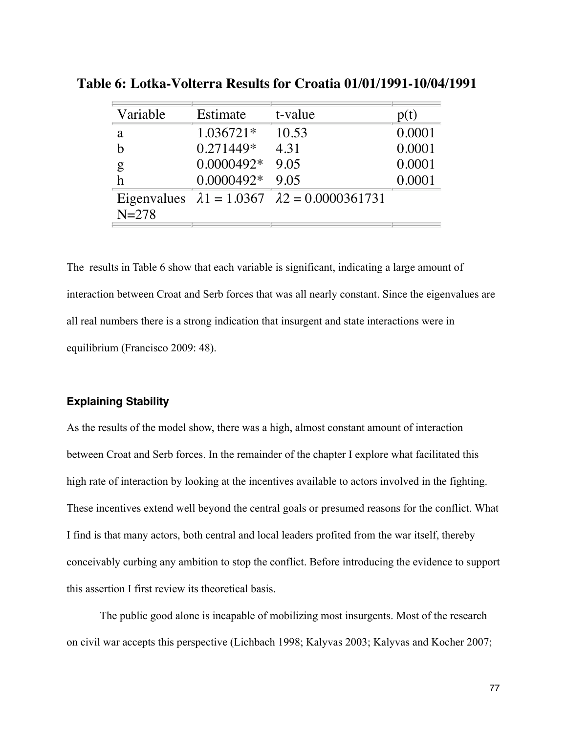**Table 6: Lotka-Volterra Results for Croatia 01/01/1991-10/04/1991**

| Variable | Estimate | t-value | p(t) |
|---|---|---|---|
| a | 1.036721* | 10.53 | 0.0001 |
| b | 0.271449* | 4.31 | 0.0001 |
| g | 0.0000492* | 9.05 | 0.0001 |
| h | 0.0000492* | 9.05 | 0.0001 |
| Eigenvalues N=278 | $\lambda 1 = 1.0367$ | $\lambda 2 = 0.0000361731$ | |

The results in Table 6 show that each variable is significant, indicating a large amount of interaction between Croat and Serb forces that was all nearly constant. Since the eigenvalues are all real numbers there is a strong indication that insurgent and state interactions were in equilibrium (Francisco 2009: 48).

### Explaining Stability

As the results of the model show, there was a high, almost constant amount of interaction between Croat and Serb forces. In the remainder of the chapter I explore what facilitated this high rate of interaction by looking at the incentives available to actors involved in the fighting. These incentives extend well beyond the central goals or presumed reasons for the conflict. What I find is that many actors, both central and local leaders profited from the war itself, thereby conceivably curbing any ambition to stop the conflict. Before introducing the evidence to support this assertion I first review its theoretical basis.

The public good alone is incapable of mobilizing most insurgents. Most of the research on civil war accepts this perspective (Lichbach 1998; Kalyvas 2003; Kalyvas and Kocher 2007;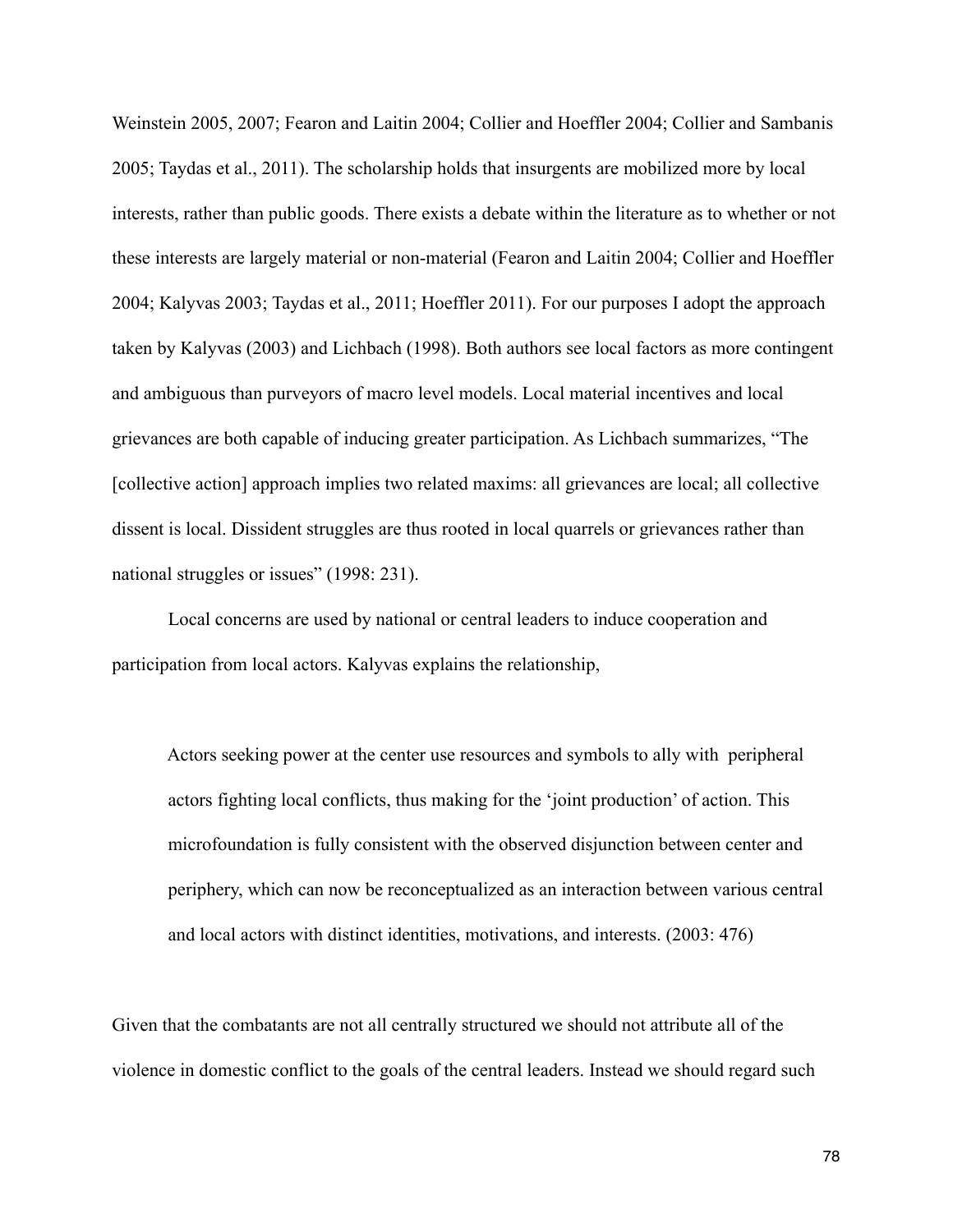Weinstein 2005, 2007; Fearon and Laitin 2004; Collier and Hoeffler 2004; Collier and Sambanis 2005; Taydas et al., 2011). The scholarship holds that insurgents are mobilized more by local interests, rather than public goods. There exists a debate within the literature as to whether or not these interests are largely material or non-material (Fearon and Laitin 2004; Collier and Hoeffler 2004; Kalyvas 2003; Taydas et al., 2011; Hoeffler 2011). For our purposes I adopt the approach taken by Kalyvas (2003) and Lichbach (1998). Both authors see local factors as more contingent and ambiguous than purveyors of macro level models. Local material incentives and local grievances are both capable of inducing greater participation. As Lichbach summarizes, "The [collective action] approach implies two related maxims: all grievances are local; all collective dissent is local. Dissident struggles are thus rooted in local quarrels or grievances rather than national struggles or issues" (1998: 231).

Local concerns are used by national or central leaders to induce cooperation and participation from local actors. Kalyvas explains the relationship,

> Actors seeking power at the center use resources and symbols to ally with peripheral actors fighting local conflicts, thus making for the 'joint production' of action. This microfoundation is fully consistent with the observed disjunction between center and periphery, which can now be reconceptualized as an interaction between various central and local actors with distinct identities, motivations, and interests. (2003: 476)

Given that the combatants are not all centrally structured we should not attribute all of the violence in domestic conflict to the goals of the central leaders. Instead we should regard such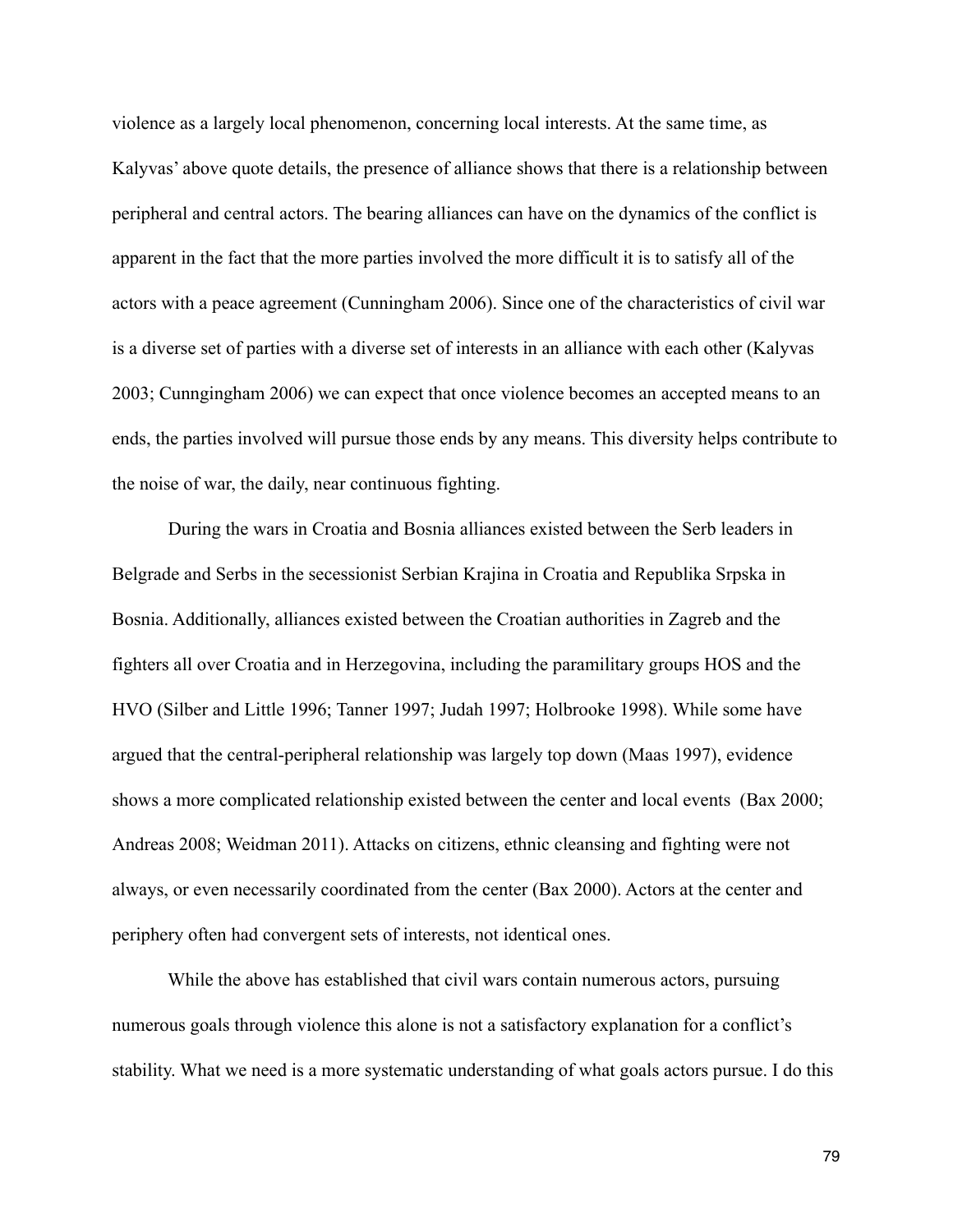violence as a largely local phenomenon, concerning local interests. At the same time, as Kalyvas' above quote details, the presence of alliance shows that there is a relationship between peripheral and central actors. The bearing alliances can have on the dynamics of the conflict is apparent in the fact that the more parties involved the more difficult it is to satisfy all of the actors with a peace agreement (Cunningham 2006). Since one of the characteristics of civil war is a diverse set of parties with a diverse set of interests in an alliance with each other (Kalyvas 2003; Cunngingham 2006) we can expect that once violence becomes an accepted means to an ends, the parties involved will pursue those ends by any means. This diversity helps contribute to the noise of war, the daily, near continuous fighting.

During the wars in Croatia and Bosnia alliances existed between the Serb leaders in Belgrade and Serbs in the secessionist Serbian Krajina in Croatia and Republika Srpska in Bosnia. Additionally, alliances existed between the Croatian authorities in Zagreb and the fighters all over Croatia and in Herzegovina, including the paramilitary groups HOS and the HVO (Silber and Little 1996; Tanner 1997; Judah 1997; Holbrooke 1998). While some have argued that the central-peripheral relationship was largely top down (Maas 1997), evidence shows a more complicated relationship existed between the center and local events (Bax 2000; Andreas 2008; Weidman 2011). Attacks on citizens, ethnic cleansing and fighting were not always, or even necessarily coordinated from the center (Bax 2000). Actors at the center and periphery often had convergent sets of interests, not identical ones.

While the above has established that civil wars contain numerous actors, pursuing numerous goals through violence this alone is not a satisfactory explanation for a conflict's stability. What we need is a more systematic understanding of what goals actors pursue. I do this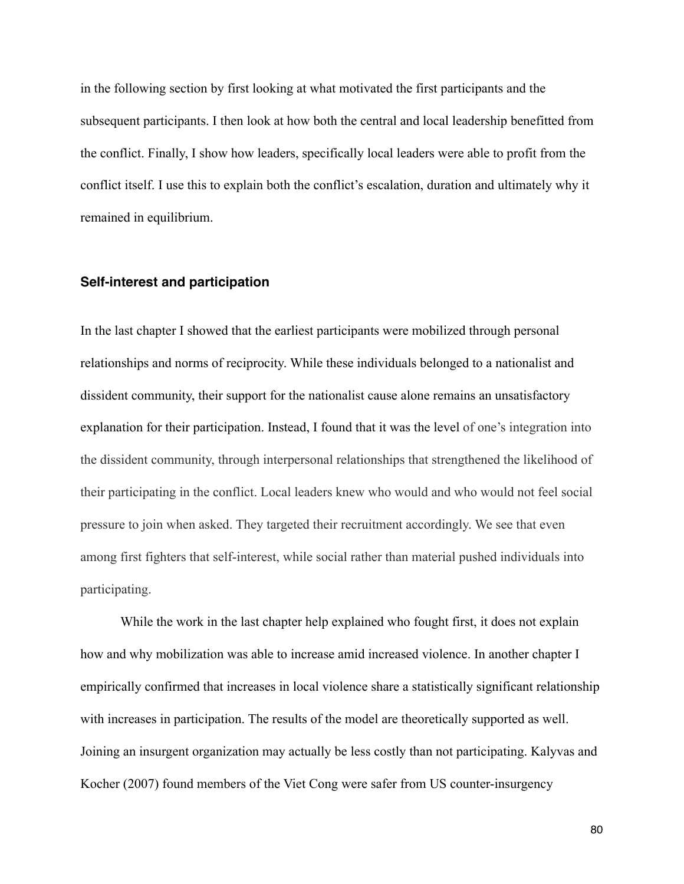in the following section by first looking at what motivated the first participants and the subsequent participants. I then look at how both the central and local leadership benefitted from the conflict. Finally, I show how leaders, specifically local leaders were able to profit from the conflict itself. I use this to explain both the conflict's escalation, duration and ultimately why it remained in equilibrium.

### Self-interest and participation

In the last chapter I showed that the earliest participants were mobilized through personal relationships and norms of reciprocity. While these individuals belonged to a nationalist and dissident community, their support for the nationalist cause alone remains an unsatisfactory explanation for their participation. Instead, I found that it was the level of one's integration into the dissident community, through interpersonal relationships that strengthened the likelihood of their participating in the conflict. Local leaders knew who would and who would not feel social pressure to join when asked. They targeted their recruitment accordingly. We see that even among first fighters that self-interest, while social rather than material pushed individuals into participating.

While the work in the last chapter help explained who fought first, it does not explain how and why mobilization was able to increase amid increased violence. In another chapter I empirically confirmed that increases in local violence share a statistically significant relationship with increases in participation. The results of the model are theoretically supported as well. Joining an insurgent organization may actually be less costly than not participating. Kalyvas and Kocher (2007) found members of the Viet Cong were safer from US counter-insurgency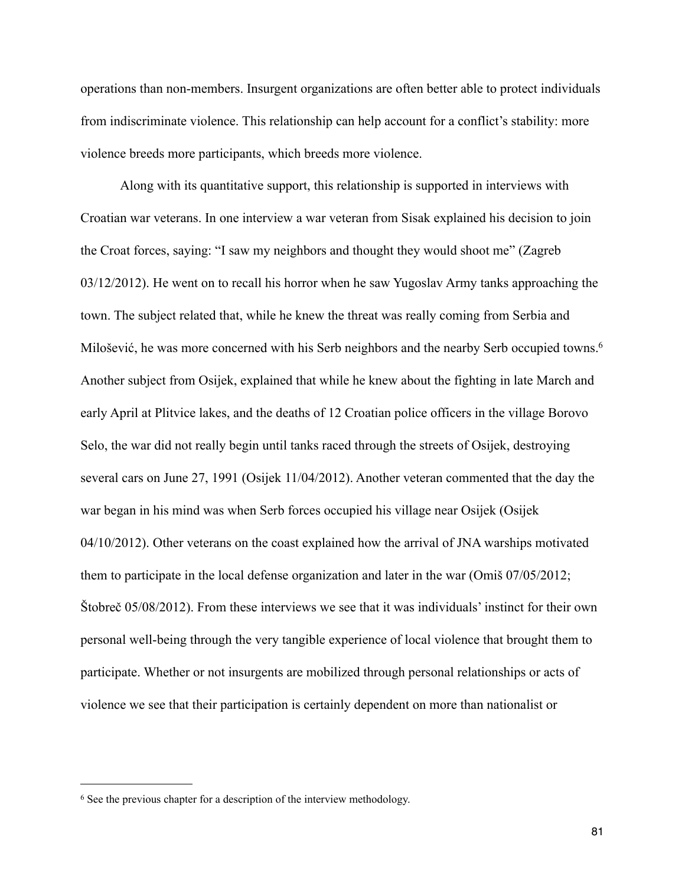operations than non-members. Insurgent organizations are often better able to protect individuals from indiscriminate violence. This relationship can help account for a conflict's stability: more violence breeds more participants, which breeds more violence.

Along with its quantitative support, this relationship is supported in interviews with Croatian war veterans. In one interview a war veteran from Sisak explained his decision to join the Croat forces, saying: "I saw my neighbors and thought they would shoot me" (Zagreb 03/12/2012). He went on to recall his horror when he saw Yugoslav Army tanks approaching the town. The subject related that, while he knew the threat was really coming from Serbia and Milošević, he was more concerned with his Serb neighbors and the nearby Serb occupied towns.[6] Another subject from Osijek, explained that while he knew about the fighting in late March and early April at Plitvice lakes, and the deaths of 12 Croatian police officers in the village Borovo Selo, the war did not really begin until tanks raced through the streets of Osijek, destroying several cars on June 27, 1991 (Osijek 11/04/2012). Another veteran commented that the day the war began in his mind was when Serb forces occupied his village near Osijek (Osijek 04/10/2012). Other veterans on the coast explained how the arrival of JNA warships motivated them to participate in the local defense organization and later in the war (Omiš 07/05/2012; Štobreč 05/08/2012). From these interviews we see that it was individuals' instinct for their own personal well-being through the very tangible experience of local violence that brought them to participate. Whether or not insurgents are mobilized through personal relationships or acts of violence we see that their participation is certainly dependent on more than nationalist or

---

[6] See the previous chapter for a description of the interview methodology.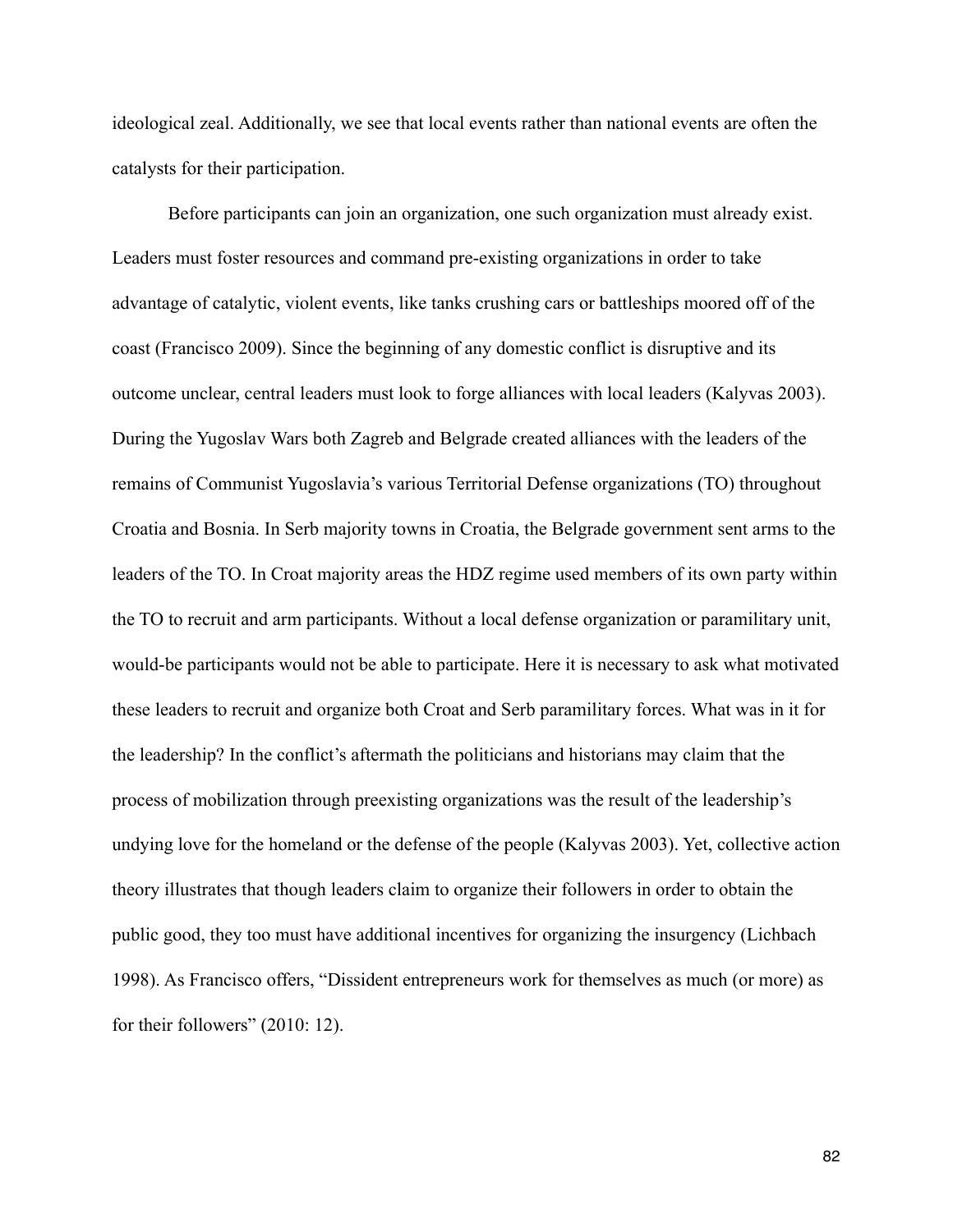ideological zeal. Additionally, we see that local events rather than national events are often the catalysts for their participation.

Before participants can join an organization, one such organization must already exist. Leaders must foster resources and command pre-existing organizations in order to take advantage of catalytic, violent events, like tanks crushing cars or battleships moored off of the coast (Francisco 2009). Since the beginning of any domestic conflict is disruptive and its outcome unclear, central leaders must look to forge alliances with local leaders (Kalyvas 2003). During the Yugoslav Wars both Zagreb and Belgrade created alliances with the leaders of the remains of Communist Yugoslavia's various Territorial Defense organizations (TO) throughout Croatia and Bosnia. In Serb majority towns in Croatia, the Belgrade government sent arms to the leaders of the TO. In Croat majority areas the HDZ regime used members of its own party within the TO to recruit and arm participants. Without a local defense organization or paramilitary unit, would-be participants would not be able to participate. Here it is necessary to ask what motivated these leaders to recruit and organize both Croat and Serb paramilitary forces. What was in it for the leadership? In the conflict's aftermath the politicians and historians may claim that the process of mobilization through preexisting organizations was the result of the leadership's undying love for the homeland or the defense of the people (Kalyvas 2003). Yet, collective action theory illustrates that though leaders claim to organize their followers in order to obtain the public good, they too must have additional incentives for organizing the insurgency (Lichbach 1998). As Francisco offers, "Dissident entrepreneurs work for themselves as much (or more) as for their followers" (2010: 12).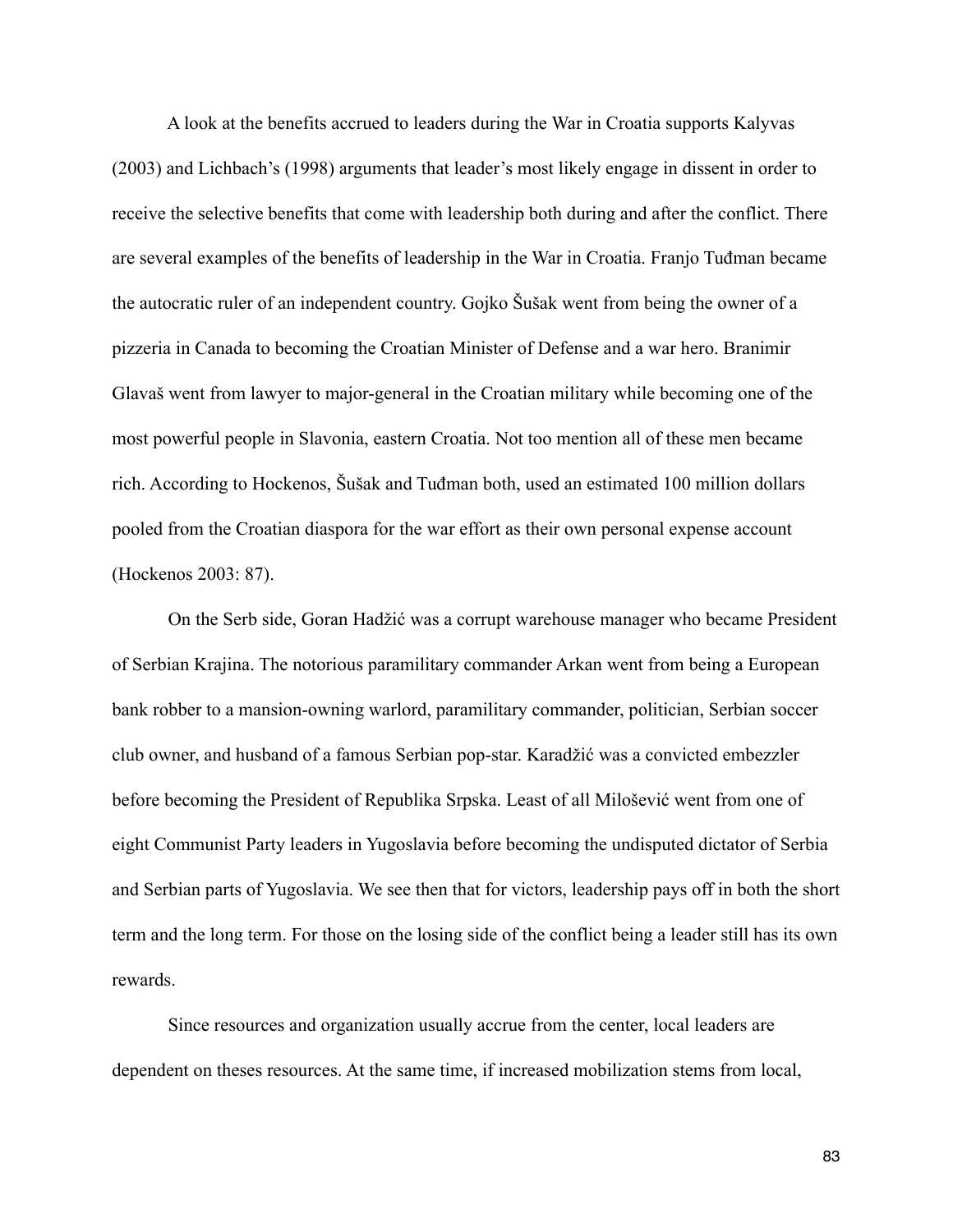A look at the benefits accrued to leaders during the War in Croatia supports Kalyvas (2003) and Lichbach's (1998) arguments that leader's most likely engage in dissent in order to receive the selective benefits that come with leadership both during and after the conflict. There are several examples of the benefits of leadership in the War in Croatia. Franjo Tuđman became the autocratic ruler of an independent country. Gojko Šušak went from being the owner of a pizzeria in Canada to becoming the Croatian Minister of Defense and a war hero. Branimir Glavaš went from lawyer to major-general in the Croatian military while becoming one of the most powerful people in Slavonia, eastern Croatia. Not too mention all of these men became rich. According to Hockenos, Šušak and Tuđman both, used an estimated 100 million dollars pooled from the Croatian diaspora for the war effort as their own personal expense account (Hockenos 2003: 87).

On the Serb side, Goran Hadžić was a corrupt warehouse manager who became President of Serbian Krajina. The notorious paramilitary commander Arkan went from being a European bank robber to a mansion-owning warlord, paramilitary commander, politician, Serbian soccer club owner, and husband of a famous Serbian pop-star. Karadžić was a convicted embezzler before becoming the President of Republika Srpska. Least of all Milošević went from one of eight Communist Party leaders in Yugoslavia before becoming the undisputed dictator of Serbia and Serbian parts of Yugoslavia. We see then that for victors, leadership pays off in both the short term and the long term. For those on the losing side of the conflict being a leader still has its own rewards.

Since resources and organization usually accrue from the center, local leaders are dependent on theses resources. At the same time, if increased mobilization stems from local,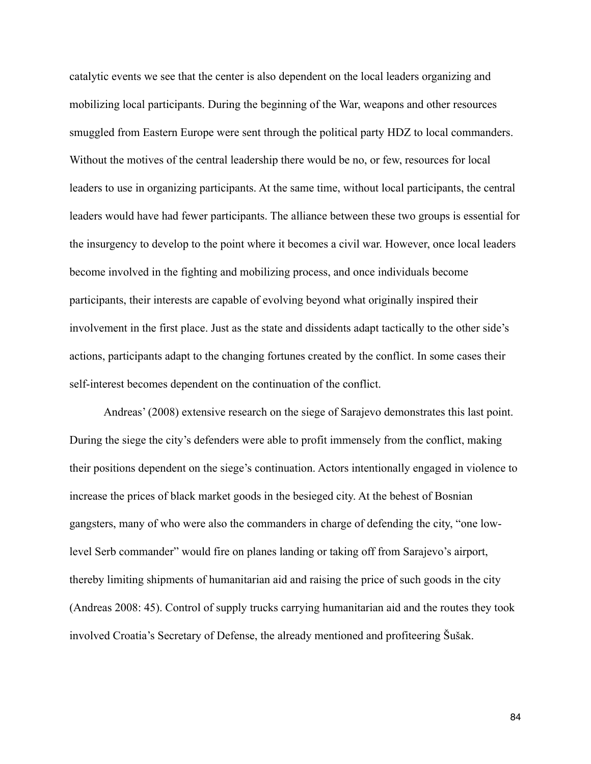catalytic events we see that the center is also dependent on the local leaders organizing and mobilizing local participants. During the beginning of the War, weapons and other resources smuggled from Eastern Europe were sent through the political party HDZ to local commanders. Without the motives of the central leadership there would be no, or few, resources for local leaders to use in organizing participants. At the same time, without local participants, the central leaders would have had fewer participants. The alliance between these two groups is essential for the insurgency to develop to the point where it becomes a civil war. However, once local leaders become involved in the fighting and mobilizing process, and once individuals become participants, their interests are capable of evolving beyond what originally inspired their involvement in the first place. Just as the state and dissidents adapt tactically to the other side's actions, participants adapt to the changing fortunes created by the conflict. In some cases their self-interest becomes dependent on the continuation of the conflict.

Andreas' (2008) extensive research on the siege of Sarajevo demonstrates this last point. During the siege the city's defenders were able to profit immensely from the conflict, making their positions dependent on the siege's continuation. Actors intentionally engaged in violence to increase the prices of black market goods in the besieged city. At the behest of Bosnian gangsters, many of who were also the commanders in charge of defending the city, "one low-level Serb commander" would fire on planes landing or taking off from Sarajevo's airport, thereby limiting shipments of humanitarian aid and raising the price of such goods in the city (Andreas 2008: 45). Control of supply trucks carrying humanitarian aid and the routes they took involved Croatia's Secretary of Defense, the already mentioned and profiteering Šušak.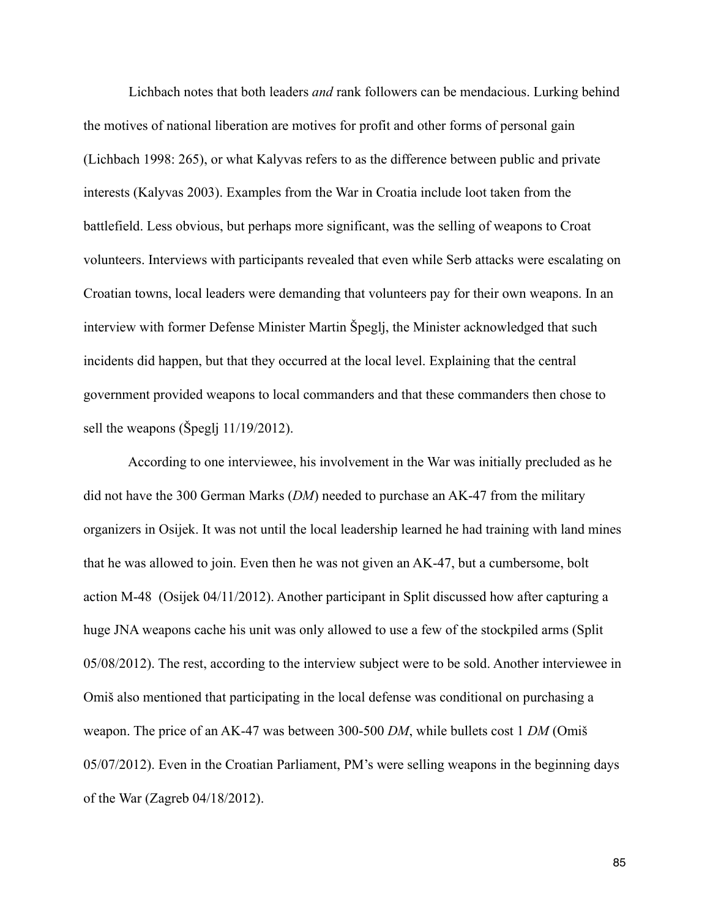Lichbach notes that both leaders *and* rank followers can be mendacious. Lurking behind the motives of national liberation are motives for profit and other forms of personal gain (Lichbach 1998: 265), or what Kalyvas refers to as the difference between public and private interests (Kalyvas 2003). Examples from the War in Croatia include loot taken from the battlefield. Less obvious, but perhaps more significant, was the selling of weapons to Croat volunteers. Interviews with participants revealed that even while Serb attacks were escalating on Croatian towns, local leaders were demanding that volunteers pay for their own weapons. In an interview with former Defense Minister Martin Špeglj, the Minister acknowledged that such incidents did happen, but that they occurred at the local level. Explaining that the central government provided weapons to local commanders and that these commanders then chose to sell the weapons (Špeglj 11/19/2012).

According to one interviewee, his involvement in the War was initially precluded as he did not have the 300 German Marks (*DM*) needed to purchase an AK-47 from the military organizers in Osijek. It was not until the local leadership learned he had training with land mines that he was allowed to join. Even then he was not given an AK-47, but a cumbersome, bolt action M-48 (Osijek 04/11/2012). Another participant in Split discussed how after capturing a huge JNA weapons cache his unit was only allowed to use a few of the stockpiled arms (Split 05/08/2012). The rest, according to the interview subject were to be sold. Another interviewee in Omiš also mentioned that participating in the local defense was conditional on purchasing a weapon. The price of an AK-47 was between 300-500 *DM*, while bullets cost 1 *DM* (Omiš 05/07/2012). Even in the Croatian Parliament, PM's were selling weapons in the beginning days of the War (Zagreb 04/18/2012).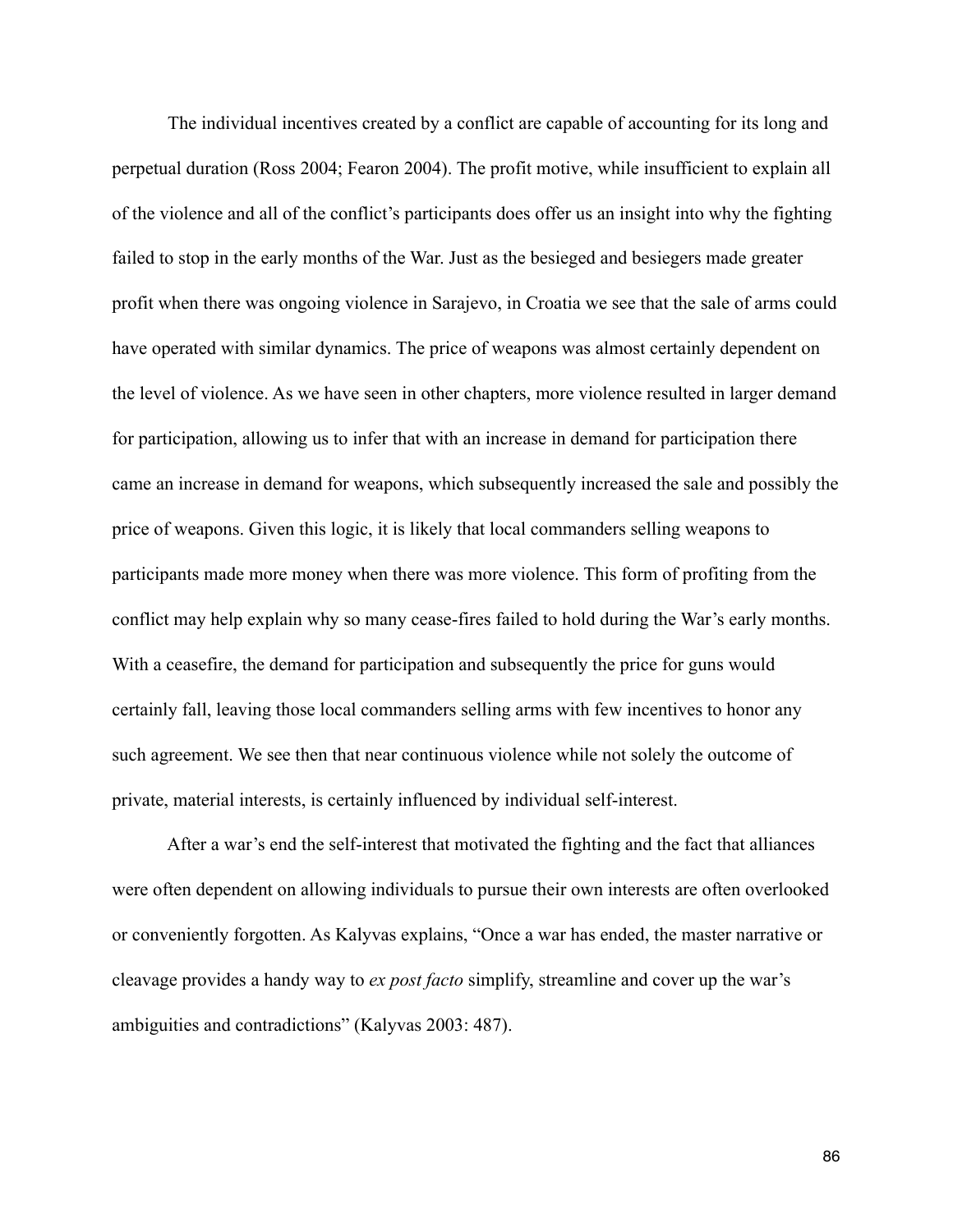The individual incentives created by a conflict are capable of accounting for its long and perpetual duration (Ross 2004; Fearon 2004). The profit motive, while insufficient to explain all of the violence and all of the conflict's participants does offer us an insight into why the fighting failed to stop in the early months of the War. Just as the besieged and besiegers made greater profit when there was ongoing violence in Sarajevo, in Croatia we see that the sale of arms could have operated with similar dynamics. The price of weapons was almost certainly dependent on the level of violence. As we have seen in other chapters, more violence resulted in larger demand for participation, allowing us to infer that with an increase in demand for participation there came an increase in demand for weapons, which subsequently increased the sale and possibly the price of weapons. Given this logic, it is likely that local commanders selling weapons to participants made more money when there was more violence. This form of profiting from the conflict may help explain why so many cease-fires failed to hold during the War's early months. With a ceasefire, the demand for participation and subsequently the price for guns would certainly fall, leaving those local commanders selling arms with few incentives to honor any such agreement. We see then that near continuous violence while not solely the outcome of private, material interests, is certainly influenced by individual self-interest.

After a war's end the self-interest that motivated the fighting and the fact that alliances were often dependent on allowing individuals to pursue their own interests are often overlooked or conveniently forgotten. As Kalyvas explains, "Once a war has ended, the master narrative or cleavage provides a handy way to *ex post facto* simplify, streamline and cover up the war's ambiguities and contradictions" (Kalyvas 2003: 487).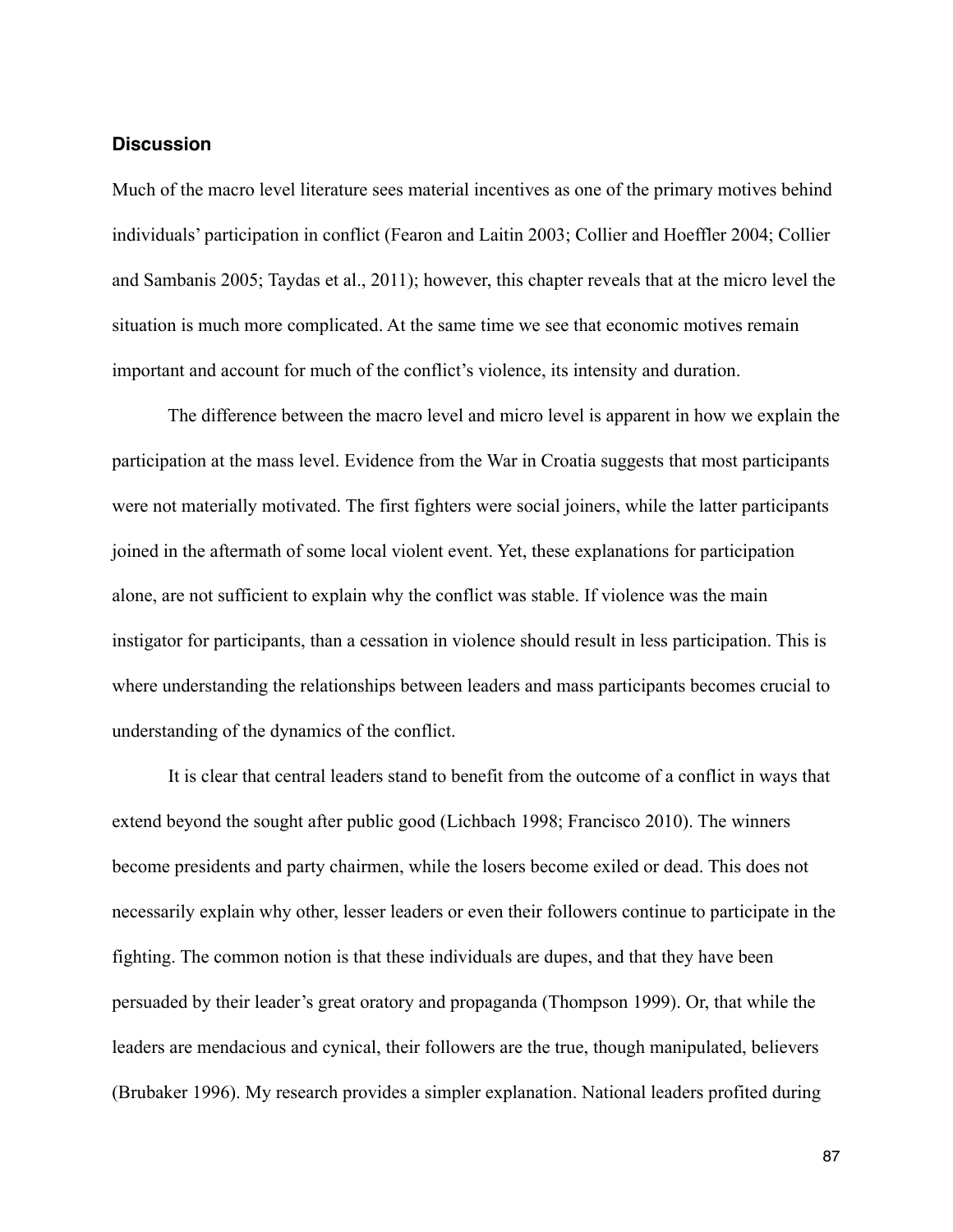## Discussion

Much of the macro level literature sees material incentives as one of the primary motives behind individuals' participation in conflict (Fearon and Laitin 2003; Collier and Hoeffler 2004; Collier and Sambanis 2005; Taydas et al., 2011); however, this chapter reveals that at the micro level the situation is much more complicated. At the same time we see that economic motives remain important and account for much of the conflict's violence, its intensity and duration.

The difference between the macro level and micro level is apparent in how we explain the participation at the mass level. Evidence from the War in Croatia suggests that most participants were not materially motivated. The first fighters were social joiners, while the latter participants joined in the aftermath of some local violent event. Yet, these explanations for participation alone, are not sufficient to explain why the conflict was stable. If violence was the main instigator for participants, than a cessation in violence should result in less participation. This is where understanding the relationships between leaders and mass participants becomes crucial to understanding of the dynamics of the conflict.

It is clear that central leaders stand to benefit from the outcome of a conflict in ways that extend beyond the sought after public good (Lichbach 1998; Francisco 2010). The winners become presidents and party chairmen, while the losers become exiled or dead. This does not necessarily explain why other, lesser leaders or even their followers continue to participate in the fighting. The common notion is that these individuals are dupes, and that they have been persuaded by their leader's great oratory and propaganda (Thompson 1999). Or, that while the leaders are mendacious and cynical, their followers are the true, though manipulated, believers (Brubaker 1996). My research provides a simpler explanation. National leaders profited during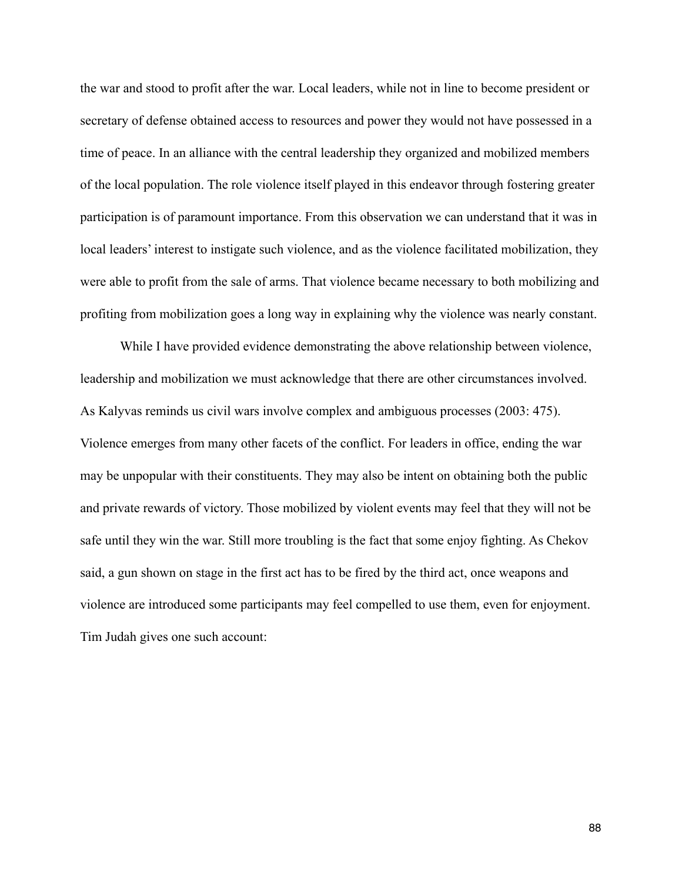the war and stood to profit after the war. Local leaders, while not in line to become president or secretary of defense obtained access to resources and power they would not have possessed in a time of peace. In an alliance with the central leadership they organized and mobilized members of the local population. The role violence itself played in this endeavor through fostering greater participation is of paramount importance. From this observation we can understand that it was in local leaders' interest to instigate such violence, and as the violence facilitated mobilization, they were able to profit from the sale of arms. That violence became necessary to both mobilizing and profiting from mobilization goes a long way in explaining why the violence was nearly constant.

While I have provided evidence demonstrating the above relationship between violence, leadership and mobilization we must acknowledge that there are other circumstances involved. As Kalyvas reminds us civil wars involve complex and ambiguous processes (2003: 475). Violence emerges from many other facets of the conflict. For leaders in office, ending the war may be unpopular with their constituents. They may also be intent on obtaining both the public and private rewards of victory. Those mobilized by violent events may feel that they will not be safe until they win the war. Still more troubling is the fact that some enjoy fighting. As Chekov said, a gun shown on stage in the first act has to be fired by the third act, once weapons and violence are introduced some participants may feel compelled to use them, even for enjoyment. Tim Judah gives one such account: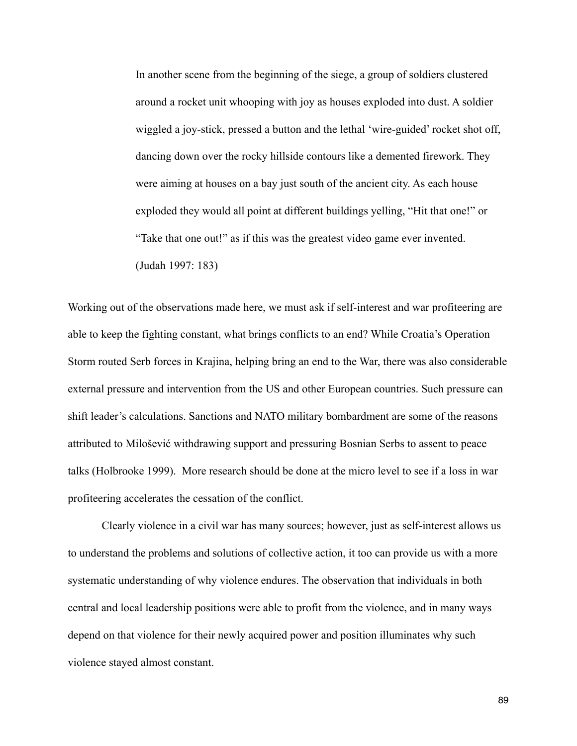> In another scene from the beginning of the siege, a group of soldiers clustered around a rocket unit whooping with joy as houses exploded into dust. A soldier wiggled a joy-stick, pressed a button and the lethal 'wire-guided' rocket shot off, dancing down over the rocky hillside contours like a demented firework. They were aiming at houses on a bay just south of the ancient city. As each house exploded they would all point at different buildings yelling, "Hit that one!" or "Take that one out!" as if this was the greatest video game ever invented. (Judah 1997: 183)

Working out of the observations made here, we must ask if self-interest and war profiteering are able to keep the fighting constant, what brings conflicts to an end? While Croatia's Operation Storm routed Serb forces in Krajina, helping bring an end to the War, there was also considerable external pressure and intervention from the US and other European countries. Such pressure can shift leader's calculations. Sanctions and NATO military bombardment are some of the reasons attributed to Milošević withdrawing support and pressuring Bosnian Serbs to assent to peace talks (Holbrooke 1999). More research should be done at the micro level to see if a loss in war profiteering accelerates the cessation of the conflict.

Clearly violence in a civil war has many sources; however, just as self-interest allows us to understand the problems and solutions of collective action, it too can provide us with a more systematic understanding of why violence endures. The observation that individuals in both central and local leadership positions were able to profit from the violence, and in many ways depend on that violence for their newly acquired power and position illuminates why such violence stayed almost constant.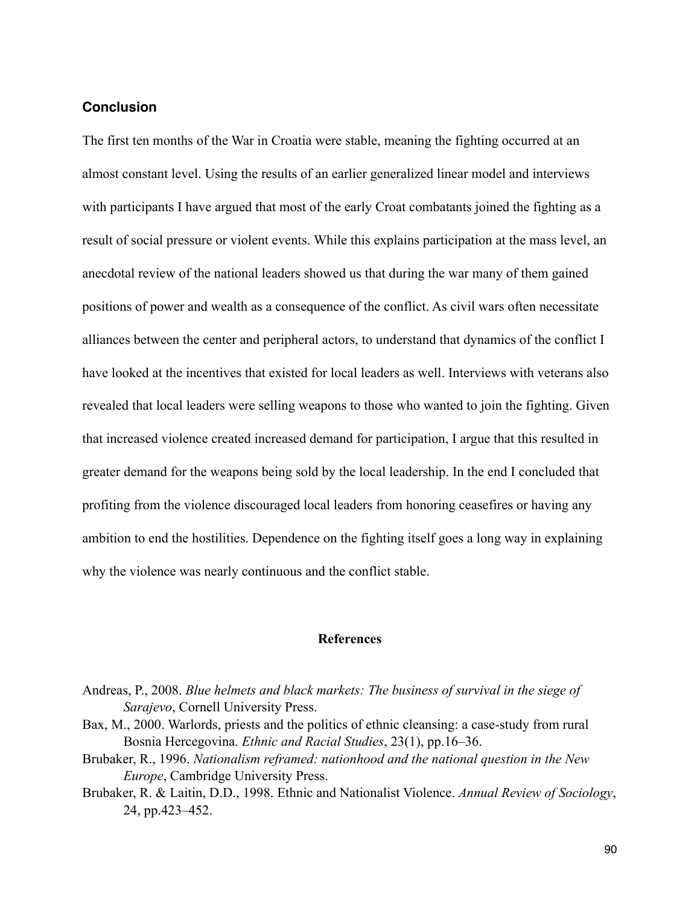## Conclusion

The first ten months of the War in Croatia were stable, meaning the fighting occurred at an almost constant level. Using the results of an earlier generalized linear model and interviews with participants I have argued that most of the early Croat combatants joined the fighting as a result of social pressure or violent events. While this explains participation at the mass level, an anecdotal review of the national leaders showed us that during the war many of them gained positions of power and wealth as a consequence of the conflict. As civil wars often necessitate alliances between the center and peripheral actors, to understand that dynamics of the conflict I have looked at the incentives that existed for local leaders as well. Interviews with veterans also revealed that local leaders were selling weapons to those who wanted to join the fighting. Given that increased violence created increased demand for participation, I argue that this resulted in greater demand for the weapons being sold by the local leadership. In the end I concluded that profiting from the violence discouraged local leaders from honoring ceasefires or having any ambition to end the hostilities. Dependence on the fighting itself goes a long way in explaining why the violence was nearly continuous and the conflict stable.

## References

Andreas, P., 2008. *Blue helmets and black markets: The business of survival in the siege of Sarajevo*, Cornell University Press.

Bax, M., 2000. Warlords, priests and the politics of ethnic cleansing: a case-study from rural Bosnia Hercegovina. *Ethnic and Racial Studies*, 23(1), pp.16–36.

Brubaker, R., 1996. *Nationalism reframed: nationhood and the national question in the New Europe*, Cambridge University Press.

Brubaker, R. & Laitin, D.D., 1998. Ethnic and Nationalist Violence. *Annual Review of Sociology*, 24, pp.423–452.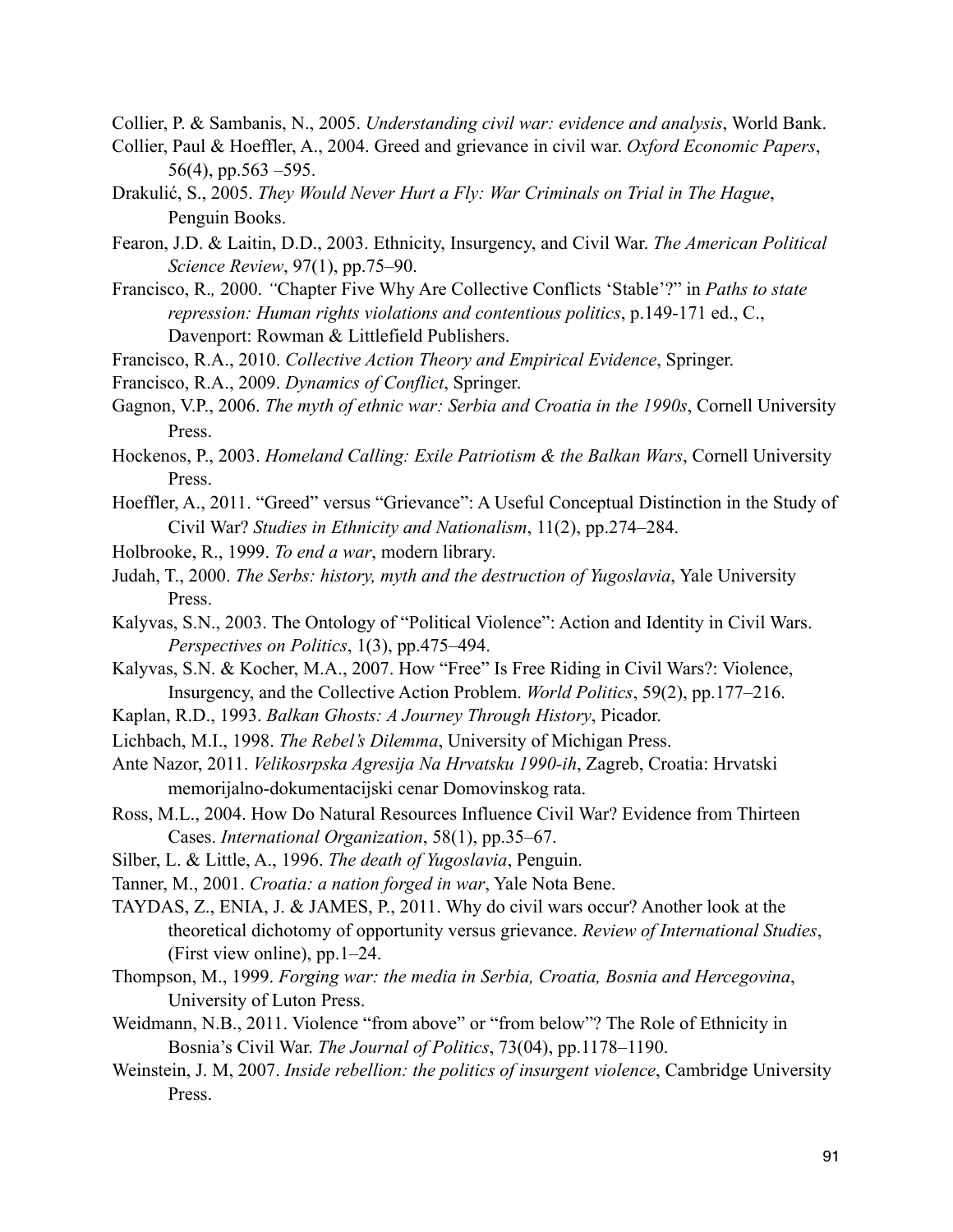Collier, P. & Sambanis, N., 2005. *Understanding civil war: evidence and analysis*, World Bank.

Collier, Paul & Hoeffler, A., 2004. Greed and grievance in civil war. *Oxford Economic Papers*, 56(4), pp.563 –595.

Drakulić, S., 2005. *They Would Never Hurt a Fly: War Criminals on Trial in The Hague*, Penguin Books.

Fearon, J.D. & Laitin, D.D., 2003. Ethnicity, Insurgency, and Civil War. *The American Political Science Review*, 97(1), pp.75–90.

Francisco, R*.,* 2000. *"*Chapter Five Why Are Collective Conflicts 'Stable'?" in *Paths to state repression: Human rights violations and contentious politics*, p.149-171 ed., C., Davenport: Rowman & Littlefield Publishers.

Francisco, R.A., 2010. *Collective Action Theory and Empirical Evidence*, Springer.

Francisco, R.A., 2009. *Dynamics of Conflict*, Springer.

Gagnon, V.P., 2006. *The myth of ethnic war: Serbia and Croatia in the 1990s*, Cornell University Press.

Hockenos, P., 2003. *Homeland Calling: Exile Patriotism & the Balkan Wars*, Cornell University Press.

Hoeffler, A., 2011. "Greed" versus "Grievance": A Useful Conceptual Distinction in the Study of Civil War? *Studies in Ethnicity and Nationalism*, 11(2), pp.274–284.

Holbrooke, R., 1999. *To end a war*, modern library.

Judah, T., 2000. *The Serbs: history, myth and the destruction of Yugoslavia*, Yale University Press.

Kalyvas, S.N., 2003. The Ontology of "Political Violence": Action and Identity in Civil Wars. *Perspectives on Politics*, 1(3), pp.475–494.

Kalyvas, S.N. & Kocher, M.A., 2007. How "Free" Is Free Riding in Civil Wars?: Violence, Insurgency, and the Collective Action Problem. *World Politics*, 59(2), pp.177–216.

Kaplan, R.D., 1993. *Balkan Ghosts: A Journey Through History*, Picador.

Lichbach, M.I., 1998. *The Rebel's Dilemma*, University of Michigan Press.

Ante Nazor, 2011. *Velikosrpska Agresija Na Hrvatsku 1990-ih*, Zagreb, Croatia: Hrvatski memorijalno-dokumentacijski cenar Domovinskog rata.

Ross, M.L., 2004. How Do Natural Resources Influence Civil War? Evidence from Thirteen Cases. *International Organization*, 58(1), pp.35–67.

Silber, L. & Little, A., 1996. *The death of Yugoslavia*, Penguin.

Tanner, M., 2001. *Croatia: a nation forged in war*, Yale Nota Bene.

TAYDAS, Z., ENIA, J. & JAMES, P., 2011. Why do civil wars occur? Another look at the theoretical dichotomy of opportunity versus grievance. *Review of International Studies*, (First view online), pp.1–24.

Thompson, M., 1999. *Forging war: the media in Serbia, Croatia, Bosnia and Hercegovina*, University of Luton Press.

Weidmann, N.B., 2011. Violence "from above" or "from below"? The Role of Ethnicity in Bosnia's Civil War. *The Journal of Politics*, 73(04), pp.1178–1190.

Weinstein, J. M, 2007. *Inside rebellion: the politics of insurgent violence*, Cambridge University Press.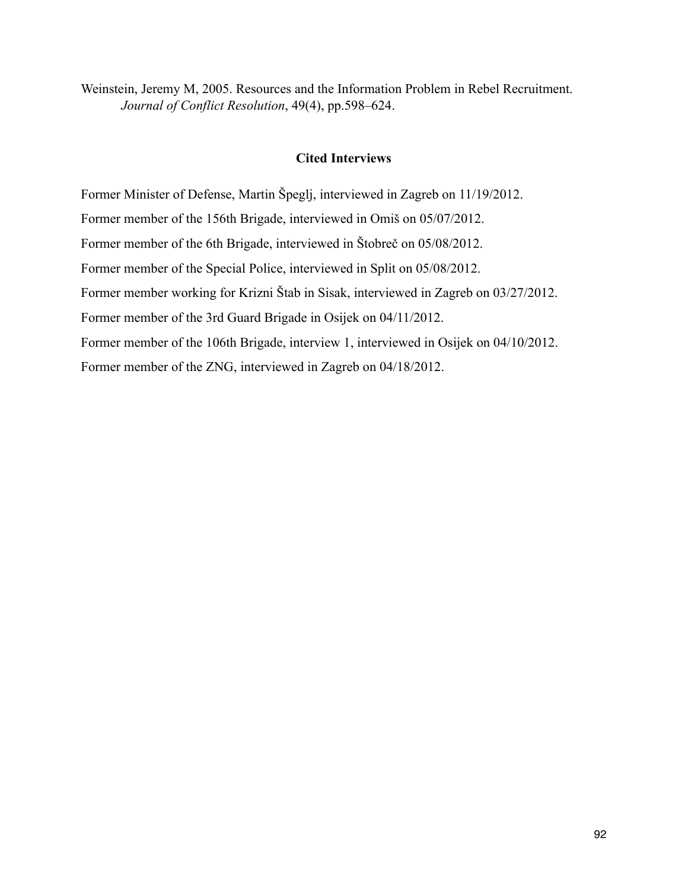Weinstein, Jeremy M, 2005. Resources and the Information Problem in Rebel Recruitment. *Journal of Conflict Resolution*, 49(4), pp.598–624.

## Cited Interviews

Former Minister of Defense, Martin Špeglj, interviewed in Zagreb on 11/19/2012.

Former member of the 156th Brigade, interviewed in Omiš on 05/07/2012.

Former member of the 6th Brigade, interviewed in Štobreč on 05/08/2012.

Former member of the Special Police, interviewed in Split on 05/08/2012.

Former member working for Krizni Štab in Sisak, interviewed in Zagreb on 03/27/2012.

Former member of the 3rd Guard Brigade in Osijek on 04/11/2012.

Former member of the 106th Brigade, interview 1, interviewed in Osijek on 04/10/2012.

Former member of the ZNG, interviewed in Zagreb on 04/18/2012.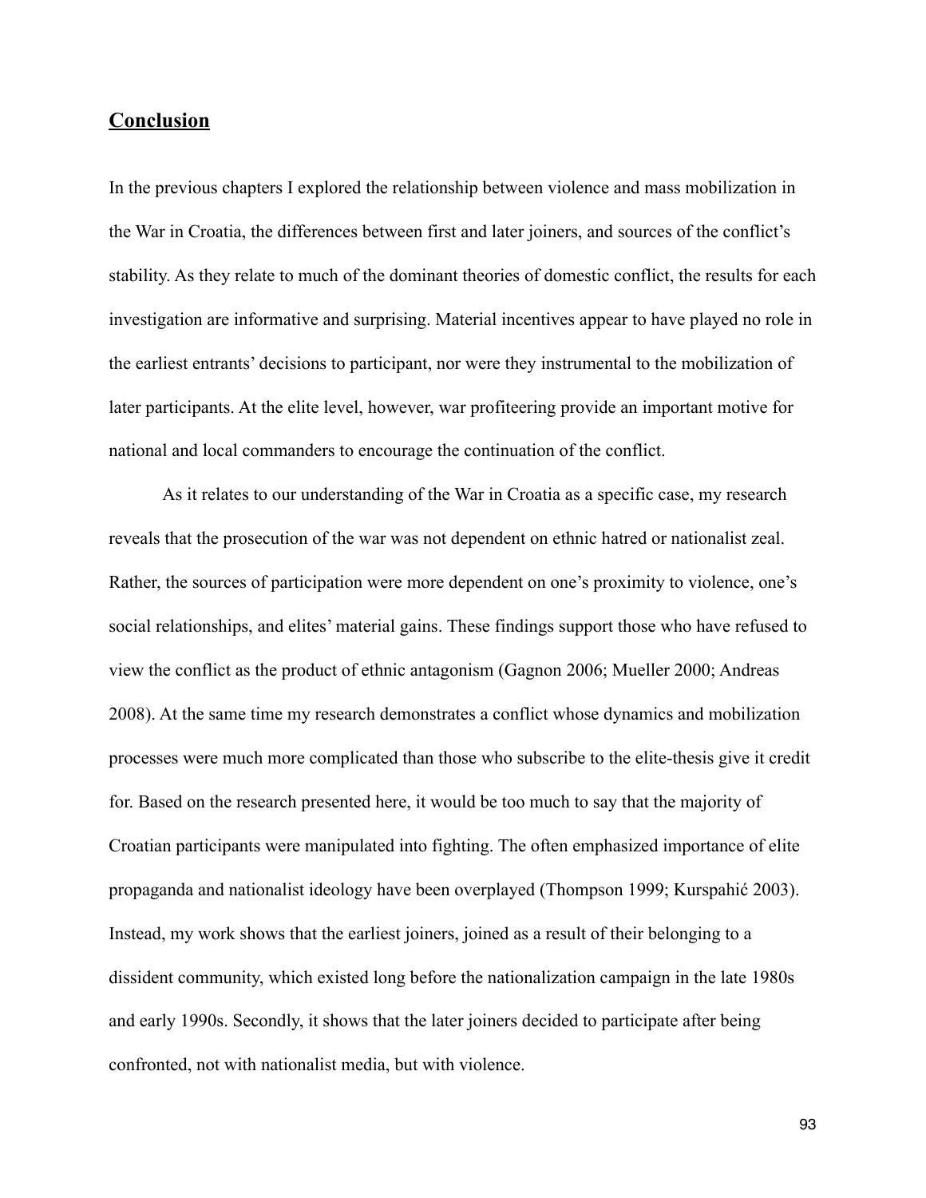## Conclusion

In the previous chapters I explored the relationship between violence and mass mobilization in the War in Croatia, the differences between first and later joiners, and sources of the conflict's stability. As they relate to much of the dominant theories of domestic conflict, the results for each investigation are informative and surprising. Material incentives appear to have played no role in the earliest entrants' decisions to participant, nor were they instrumental to the mobilization of later participants. At the elite level, however, war profiteering provide an important motive for national and local commanders to encourage the continuation of the conflict.

As it relates to our understanding of the War in Croatia as a specific case, my research reveals that the prosecution of the war was not dependent on ethnic hatred or nationalist zeal. Rather, the sources of participation were more dependent on one's proximity to violence, one's social relationships, and elites' material gains. These findings support those who have refused to view the conflict as the product of ethnic antagonism (Gagnon 2006; Mueller 2000; Andreas 2008). At the same time my research demonstrates a conflict whose dynamics and mobilization processes were much more complicated than those who subscribe to the elite-thesis give it credit for. Based on the research presented here, it would be too much to say that the majority of Croatian participants were manipulated into fighting. The often emphasized importance of elite propaganda and nationalist ideology have been overplayed (Thompson 1999; Kurspahić 2003). Instead, my work shows that the earliest joiners, joined as a result of their belonging to a dissident community, which existed long before the nationalization campaign in the late 1980s and early 1990s. Secondly, it shows that the later joiners decided to participate after being confronted, not with nationalist media, but with violence.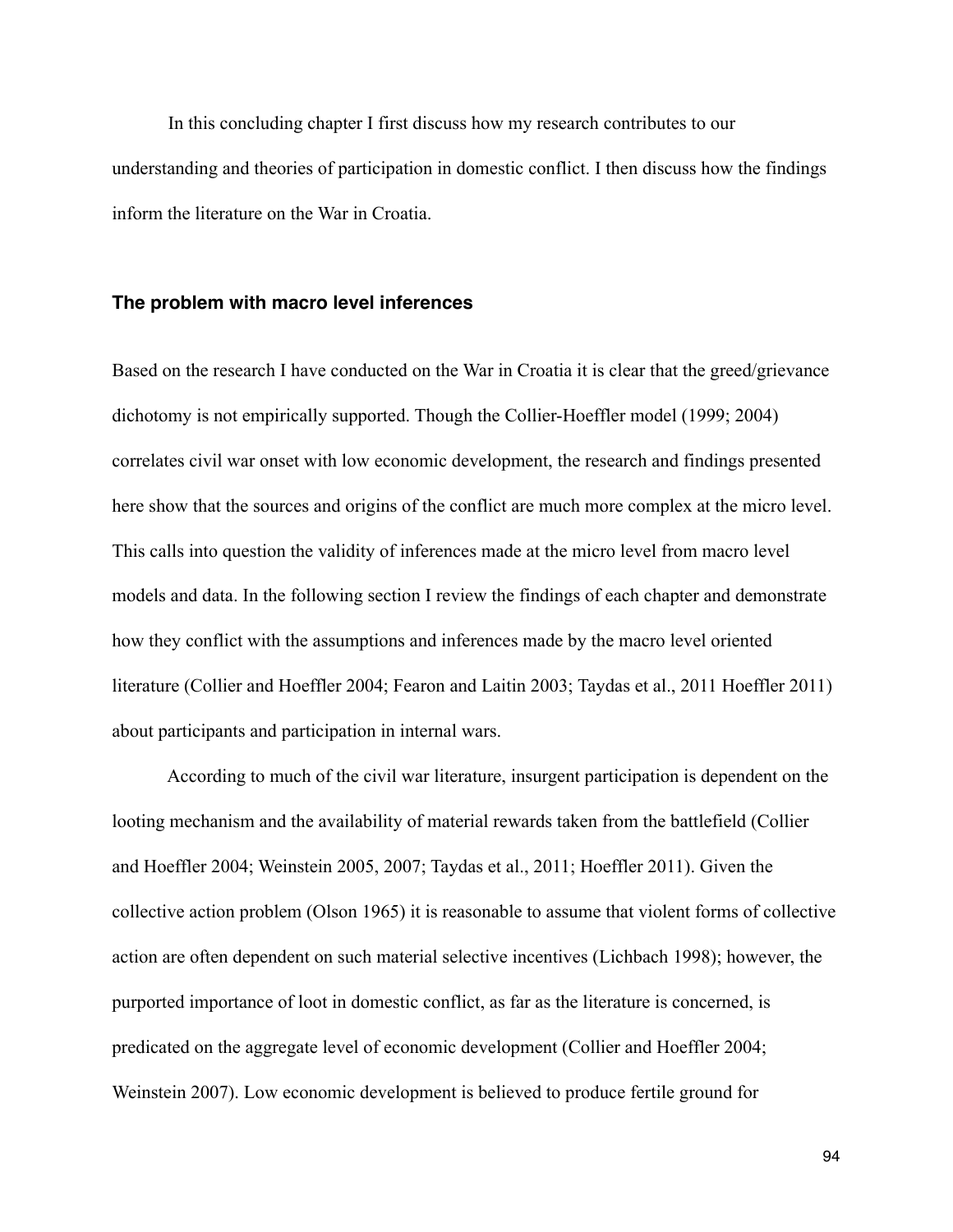In this concluding chapter I first discuss how my research contributes to our understanding and theories of participation in domestic conflict. I then discuss how the findings inform the literature on the War in Croatia.

### The problem with macro level inferences

Based on the research I have conducted on the War in Croatia it is clear that the greed/grievance dichotomy is not empirically supported. Though the Collier-Hoeffler model (1999; 2004) correlates civil war onset with low economic development, the research and findings presented here show that the sources and origins of the conflict are much more complex at the micro level. This calls into question the validity of inferences made at the micro level from macro level models and data. In the following section I review the findings of each chapter and demonstrate how they conflict with the assumptions and inferences made by the macro level oriented literature (Collier and Hoeffler 2004; Fearon and Laitin 2003; Taydas et al., 2011 Hoeffler 2011) about participants and participation in internal wars.

According to much of the civil war literature, insurgent participation is dependent on the looting mechanism and the availability of material rewards taken from the battlefield (Collier and Hoeffler 2004; Weinstein 2005, 2007; Taydas et al., 2011; Hoeffler 2011). Given the collective action problem (Olson 1965) it is reasonable to assume that violent forms of collective action are often dependent on such material selective incentives (Lichbach 1998); however, the purported importance of loot in domestic conflict, as far as the literature is concerned, is predicated on the aggregate level of economic development (Collier and Hoeffler 2004; Weinstein 2007). Low economic development is believed to produce fertile ground for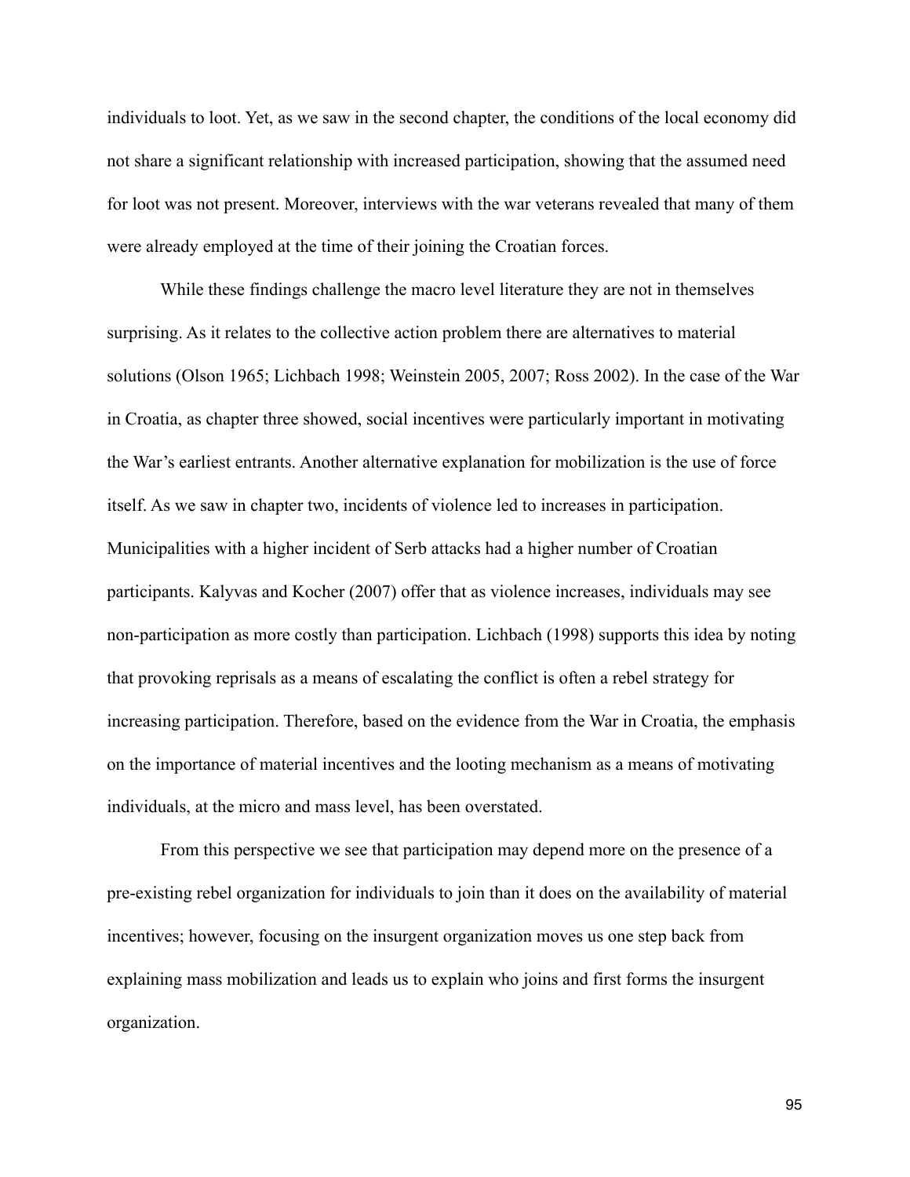individuals to loot. Yet, as we saw in the second chapter, the conditions of the local economy did not share a significant relationship with increased participation, showing that the assumed need for loot was not present. Moreover, interviews with the war veterans revealed that many of them were already employed at the time of their joining the Croatian forces.

While these findings challenge the macro level literature they are not in themselves surprising. As it relates to the collective action problem there are alternatives to material solutions (Olson 1965; Lichbach 1998; Weinstein 2005, 2007; Ross 2002). In the case of the War in Croatia, as chapter three showed, social incentives were particularly important in motivating the War's earliest entrants. Another alternative explanation for mobilization is the use of force itself. As we saw in chapter two, incidents of violence led to increases in participation. Municipalities with a higher incident of Serb attacks had a higher number of Croatian participants. Kalyvas and Kocher (2007) offer that as violence increases, individuals may see non-participation as more costly than participation. Lichbach (1998) supports this idea by noting that provoking reprisals as a means of escalating the conflict is often a rebel strategy for increasing participation. Therefore, based on the evidence from the War in Croatia, the emphasis on the importance of material incentives and the looting mechanism as a means of motivating individuals, at the micro and mass level, has been overstated.

From this perspective we see that participation may depend more on the presence of a pre-existing rebel organization for individuals to join than it does on the availability of material incentives; however, focusing on the insurgent organization moves us one step back from explaining mass mobilization and leads us to explain who joins and first forms the insurgent organization.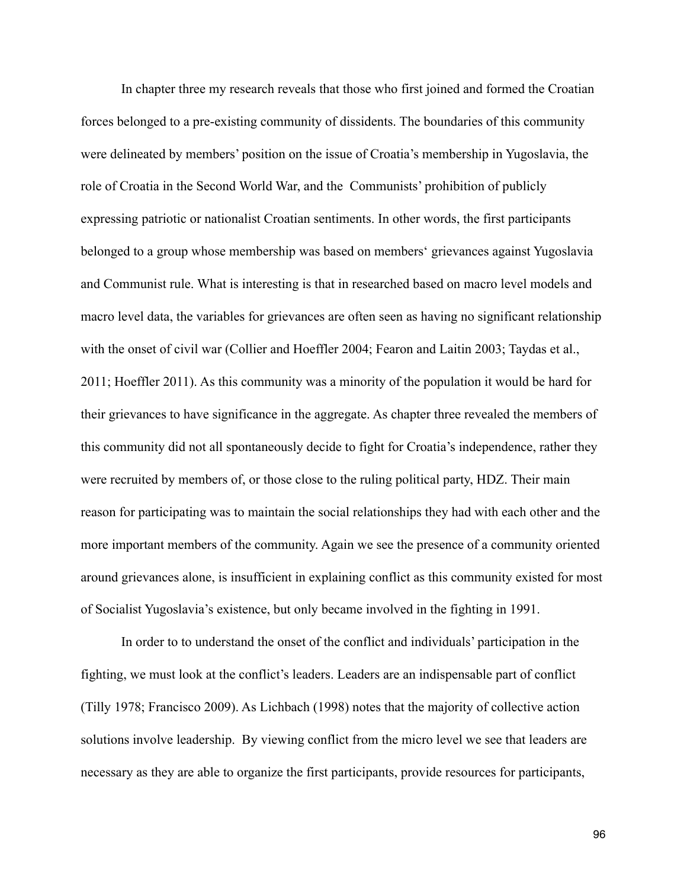In chapter three my research reveals that those who first joined and formed the Croatian forces belonged to a pre-existing community of dissidents. The boundaries of this community were delineated by members' position on the issue of Croatia's membership in Yugoslavia, the role of Croatia in the Second World War, and the Communists' prohibition of publicly expressing patriotic or nationalist Croatian sentiments. In other words, the first participants belonged to a group whose membership was based on members‘ grievances against Yugoslavia and Communist rule. What is interesting is that in researched based on macro level models and macro level data, the variables for grievances are often seen as having no significant relationship with the onset of civil war (Collier and Hoeffler 2004; Fearon and Laitin 2003; Taydas et al., 2011; Hoeffler 2011). As this community was a minority of the population it would be hard for their grievances to have significance in the aggregate. As chapter three revealed the members of this community did not all spontaneously decide to fight for Croatia's independence, rather they were recruited by members of, or those close to the ruling political party, HDZ. Their main reason for participating was to maintain the social relationships they had with each other and the more important members of the community. Again we see the presence of a community oriented around grievances alone, is insufficient in explaining conflict as this community existed for most of Socialist Yugoslavia's existence, but only became involved in the fighting in 1991.

In order to to understand the onset of the conflict and individuals' participation in the fighting, we must look at the conflict's leaders. Leaders are an indispensable part of conflict (Tilly 1978; Francisco 2009). As Lichbach (1998) notes that the majority of collective action solutions involve leadership. By viewing conflict from the micro level we see that leaders are necessary as they are able to organize the first participants, provide resources for participants,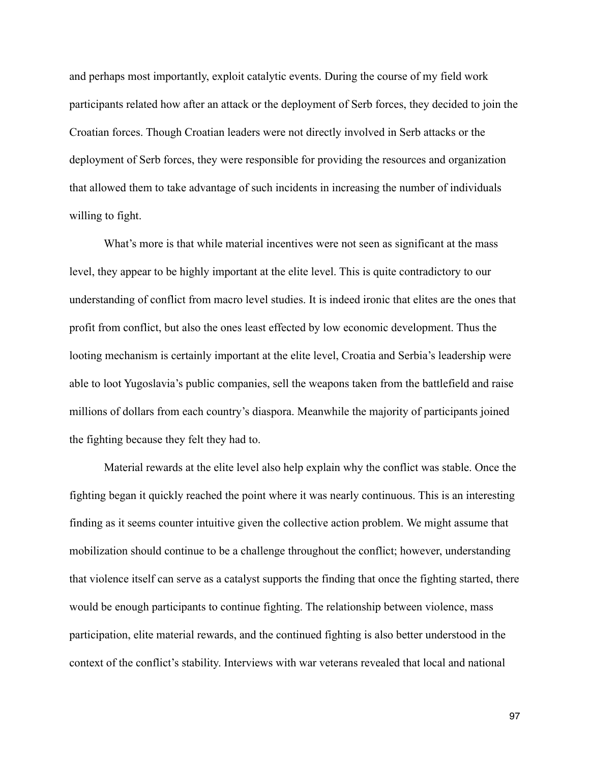and perhaps most importantly, exploit catalytic events. During the course of my field work participants related how after an attack or the deployment of Serb forces, they decided to join the Croatian forces. Though Croatian leaders were not directly involved in Serb attacks or the deployment of Serb forces, they were responsible for providing the resources and organization that allowed them to take advantage of such incidents in increasing the number of individuals willing to fight.

What's more is that while material incentives were not seen as significant at the mass level, they appear to be highly important at the elite level. This is quite contradictory to our understanding of conflict from macro level studies. It is indeed ironic that elites are the ones that profit from conflict, but also the ones least effected by low economic development. Thus the looting mechanism is certainly important at the elite level, Croatia and Serbia's leadership were able to loot Yugoslavia's public companies, sell the weapons taken from the battlefield and raise millions of dollars from each country's diaspora. Meanwhile the majority of participants joined the fighting because they felt they had to.

Material rewards at the elite level also help explain why the conflict was stable. Once the fighting began it quickly reached the point where it was nearly continuous. This is an interesting finding as it seems counter intuitive given the collective action problem. We might assume that mobilization should continue to be a challenge throughout the conflict; however, understanding that violence itself can serve as a catalyst supports the finding that once the fighting started, there would be enough participants to continue fighting. The relationship between violence, mass participation, elite material rewards, and the continued fighting is also better understood in the context of the conflict's stability. Interviews with war veterans revealed that local and national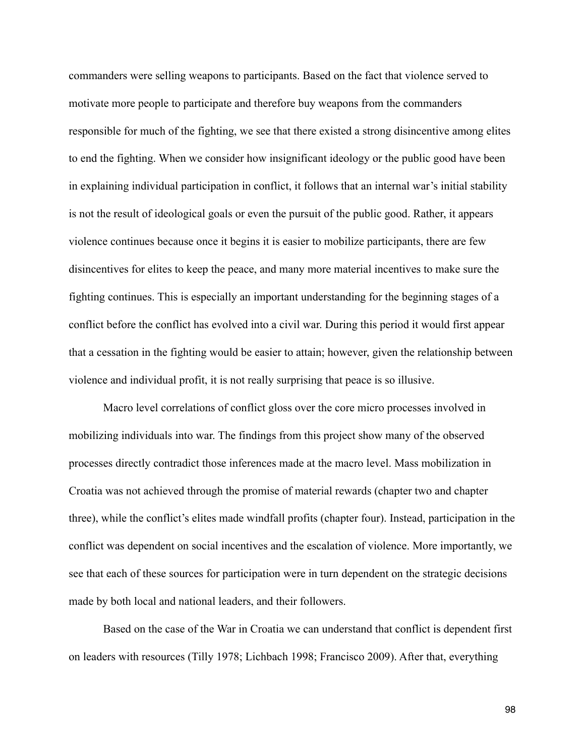commanders were selling weapons to participants. Based on the fact that violence served to motivate more people to participate and therefore buy weapons from the commanders responsible for much of the fighting, we see that there existed a strong disincentive among elites to end the fighting. When we consider how insignificant ideology or the public good have been in explaining individual participation in conflict, it follows that an internal war's initial stability is not the result of ideological goals or even the pursuit of the public good. Rather, it appears violence continues because once it begins it is easier to mobilize participants, there are few disincentives for elites to keep the peace, and many more material incentives to make sure the fighting continues. This is especially an important understanding for the beginning stages of a conflict before the conflict has evolved into a civil war. During this period it would first appear that a cessation in the fighting would be easier to attain; however, given the relationship between violence and individual profit, it is not really surprising that peace is so illusive.

Macro level correlations of conflict gloss over the core micro processes involved in mobilizing individuals into war. The findings from this project show many of the observed processes directly contradict those inferences made at the macro level. Mass mobilization in Croatia was not achieved through the promise of material rewards (chapter two and chapter three), while the conflict's elites made windfall profits (chapter four). Instead, participation in the conflict was dependent on social incentives and the escalation of violence. More importantly, we see that each of these sources for participation were in turn dependent on the strategic decisions made by both local and national leaders, and their followers.

Based on the case of the War in Croatia we can understand that conflict is dependent first on leaders with resources (Tilly 1978; Lichbach 1998; Francisco 2009). After that, everything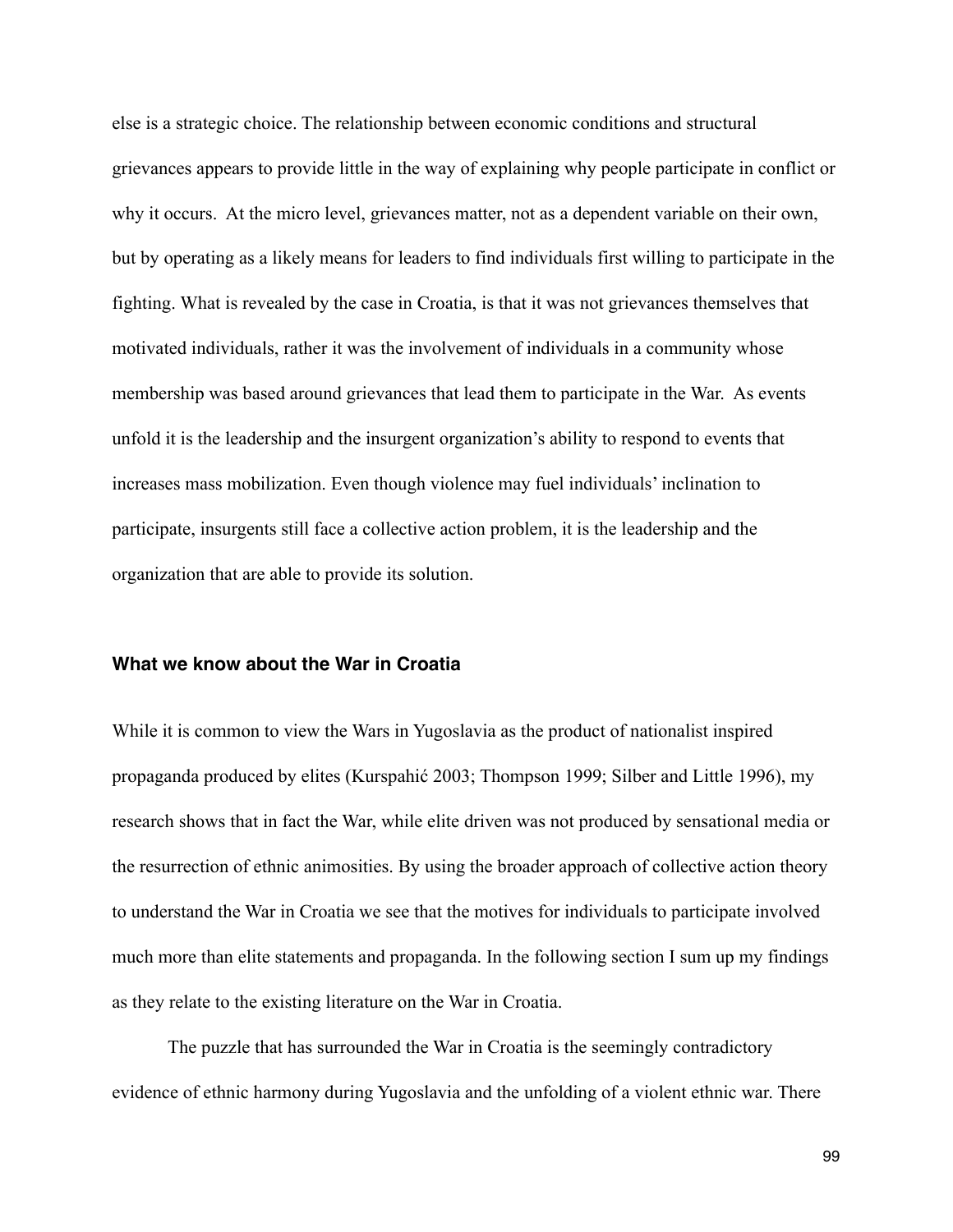else is a strategic choice. The relationship between economic conditions and structural grievances appears to provide little in the way of explaining why people participate in conflict or why it occurs. At the micro level, grievances matter, not as a dependent variable on their own, but by operating as a likely means for leaders to find individuals first willing to participate in the fighting. What is revealed by the case in Croatia, is that it was not grievances themselves that motivated individuals, rather it was the involvement of individuals in a community whose membership was based around grievances that lead them to participate in the War. As events unfold it is the leadership and the insurgent organization's ability to respond to events that increases mass mobilization. Even though violence may fuel individuals' inclination to participate, insurgents still face a collective action problem, it is the leadership and the organization that are able to provide its solution.

### What we know about the War in Croatia

While it is common to view the Wars in Yugoslavia as the product of nationalist inspired propaganda produced by elites (Kurspahić 2003; Thompson 1999; Silber and Little 1996), my research shows that in fact the War, while elite driven was not produced by sensational media or the resurrection of ethnic animosities. By using the broader approach of collective action theory to understand the War in Croatia we see that the motives for individuals to participate involved much more than elite statements and propaganda. In the following section I sum up my findings as they relate to the existing literature on the War in Croatia.

The puzzle that has surrounded the War in Croatia is the seemingly contradictory evidence of ethnic harmony during Yugoslavia and the unfolding of a violent ethnic war. There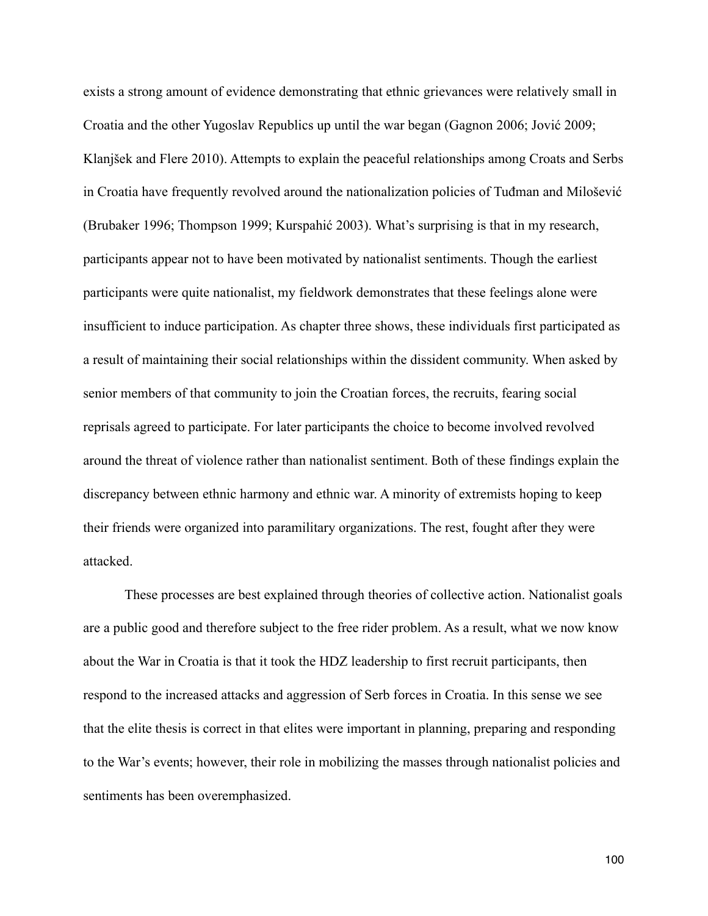exists a strong amount of evidence demonstrating that ethnic grievances were relatively small in Croatia and the other Yugoslav Republics up until the war began (Gagnon 2006; Jović 2009; Klanjšek and Flere 2010). Attempts to explain the peaceful relationships among Croats and Serbs in Croatia have frequently revolved around the nationalization policies of Tuđman and Milošević (Brubaker 1996; Thompson 1999; Kurspahić 2003). What's surprising is that in my research, participants appear not to have been motivated by nationalist sentiments. Though the earliest participants were quite nationalist, my fieldwork demonstrates that these feelings alone were insufficient to induce participation. As chapter three shows, these individuals first participated as a result of maintaining their social relationships within the dissident community. When asked by senior members of that community to join the Croatian forces, the recruits, fearing social reprisals agreed to participate. For later participants the choice to become involved revolved around the threat of violence rather than nationalist sentiment. Both of these findings explain the discrepancy between ethnic harmony and ethnic war. A minority of extremists hoping to keep their friends were organized into paramilitary organizations. The rest, fought after they were attacked.

These processes are best explained through theories of collective action. Nationalist goals are a public good and therefore subject to the free rider problem. As a result, what we now know about the War in Croatia is that it took the HDZ leadership to first recruit participants, then respond to the increased attacks and aggression of Serb forces in Croatia. In this sense we see that the elite thesis is correct in that elites were important in planning, preparing and responding to the War's events; however, their role in mobilizing the masses through nationalist policies and sentiments has been overemphasized.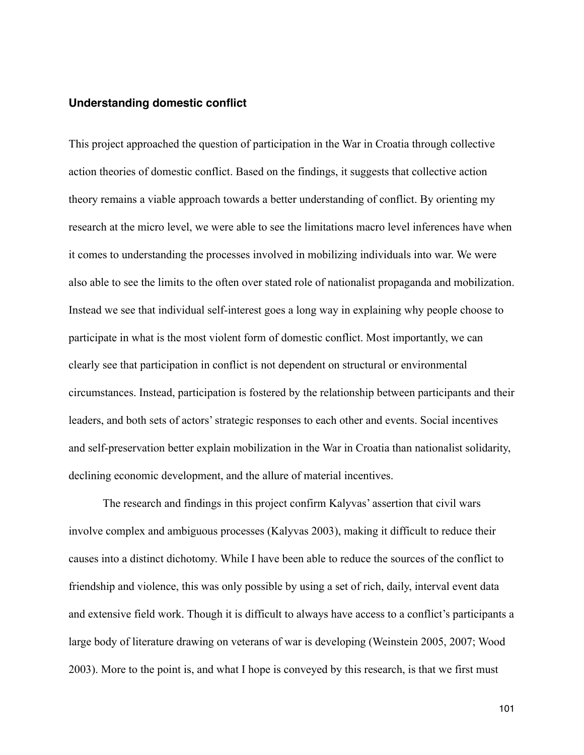### Understanding domestic conflict

This project approached the question of participation in the War in Croatia through collective action theories of domestic conflict. Based on the findings, it suggests that collective action theory remains a viable approach towards a better understanding of conflict. By orienting my research at the micro level, we were able to see the limitations macro level inferences have when it comes to understanding the processes involved in mobilizing individuals into war. We were also able to see the limits to the often over stated role of nationalist propaganda and mobilization. Instead we see that individual self-interest goes a long way in explaining why people choose to participate in what is the most violent form of domestic conflict. Most importantly, we can clearly see that participation in conflict is not dependent on structural or environmental circumstances. Instead, participation is fostered by the relationship between participants and their leaders, and both sets of actors' strategic responses to each other and events. Social incentives and self-preservation better explain mobilization in the War in Croatia than nationalist solidarity, declining economic development, and the allure of material incentives.

The research and findings in this project confirm Kalyvas' assertion that civil wars involve complex and ambiguous processes (Kalyvas 2003), making it difficult to reduce their causes into a distinct dichotomy. While I have been able to reduce the sources of the conflict to friendship and violence, this was only possible by using a set of rich, daily, interval event data and extensive field work. Though it is difficult to always have access to a conflict's participants a large body of literature drawing on veterans of war is developing (Weinstein 2005, 2007; Wood 2003). More to the point is, and what I hope is conveyed by this research, is that we first must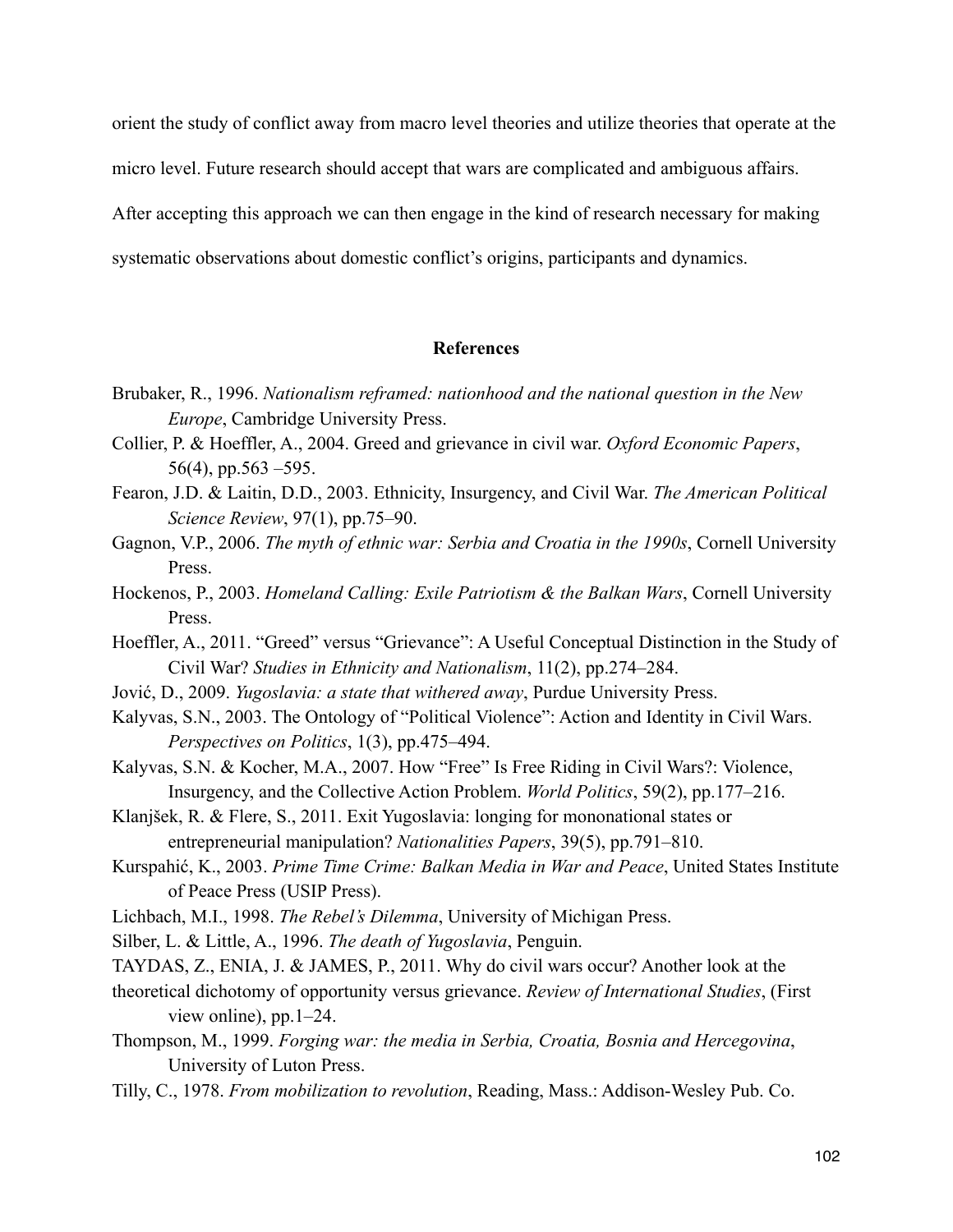orient the study of conflict away from macro level theories and utilize theories that operate at the micro level. Future research should accept that wars are complicated and ambiguous affairs. After accepting this approach we can then engage in the kind of research necessary for making systematic observations about domestic conflict's origins, participants and dynamics.

## References

Brubaker, R., 1996. *Nationalism reframed: nationhood and the national question in the New Europe*, Cambridge University Press.

Collier, P. & Hoeffler, A., 2004. Greed and grievance in civil war. *Oxford Economic Papers*, 56(4), pp.563 –595.

Fearon, J.D. & Laitin, D.D., 2003. Ethnicity, Insurgency, and Civil War. *The American Political Science Review*, 97(1), pp.75–90.

Gagnon, V.P., 2006. *The myth of ethnic war: Serbia and Croatia in the 1990s*, Cornell University Press.

Hockenos, P., 2003. *Homeland Calling: Exile Patriotism & the Balkan Wars*, Cornell University Press.

Hoeffler, A., 2011. "Greed" versus "Grievance": A Useful Conceptual Distinction in the Study of Civil War? *Studies in Ethnicity and Nationalism*, 11(2), pp.274–284.

Jović, D., 2009. *Yugoslavia: a state that withered away*, Purdue University Press.

Kalyvas, S.N., 2003. The Ontology of "Political Violence": Action and Identity in Civil Wars. *Perspectives on Politics*, 1(3), pp.475–494.

Kalyvas, S.N. & Kocher, M.A., 2007. How "Free" Is Free Riding in Civil Wars?: Violence, Insurgency, and the Collective Action Problem. *World Politics*, 59(2), pp.177–216.

Klanjšek, R. & Flere, S., 2011. Exit Yugoslavia: longing for mononational states or entrepreneurial manipulation? *Nationalities Papers*, 39(5), pp.791–810.

Kurspahić, K., 2003. *Prime Time Crime: Balkan Media in War and Peace*, United States Institute of Peace Press (USIP Press).

Lichbach, M.I., 1998. *The Rebel's Dilemma*, University of Michigan Press.

Silber, L. & Little, A., 1996. *The death of Yugoslavia*, Penguin.

TAYDAS, Z., ENIA, J. & JAMES, P., 2011. Why do civil wars occur? Another look at the theoretical dichotomy of opportunity versus grievance. *Review of International Studies*, (First view online), pp.1–24.

Thompson, M., 1999. *Forging war: the media in Serbia, Croatia, Bosnia and Hercegovina*, University of Luton Press.

Tilly, C., 1978. *From mobilization to revolution*, Reading, Mass.: Addison-Wesley Pub. Co.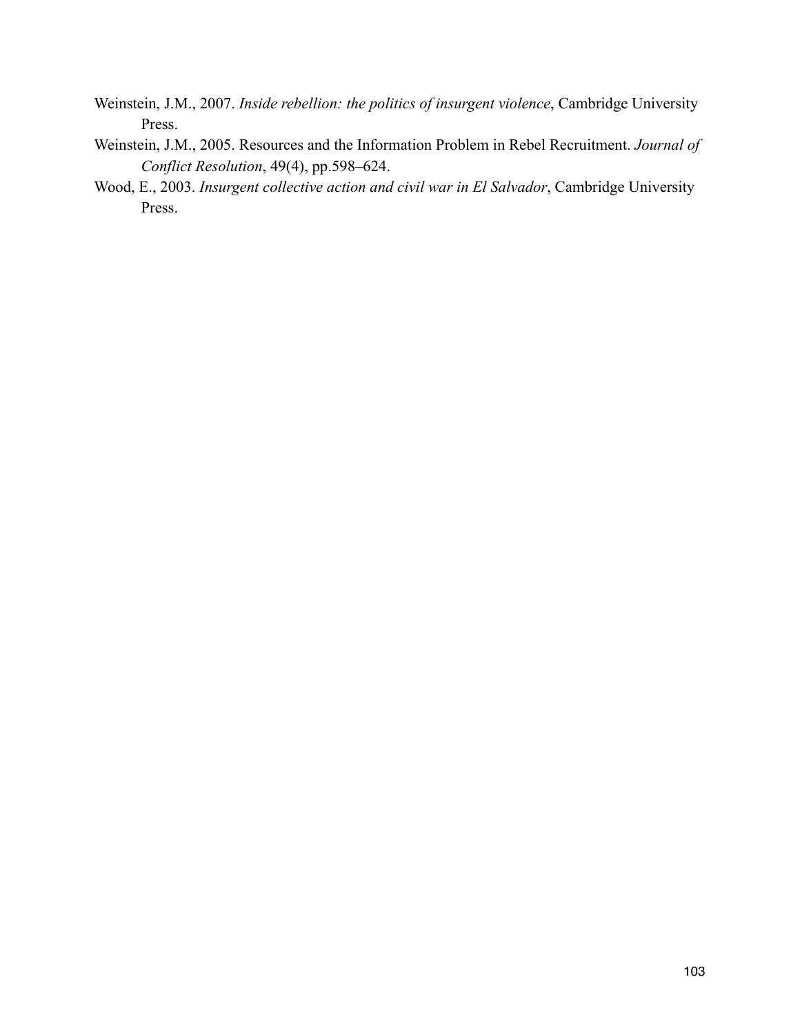Weinstein, J.M., 2007. *Inside rebellion: the politics of insurgent violence*, Cambridge University Press.

Weinstein, J.M., 2005. Resources and the Information Problem in Rebel Recruitment. *Journal of Conflict Resolution*, 49(4), pp.598–624.

Wood, E., 2003. *Insurgent collective action and civil war in El Salvador*, Cambridge University Press.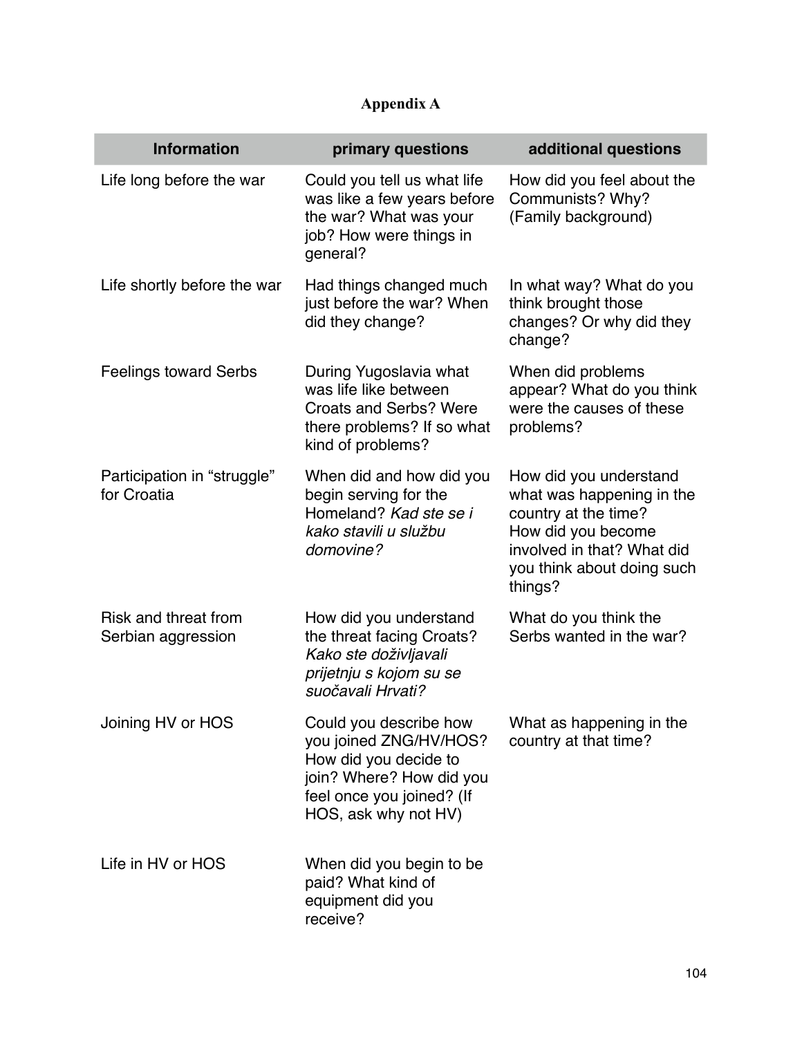# Appendix A

| Information | primary questions | additional questions |
|---|---|---|
| Life long before the war | Could you tell us what life was like a few years before the war? What was your job? How were things in general? | How did you feel about the Communists? Why? (Family background) |
| Life shortly before the war | Had things changed much just before the war? When did they change? | In what way? What do you think brought those changes? Or why did they change? |
| Feelings toward Serbs | During Yugoslavia what was life like between Croats and Serbs? Were there problems? If so what kind of problems? | When did problems appear? What do you think were the causes of these problems? |
| Participation in "struggle" for Croatia | When did and how did you begin serving for the Homeland? *Kad ste se i kako stavili u službu domovine?* | How did you understand what was happening in the country at the time? How did you become involved in that? What did you think about doing such things? |
| Risk and threat from Serbian aggression | How did you understand the threat facing Croats? *Kako ste doživljavali prijetnju s kojom su se suočavali Hrvati?* | What do you think the Serbs wanted in the war? |
| Joining HV or HOS | Could you describe how you joined ZNG/HV/HOS? How did you decide to join? Where? How did you feel once you joined? (If HOS, ask why not HV) | What as happening in the country at that time? |
| Life in HV or HOS | When did you begin to be paid? What kind of equipment did you receive? | |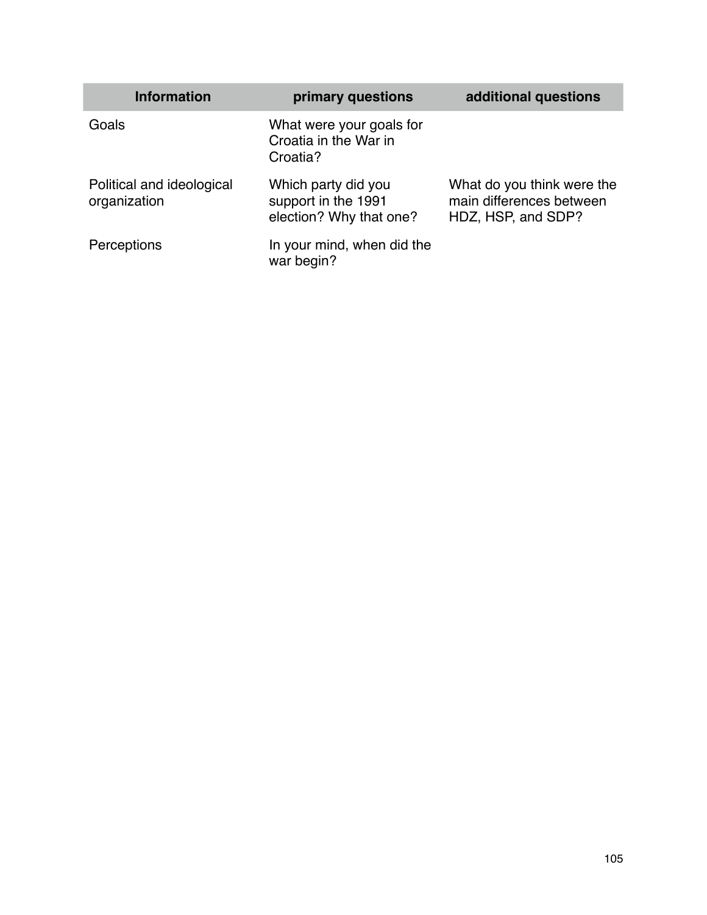| Information | primary questions | additional questions |
| --- | --- | --- |
| Goals | What were your goals for Croatia in the War in Croatia? | |
| Political and ideological organization | Which party did you support in the 1991 election? Why that one? | What do you think were the main differences between HDZ, HSP, and SDP? |
| Perceptions | In your mind, when did the war begin? | |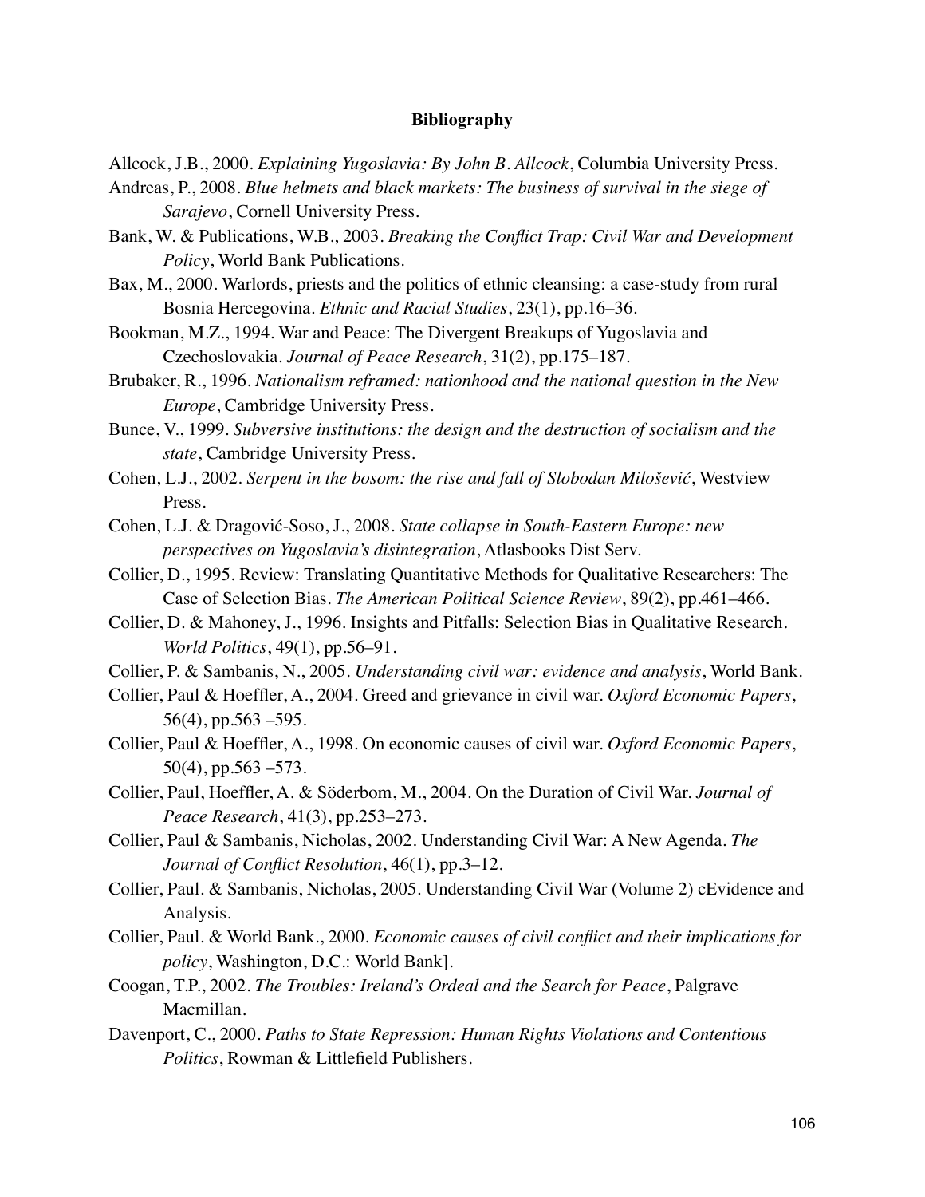# Bibliography

Allcock, J.B., 2000. *Explaining Yugoslavia: By John B. Allcock*, Columbia University Press.

Andreas, P., 2008. *Blue helmets and black markets: The business of survival in the siege of Sarajevo*, Cornell University Press.

Bank, W. & Publications, W.B., 2003. *Breaking the Conflict Trap: Civil War and Development Policy*, World Bank Publications.

Bax, M., 2000. Warlords, priests and the politics of ethnic cleansing: a case-study from rural Bosnia Hercegovina. *Ethnic and Racial Studies*, 23(1), pp.16–36.

Bookman, M.Z., 1994. War and Peace: The Divergent Breakups of Yugoslavia and Czechoslovakia. *Journal of Peace Research*, 31(2), pp.175–187.

Brubaker, R., 1996. *Nationalism reframed: nationhood and the national question in the New Europe*, Cambridge University Press.

Bunce, V., 1999. *Subversive institutions: the design and the destruction of socialism and the state*, Cambridge University Press.

Cohen, L.J., 2002. *Serpent in the bosom: the rise and fall of Slobodan Milošević*, Westview Press.

Cohen, L.J. & Dragović-Soso, J., 2008. *State collapse in South-Eastern Europe: new perspectives on Yugoslavia's disintegration*, Atlasbooks Dist Serv.

Collier, D., 1995. Review: Translating Quantitative Methods for Qualitative Researchers: The Case of Selection Bias. *The American Political Science Review*, 89(2), pp.461–466.

Collier, D. & Mahoney, J., 1996. Insights and Pitfalls: Selection Bias in Qualitative Research. *World Politics*, 49(1), pp.56–91.

Collier, P. & Sambanis, N., 2005. *Understanding civil war: evidence and analysis*, World Bank.

Collier, Paul & Hoeffler, A., 2004. Greed and grievance in civil war. *Oxford Economic Papers*, 56(4), pp.563 –595.

Collier, Paul & Hoeffler, A., 1998. On economic causes of civil war. *Oxford Economic Papers*, 50(4), pp.563 –573.

Collier, Paul, Hoeffler, A. & Söderbom, M., 2004. On the Duration of Civil War. *Journal of Peace Research*, 41(3), pp.253–273.

Collier, Paul & Sambanis, Nicholas, 2002. Understanding Civil War: A New Agenda. *The Journal of Conflict Resolution*, 46(1), pp.3–12.

Collier, Paul. & Sambanis, Nicholas, 2005. Understanding Civil War (Volume 2) cEvidence and Analysis.

Collier, Paul. & World Bank., 2000. *Economic causes of civil conflict and their implications for policy*, Washington, D.C.: World Bank].

Coogan, T.P., 2002. *The Troubles: Ireland's Ordeal and the Search for Peace*, Palgrave Macmillan.

Davenport, C., 2000. *Paths to State Repression: Human Rights Violations and Contentious Politics*, Rowman & Littlefield Publishers.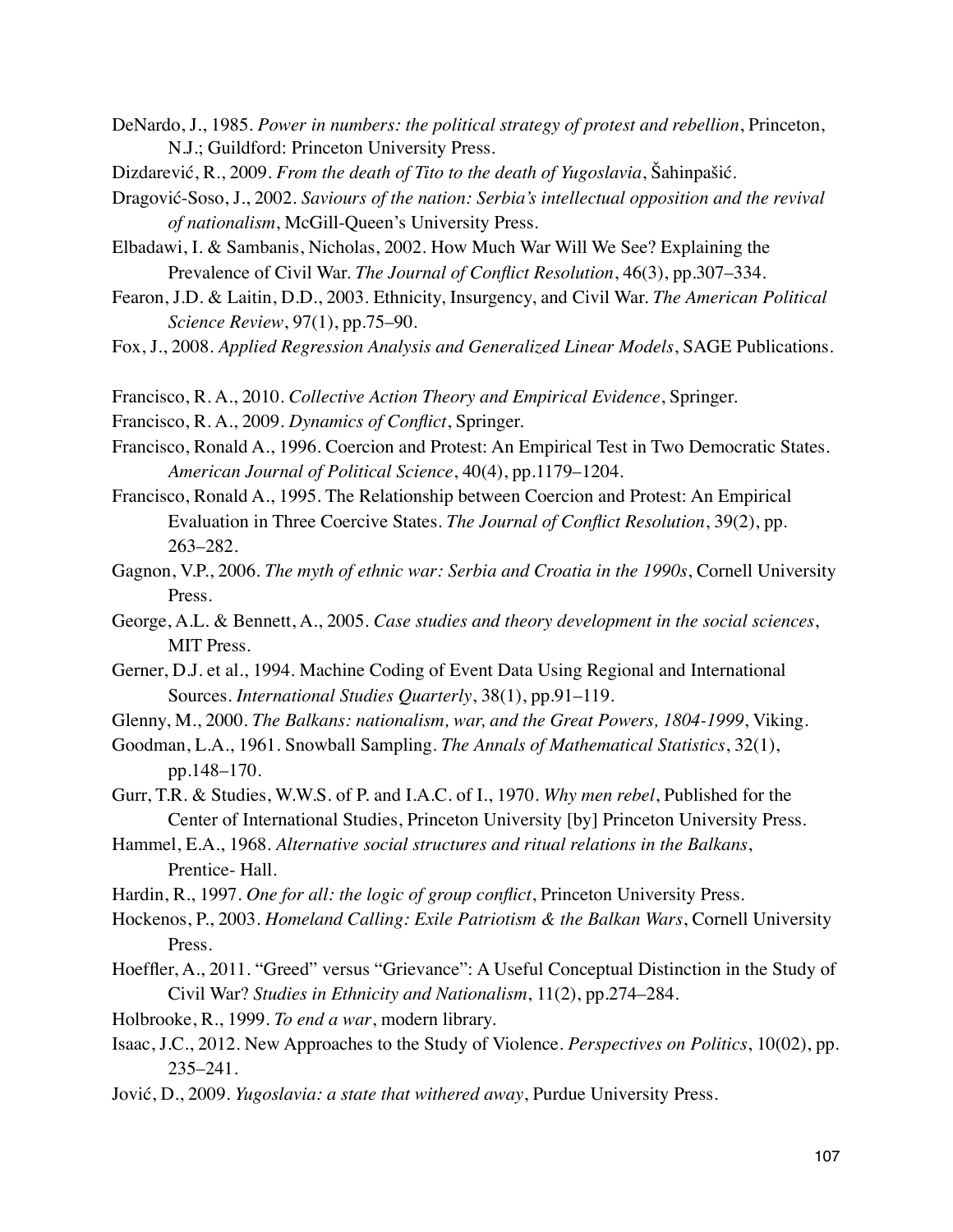DeNardo, J., 1985. *Power in numbers: the political strategy of protest and rebellion*, Princeton, N.J.; Guildford: Princeton University Press.

Dizdarević, R., 2009. *From the death of Tito to the death of Yugoslavia*, Šahinpašić.

Dragović-Soso, J., 2002. *Saviours of the nation: Serbia's intellectual opposition and the revival of nationalism*, McGill-Queen's University Press.

Elbadawi, I. & Sambanis, Nicholas, 2002. How Much War Will We See? Explaining the Prevalence of Civil War. *The Journal of Conflict Resolution*, 46(3), pp.307–334.

Fearon, J.D. & Laitin, D.D., 2003. Ethnicity, Insurgency, and Civil War. *The American Political Science Review*, 97(1), pp.75–90.

Fox, J., 2008. *Applied Regression Analysis and Generalized Linear Models*, SAGE Publications.

Francisco, R. A., 2010. *Collective Action Theory and Empirical Evidence*, Springer.

Francisco, R. A., 2009. *Dynamics of Conflict*, Springer.

Francisco, Ronald A., 1996. Coercion and Protest: An Empirical Test in Two Democratic States. *American Journal of Political Science*, 40(4), pp.1179–1204.

Francisco, Ronald A., 1995. The Relationship between Coercion and Protest: An Empirical Evaluation in Three Coercive States. *The Journal of Conflict Resolution*, 39(2), pp. 263–282.

Gagnon, V.P., 2006. *The myth of ethnic war: Serbia and Croatia in the 1990s*, Cornell University Press.

George, A.L. & Bennett, A., 2005. *Case studies and theory development in the social sciences*, MIT Press.

Gerner, D.J. et al., 1994. Machine Coding of Event Data Using Regional and International Sources. *International Studies Quarterly*, 38(1), pp.91–119.

Glenny, M., 2000. *The Balkans: nationalism, war, and the Great Powers, 1804-1999*, Viking.

Goodman, L.A., 1961. Snowball Sampling. *The Annals of Mathematical Statistics*, 32(1), pp.148–170.

Gurr, T.R. & Studies, W.W.S. of P. and I.A.C. of I., 1970. *Why men rebel*, Published for the Center of International Studies, Princeton University [by] Princeton University Press.

Hammel, E.A., 1968. *Alternative social structures and ritual relations in the Balkans*, Prentice- Hall.

Hardin, R., 1997. *One for all: the logic of group conflict*, Princeton University Press.

Hockenos, P., 2003. *Homeland Calling: Exile Patriotism & the Balkan Wars*, Cornell University Press.

Hoeffler, A., 2011. "Greed" versus "Grievance": A Useful Conceptual Distinction in the Study of Civil War? *Studies in Ethnicity and Nationalism*, 11(2), pp.274–284.

Holbrooke, R., 1999. *To end a war*, modern library.

Isaac, J.C., 2012. New Approaches to the Study of Violence. *Perspectives on Politics*, 10(02), pp. 235–241.

Jović, D., 2009. *Yugoslavia: a state that withered away*, Purdue University Press.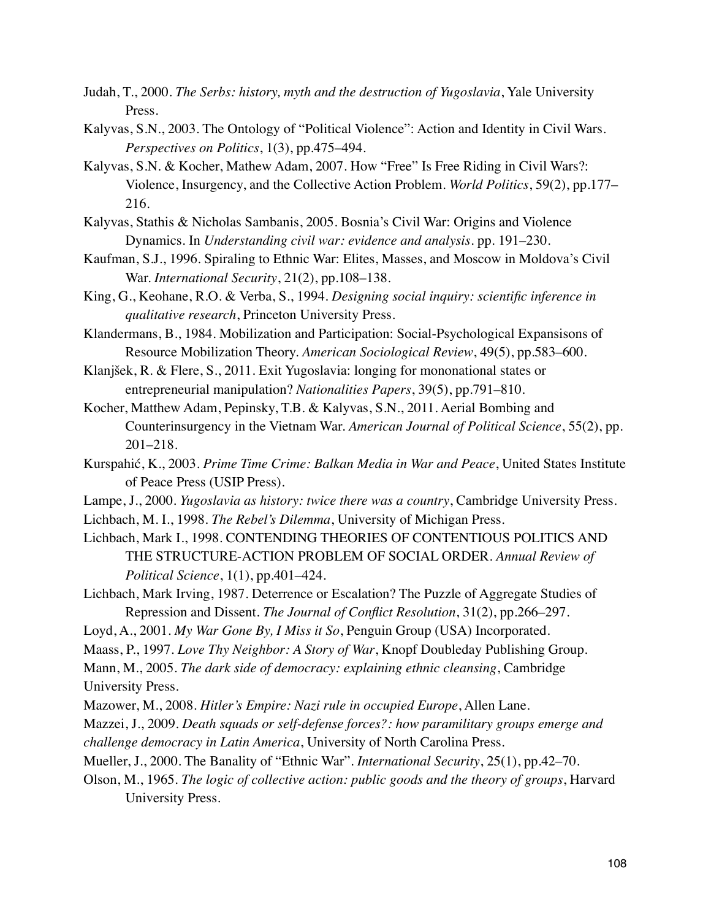Judah, T., 2000. *The Serbs: history, myth and the destruction of Yugoslavia*, Yale University Press.

Kalyvas, S.N., 2003. The Ontology of "Political Violence": Action and Identity in Civil Wars. *Perspectives on Politics*, 1(3), pp.475–494.

Kalyvas, S.N. & Kocher, Mathew Adam, 2007. How "Free" Is Free Riding in Civil Wars?: Violence, Insurgency, and the Collective Action Problem. *World Politics*, 59(2), pp.177–216.

Kalyvas, Stathis & Nicholas Sambanis, 2005. Bosnia's Civil War: Origins and Violence Dynamics. In *Understanding civil war: evidence and analysis*. pp. 191–230.

Kaufman, S.J., 1996. Spiraling to Ethnic War: Elites, Masses, and Moscow in Moldova's Civil War. *International Security*, 21(2), pp.108–138.

King, G., Keohane, R.O. & Verba, S., 1994. *Designing social inquiry: scientific inference in qualitative research*, Princeton University Press.

Klandermans, B., 1984. Mobilization and Participation: Social-Psychological Expansisons of Resource Mobilization Theory. *American Sociological Review*, 49(5), pp.583–600.

Klanjšek, R. & Flere, S., 2011. Exit Yugoslavia: longing for mononational states or entrepreneurial manipulation? *Nationalities Papers*, 39(5), pp.791–810.

Kocher, Matthew Adam, Pepinsky, T.B. & Kalyvas, S.N., 2011. Aerial Bombing and Counterinsurgency in the Vietnam War. *American Journal of Political Science*, 55(2), pp. 201–218.

Kurspahić, K., 2003. *Prime Time Crime: Balkan Media in War and Peace*, United States Institute of Peace Press (USIP Press).

Lampe, J., 2000. *Yugoslavia as history: twice there was a country*, Cambridge University Press.

Lichbach, M. I., 1998. *The Rebel's Dilemma*, University of Michigan Press.

Lichbach, Mark I., 1998. CONTENDING THEORIES OF CONTENTIOUS POLITICS AND THE STRUCTURE-ACTION PROBLEM OF SOCIAL ORDER. *Annual Review of Political Science*, 1(1), pp.401–424.

Lichbach, Mark Irving, 1987. Deterrence or Escalation? The Puzzle of Aggregate Studies of Repression and Dissent. *The Journal of Conflict Resolution*, 31(2), pp.266–297.

Loyd, A., 2001. *My War Gone By, I Miss it So*, Penguin Group (USA) Incorporated.

Maass, P., 1997. *Love Thy Neighbor: A Story of War*, Knopf Doubleday Publishing Group.

Mann, M., 2005. *The dark side of democracy: explaining ethnic cleansing*, Cambridge University Press.

Mazower, M., 2008. *Hitler's Empire: Nazi rule in occupied Europe*, Allen Lane.

Mazzei, J., 2009. *Death squads or self-defense forces?: how paramilitary groups emerge and challenge democracy in Latin America*, University of North Carolina Press.

Mueller, J., 2000. The Banality of "Ethnic War". *International Security*, 25(1), pp.42–70.

Olson, M., 1965. *The logic of collective action: public goods and the theory of groups*, Harvard University Press.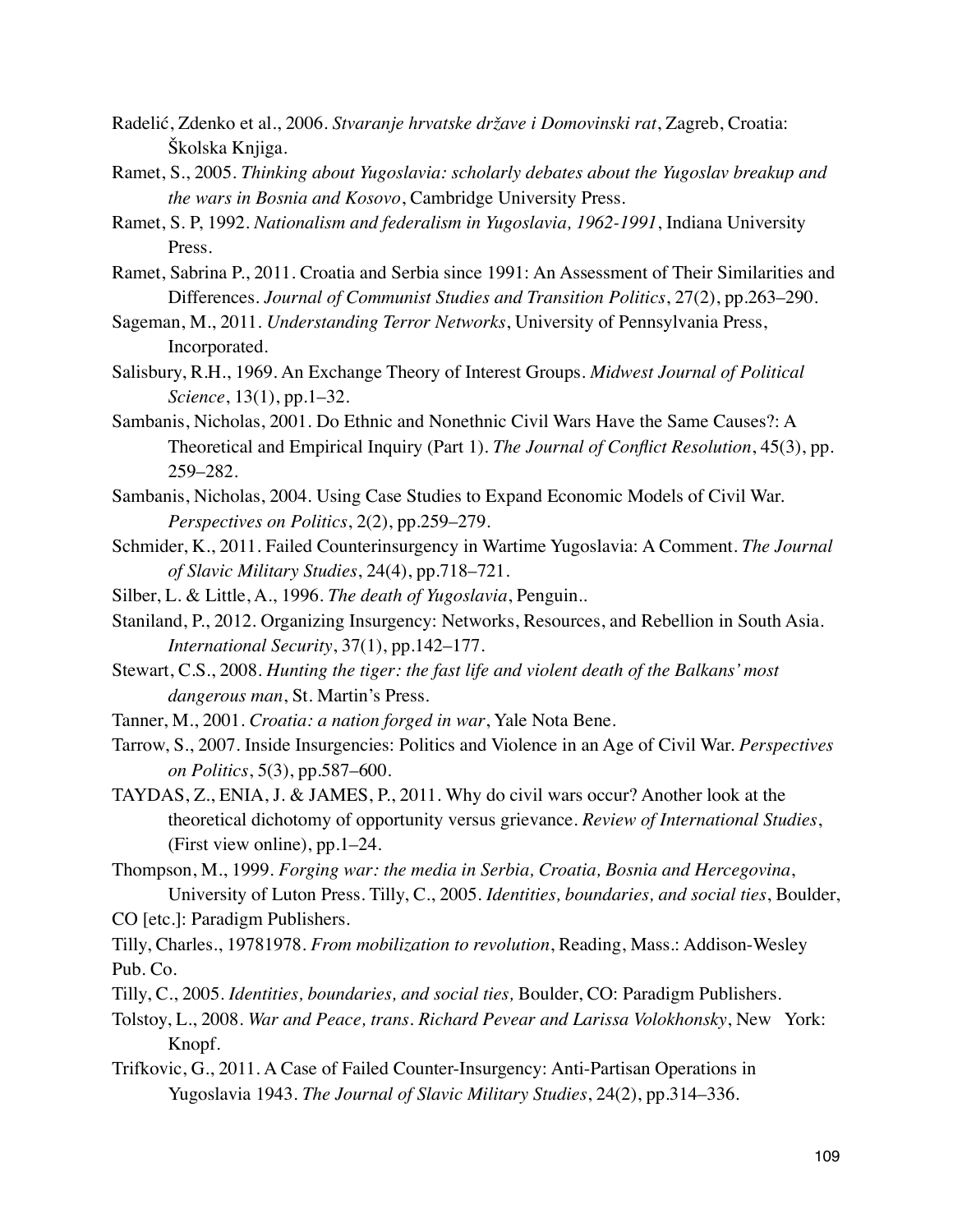Radelić, Zdenko et al., 2006. *Stvaranje hrvatske države i Domovinski rat*, Zagreb, Croatia: Školska Knjiga.

Ramet, S., 2005. *Thinking about Yugoslavia: scholarly debates about the Yugoslav breakup and the wars in Bosnia and Kosovo*, Cambridge University Press.

Ramet, S. P, 1992. *Nationalism and federalism in Yugoslavia, 1962-1991*, Indiana University Press.

Ramet, Sabrina P., 2011. Croatia and Serbia since 1991: An Assessment of Their Similarities and Differences. *Journal of Communist Studies and Transition Politics*, 27(2), pp.263–290.

Sageman, M., 2011. *Understanding Terror Networks*, University of Pennsylvania Press, Incorporated.

Salisbury, R.H., 1969. An Exchange Theory of Interest Groups. *Midwest Journal of Political Science*, 13(1), pp.1–32.

Sambanis, Nicholas, 2001. Do Ethnic and Nonethnic Civil Wars Have the Same Causes?: A Theoretical and Empirical Inquiry (Part 1). *The Journal of Conflict Resolution*, 45(3), pp. 259–282.

Sambanis, Nicholas, 2004. Using Case Studies to Expand Economic Models of Civil War. *Perspectives on Politics*, 2(2), pp.259–279.

Schmider, K., 2011. Failed Counterinsurgency in Wartime Yugoslavia: A Comment. *The Journal of Slavic Military Studies*, 24(4), pp.718–721.

Silber, L. & Little, A., 1996. *The death of Yugoslavia*, Penguin..

Staniland, P., 2012. Organizing Insurgency: Networks, Resources, and Rebellion in South Asia. *International Security*, 37(1), pp.142–177.

Stewart, C.S., 2008. *Hunting the tiger: the fast life and violent death of the Balkans' most dangerous man*, St. Martin's Press.

Tanner, M., 2001. *Croatia: a nation forged in war*, Yale Nota Bene.

Tarrow, S., 2007. Inside Insurgencies: Politics and Violence in an Age of Civil War. *Perspectives on Politics*, 5(3), pp.587–600.

TAYDAS, Z., ENIA, J. & JAMES, P., 2011. Why do civil wars occur? Another look at the theoretical dichotomy of opportunity versus grievance. *Review of International Studies*, (First view online), pp.1–24.

Thompson, M., 1999. *Forging war: the media in Serbia, Croatia, Bosnia and Hercegovina*, University of Luton Press. Tilly, C., 2005. *Identities, boundaries, and social ties*, Boulder, CO [etc.]: Paradigm Publishers.

Tilly, Charles., 19781978. *From mobilization to revolution*, Reading, Mass.: Addison-Wesley Pub. Co.

Tilly, C., 2005. *Identities, boundaries, and social ties,* Boulder, CO: Paradigm Publishers.

Tolstoy, L., 2008. *War and Peace, trans. Richard Pevear and Larissa Volokhonsky*, New York: Knopf.

Trifkovic, G., 2011. A Case of Failed Counter-Insurgency: Anti-Partisan Operations in Yugoslavia 1943. *The Journal of Slavic Military Studies*, 24(2), pp.314–336.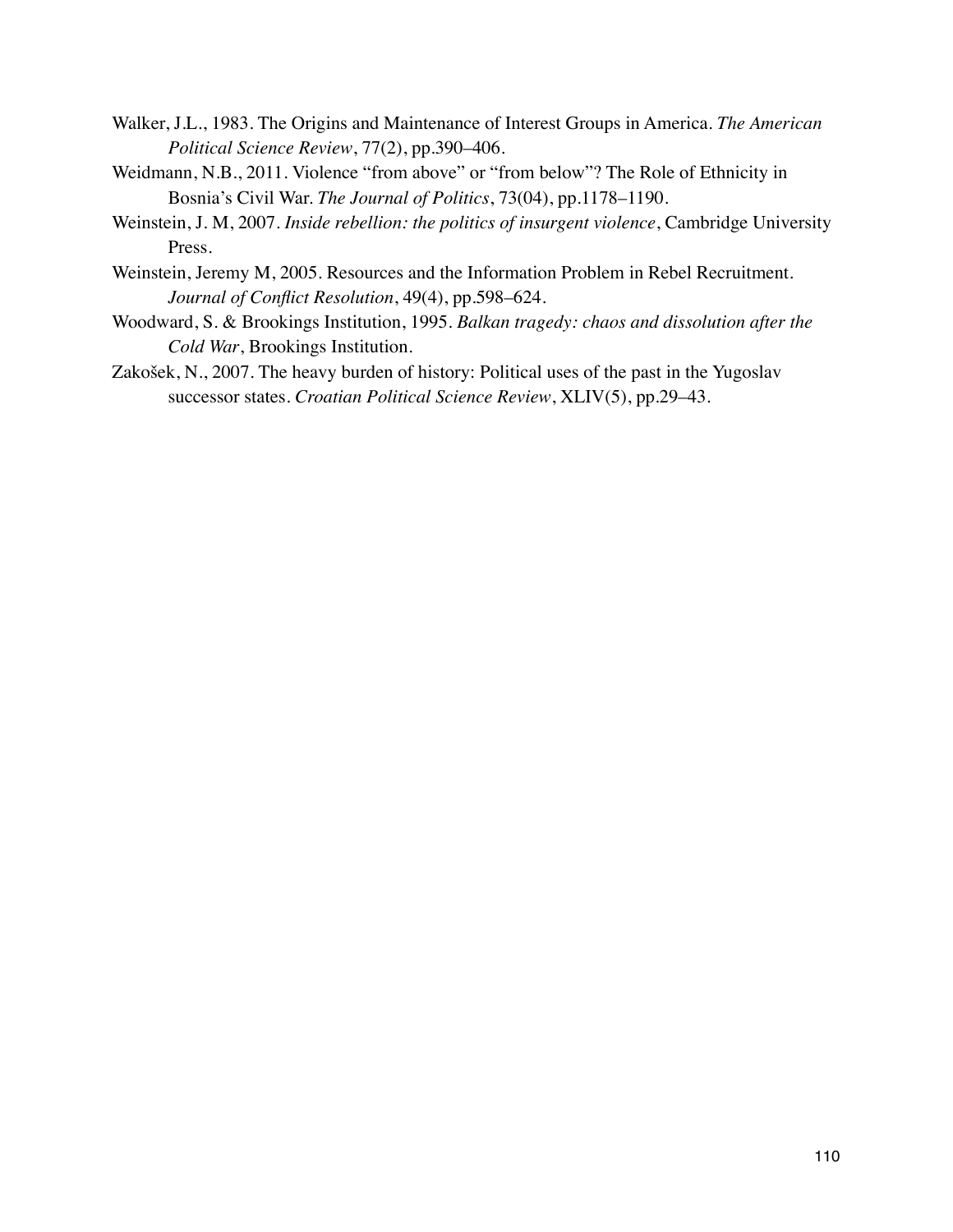Walker, J.L., 1983. The Origins and Maintenance of Interest Groups in America. *The American Political Science Review*, 77(2), pp.390–406.

Weidmann, N.B., 2011. Violence "from above" or "from below"? The Role of Ethnicity in Bosnia's Civil War. *The Journal of Politics*, 73(04), pp.1178–1190.

Weinstein, J. M, 2007. *Inside rebellion: the politics of insurgent violence*, Cambridge University Press.

Weinstein, Jeremy M, 2005. Resources and the Information Problem in Rebel Recruitment. *Journal of Conflict Resolution*, 49(4), pp.598–624.

Woodward, S. & Brookings Institution, 1995. *Balkan tragedy: chaos and dissolution after the Cold War*, Brookings Institution.

Zakošek, N., 2007. The heavy burden of history: Political uses of the past in the Yugoslav successor states. *Croatian Political Science Review*, XLIV(5), pp.29–43.